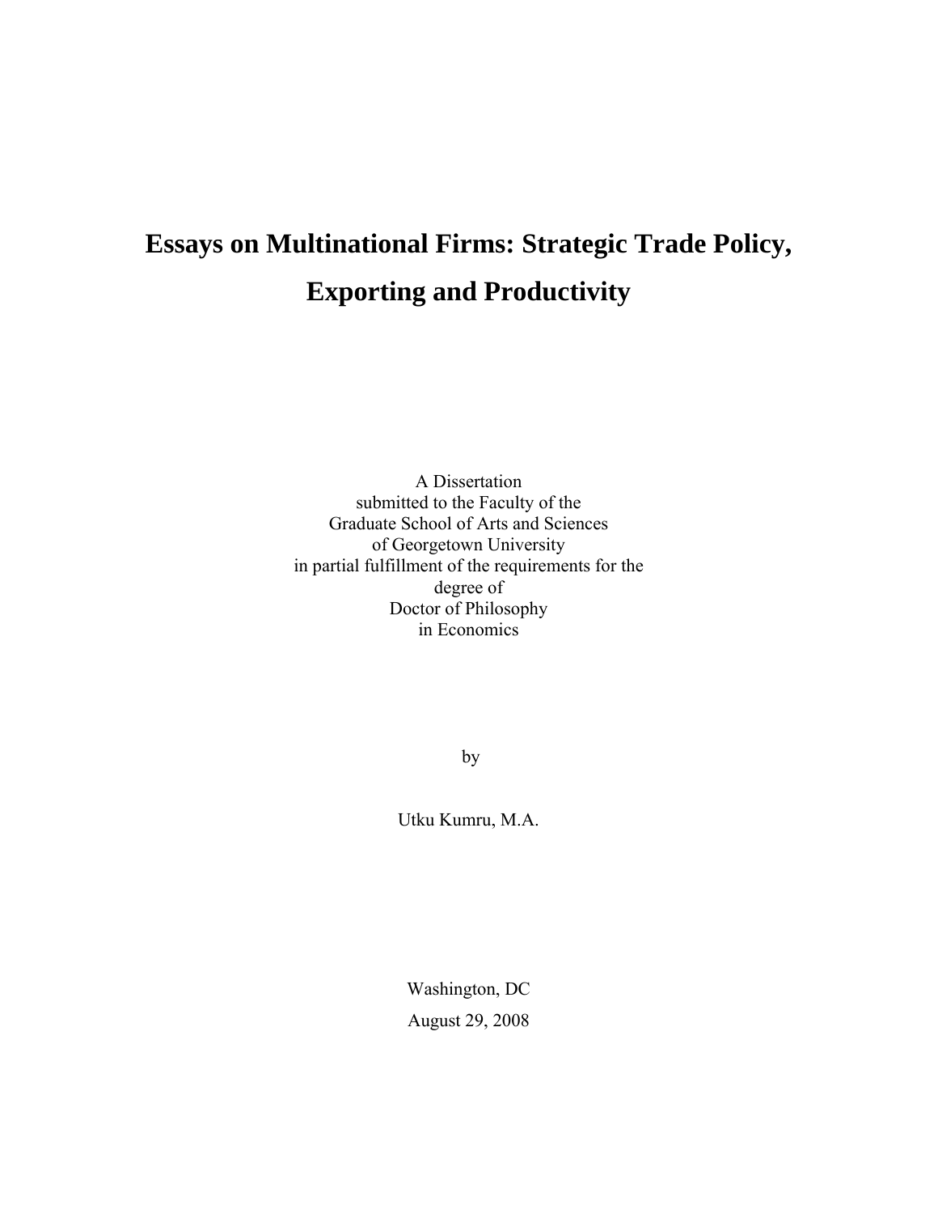# Essays on Multinational Firms: Strategic Trade Policy, Exporting and Productivity

A Dissertation
submitted to the Faculty of the
Graduate School of Arts and Sciences
of Georgetown University
in partial fulfillment of the requirements for the
degree of
Doctor of Philosophy
in Economics

by

Utku Kumru, M.A.

Washington, DC
August 29, 2008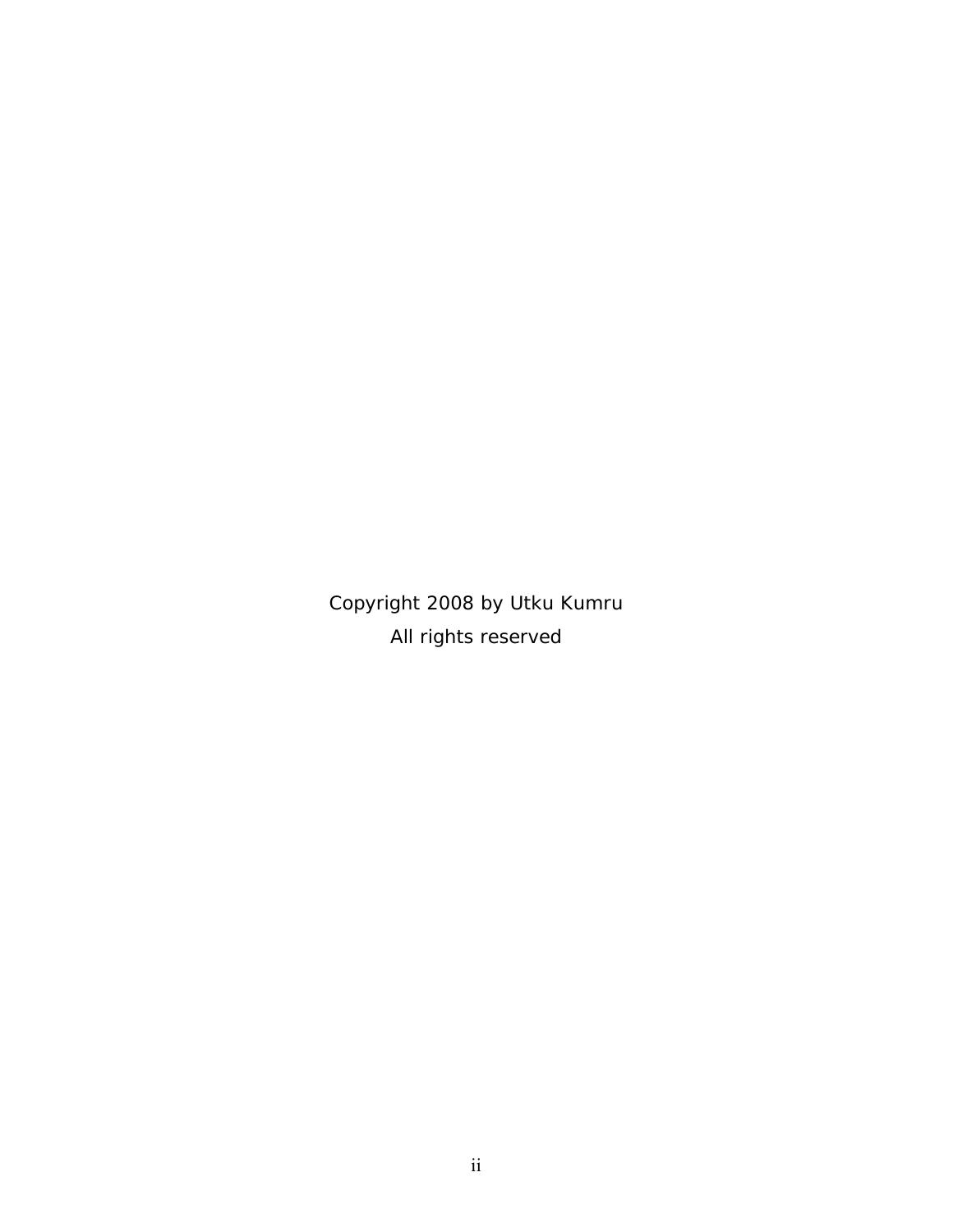Copyright 2008 by Utku Kumru

All rights reserved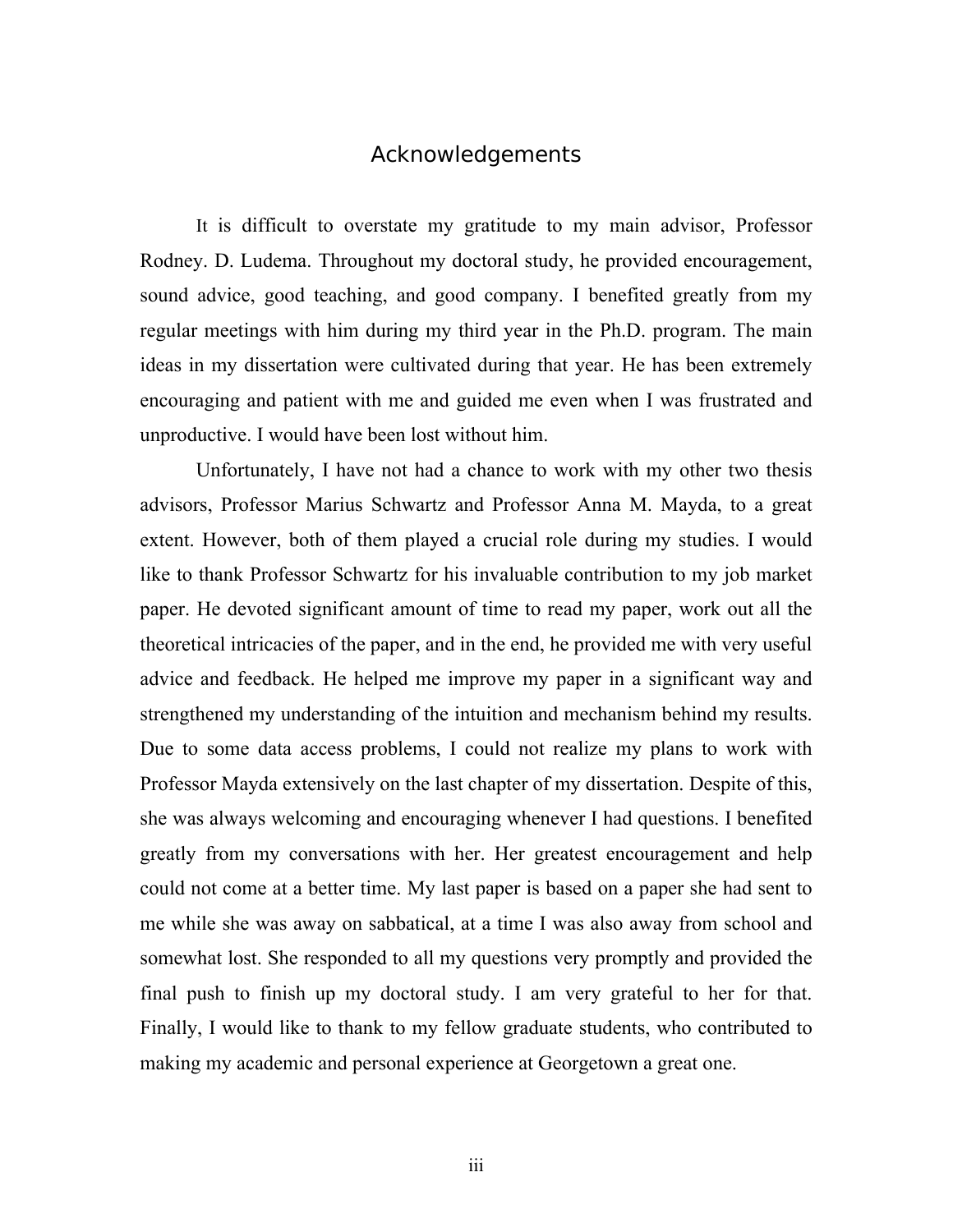# Acknowledgements

It is difficult to overstate my gratitude to my main advisor, Professor Rodney. D. Ludema. Throughout my doctoral study, he provided encouragement, sound advice, good teaching, and good company. I benefited greatly from my regular meetings with him during my third year in the Ph.D. program. The main ideas in my dissertation were cultivated during that year. He has been extremely encouraging and patient with me and guided me even when I was frustrated and unproductive. I would have been lost without him.

Unfortunately, I have not had a chance to work with my other two thesis advisors, Professor Marius Schwartz and Professor Anna M. Mayda, to a great extent. However, both of them played a crucial role during my studies. I would like to thank Professor Schwartz for his invaluable contribution to my job market paper. He devoted significant amount of time to read my paper, work out all the theoretical intricacies of the paper, and in the end, he provided me with very useful advice and feedback. He helped me improve my paper in a significant way and strengthened my understanding of the intuition and mechanism behind my results. Due to some data access problems, I could not realize my plans to work with Professor Mayda extensively on the last chapter of my dissertation. Despite of this, she was always welcoming and encouraging whenever I had questions. I benefited greatly from my conversations with her. Her greatest encouragement and help could not come at a better time. My last paper is based on a paper she had sent to me while she was away on sabbatical, at a time I was also away from school and somewhat lost. She responded to all my questions very promptly and provided the final push to finish up my doctoral study. I am very grateful to her for that. Finally, I would like to thank to my fellow graduate students, who contributed to making my academic and personal experience at Georgetown a great one.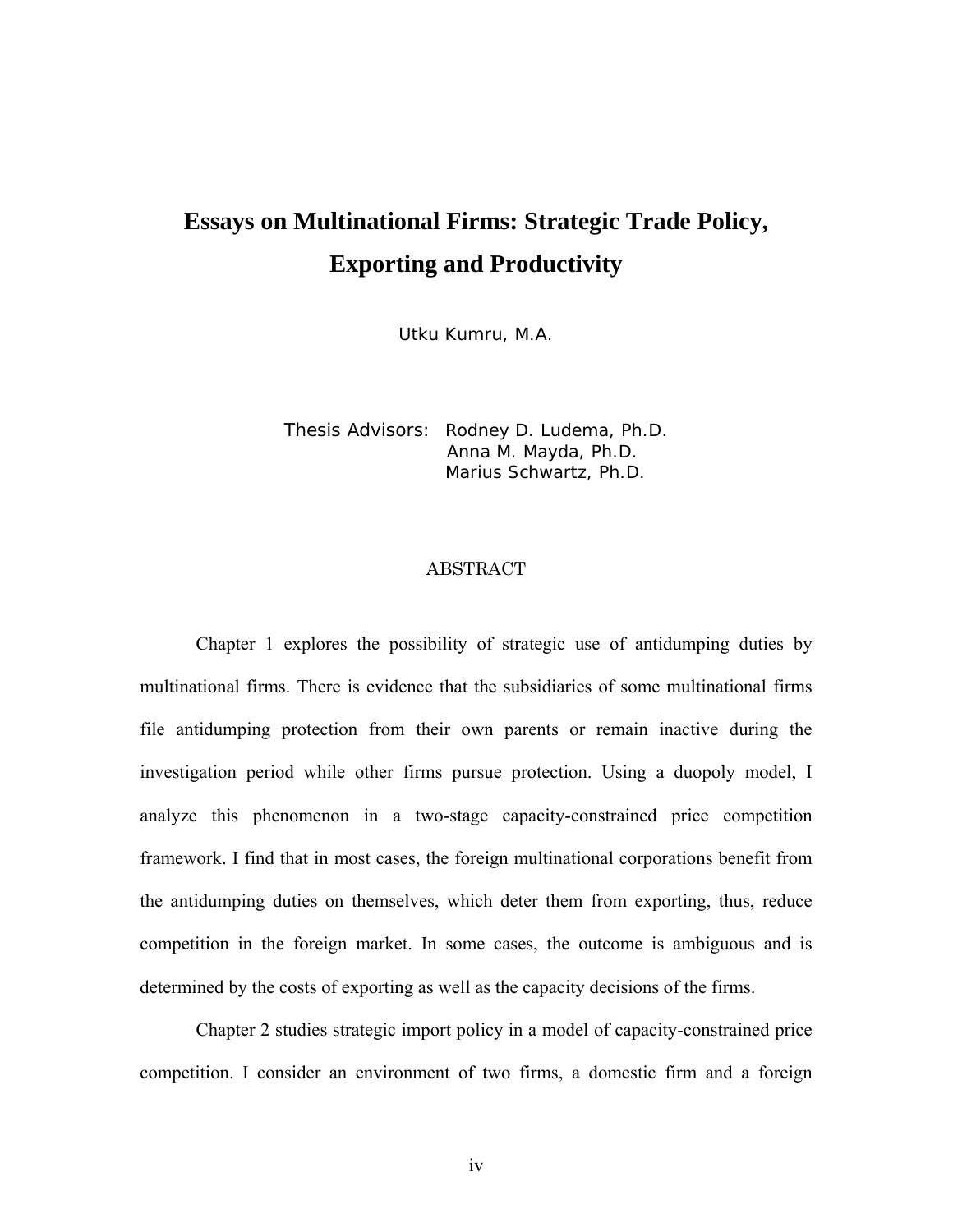# Essays on Multinational Firms: Strategic Trade Policy, Exporting and Productivity

Utku Kumru, M.A.

Thesis Advisors: Rodney D. Ludema, Ph.D.
Anna M. Mayda, Ph.D.
Marius Schwartz, Ph.D.

## ABSTRACT

Chapter 1 explores the possibility of strategic use of antidumping duties by multinational firms. There is evidence that the subsidiaries of some multinational firms file antidumping protection from their own parents or remain inactive during the investigation period while other firms pursue protection. Using a duopoly model, I analyze this phenomenon in a two-stage capacity-constrained price competition framework. I find that in most cases, the foreign multinational corporations benefit from the antidumping duties on themselves, which deter them from exporting, thus, reduce competition in the foreign market. In some cases, the outcome is ambiguous and is determined by the costs of exporting as well as the capacity decisions of the firms.

Chapter 2 studies strategic import policy in a model of capacity-constrained price competition. I consider an environment of two firms, a domestic firm and a foreign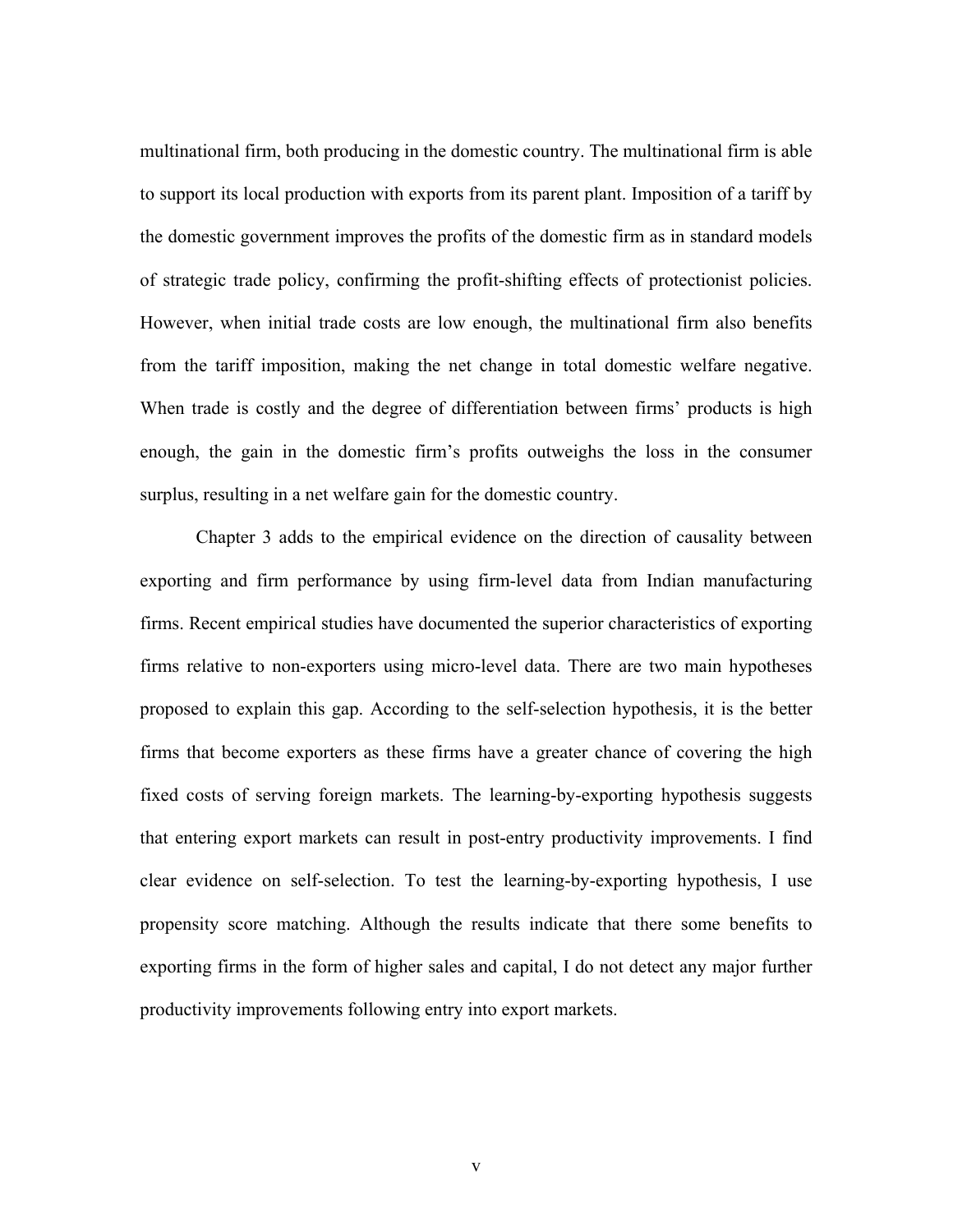multinational firm, both producing in the domestic country. The multinational firm is able to support its local production with exports from its parent plant. Imposition of a tariff by the domestic government improves the profits of the domestic firm as in standard models of strategic trade policy, confirming the profit-shifting effects of protectionist policies. However, when initial trade costs are low enough, the multinational firm also benefits from the tariff imposition, making the net change in total domestic welfare negative. When trade is costly and the degree of differentiation between firms' products is high enough, the gain in the domestic firm's profits outweighs the loss in the consumer surplus, resulting in a net welfare gain for the domestic country.

Chapter 3 adds to the empirical evidence on the direction of causality between exporting and firm performance by using firm-level data from Indian manufacturing firms. Recent empirical studies have documented the superior characteristics of exporting firms relative to non-exporters using micro-level data. There are two main hypotheses proposed to explain this gap. According to the self-selection hypothesis, it is the better firms that become exporters as these firms have a greater chance of covering the high fixed costs of serving foreign markets. The learning-by-exporting hypothesis suggests that entering export markets can result in post-entry productivity improvements. I find clear evidence on self-selection. To test the learning-by-exporting hypothesis, I use propensity score matching. Although the results indicate that there some benefits to exporting firms in the form of higher sales and capital, I do not detect any major further productivity improvements following entry into export markets.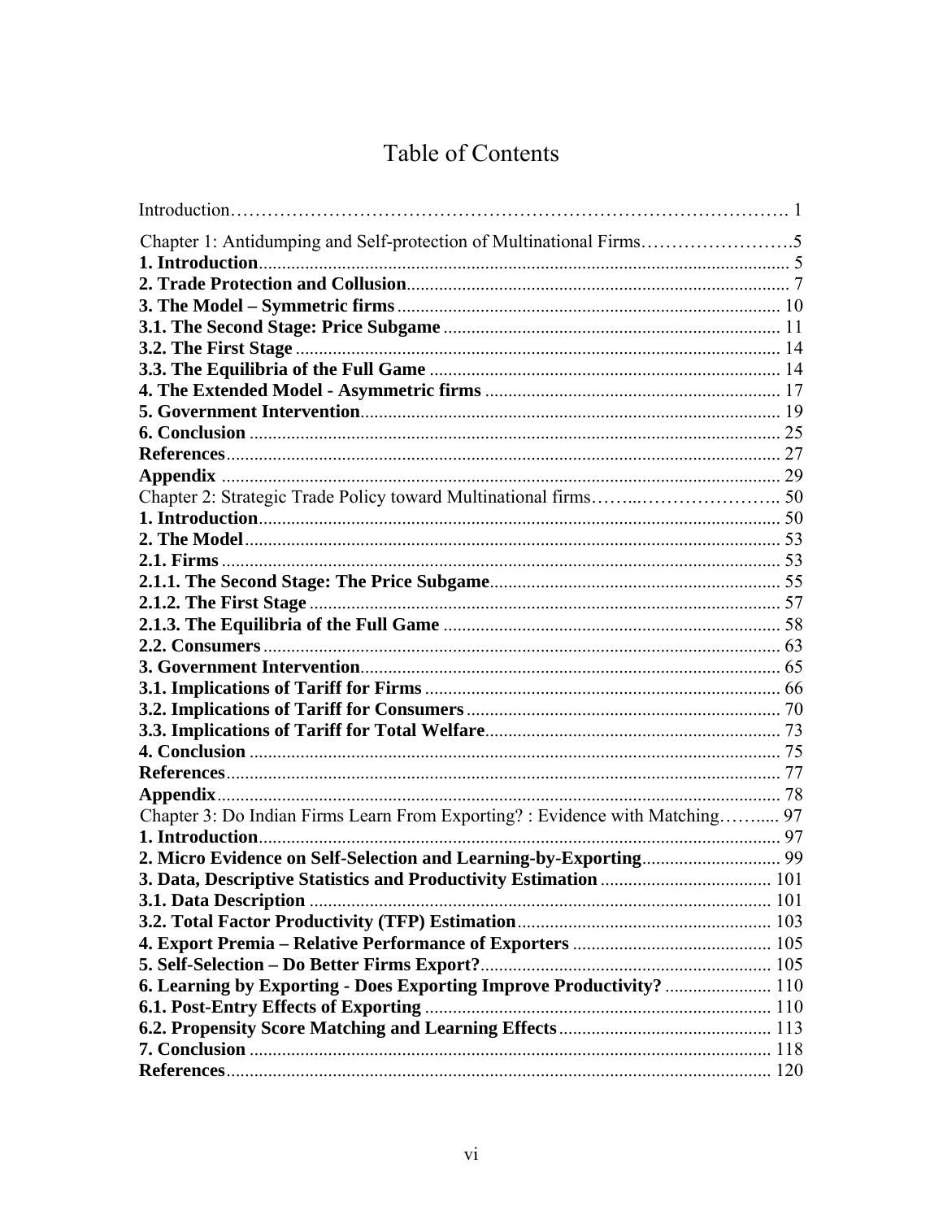# Table of Contents

Introduction……………………………………………………………………………. 1

Chapter 1: Antidumping and Self-protection of Multinational Firms……………………..5

**1. Introduction**.................................................................................................... 5

**2. Trade Protection and Collusion**.................................................................... 7

**3. The Model – Symmetric firms**.................................................................... 10

**3.1. The Second Stage: Price Subgame**.......................................................... 11

**3.2. The First Stage**.......................................................................................... 14

**3.3. The Equilibria of the Full Game**.............................................................. 14

**4. The Extended Model - Asymmetric firms**................................................. 17

**5. Government Intervention**........................................................................... 19

**6. Conclusion**................................................................................................... 25

**References**....................................................................................................... 27

**Appendix**......................................................................................................... 29

Chapter 2: Strategic Trade Policy toward Multinational firms……..………………….. 50

**1. Introduction**.................................................................................................. 50

**2. The Model**..................................................................................................... 53

**2.1. Firms**........................................................................................................... 53

**2.1.1. The Second Stage: The Price Subgame**................................................ 55

**2.1.2. The First Stage**....................................................................................... 57

**2.1.3. The Equilibria of the Full Game**........................................................... 58

**2.2. Consumers**................................................................................................. 63

**3. Government Intervention**........................................................................... 65

**3.1. Implications of Tariff for Firms**............................................................... 66

**3.2. Implications of Tariff for Consumers**...................................................... 70

**3.3. Implications of Tariff for Total Welfare**.................................................. 73

**4. Conclusion**.................................................................................................... 75

**References**........................................................................................................ 77

**Appendix**.......................................................................................................... 78

Chapter 3: Do Indian Firms Learn From Exporting? : Evidence with Matching……..... 97

**1. Introduction**.................................................................................................. 97

**2. Micro Evidence on Self-Selection and Learning-by-Exporting**................ 99

**3. Data, Descriptive Statistics and Productivity Estimation**........................ 101

**3.1. Data Description**...................................................................................... 101

**3.2. Total Factor Productivity (TFP) Estimation**.......................................... 103

**4. Export Premia – Relative Performance of Exporters**.............................. 105

**5. Self-Selection – Do Better Firms Export?**................................................. 105

**6. Learning by Exporting - Does Exporting Improve Productivity?**.......... 110

**6.1. Post-Entry Effects of Exporting**............................................................. 110

**6.2. Propensity Score Matching and Learning Effects**................................. 113

**7. Conclusion**.................................................................................................... 118

**References**........................................................................................................ 120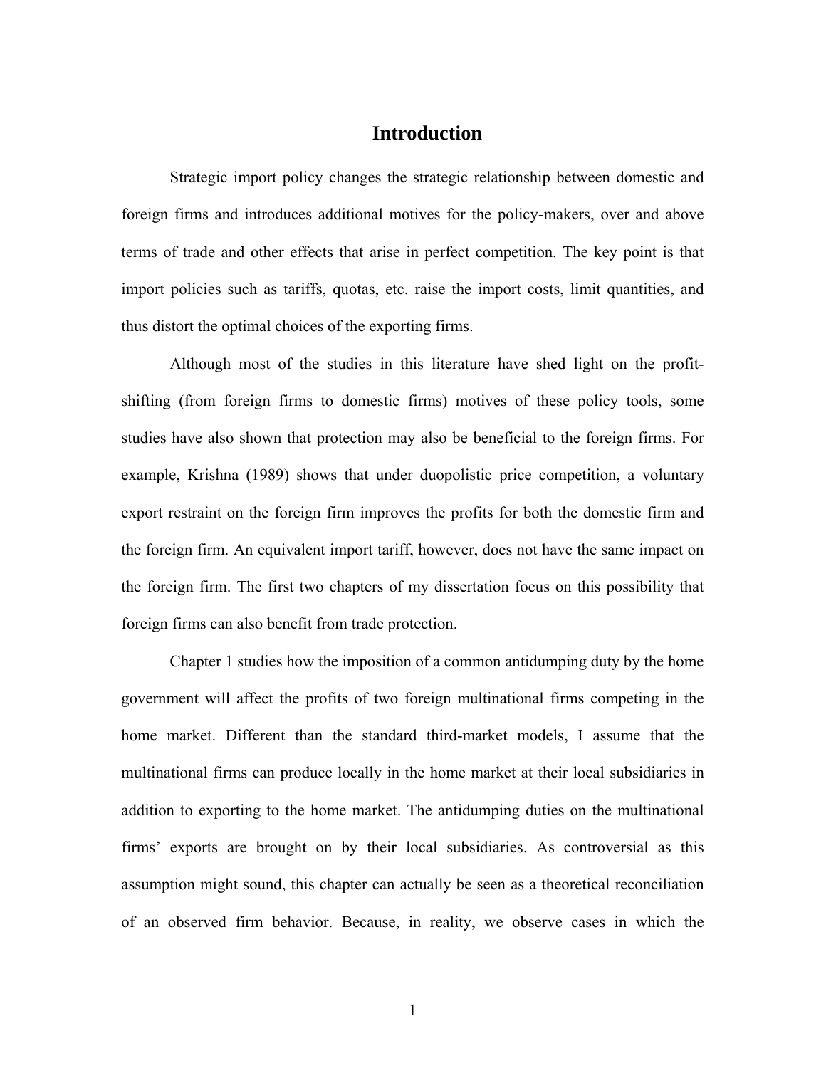# Introduction

Strategic import policy changes the strategic relationship between domestic and foreign firms and introduces additional motives for the policy-makers, over and above terms of trade and other effects that arise in perfect competition. The key point is that import policies such as tariffs, quotas, etc. raise the import costs, limit quantities, and thus distort the optimal choices of the exporting firms.

Although most of the studies in this literature have shed light on the profit-shifting (from foreign firms to domestic firms) motives of these policy tools, some studies have also shown that protection may also be beneficial to the foreign firms. For example, Krishna (1989) shows that under duopolistic price competition, a voluntary export restraint on the foreign firm improves the profits for both the domestic firm and the foreign firm. An equivalent import tariff, however, does not have the same impact on the foreign firm. The first two chapters of my dissertation focus on this possibility that foreign firms can also benefit from trade protection.

Chapter 1 studies how the imposition of a common antidumping duty by the home government will affect the profits of two foreign multinational firms competing in the home market. Different than the standard third-market models, I assume that the multinational firms can produce locally in the home market at their local subsidiaries in addition to exporting to the home market. The antidumping duties on the multinational firms' exports are brought on by their local subsidiaries. As controversial as this assumption might sound, this chapter can actually be seen as a theoretical reconciliation of an observed firm behavior. Because, in reality, we observe cases in which the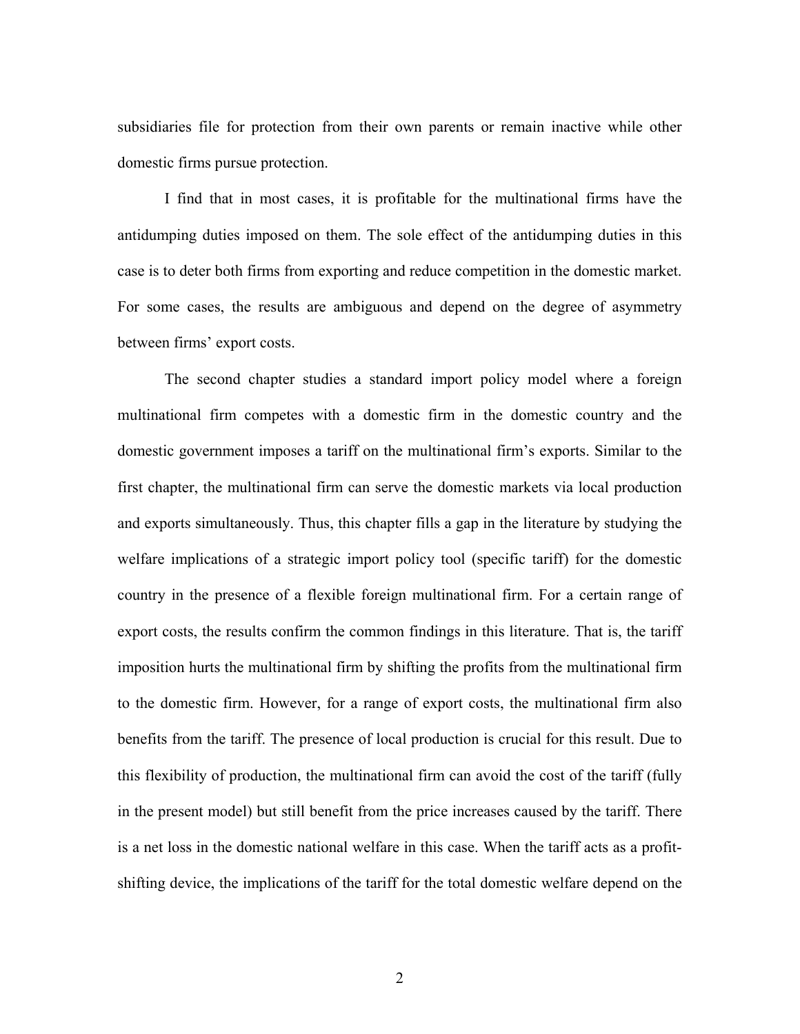subsidiaries file for protection from their own parents or remain inactive while other domestic firms pursue protection.

I find that in most cases, it is profitable for the multinational firms have the antidumping duties imposed on them. The sole effect of the antidumping duties in this case is to deter both firms from exporting and reduce competition in the domestic market. For some cases, the results are ambiguous and depend on the degree of asymmetry between firms' export costs.

The second chapter studies a standard import policy model where a foreign multinational firm competes with a domestic firm in the domestic country and the domestic government imposes a tariff on the multinational firm's exports. Similar to the first chapter, the multinational firm can serve the domestic markets via local production and exports simultaneously. Thus, this chapter fills a gap in the literature by studying the welfare implications of a strategic import policy tool (specific tariff) for the domestic country in the presence of a flexible foreign multinational firm. For a certain range of export costs, the results confirm the common findings in this literature. That is, the tariff imposition hurts the multinational firm by shifting the profits from the multinational firm to the domestic firm. However, for a range of export costs, the multinational firm also benefits from the tariff. The presence of local production is crucial for this result. Due to this flexibility of production, the multinational firm can avoid the cost of the tariff (fully in the present model) but still benefit from the price increases caused by the tariff. There is a net loss in the domestic national welfare in this case. When the tariff acts as a profit-shifting device, the implications of the tariff for the total domestic welfare depend on the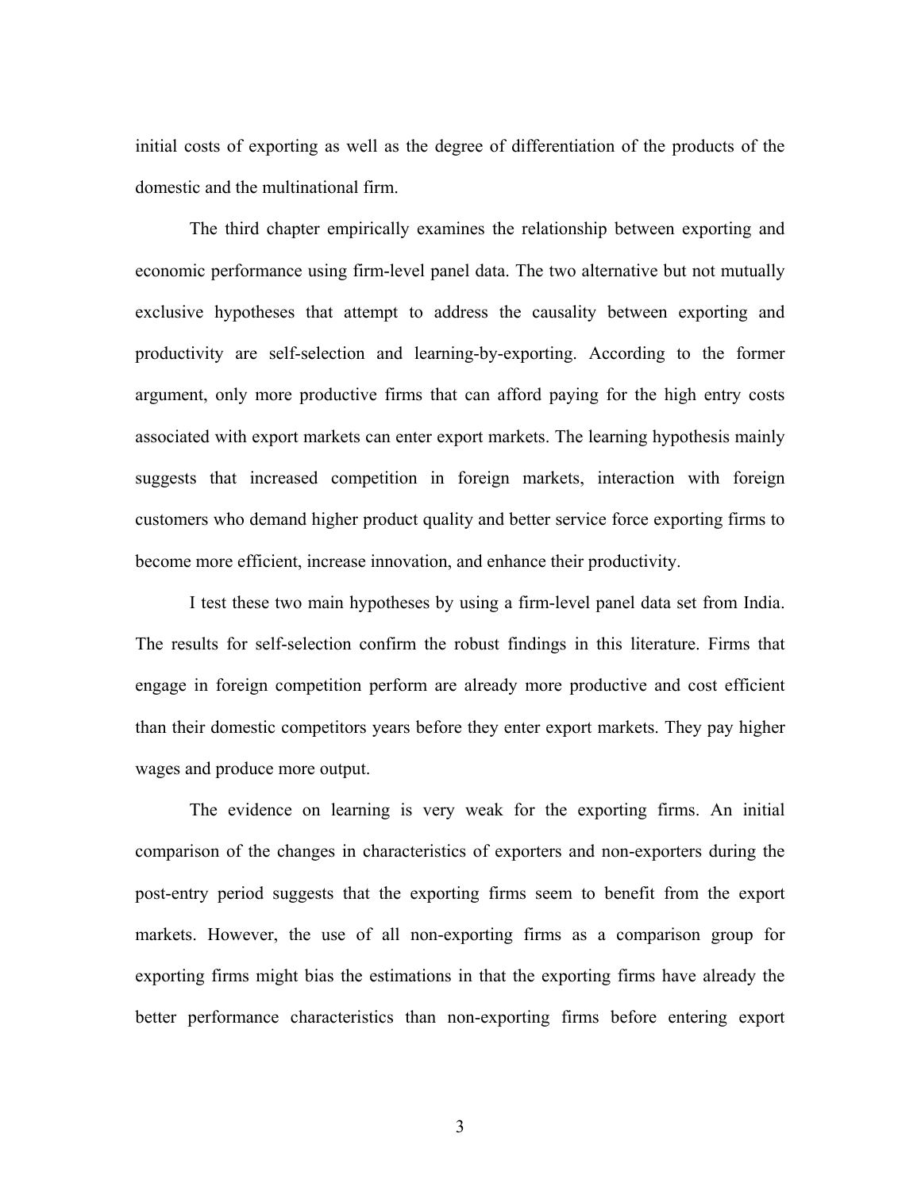initial costs of exporting as well as the degree of differentiation of the products of the domestic and the multinational firm.

The third chapter empirically examines the relationship between exporting and economic performance using firm-level panel data. The two alternative but not mutually exclusive hypotheses that attempt to address the causality between exporting and productivity are self-selection and learning-by-exporting. According to the former argument, only more productive firms that can afford paying for the high entry costs associated with export markets can enter export markets. The learning hypothesis mainly suggests that increased competition in foreign markets, interaction with foreign customers who demand higher product quality and better service force exporting firms to become more efficient, increase innovation, and enhance their productivity.

I test these two main hypotheses by using a firm-level panel data set from India. The results for self-selection confirm the robust findings in this literature. Firms that engage in foreign competition perform are already more productive and cost efficient than their domestic competitors years before they enter export markets. They pay higher wages and produce more output.

The evidence on learning is very weak for the exporting firms. An initial comparison of the changes in characteristics of exporters and non-exporters during the post-entry period suggests that the exporting firms seem to benefit from the export markets. However, the use of all non-exporting firms as a comparison group for exporting firms might bias the estimations in that the exporting firms have already the better performance characteristics than non-exporting firms before entering export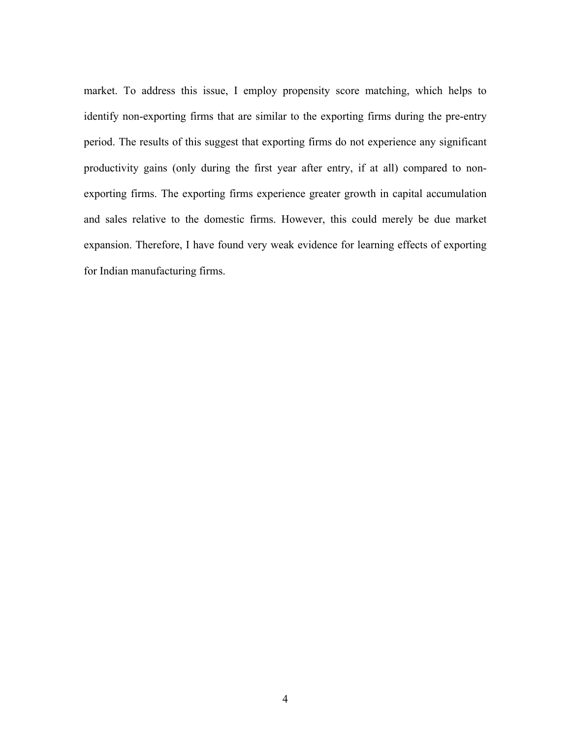market. To address this issue, I employ propensity score matching, which helps to identify non-exporting firms that are similar to the exporting firms during the pre-entry period. The results of this suggest that exporting firms do not experience any significant productivity gains (only during the first year after entry, if at all) compared to non-exporting firms. The exporting firms experience greater growth in capital accumulation and sales relative to the domestic firms. However, this could merely be due market expansion. Therefore, I have found very weak evidence for learning effects of exporting for Indian manufacturing firms.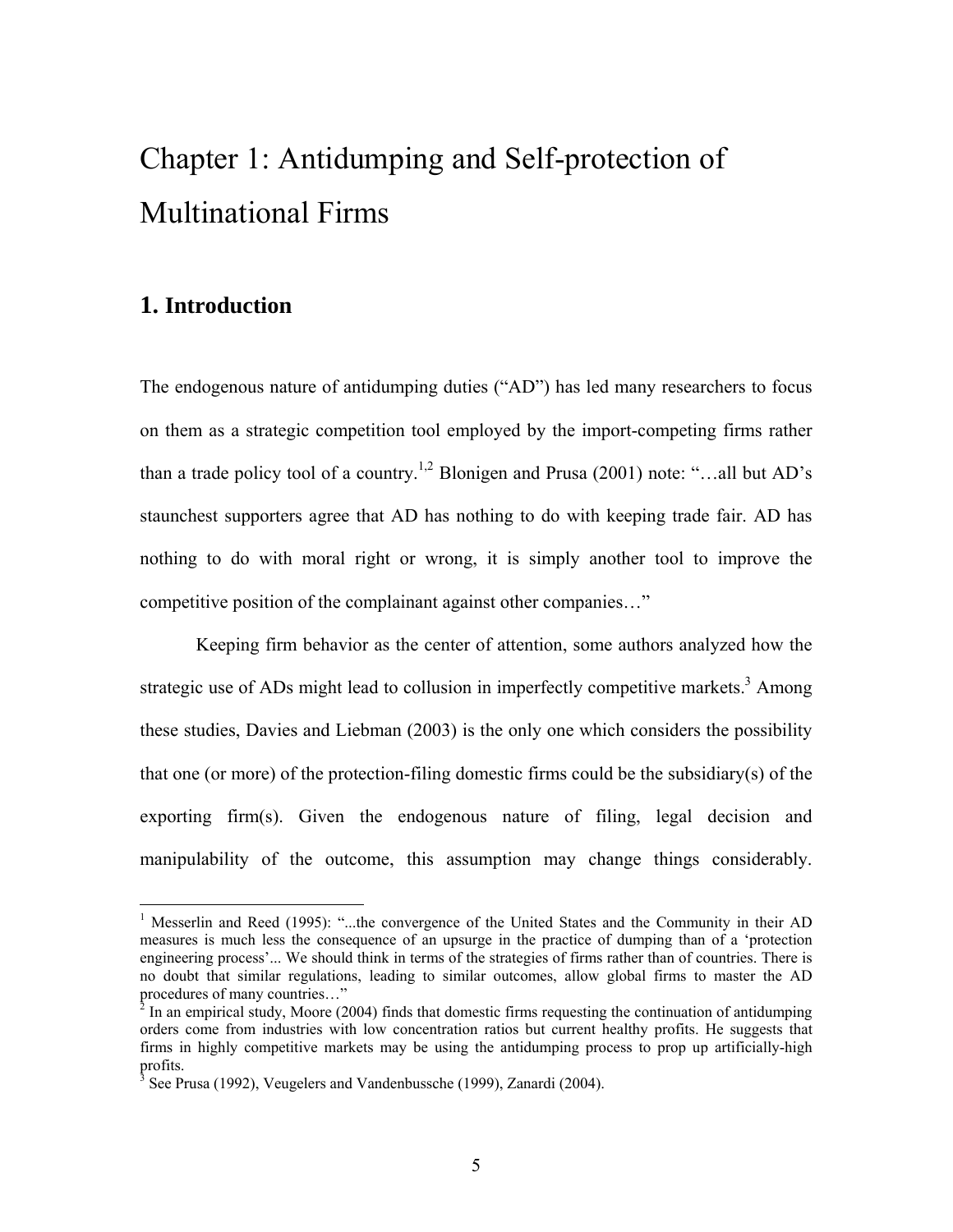# Chapter 1: Antidumping and Self-protection of Multinational Firms

## 1. Introduction

The endogenous nature of antidumping duties ("AD") has led many researchers to focus on them as a strategic competition tool employed by the import-competing firms rather than a trade policy tool of a country.[1,2] Blonigen and Prusa (2001) note: "…all but AD's staunchest supporters agree that AD has nothing to do with keeping trade fair. AD has nothing to do with moral right or wrong, it is simply another tool to improve the competitive position of the complainant against other companies…"

Keeping firm behavior as the center of attention, some authors analyzed how the strategic use of ADs might lead to collusion in imperfectly competitive markets.[3] Among these studies, Davies and Liebman (2003) is the only one which considers the possibility that one (or more) of the protection-filing domestic firms could be the subsidiary(s) of the exporting firm(s). Given the endogenous nature of filing, legal decision and manipulability of the outcome, this assumption may change things considerably.

---

[1] Messerlin and Reed (1995): "...the convergence of the United States and the Community in their AD measures is much less the consequence of an upsurge in the practice of dumping than of a 'protection engineering process'... We should think in terms of the strategies of firms rather than of countries. There is no doubt that similar regulations, leading to similar outcomes, allow global firms to master the AD procedures of many countries…"

[2] In an empirical study, Moore (2004) finds that domestic firms requesting the continuation of antidumping orders come from industries with low concentration ratios but current healthy profits. He suggests that firms in highly competitive markets may be using the antidumping process to prop up artificially-high profits.

[3] See Prusa (1992), Veugelers and Vandenbussche (1999), Zanardi (2004).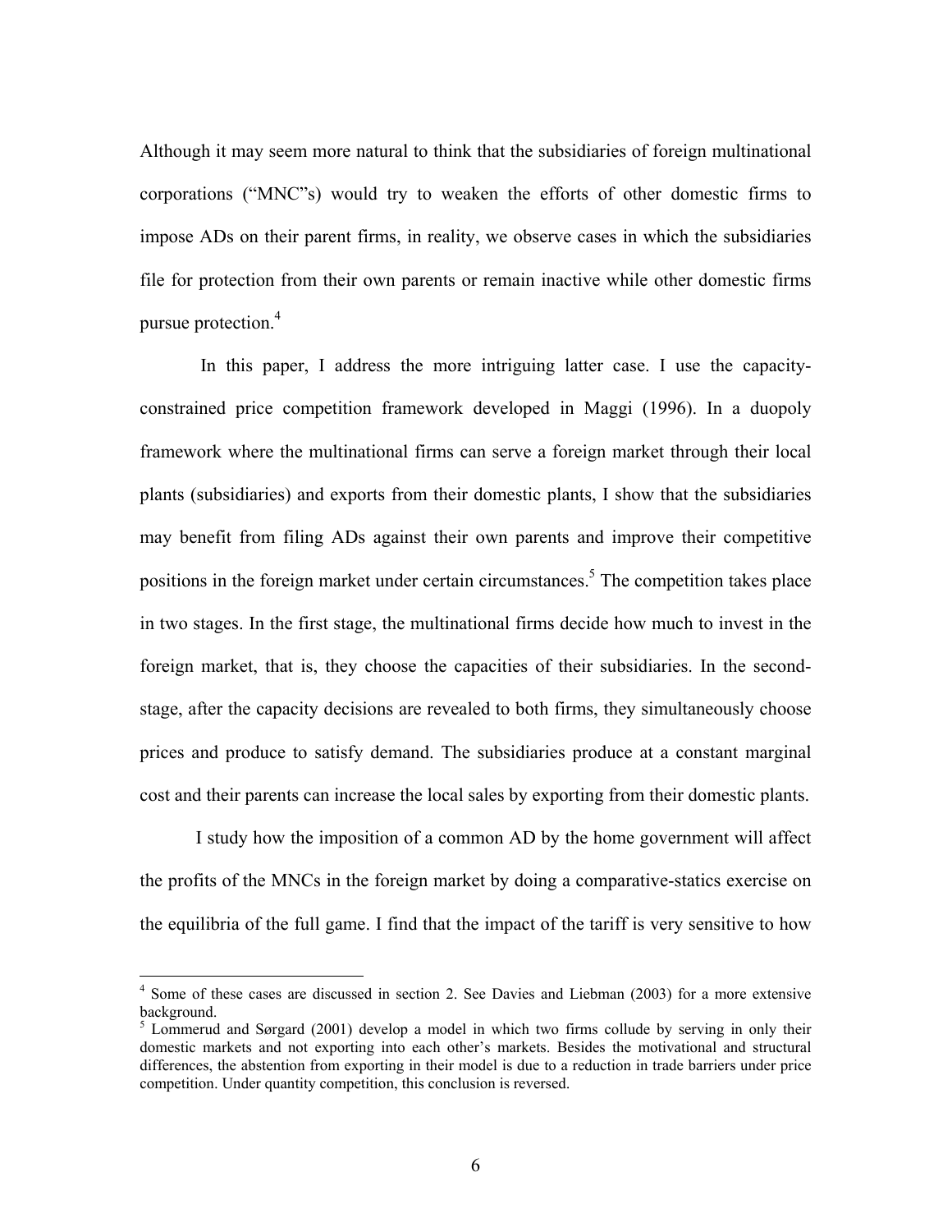Although it may seem more natural to think that the subsidiaries of foreign multinational corporations ("MNC"s) would try to weaken the efforts of other domestic firms to impose ADs on their parent firms, in reality, we observe cases in which the subsidiaries file for protection from their own parents or remain inactive while other domestic firms pursue protection.[4]

In this paper, I address the more intriguing latter case. I use the capacity-constrained price competition framework developed in Maggi (1996). In a duopoly framework where the multinational firms can serve a foreign market through their local plants (subsidiaries) and exports from their domestic plants, I show that the subsidiaries may benefit from filing ADs against their own parents and improve their competitive positions in the foreign market under certain circumstances.[5] The competition takes place in two stages. In the first stage, the multinational firms decide how much to invest in the foreign market, that is, they choose the capacities of their subsidiaries. In the second-stage, after the capacity decisions are revealed to both firms, they simultaneously choose prices and produce to satisfy demand. The subsidiaries produce at a constant marginal cost and their parents can increase the local sales by exporting from their domestic plants.

I study how the imposition of a common AD by the home government will affect the profits of the MNCs in the foreign market by doing a comparative-statics exercise on the equilibria of the full game. I find that the impact of the tariff is very sensitive to how

[4] Some of these cases are discussed in section 2. See Davies and Liebman (2003) for a more extensive background.

[5] Lommerud and Sørgard (2001) develop a model in which two firms collude by serving in only their domestic markets and not exporting into each other's markets. Besides the motivational and structural differences, the abstention from exporting in their model is due to a reduction in trade barriers under price competition. Under quantity competition, this conclusion is reversed.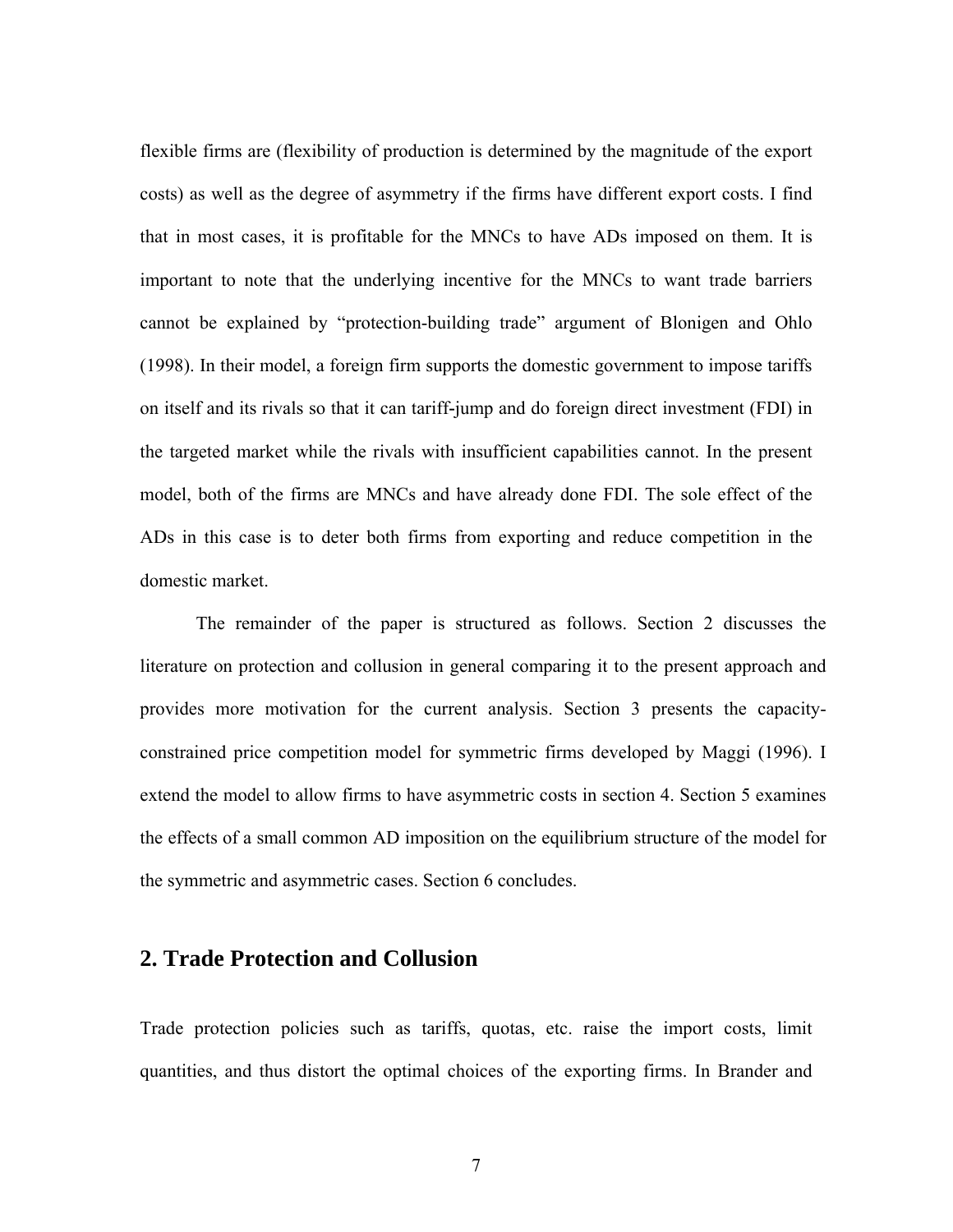flexible firms are (flexibility of production is determined by the magnitude of the export costs) as well as the degree of asymmetry if the firms have different export costs. I find that in most cases, it is profitable for the MNCs to have ADs imposed on them. It is important to note that the underlying incentive for the MNCs to want trade barriers cannot be explained by "protection-building trade" argument of Blonigen and Ohlo (1998). In their model, a foreign firm supports the domestic government to impose tariffs on itself and its rivals so that it can tariff-jump and do foreign direct investment (FDI) in the targeted market while the rivals with insufficient capabilities cannot. In the present model, both of the firms are MNCs and have already done FDI. The sole effect of the ADs in this case is to deter both firms from exporting and reduce competition in the domestic market.

The remainder of the paper is structured as follows. Section 2 discusses the literature on protection and collusion in general comparing it to the present approach and provides more motivation for the current analysis. Section 3 presents the capacity-constrained price competition model for symmetric firms developed by Maggi (1996). I extend the model to allow firms to have asymmetric costs in section 4. Section 5 examines the effects of a small common AD imposition on the equilibrium structure of the model for the symmetric and asymmetric cases. Section 6 concludes.

## 2. Trade Protection and Collusion

Trade protection policies such as tariffs, quotas, etc. raise the import costs, limit quantities, and thus distort the optimal choices of the exporting firms. In Brander and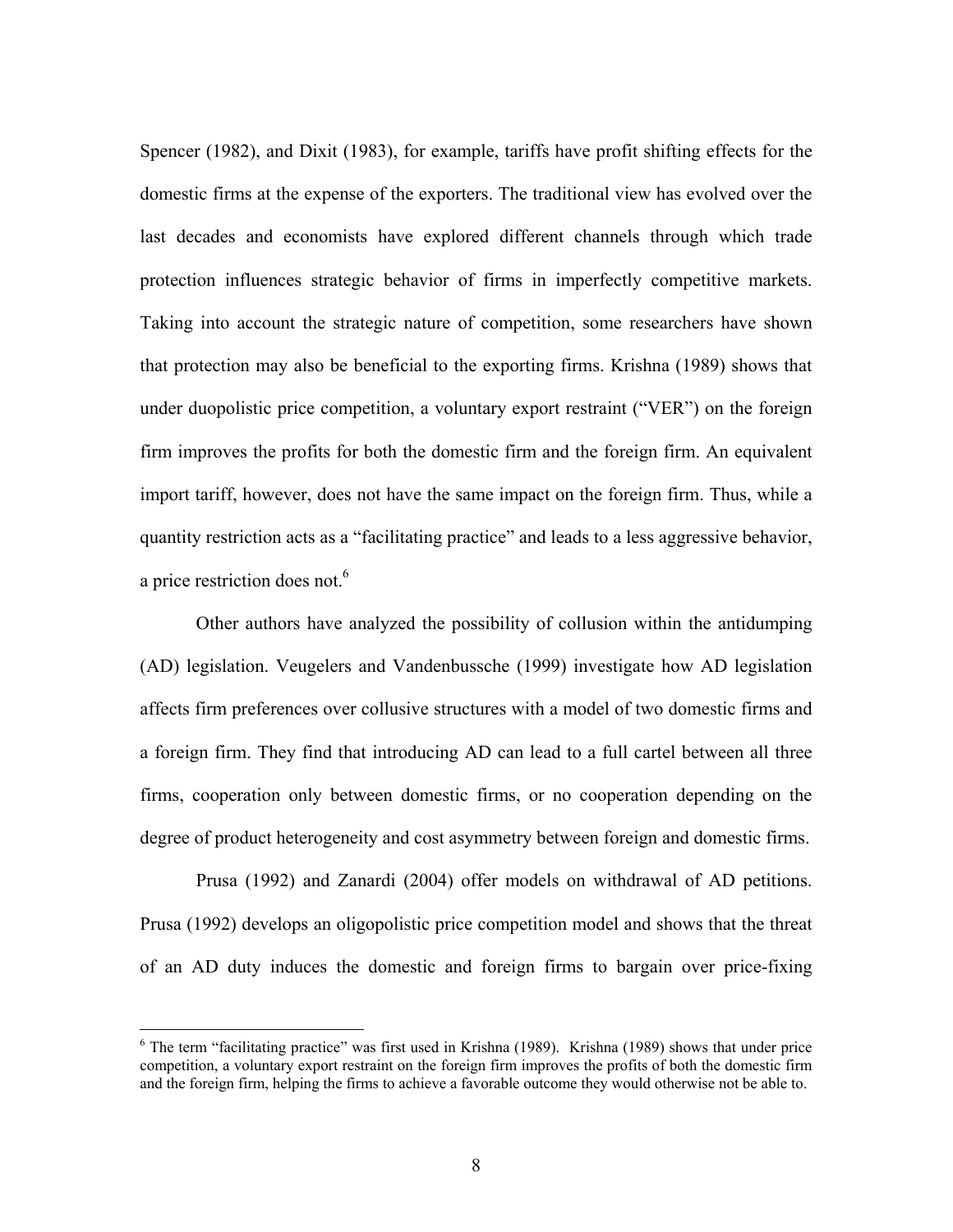Spencer (1982), and Dixit (1983), for example, tariffs have profit shifting effects for the domestic firms at the expense of the exporters. The traditional view has evolved over the last decades and economists have explored different channels through which trade protection influences strategic behavior of firms in imperfectly competitive markets. Taking into account the strategic nature of competition, some researchers have shown that protection may also be beneficial to the exporting firms. Krishna (1989) shows that under duopolistic price competition, a voluntary export restraint ("VER") on the foreign firm improves the profits for both the domestic firm and the foreign firm. An equivalent import tariff, however, does not have the same impact on the foreign firm. Thus, while a quantity restriction acts as a "facilitating practice" and leads to a less aggressive behavior, a price restriction does not.[6]

Other authors have analyzed the possibility of collusion within the antidumping (AD) legislation. Veugelers and Vandenbussche (1999) investigate how AD legislation affects firm preferences over collusive structures with a model of two domestic firms and a foreign firm. They find that introducing AD can lead to a full cartel between all three firms, cooperation only between domestic firms, or no cooperation depending on the degree of product heterogeneity and cost asymmetry between foreign and domestic firms.

Prusa (1992) and Zanardi (2004) offer models on withdrawal of AD petitions. Prusa (1992) develops an oligopolistic price competition model and shows that the threat of an AD duty induces the domestic and foreign firms to bargain over price-fixing

---

[6] The term "facilitating practice" was first used in Krishna (1989). Krishna (1989) shows that under price competition, a voluntary export restraint on the foreign firm improves the profits of both the domestic firm and the foreign firm, helping the firms to achieve a favorable outcome they would otherwise not be able to.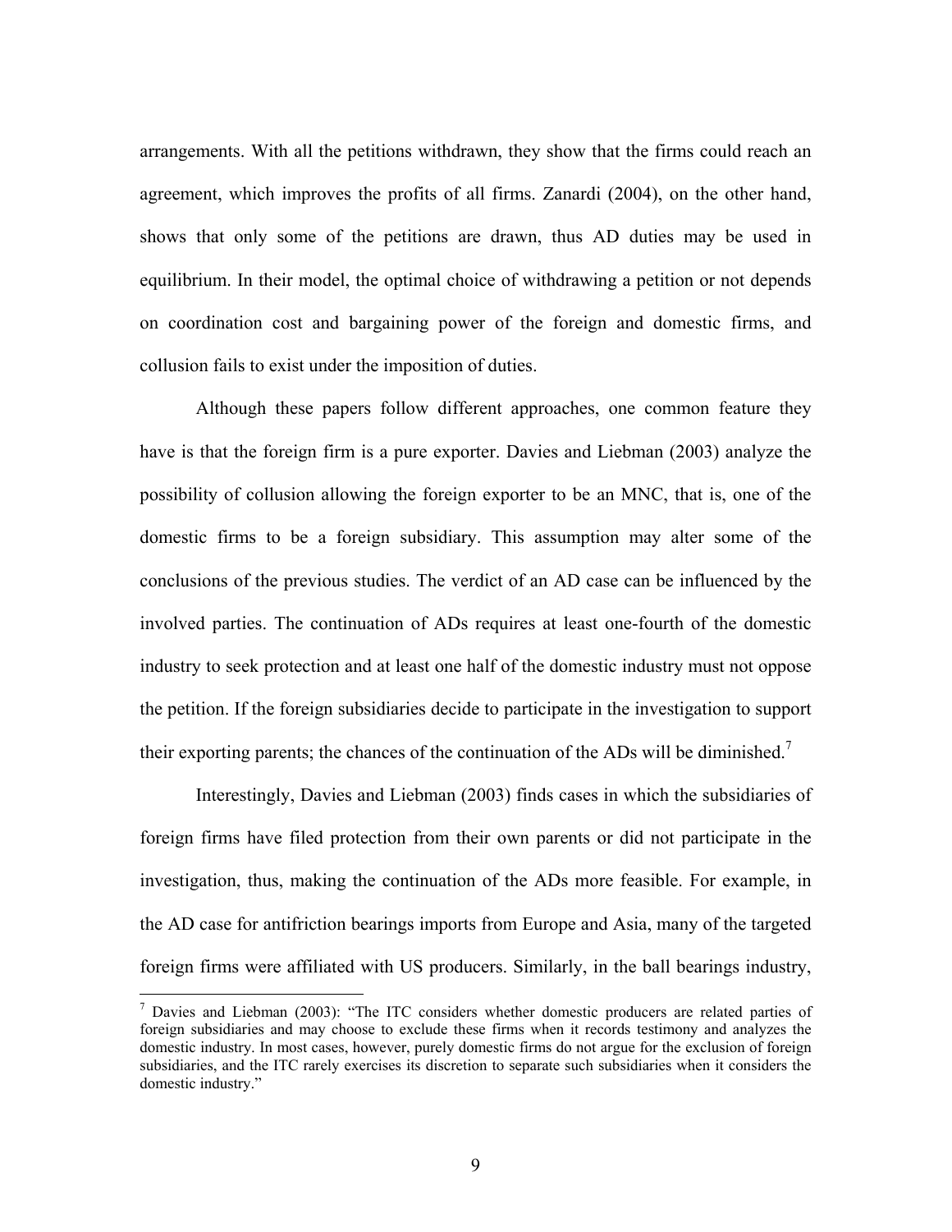arrangements. With all the petitions withdrawn, they show that the firms could reach an agreement, which improves the profits of all firms. Zanardi (2004), on the other hand, shows that only some of the petitions are drawn, thus AD duties may be used in equilibrium. In their model, the optimal choice of withdrawing a petition or not depends on coordination cost and bargaining power of the foreign and domestic firms, and collusion fails to exist under the imposition of duties.

Although these papers follow different approaches, one common feature they have is that the foreign firm is a pure exporter. Davies and Liebman (2003) analyze the possibility of collusion allowing the foreign exporter to be an MNC, that is, one of the domestic firms to be a foreign subsidiary. This assumption may alter some of the conclusions of the previous studies. The verdict of an AD case can be influenced by the involved parties. The continuation of ADs requires at least one-fourth of the domestic industry to seek protection and at least one half of the domestic industry must not oppose the petition. If the foreign subsidiaries decide to participate in the investigation to support their exporting parents; the chances of the continuation of the ADs will be diminished.[7]

Interestingly, Davies and Liebman (2003) finds cases in which the subsidiaries of foreign firms have filed protection from their own parents or did not participate in the investigation, thus, making the continuation of the ADs more feasible. For example, in the AD case for antifriction bearings imports from Europe and Asia, many of the targeted foreign firms were affiliated with US producers. Similarly, in the ball bearings industry,

[7] Davies and Liebman (2003): "The ITC considers whether domestic producers are related parties of foreign subsidiaries and may choose to exclude these firms when it records testimony and analyzes the domestic industry. In most cases, however, purely domestic firms do not argue for the exclusion of foreign subsidiaries, and the ITC rarely exercises its discretion to separate such subsidiaries when it considers the domestic industry."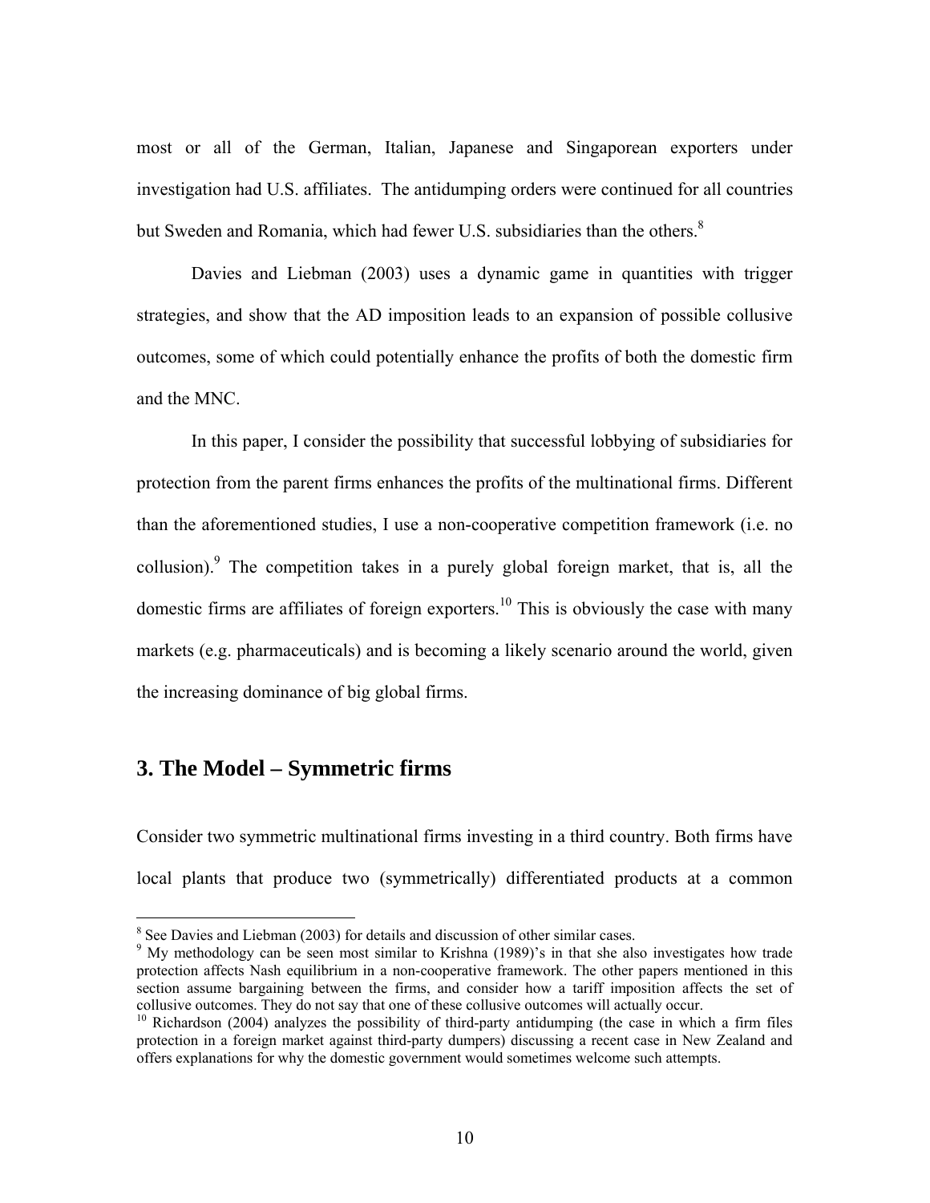most or all of the German, Italian, Japanese and Singaporean exporters under investigation had U.S. affiliates. The antidumping orders were continued for all countries but Sweden and Romania, which had fewer U.S. subsidiaries than the others.[8]

Davies and Liebman (2003) uses a dynamic game in quantities with trigger strategies, and show that the AD imposition leads to an expansion of possible collusive outcomes, some of which could potentially enhance the profits of both the domestic firm and the MNC.

In this paper, I consider the possibility that successful lobbying of subsidiaries for protection from the parent firms enhances the profits of the multinational firms. Different than the aforementioned studies, I use a non-cooperative competition framework (i.e. no collusion).[9] The competition takes in a purely global foreign market, that is, all the domestic firms are affiliates of foreign exporters.[10] This is obviously the case with many markets (e.g. pharmaceuticals) and is becoming a likely scenario around the world, given the increasing dominance of big global firms.

## 3. The Model – Symmetric firms

Consider two symmetric multinational firms investing in a third country. Both firms have local plants that produce two (symmetrically) differentiated products at a common

---

[8] See Davies and Liebman (2003) for details and discussion of other similar cases.

[9] My methodology can be seen most similar to Krishna (1989)'s in that she also investigates how trade protection affects Nash equilibrium in a non-cooperative framework. The other papers mentioned in this section assume bargaining between the firms, and consider how a tariff imposition affects the set of collusive outcomes. They do not say that one of these collusive outcomes will actually occur.

[10] Richardson (2004) analyzes the possibility of third-party antidumping (the case in which a firm files protection in a foreign market against third-party dumpers) discussing a recent case in New Zealand and offers explanations for why the domestic government would sometimes welcome such attempts.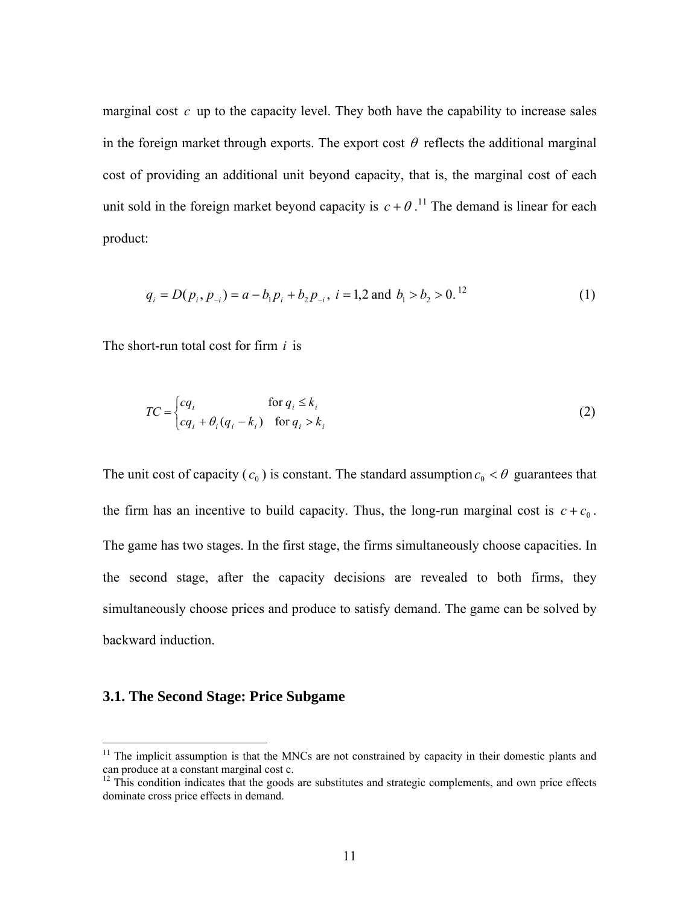marginal cost $c$ up to the capacity level. They both have the capability to increase sales in the foreign market through exports. The export cost $\theta$ reflects the additional marginal cost of providing an additional unit beyond capacity, that is, the marginal cost of each unit sold in the foreign market beyond capacity is $c+\theta$.[11] The demand is linear for each product:

$$q_i = D(p_i, p_{-i}) = a - b_1 p_i + b_2 p_{-i},\ i = 1,2 \text{ and } b_1 > b_2 > 0.^{12} \tag{1}$$

The short-run total cost for firm $i$ is

$$TC = \begin{cases} cq_i & \text{for } q_i \le k_i \\ cq_i + \theta_i (q_i - k_i) & \text{for } q_i > k_i \end{cases} \tag{2}$$

The unit cost of capacity ($c_0$) is constant. The standard assumption $c_0 < \theta$ guarantees that the firm has an incentive to build capacity. Thus, the long-run marginal cost is $c + c_0$. The game has two stages. In the first stage, the firms simultaneously choose capacities. In the second stage, after the capacity decisions are revealed to both firms, they simultaneously choose prices and produce to satisfy demand. The game can be solved by backward induction.

### 3.1. The Second Stage: Price Subgame

[11] The implicit assumption is that the MNCs are not constrained by capacity in their domestic plants and can produce at a constant marginal cost c.

[12] This condition indicates that the goods are substitutes and strategic complements, and own price effects dominate cross price effects in demand.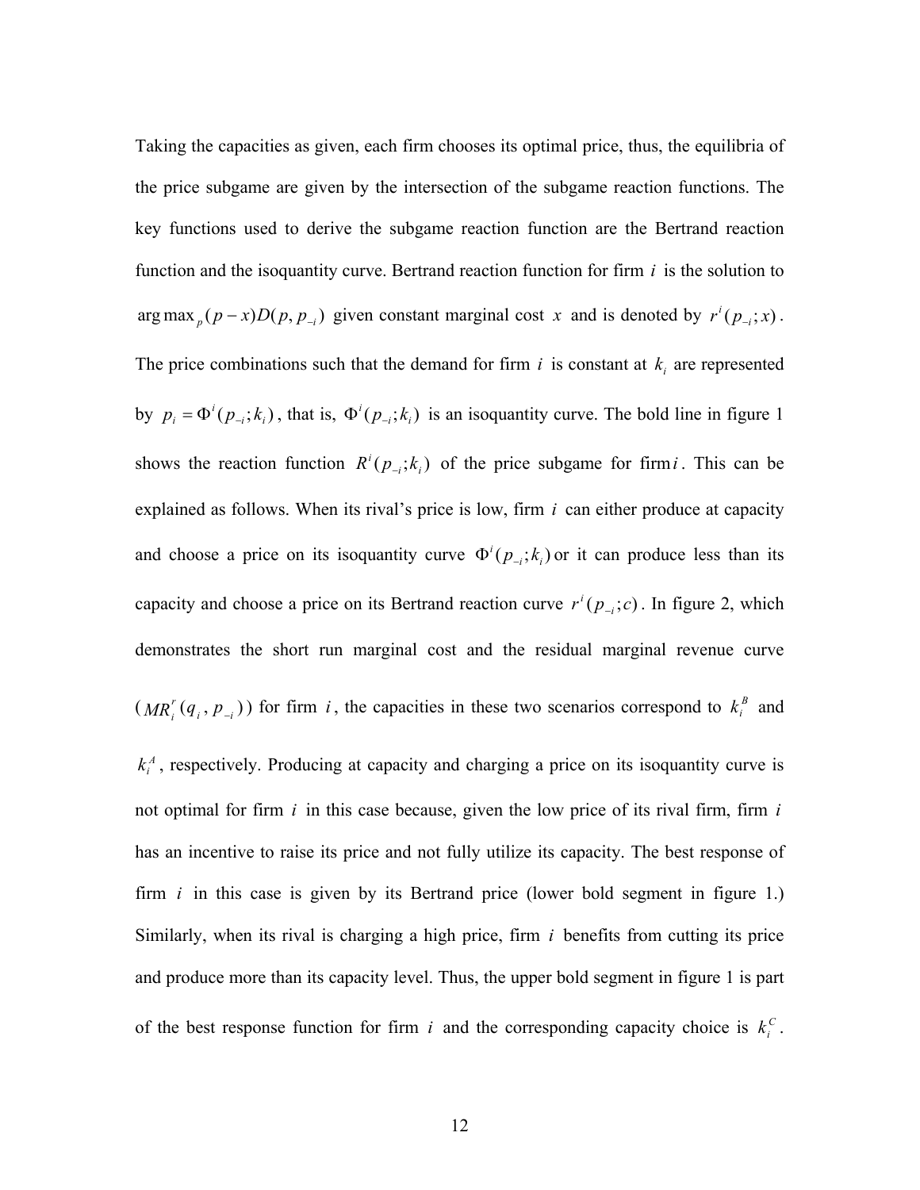Taking the capacities as given, each firm chooses its optimal price, thus, the equilibria of the price subgame are given by the intersection of the subgame reaction functions. The key functions used to derive the subgame reaction function are the Bertrand reaction function and the isoquantity curve. Bertrand reaction function for firm $i$ is the solution to $\arg\max_p (p - x)D(p, p_{-i})$ given constant marginal cost $x$ and is denoted by $r^i(p_{-i}; x)$. The price combinations such that the demand for firm $i$ is constant at $k_i$ are represented by $p_i = \Phi^i(p_{-i}; k_i)$, that is, $\Phi^i(p_{-i}; k_i)$ is an isoquantity curve. The bold line in figure 1 shows the reaction function $R^i(p_{-i}; k_i)$ of the price subgame for firm $i$. This can be explained as follows. When its rival's price is low, firm $i$ can either produce at capacity and choose a price on its isoquantity curve $\Phi^i(p_{-i}; k_i)$ or it can produce less than its capacity and choose a price on its Bertrand reaction curve $r^i(p_{-i}; c)$. In figure 2, which demonstrates the short run marginal cost and the residual marginal revenue curve ($MR_i^r(q_i, p_{-i})$) for firm $i$, the capacities in these two scenarios correspond to $k_i^B$ and $k_i^A$, respectively. Producing at capacity and charging a price on its isoquantity curve is not optimal for firm $i$ in this case because, given the low price of its rival firm, firm $i$ has an incentive to raise its price and not fully utilize its capacity. The best response of firm $i$ in this case is given by its Bertrand price (lower bold segment in figure 1.) Similarly, when its rival is charging a high price, firm $i$ benefits from cutting its price and produce more than its capacity level. Thus, the upper bold segment in figure 1 is part of the best response function for firm $i$ and the corresponding capacity choice is $k_i^C$.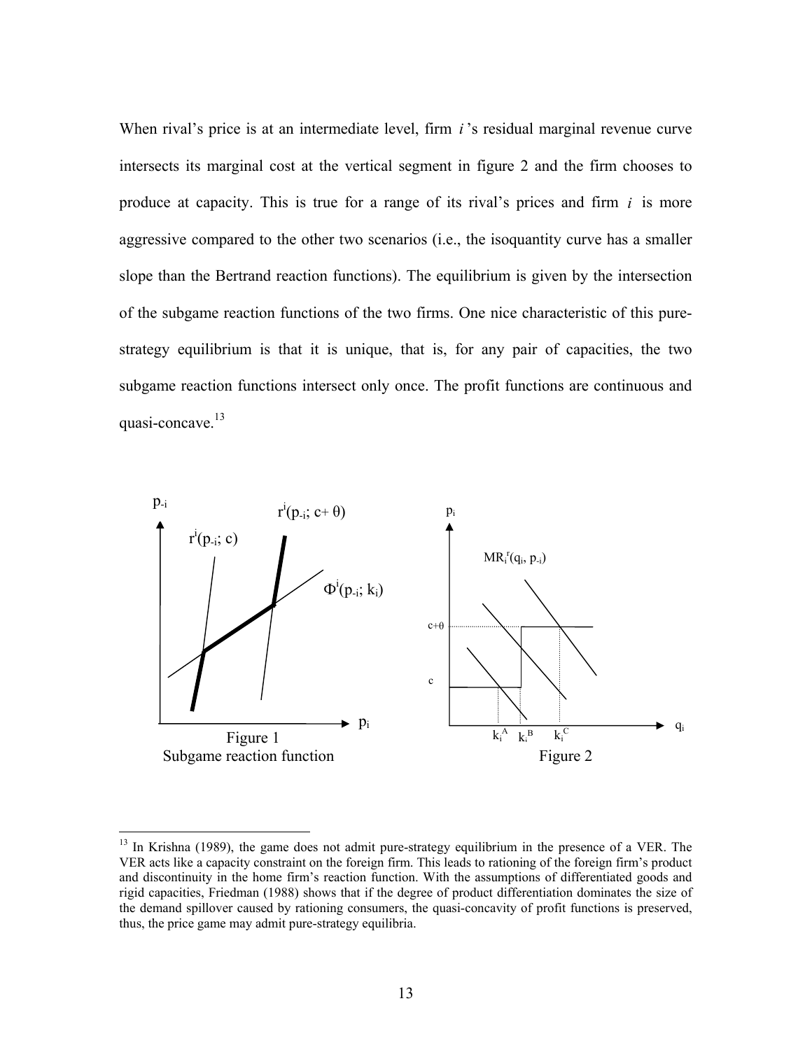When rival's price is at an intermediate level, firm *i*'s residual marginal revenue curve intersects its marginal cost at the vertical segment in figure 2 and the firm chooses to produce at capacity. This is true for a range of its rival's prices and firm *i* is more aggressive compared to the other two scenarios (i.e., the isoquantity curve has a smaller slope than the Bertrand reaction functions). The equilibrium is given by the intersection of the subgame reaction functions of the two firms. One nice characteristic of this pure-strategy equilibrium is that it is unique, that is, for any pair of capacities, the two subgame reaction functions intersect only once. The profit functions are continuous and quasi-concave.[13]

Figure 1
Subgame reaction function

Figure 2

---

[13] In Krishna (1989), the game does not admit pure-strategy equilibrium in the presence of a VER. The VER acts like a capacity constraint on the foreign firm. This leads to rationing of the foreign firm's product and discontinuity in the home firm's reaction function. With the assumptions of differentiated goods and rigid capacities, Friedman (1988) shows that if the degree of product differentiation dominates the size of the demand spillover caused by rationing consumers, the quasi-concavity of profit functions is preserved, thus, the price game may admit pure-strategy equilibria.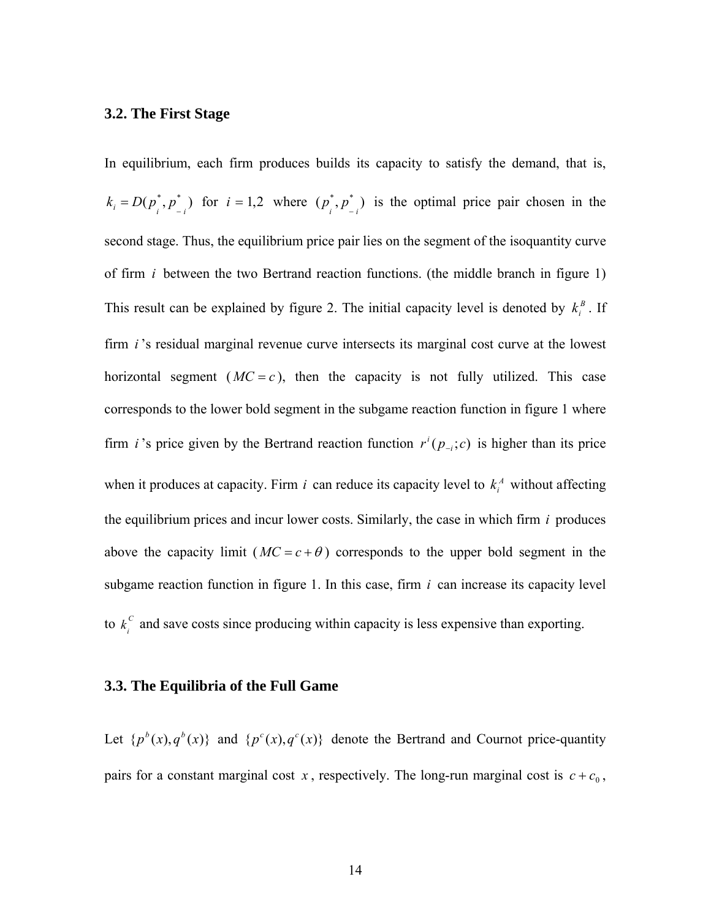### 3.2. The First Stage

In equilibrium, each firm produces builds its capacity to satisfy the demand, that is, $k_i = D(p^*_i, p^*_{-i})$ for $i = 1,2$ where $(p^*_i, p^*_{-i})$ is the optimal price pair chosen in the second stage. Thus, the equilibrium price pair lies on the segment of the isoquantity curve of firm $i$ between the two Bertrand reaction functions. (the middle branch in figure 1) This result can be explained by figure 2. The initial capacity level is denoted by $k_i^B$. If firm $i$'s residual marginal revenue curve intersects its marginal cost curve at the lowest horizontal segment ($MC = c$), then the capacity is not fully utilized. This case corresponds to the lower bold segment in the subgame reaction function in figure 1 where firm $i$'s price given by the Bertrand reaction function $r^i(p_{-i};c)$ is higher than its price when it produces at capacity. Firm $i$ can reduce its capacity level to $k_i^A$ without affecting the equilibrium prices and incur lower costs. Similarly, the case in which firm $i$ produces above the capacity limit ($MC = c + \theta$) corresponds to the upper bold segment in the subgame reaction function in figure 1. In this case, firm $i$ can increase its capacity level to $k_i^C$ and save costs since producing within capacity is less expensive than exporting.

### 3.3. The Equilibria of the Full Game

Let $\{p^b(x), q^b(x)\}$ and $\{p^c(x), q^c(x)\}$ denote the Bertrand and Cournot price-quantity pairs for a constant marginal cost $x$, respectively. The long-run marginal cost is $c + c_0$,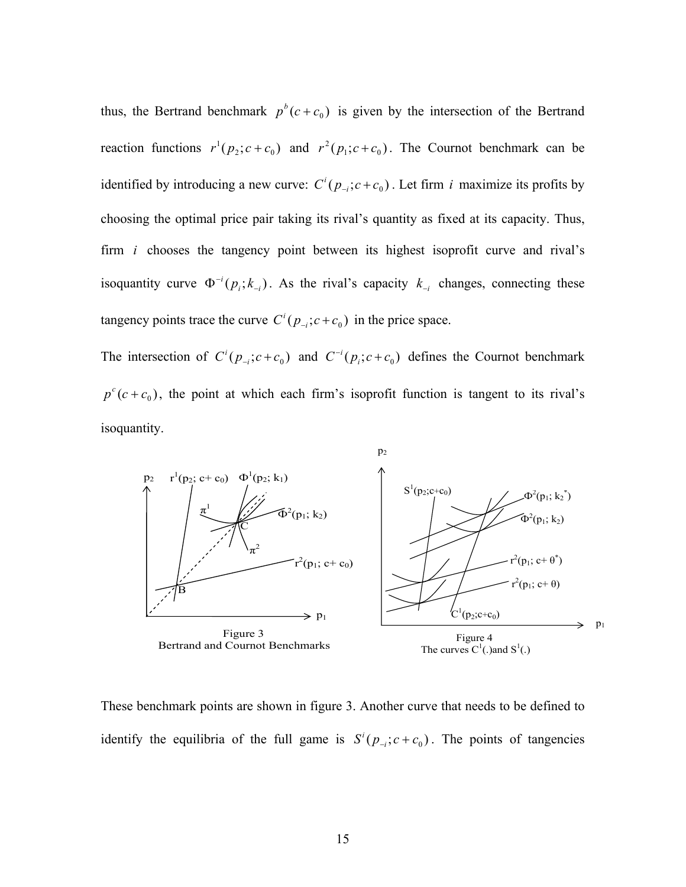thus, the Bertrand benchmark $p^b(c+c_0)$ is given by the intersection of the Bertrand reaction functions $r^1(p_2;c+c_0)$ and $r^2(p_1;c+c_0)$. The Cournot benchmark can be identified by introducing a new curve: $C^i(p_{-i};c+c_0)$. Let firm $i$ maximize its profits by choosing the optimal price pair taking its rival's quantity as fixed at its capacity. Thus, firm $i$ chooses the tangency point between its highest isoprofit curve and rival's isoquantity curve $\Phi^{-i}(p_i;k_{-i})$. As the rival's capacity $k_{-i}$ changes, connecting these tangency points trace the curve $C^i(p_{-i};c+c_0)$ in the price space.

The intersection of $C^i(p_{-i};c+c_0)$ and $C^{-i}(p_i;c+c_0)$ defines the Cournot benchmark $p^c(c+c_0)$, the point at which each firm's isoprofit function is tangent to its rival's isoquantity.

Figure 3
Bertrand and Cournot Benchmarks

Figure 4
The curves $C^1(.)$ and $S^1(.)$

These benchmark points are shown in figure 3. Another curve that needs to be defined to identify the equilibria of the full game is $S^i(p_{-i};c+c_0)$. The points of tangencies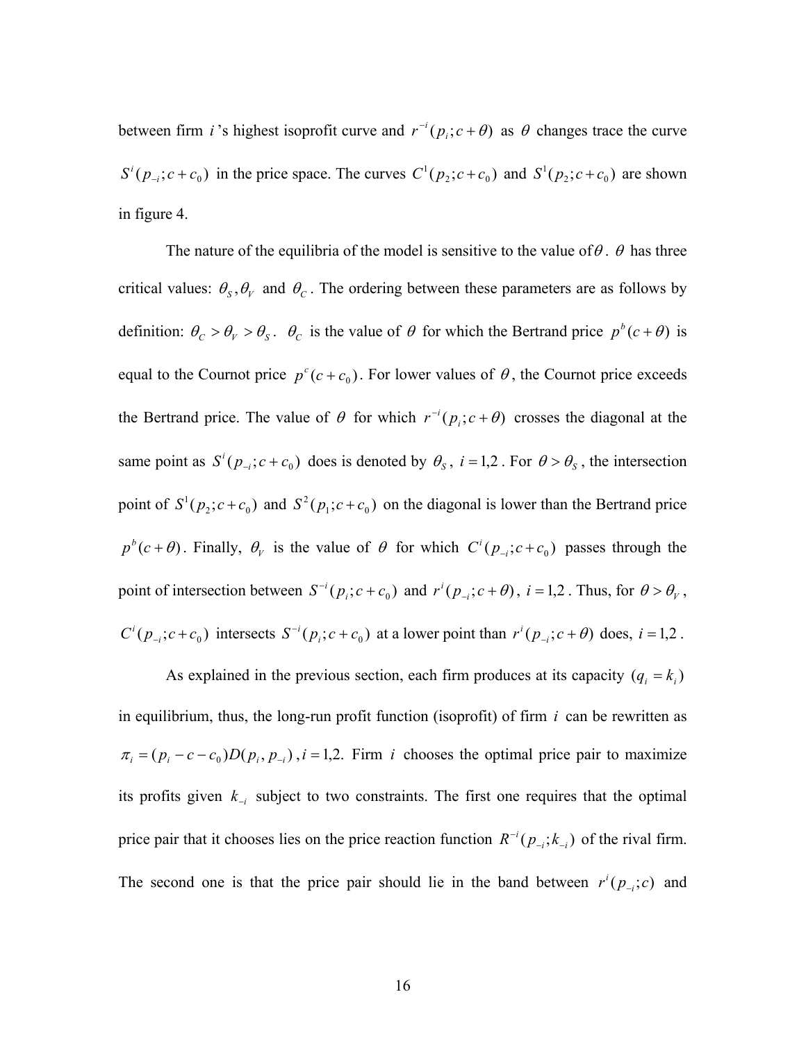between firm $i$'s highest isoprofit curve and $r^{-i}(p_i;c+\theta)$ as $\theta$ changes trace the curve $S^i(p_{-i};c+c_0)$ in the price space. The curves $C^1(p_2;c+c_0)$ and $S^1(p_2;c+c_0)$ are shown in figure 4.

The nature of the equilibria of the model is sensitive to the value of $\theta$. $\theta$ has three critical values: $\theta_S, \theta_V$ and $\theta_C$. The ordering between these parameters are as follows by definition: $\theta_C > \theta_V > \theta_S$. $\theta_C$ is the value of $\theta$ for which the Bertrand price $p^b(c+\theta)$ is equal to the Cournot price $p^c(c+c_0)$. For lower values of $\theta$, the Cournot price exceeds the Bertrand price. The value of $\theta$ for which $r^{-i}(p_i;c+\theta)$ crosses the diagonal at the same point as $S^i(p_{-i};c+c_0)$ does is denoted by $\theta_S$, $i=1,2$. For $\theta > \theta_S$, the intersection point of $S^1(p_2;c+c_0)$ and $S^2(p_1;c+c_0)$ on the diagonal is lower than the Bertrand price $p^b(c+\theta)$. Finally, $\theta_V$ is the value of $\theta$ for which $C^i(p_{-i};c+c_0)$ passes through the point of intersection between $S^{-i}(p_i;c+c_0)$ and $r^i(p_{-i};c+\theta)$, $i=1,2$. Thus, for $\theta > \theta_V$, $C^i(p_{-i};c+c_0)$ intersects $S^{-i}(p_i;c+c_0)$ at a lower point than $r^i(p_{-i};c+\theta)$ does, $i=1,2$.

As explained in the previous section, each firm produces at its capacity $(q_i = k_i)$ in equilibrium, thus, the long-run profit function (isoprofit) of firm $i$ can be rewritten as $\pi_i = (p_i - c - c_0)D(p_i, p_{-i})$, $i=1,2$. Firm $i$ chooses the optimal price pair to maximize its profits given $k_{-i}$ subject to two constraints. The first one requires that the optimal price pair that it chooses lies on the price reaction function $R^{-i}(p_{-i};k_{-i})$ of the rival firm. The second one is that the price pair should lie in the band between $r^i(p_{-i};c)$ and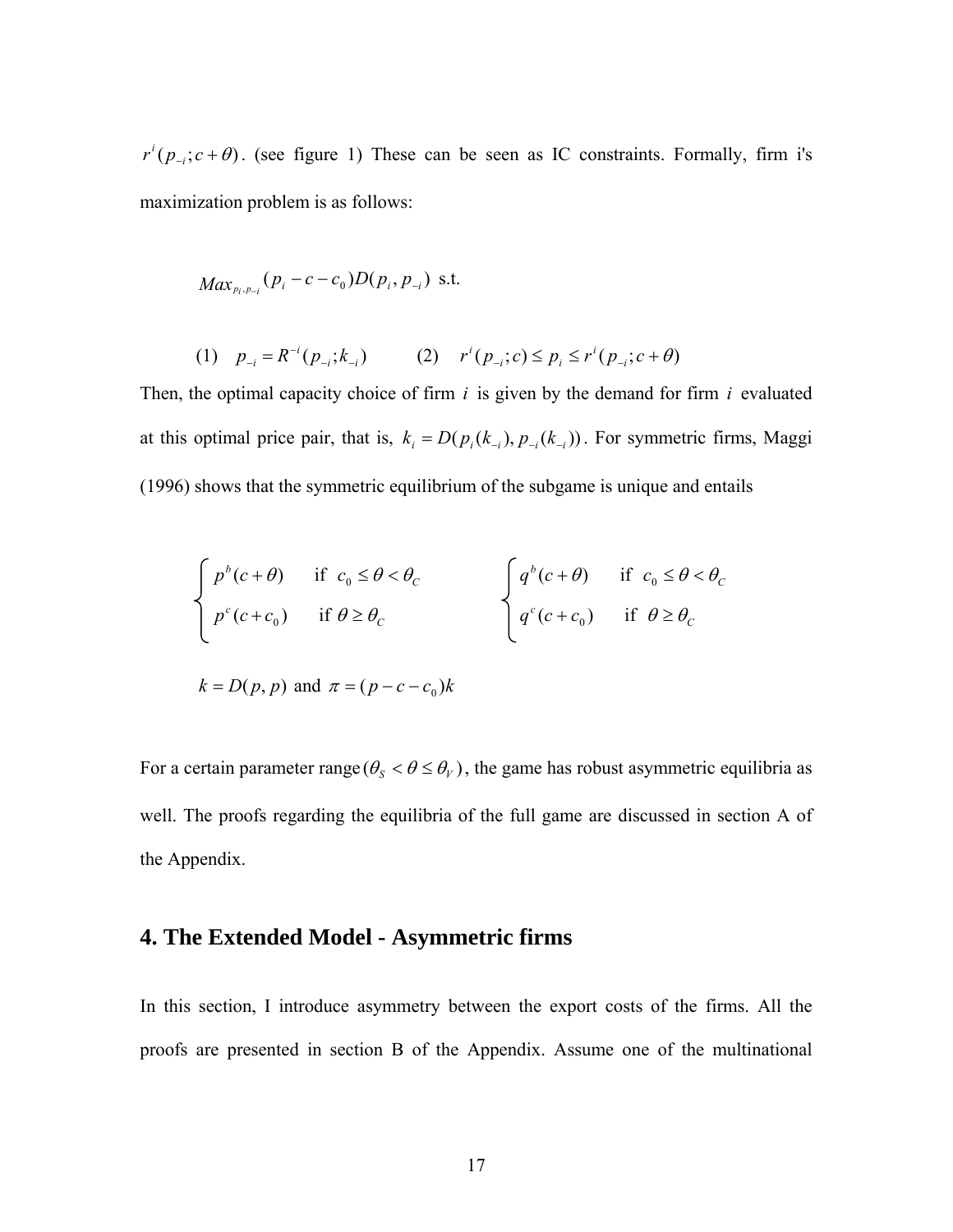$r^i(p_{-i};c+\theta)$. (see figure 1) These can be seen as IC constraints. Formally, firm i's maximization problem is as follows:

$$Max_{p_i,p_{-i}}(p_i - c - c_0)D(p_i, p_{-i}) \text{ s.t.}$$

$$(1) \quad p_{-i} = R^{-i}(p_{-i};k_{-i}) \qquad (2) \quad r^i(p_{-i};c) \le p_i \le r^i(p_{-i};c+\theta)$$

Then, the optimal capacity choice of firm $i$ is given by the demand for firm $i$ evaluated at this optimal price pair, that is, $k_i = D(p_i(k_{-i}), p_{-i}(k_{-i}))$. For symmetric firms, Maggi (1996) shows that the symmetric equilibrium of the subgame is unique and entails

$$\begin{cases} p^b(c+\theta) & \text{if } c_0 \le \theta < \theta_C \\ p^c(c+c_0) & \text{if } \theta \ge \theta_C \end{cases} \qquad \begin{cases} q^b(c+\theta) & \text{if } c_0 \le \theta < \theta_C \\ q^c(c+c_0) & \text{if } \theta \ge \theta_C \end{cases}$$

$$k = D(p,p) \text{ and } \pi = (p - c - c_0)k$$

For a certain parameter range $(\theta_S < \theta \le \theta_V)$, the game has robust asymmetric equilibria as well. The proofs regarding the equilibria of the full game are discussed in section A of the Appendix.

## 4. The Extended Model - Asymmetric firms

In this section, I introduce asymmetry between the export costs of the firms. All the proofs are presented in section B of the Appendix. Assume one of the multinational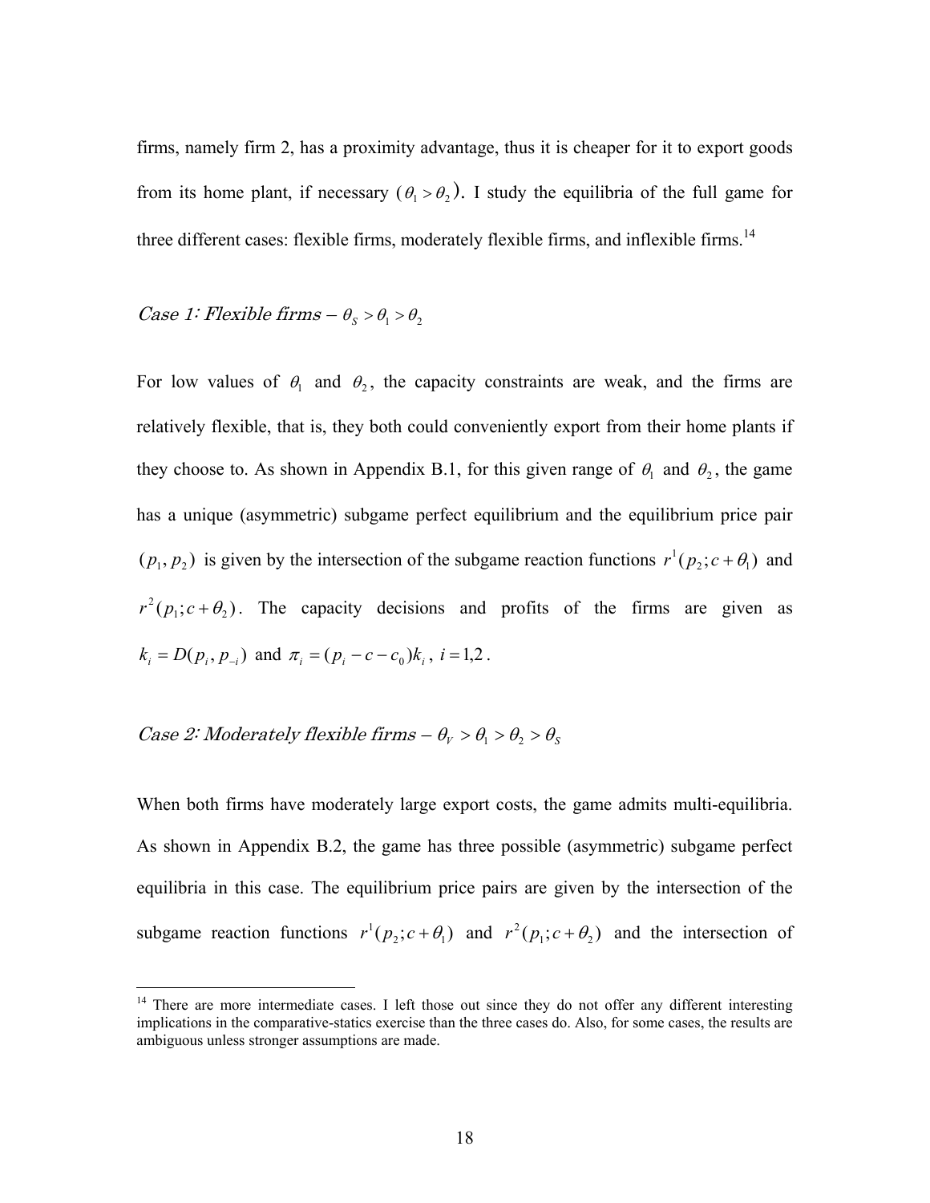firms, namely firm 2, has a proximity advantage, thus it is cheaper for it to export goods from its home plant, if necessary ($\theta_1 > \theta_2$). I study the equilibria of the full game for three different cases: flexible firms, moderately flexible firms, and inflexible firms.[14]

*Case 1: Flexible firms* – $\theta_S > \theta_1 > \theta_2$

For low values of $\theta_1$ and $\theta_2$, the capacity constraints are weak, and the firms are relatively flexible, that is, they both could conveniently export from their home plants if they choose to. As shown in Appendix B.1, for this given range of $\theta_1$ and $\theta_2$, the game has a unique (asymmetric) subgame perfect equilibrium and the equilibrium price pair $(p_1, p_2)$ is given by the intersection of the subgame reaction functions $r^1(p_2; c + \theta_1)$ and $r^2(p_1; c + \theta_2)$. The capacity decisions and profits of the firms are given as $k_i = D(p_i, p_{-i})$ and $\pi_i = (p_i - c - c_0)k_i$, $i = 1,2$.

*Case 2: Moderately flexible firms* – $\theta_V > \theta_1 > \theta_2 > \theta_S$

When both firms have moderately large export costs, the game admits multi-equilibria. As shown in Appendix B.2, the game has three possible (asymmetric) subgame perfect equilibria in this case. The equilibrium price pairs are given by the intersection of the subgame reaction functions $r^1(p_2; c + \theta_1)$ and $r^2(p_1; c + \theta_2)$ and the intersection of

[14] There are more intermediate cases. I left those out since they do not offer any different interesting implications in the comparative-statics exercise than the three cases do. Also, for some cases, the results are ambiguous unless stronger assumptions are made.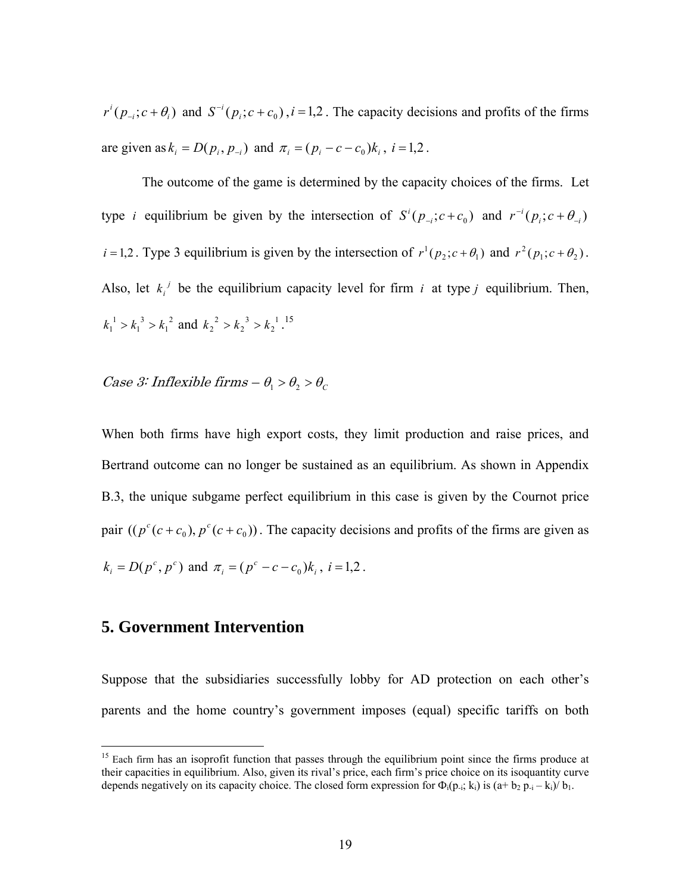$r^i(p_{-i}; c+\theta_i)$ and $S^{-i}(p_i; c+c_0)$, $i=1,2$. The capacity decisions and profits of the firms are given as $k_i = D(p_i, p_{-i})$ and $\pi_i = (p_i - c - c_0)k_i$, $i=1,2$.

The outcome of the game is determined by the capacity choices of the firms. Let type $i$ equilibrium be given by the intersection of $S^i(p_{-i}; c+c_0)$ and $r^{-i}(p_i; c+\theta_{-i})$ $i=1,2$. Type 3 equilibrium is given by the intersection of $r^1(p_2; c+\theta_1)$ and $r^2(p_1; c+\theta_2)$. Also, let $k_i^{\,j}$ be the equilibrium capacity level for firm $i$ at type $j$ equilibrium. Then, $k_1^{\,1} > k_1^{\,3} > k_1^{\,2}$ and $k_2^{\,2} > k_2^{\,3} > k_2^{\,1}$.[15]

*Case 3: Inflexible firms* – $\theta_1 > \theta_2 > \theta_C$

When both firms have high export costs, they limit production and raise prices, and Bertrand outcome can no longer be sustained as an equilibrium. As shown in Appendix B.3, the unique subgame perfect equilibrium in this case is given by the Cournot price pair $((p^c(c+c_0), p^c(c+c_0))$. The capacity decisions and profits of the firms are given as $k_i = D(p^c, p^c)$ and $\pi_i = (p^c - c - c_0)k_i$, $i=1,2$.

## 5. Government Intervention

Suppose that the subsidiaries successfully lobby for AD protection on each other's parents and the home country's government imposes (equal) specific tariffs on both

---

[15] Each firm has an isoprofit function that passes through the equilibrium point since the firms produce at their capacities in equilibrium. Also, given its rival's price, each firm's price choice on its isoquantity curve depends negatively on its capacity choice. The closed form expression for $\Phi_i(p_{-i}; k_i)$ is $(a + b_2 p_{-i} - k_i)/b_1$.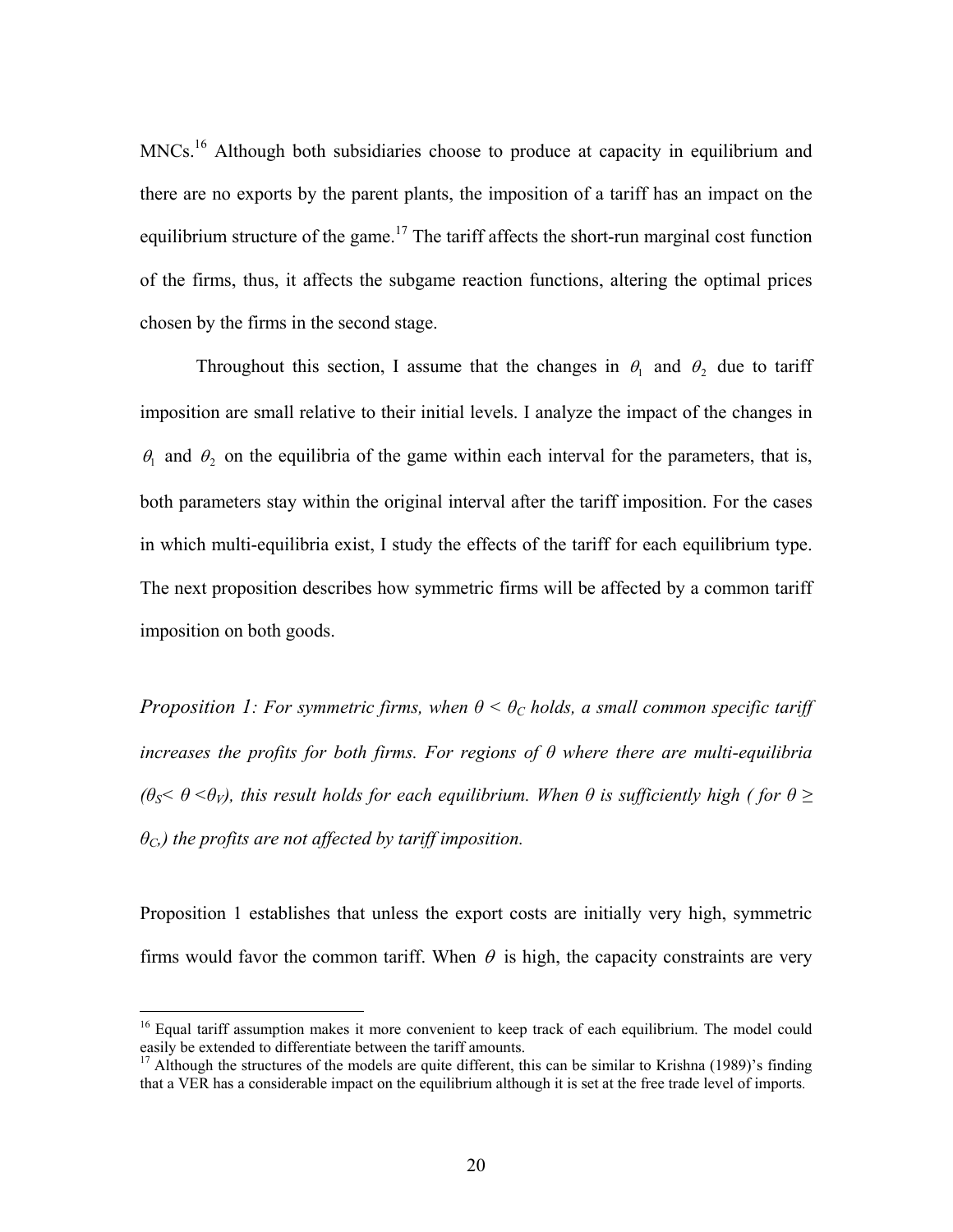MNCs.[16] Although both subsidiaries choose to produce at capacity in equilibrium and there are no exports by the parent plants, the imposition of a tariff has an impact on the equilibrium structure of the game.[17] The tariff affects the short-run marginal cost function of the firms, thus, it affects the subgame reaction functions, altering the optimal prices chosen by the firms in the second stage.

Throughout this section, I assume that the changes in $\theta_1$ and $\theta_2$ due to tariff imposition are small relative to their initial levels. I analyze the impact of the changes in $\theta_1$ and $\theta_2$ on the equilibria of the game within each interval for the parameters, that is, both parameters stay within the original interval after the tariff imposition. For the cases in which multi-equilibria exist, I study the effects of the tariff for each equilibrium type. The next proposition describes how symmetric firms will be affected by a common tariff imposition on both goods.

*Proposition 1: For symmetric firms, when $\theta < \theta_C$ holds, a small common specific tariff increases the profits for both firms. For regions of $\theta$ where there are multi-equilibria ($\theta_S < \theta < \theta_V$), this result holds for each equilibrium. When $\theta$ is sufficiently high ( for $\theta \geq \theta_C$,) the profits are not affected by tariff imposition.*

Proposition 1 establishes that unless the export costs are initially very high, symmetric firms would favor the common tariff. When $\theta$ is high, the capacity constraints are very

[16] Equal tariff assumption makes it more convenient to keep track of each equilibrium. The model could easily be extended to differentiate between the tariff amounts.

[17] Although the structures of the models are quite different, this can be similar to Krishna (1989)'s finding that a VER has a considerable impact on the equilibrium although it is set at the free trade level of imports.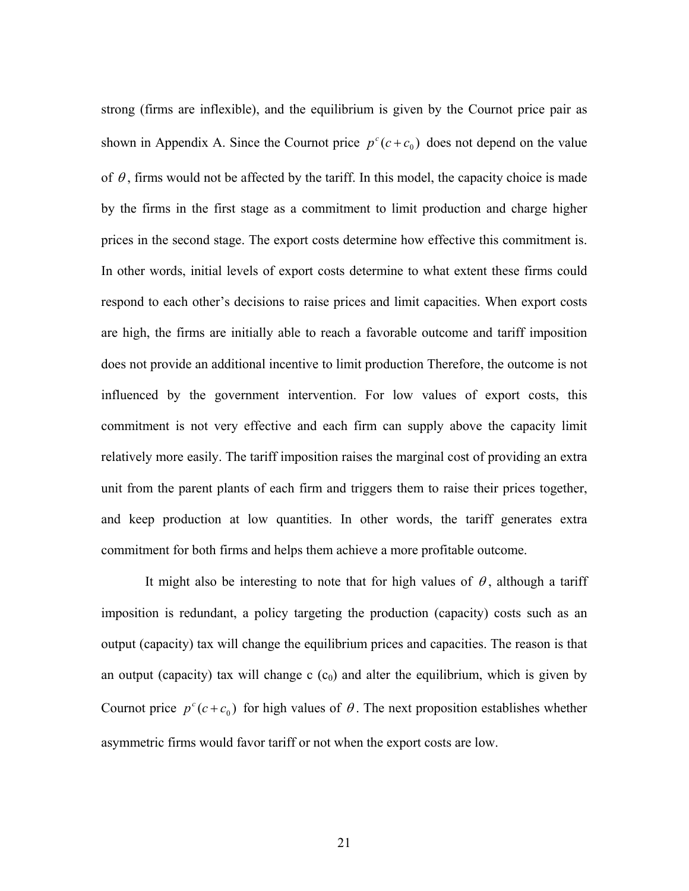strong (firms are inflexible), and the equilibrium is given by the Cournot price pair as shown in Appendix A. Since the Cournot price $p^c(c+c_0)$ does not depend on the value of $\theta$, firms would not be affected by the tariff. In this model, the capacity choice is made by the firms in the first stage as a commitment to limit production and charge higher prices in the second stage. The export costs determine how effective this commitment is. In other words, initial levels of export costs determine to what extent these firms could respond to each other's decisions to raise prices and limit capacities. When export costs are high, the firms are initially able to reach a favorable outcome and tariff imposition does not provide an additional incentive to limit production Therefore, the outcome is not influenced by the government intervention. For low values of export costs, this commitment is not very effective and each firm can supply above the capacity limit relatively more easily. The tariff imposition raises the marginal cost of providing an extra unit from the parent plants of each firm and triggers them to raise their prices together, and keep production at low quantities. In other words, the tariff generates extra commitment for both firms and helps them achieve a more profitable outcome.

It might also be interesting to note that for high values of $\theta$, although a tariff imposition is redundant, a policy targeting the production (capacity) costs such as an output (capacity) tax will change the equilibrium prices and capacities. The reason is that an output (capacity) tax will change c ($c_0$) and alter the equilibrium, which is given by Cournot price $p^c(c+c_0)$ for high values of $\theta$. The next proposition establishes whether asymmetric firms would favor tariff or not when the export costs are low.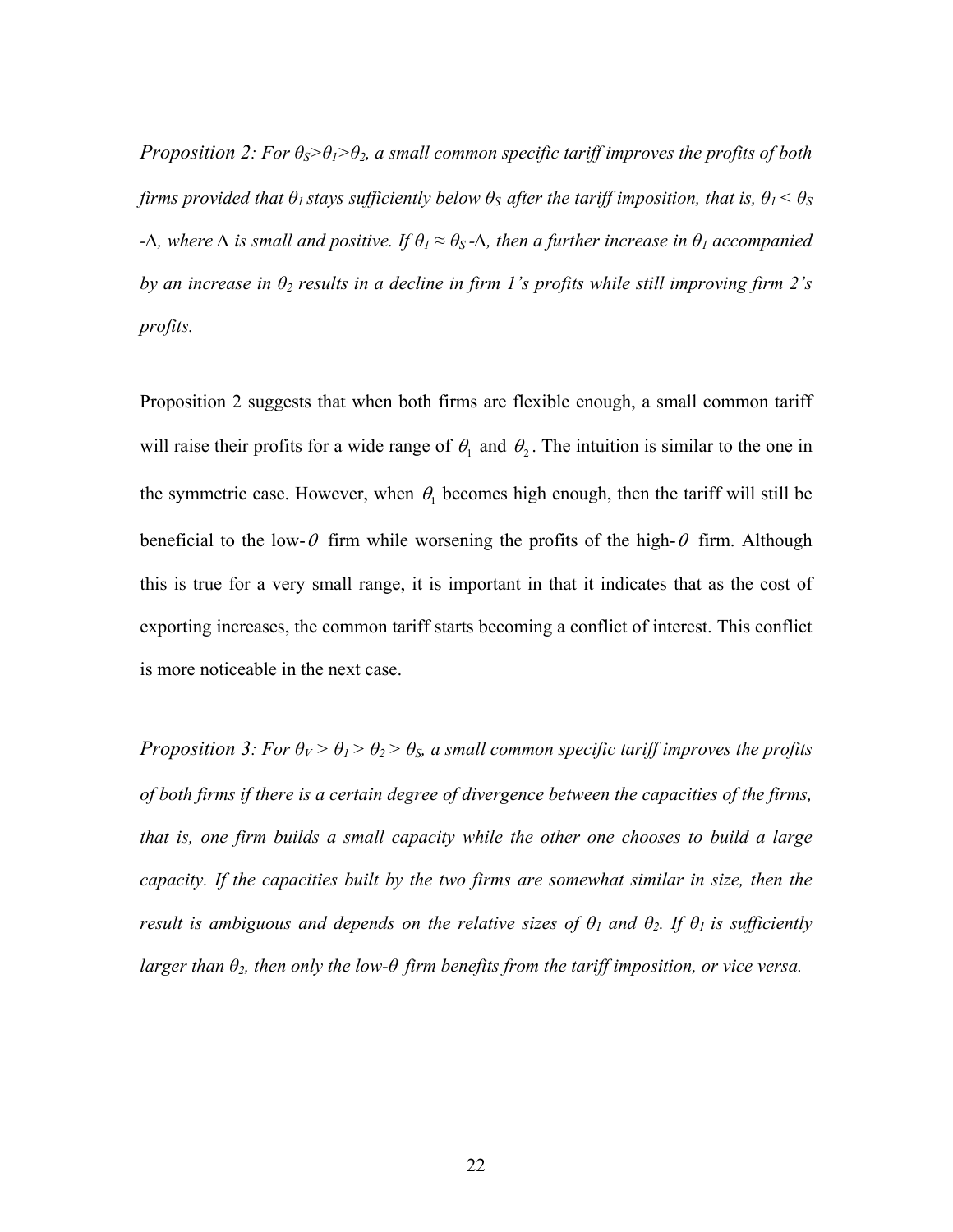*Proposition 2: For $\theta_S > \theta_1 > \theta_2$, a small common specific tariff improves the profits of both firms provided that $\theta_1$ stays sufficiently below $\theta_S$ after the tariff imposition, that is, $\theta_1 < \theta_S - \Delta$, where $\Delta$ is small and positive. If $\theta_1 \approx \theta_S - \Delta$, then a further increase in $\theta_1$ accompanied by an increase in $\theta_2$ results in a decline in firm 1's profits while still improving firm 2's profits.*

Proposition 2 suggests that when both firms are flexible enough, a small common tariff will raise their profits for a wide range of $\theta_1$ and $\theta_2$. The intuition is similar to the one in the symmetric case. However, when $\theta_1$ becomes high enough, then the tariff will still be beneficial to the low-$\theta$ firm while worsening the profits of the high-$\theta$ firm. Although this is true for a very small range, it is important in that it indicates that as the cost of exporting increases, the common tariff starts becoming a conflict of interest. This conflict is more noticeable in the next case.

*Proposition 3: For $\theta_V > \theta_1 > \theta_2 > \theta_S$, a small common specific tariff improves the profits of both firms if there is a certain degree of divergence between the capacities of the firms, that is, one firm builds a small capacity while the other one chooses to build a large capacity. If the capacities built by the two firms are somewhat similar in size, then the result is ambiguous and depends on the relative sizes of $\theta_1$ and $\theta_2$. If $\theta_1$ is sufficiently larger than $\theta_2$, then only the low-$\theta$ firm benefits from the tariff imposition, or vice versa.*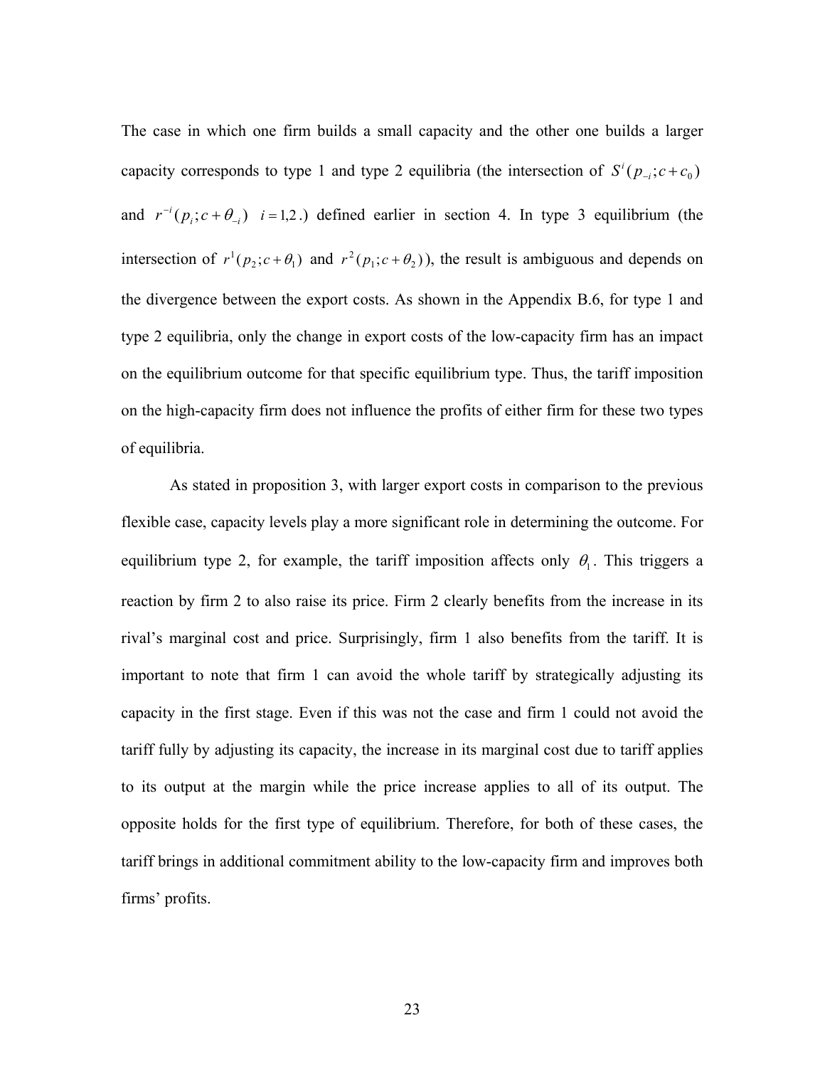The case in which one firm builds a small capacity and the other one builds a larger capacity corresponds to type 1 and type 2 equilibria (the intersection of $S^i(p_{-i};c+c_0)$ and $r^{-i}(p_i;c+\theta_{-i})$ $i=1,2$.) defined earlier in section 4. In type 3 equilibrium (the intersection of $r^1(p_2;c+\theta_1)$ and $r^2(p_1;c+\theta_2)$), the result is ambiguous and depends on the divergence between the export costs. As shown in the Appendix B.6, for type 1 and type 2 equilibria, only the change in export costs of the low-capacity firm has an impact on the equilibrium outcome for that specific equilibrium type. Thus, the tariff imposition on the high-capacity firm does not influence the profits of either firm for these two types of equilibria.

As stated in proposition 3, with larger export costs in comparison to the previous flexible case, capacity levels play a more significant role in determining the outcome. For equilibrium type 2, for example, the tariff imposition affects only $\theta_1$. This triggers a reaction by firm 2 to also raise its price. Firm 2 clearly benefits from the increase in its rival's marginal cost and price. Surprisingly, firm 1 also benefits from the tariff. It is important to note that firm 1 can avoid the whole tariff by strategically adjusting its capacity in the first stage. Even if this was not the case and firm 1 could not avoid the tariff fully by adjusting its capacity, the increase in its marginal cost due to tariff applies to its output at the margin while the price increase applies to all of its output. The opposite holds for the first type of equilibrium. Therefore, for both of these cases, the tariff brings in additional commitment ability to the low-capacity firm and improves both firms' profits.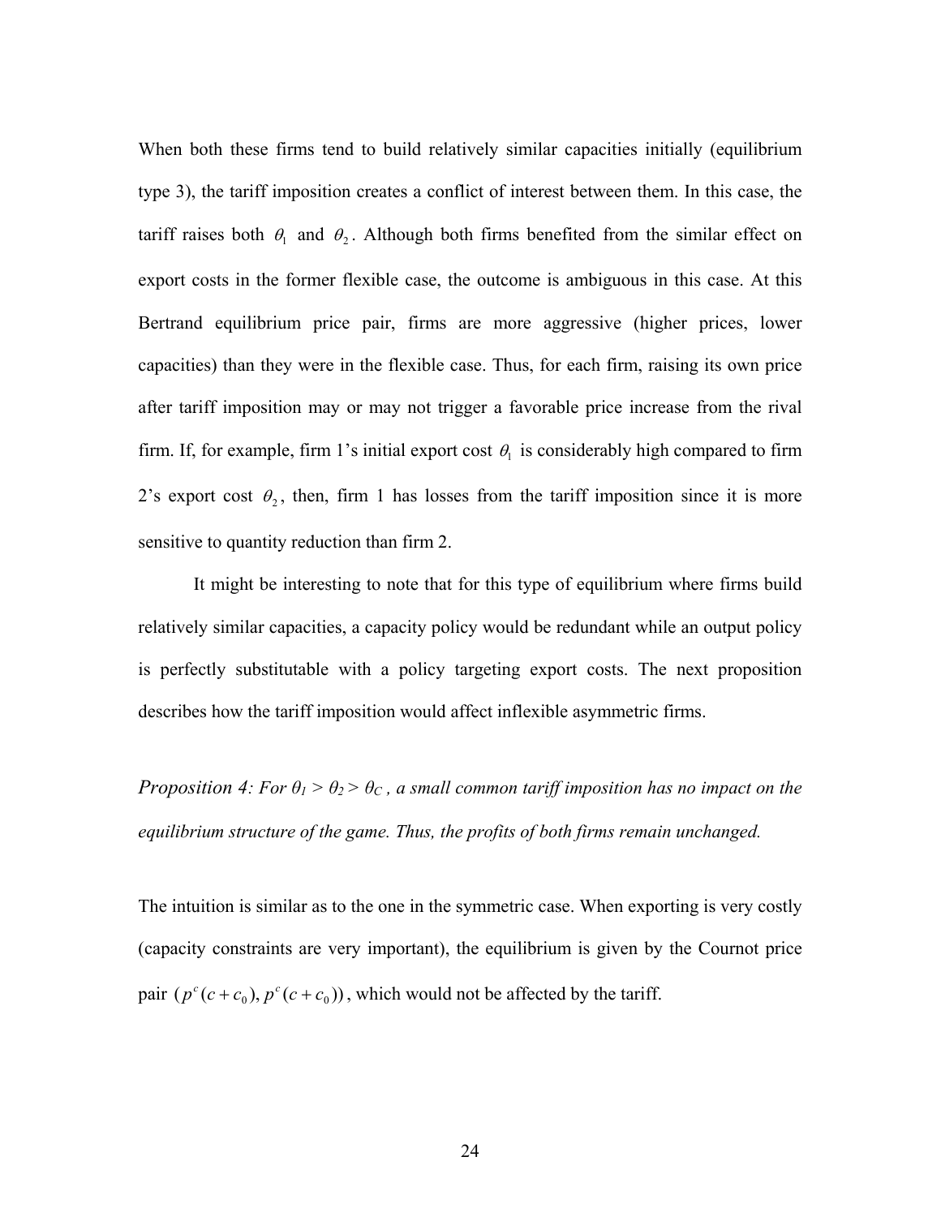When both these firms tend to build relatively similar capacities initially (equilibrium type 3), the tariff imposition creates a conflict of interest between them. In this case, the tariff raises both $\theta_1$ and $\theta_2$. Although both firms benefited from the similar effect on export costs in the former flexible case, the outcome is ambiguous in this case. At this Bertrand equilibrium price pair, firms are more aggressive (higher prices, lower capacities) than they were in the flexible case. Thus, for each firm, raising its own price after tariff imposition may or may not trigger a favorable price increase from the rival firm. If, for example, firm 1's initial export cost $\theta_1$ is considerably high compared to firm 2's export cost $\theta_2$, then, firm 1 has losses from the tariff imposition since it is more sensitive to quantity reduction than firm 2.

It might be interesting to note that for this type of equilibrium where firms build relatively similar capacities, a capacity policy would be redundant while an output policy is perfectly substitutable with a policy targeting export costs. The next proposition describes how the tariff imposition would affect inflexible asymmetric firms.

*Proposition 4: For $\theta_1 > \theta_2 > \theta_C$, a small common tariff imposition has no impact on the equilibrium structure of the game. Thus, the profits of both firms remain unchanged.*

The intuition is similar as to the one in the symmetric case. When exporting is very costly (capacity constraints are very important), the equilibrium is given by the Cournot price pair $(p^c(c+c_0), p^c(c+c_0))$, which would not be affected by the tariff.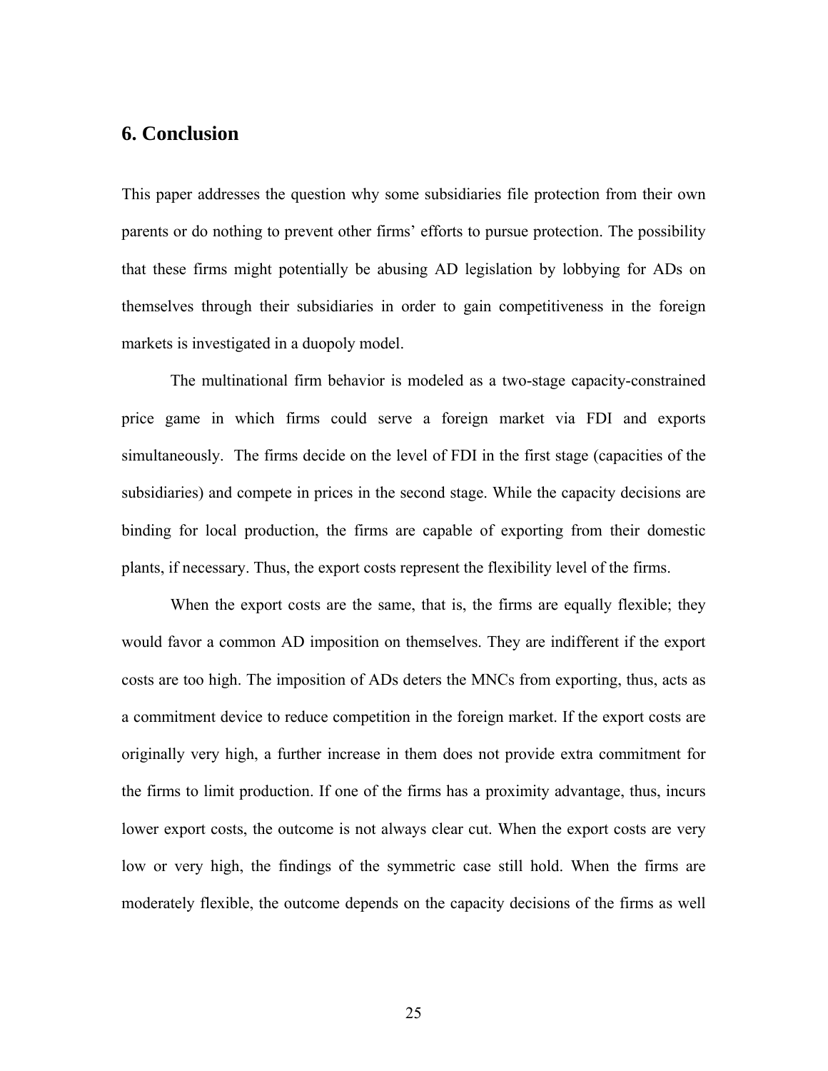## 6. Conclusion

This paper addresses the question why some subsidiaries file protection from their own parents or do nothing to prevent other firms' efforts to pursue protection. The possibility that these firms might potentially be abusing AD legislation by lobbying for ADs on themselves through their subsidiaries in order to gain competitiveness in the foreign markets is investigated in a duopoly model.

The multinational firm behavior is modeled as a two-stage capacity-constrained price game in which firms could serve a foreign market via FDI and exports simultaneously. The firms decide on the level of FDI in the first stage (capacities of the subsidiaries) and compete in prices in the second stage. While the capacity decisions are binding for local production, the firms are capable of exporting from their domestic plants, if necessary. Thus, the export costs represent the flexibility level of the firms.

When the export costs are the same, that is, the firms are equally flexible; they would favor a common AD imposition on themselves. They are indifferent if the export costs are too high. The imposition of ADs deters the MNCs from exporting, thus, acts as a commitment device to reduce competition in the foreign market. If the export costs are originally very high, a further increase in them does not provide extra commitment for the firms to limit production. If one of the firms has a proximity advantage, thus, incurs lower export costs, the outcome is not always clear cut. When the export costs are very low or very high, the findings of the symmetric case still hold. When the firms are moderately flexible, the outcome depends on the capacity decisions of the firms as well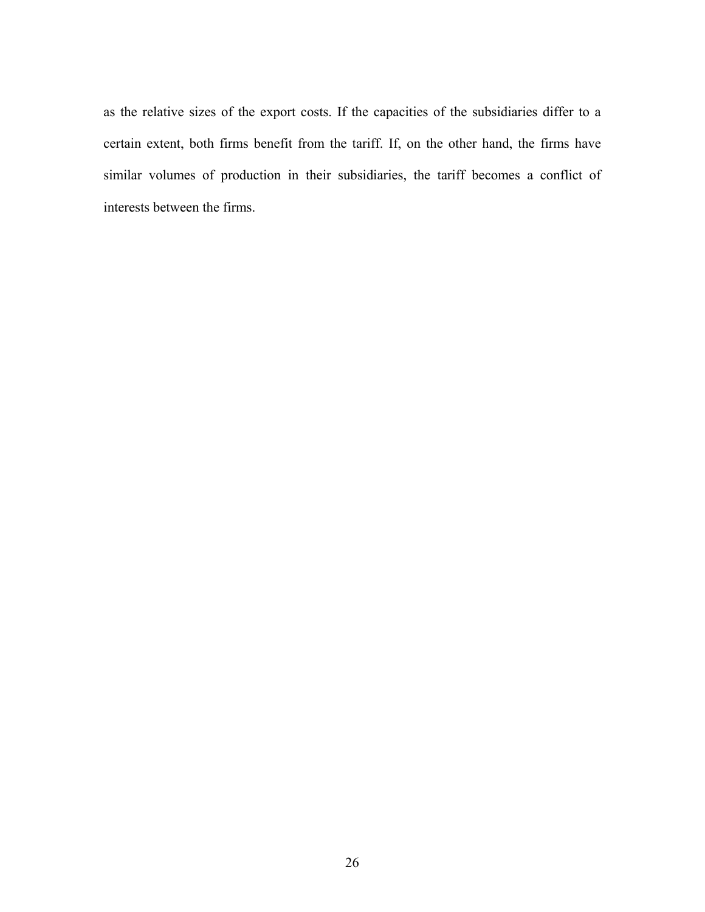as the relative sizes of the export costs. If the capacities of the subsidiaries differ to a certain extent, both firms benefit from the tariff. If, on the other hand, the firms have similar volumes of production in their subsidiaries, the tariff becomes a conflict of interests between the firms.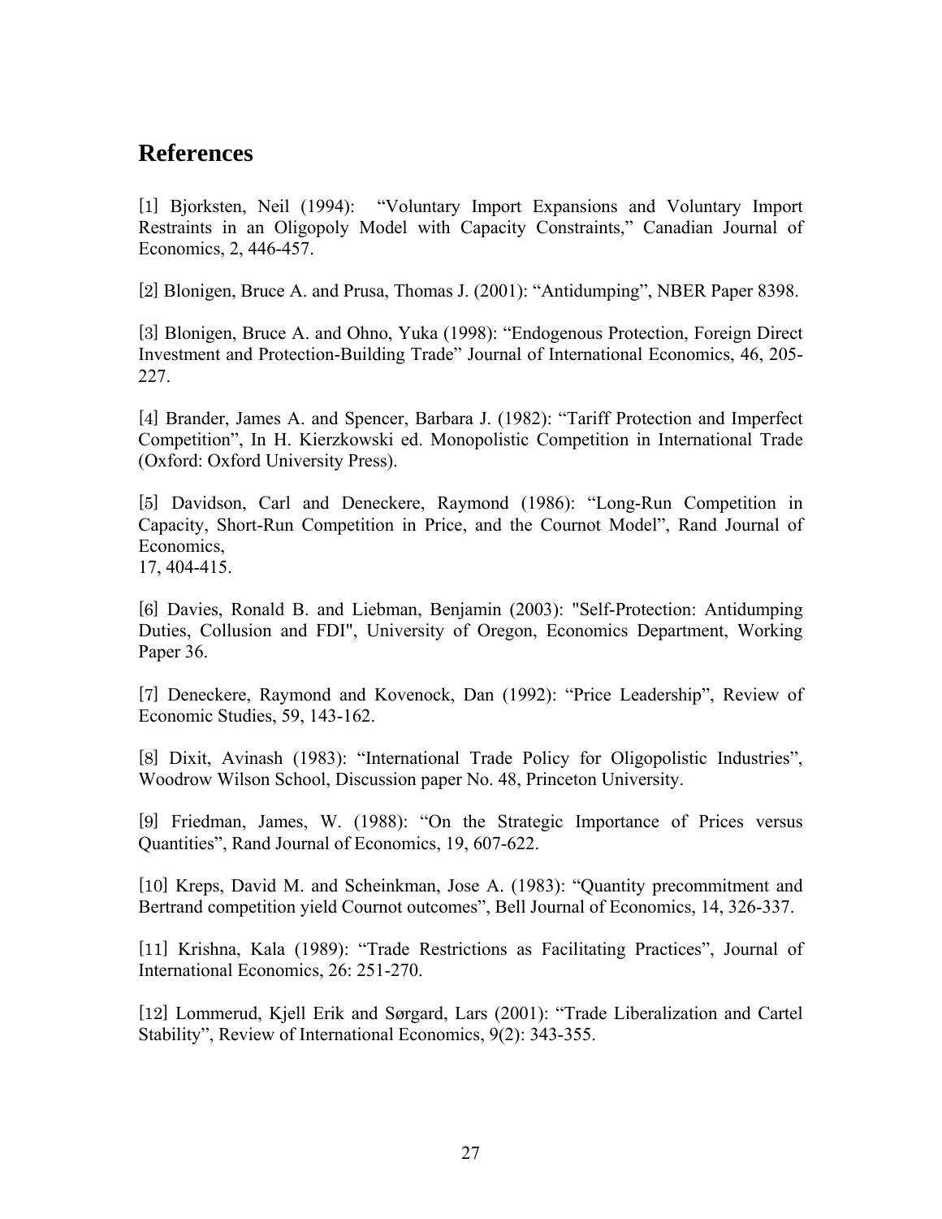## References

[1] Bjorksten, Neil (1994): "Voluntary Import Expansions and Voluntary Import Restraints in an Oligopoly Model with Capacity Constraints," Canadian Journal of Economics, 2, 446-457.

[2] Blonigen, Bruce A. and Prusa, Thomas J. (2001): "Antidumping", NBER Paper 8398.

[3] Blonigen, Bruce A. and Ohno, Yuka (1998): "Endogenous Protection, Foreign Direct Investment and Protection-Building Trade" Journal of International Economics, 46, 205-227.

[4] Brander, James A. and Spencer, Barbara J. (1982): "Tariff Protection and Imperfect Competition", In H. Kierzkowski ed. Monopolistic Competition in International Trade (Oxford: Oxford University Press).

[5] Davidson, Carl and Deneckere, Raymond (1986): "Long-Run Competition in Capacity, Short-Run Competition in Price, and the Cournot Model", Rand Journal of Economics, 17, 404-415.

[6] Davies, Ronald B. and Liebman, Benjamin (2003): "Self-Protection: Antidumping Duties, Collusion and FDI", University of Oregon, Economics Department, Working Paper 36.

[7] Deneckere, Raymond and Kovenock, Dan (1992): "Price Leadership", Review of Economic Studies, 59, 143-162.

[8] Dixit, Avinash (1983): "International Trade Policy for Oligopolistic Industries", Woodrow Wilson School, Discussion paper No. 48, Princeton University.

[9] Friedman, James, W. (1988): "On the Strategic Importance of Prices versus Quantities", Rand Journal of Economics, 19, 607-622.

[10] Kreps, David M. and Scheinkman, Jose A. (1983): "Quantity precommitment and Bertrand competition yield Cournot outcomes", Bell Journal of Economics, 14, 326-337.

[11] Krishna, Kala (1989): "Trade Restrictions as Facilitating Practices", Journal of International Economics, 26: 251-270.

[12] Lommerud, Kjell Erik and Sørgard, Lars (2001): "Trade Liberalization and Cartel Stability", Review of International Economics, 9(2): 343-355.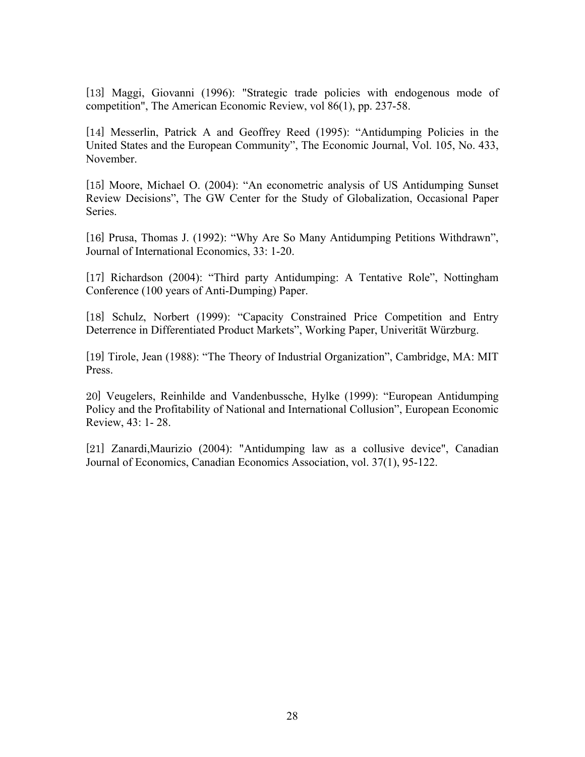[13] Maggi, Giovanni (1996): "Strategic trade policies with endogenous mode of competition", The American Economic Review, vol 86(1), pp. 237-58.

[14] Messerlin, Patrick A and Geoffrey Reed (1995): “Antidumping Policies in the United States and the European Community”, The Economic Journal, Vol. 105, No. 433, November.

[15] Moore, Michael O. (2004): “An econometric analysis of US Antidumping Sunset Review Decisions”, The GW Center for the Study of Globalization, Occasional Paper Series.

[16] Prusa, Thomas J. (1992): “Why Are So Many Antidumping Petitions Withdrawn”, Journal of International Economics, 33: 1-20.

[17] Richardson (2004): “Third party Antidumping: A Tentative Role”, Nottingham Conference (100 years of Anti-Dumping) Paper.

[18] Schulz, Norbert (1999): “Capacity Constrained Price Competition and Entry Deterrence in Differentiated Product Markets”, Working Paper, Univerität Würzburg.

[19] Tirole, Jean (1988): “The Theory of Industrial Organization”, Cambridge, MA: MIT Press.

20] Veugelers, Reinhilde and Vandenbussche, Hylke (1999): “European Antidumping Policy and the Profitability of National and International Collusion”, European Economic Review, 43: 1- 28.

[21] Zanardi,Maurizio (2004): "Antidumping law as a collusive device", Canadian Journal of Economics, Canadian Economics Association, vol. 37(1), 95-122.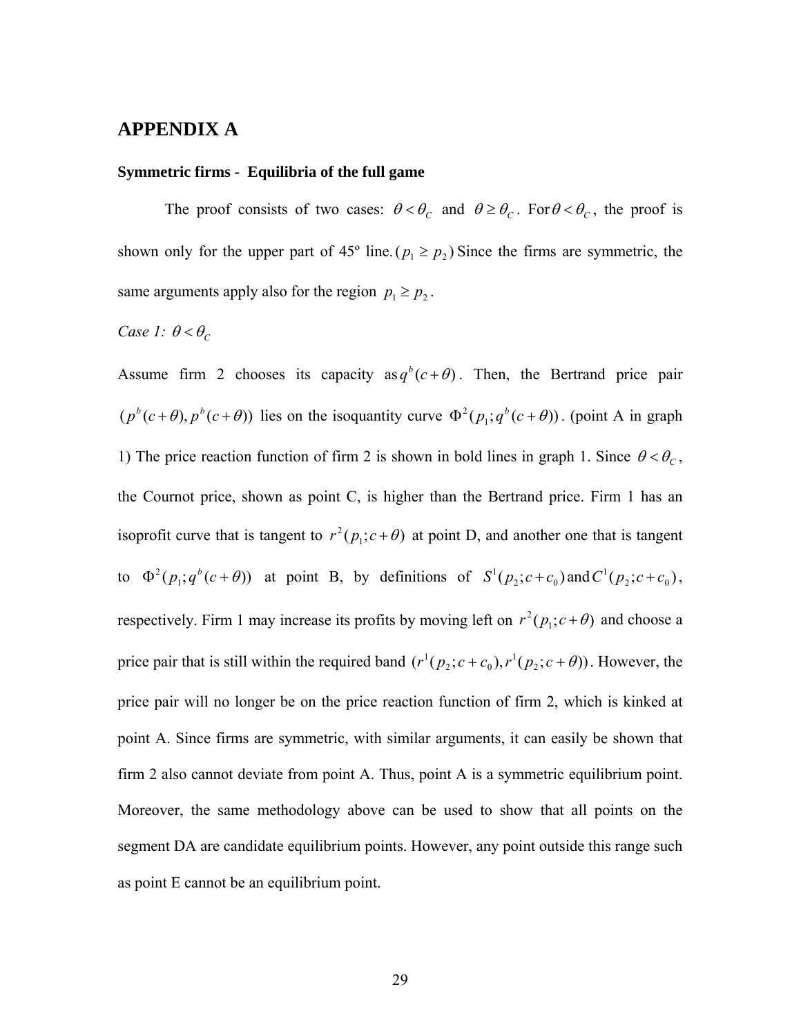# APPENDIX A

### Symmetric firms - Equilibria of the full game

The proof consists of two cases: $\theta < \theta_C$ and $\theta \geq \theta_C$. For $\theta < \theta_C$, the proof is shown only for the upper part of 45º line. $(p_1 \geq p_2)$ Since the firms are symmetric, the same arguments apply also for the region $p_1 \geq p_2$.

*Case 1:* $\theta < \theta_C$

Assume firm 2 chooses its capacity as $q^b(c+\theta)$. Then, the Bertrand price pair $(p^b(c+\theta), p^b(c+\theta))$ lies on the isoquantity curve $\Phi^2(p_1; q^b(c+\theta))$. (point A in graph 1) The price reaction function of firm 2 is shown in bold lines in graph 1. Since $\theta < \theta_C$, the Cournot price, shown as point C, is higher than the Bertrand price. Firm 1 has an isoprofit curve that is tangent to $r^2(p_1; c+\theta)$ at point D, and another one that is tangent to $\Phi^2(p_1; q^b(c+\theta))$ at point B, by definitions of $S^1(p_2; c+c_0)$ and $C^1(p_2; c+c_0)$, respectively. Firm 1 may increase its profits by moving left on $r^2(p_1; c+\theta)$ and choose a price pair that is still within the required band $(r^1(p_2; c+c_0), r^1(p_2; c+\theta))$. However, the price pair will no longer be on the price reaction function of firm 2, which is kinked at point A. Since firms are symmetric, with similar arguments, it can easily be shown that firm 2 also cannot deviate from point A. Thus, point A is a symmetric equilibrium point. Moreover, the same methodology above can be used to show that all points on the segment DA are candidate equilibrium points. However, any point outside this range such as point E cannot be an equilibrium point.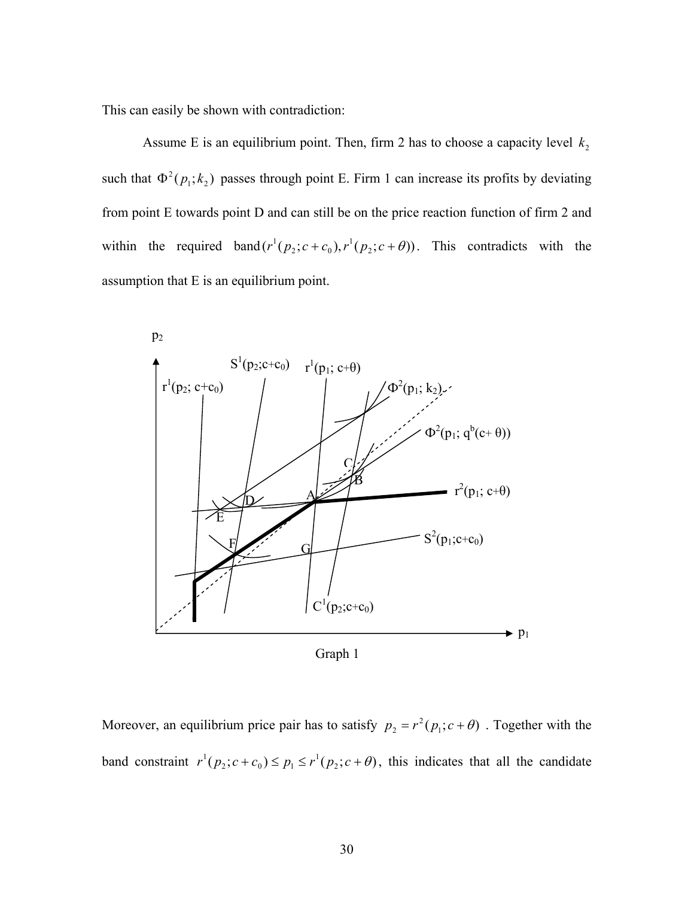This can easily be shown with contradiction:

Assume E is an equilibrium point. Then, firm 2 has to choose a capacity level $k_2$ such that $\Phi^2(p_1;k_2)$ passes through point E. Firm 1 can increase its profits by deviating from point E towards point D and can still be on the price reaction function of firm 2 and within the required band $(r^1(p_2;c+c_0), r^1(p_2;c+\theta))$. This contradicts with the assumption that E is an equilibrium point.

Graph 1

Moreover, an equilibrium price pair has to satisfy $p_2 = r^2(p_1;c+\theta)$ . Together with the band constraint $r^1(p_2;c+c_0) \leq p_1 \leq r^1(p_2;c+\theta)$, this indicates that all the candidate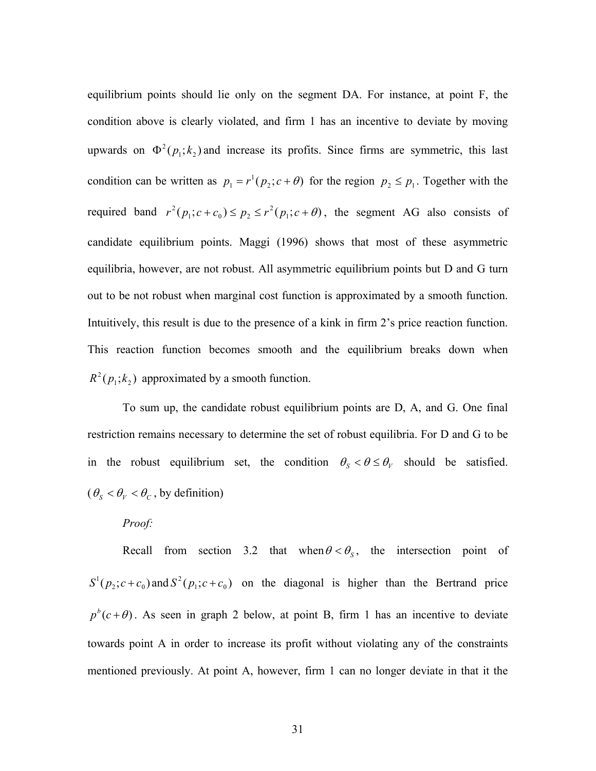equilibrium points should lie only on the segment DA. For instance, at point F, the condition above is clearly violated, and firm 1 has an incentive to deviate by moving upwards on $\Phi^2(p_1;k_2)$ and increase its profits. Since firms are symmetric, this last condition can be written as $p_1 = r^1(p_2;c+\theta)$ for the region $p_2 \le p_1$. Together with the required band $r^2(p_1;c+c_0) \le p_2 \le r^2(p_1;c+\theta)$, the segment AG also consists of candidate equilibrium points. Maggi (1996) shows that most of these asymmetric equilibria, however, are not robust. All asymmetric equilibrium points but D and G turn out to be not robust when marginal cost function is approximated by a smooth function. Intuitively, this result is due to the presence of a kink in firm 2's price reaction function. This reaction function becomes smooth and the equilibrium breaks down when $R^2(p_1;k_2)$ approximated by a smooth function.

To sum up, the candidate robust equilibrium points are D, A, and G. One final restriction remains necessary to determine the set of robust equilibria. For D and G to be in the robust equilibrium set, the condition $\theta_S < \theta \le \theta_V$ should be satisfied. ($\theta_S < \theta_V < \theta_C$, by definition)

*Proof:*

Recall from section 3.2 that when $\theta < \theta_S$, the intersection point of $S^1(p_2;c+c_0)$ and $S^2(p_1;c+c_0)$ on the diagonal is higher than the Bertrand price $p^b(c+\theta)$. As seen in graph 2 below, at point B, firm 1 has an incentive to deviate towards point A in order to increase its profit without violating any of the constraints mentioned previously. At point A, however, firm 1 can no longer deviate in that it the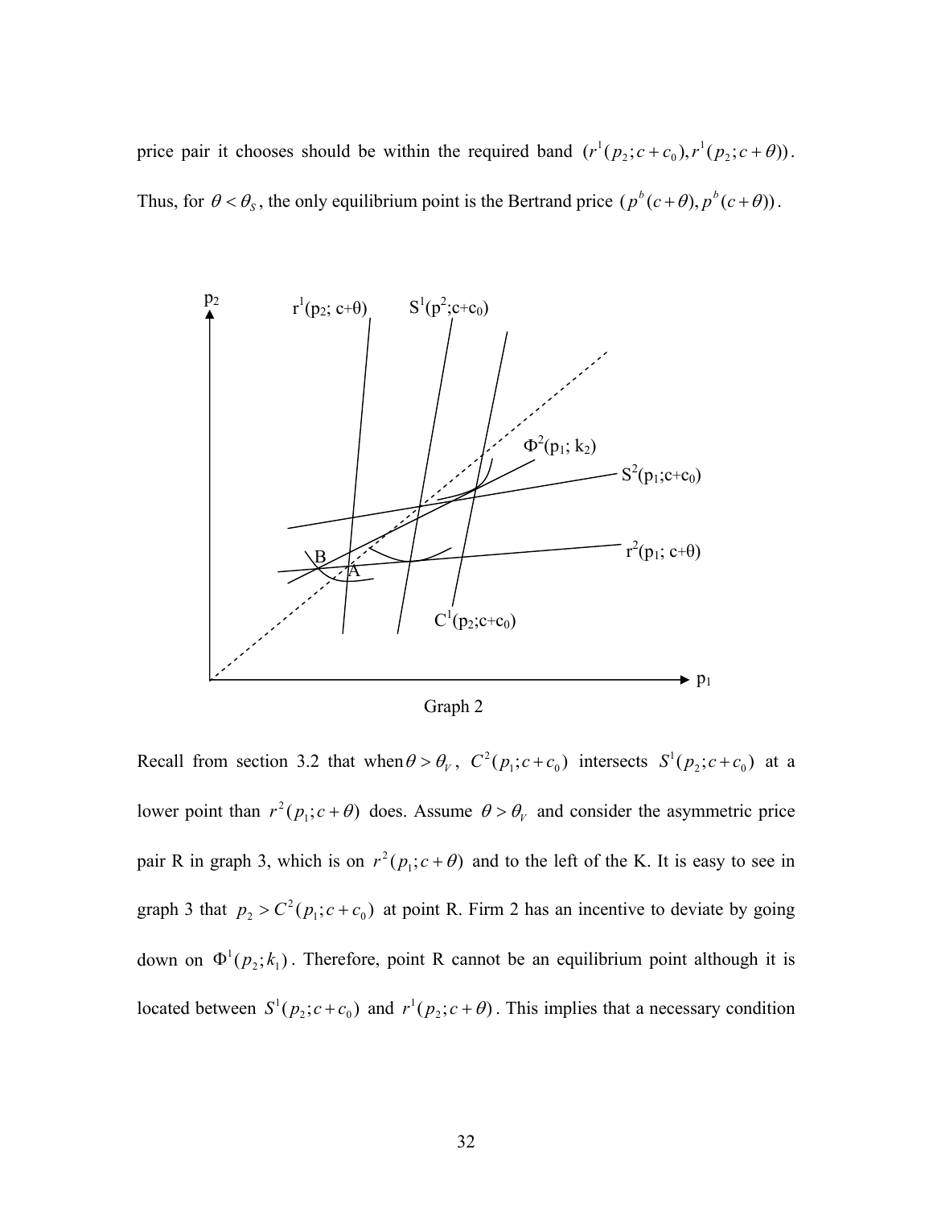price pair it chooses should be within the required band $(r^1(p_2;c+c_0), r^1(p_2;c+\theta))$. Thus, for $\theta < \theta_S$, the only equilibrium point is the Bertrand price $(p^b(c+\theta), p^b(c+\theta))$.

Graph 2

Recall from section 3.2 that when $\theta > \theta_V$, $C^2(p_1;c+c_0)$ intersects $S^1(p_2;c+c_0)$ at a lower point than $r^2(p_1;c+\theta)$ does. Assume $\theta > \theta_V$ and consider the asymmetric price pair R in graph 3, which is on $r^2(p_1;c+\theta)$ and to the left of the K. It is easy to see in graph 3 that $p_2 > C^2(p_1;c+c_0)$ at point R. Firm 2 has an incentive to deviate by going down on $\Phi^1(p_2;k_1)$. Therefore, point R cannot be an equilibrium point although it is located between $S^1(p_2;c+c_0)$ and $r^1(p_2;c+\theta)$. This implies that a necessary condition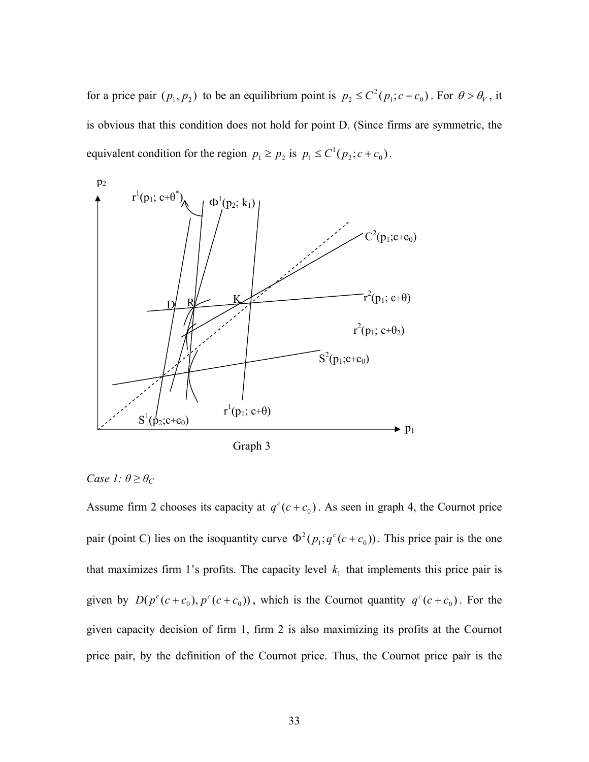for a price pair $(p_1, p_2)$ to be an equilibrium point is $p_2 \leq C^2(p_1; c + c_0)$. For $\theta > \theta_V$, it is obvious that this condition does not hold for point D. (Since firms are symmetric, the equivalent condition for the region $p_1 \geq p_2$ is $p_1 \leq C^1(p_2; c + c_0)$.

Graph 3

*Case 1:* $\theta \geq \theta_C$

Assume firm 2 chooses its capacity at $q^c(c + c_0)$. As seen in graph 4, the Cournot price pair (point C) lies on the isoquantity curve $\Phi^2(p_1; q^c(c + c_0))$. This price pair is the one that maximizes firm 1's profits. The capacity level $k_1$ that implements this price pair is given by $D(p^c(c + c_0), p^c(c + c_0))$, which is the Cournot quantity $q^c(c + c_0)$. For the given capacity decision of firm 1, firm 2 is also maximizing its profits at the Cournot price pair, by the definition of the Cournot price. Thus, the Cournot price pair is the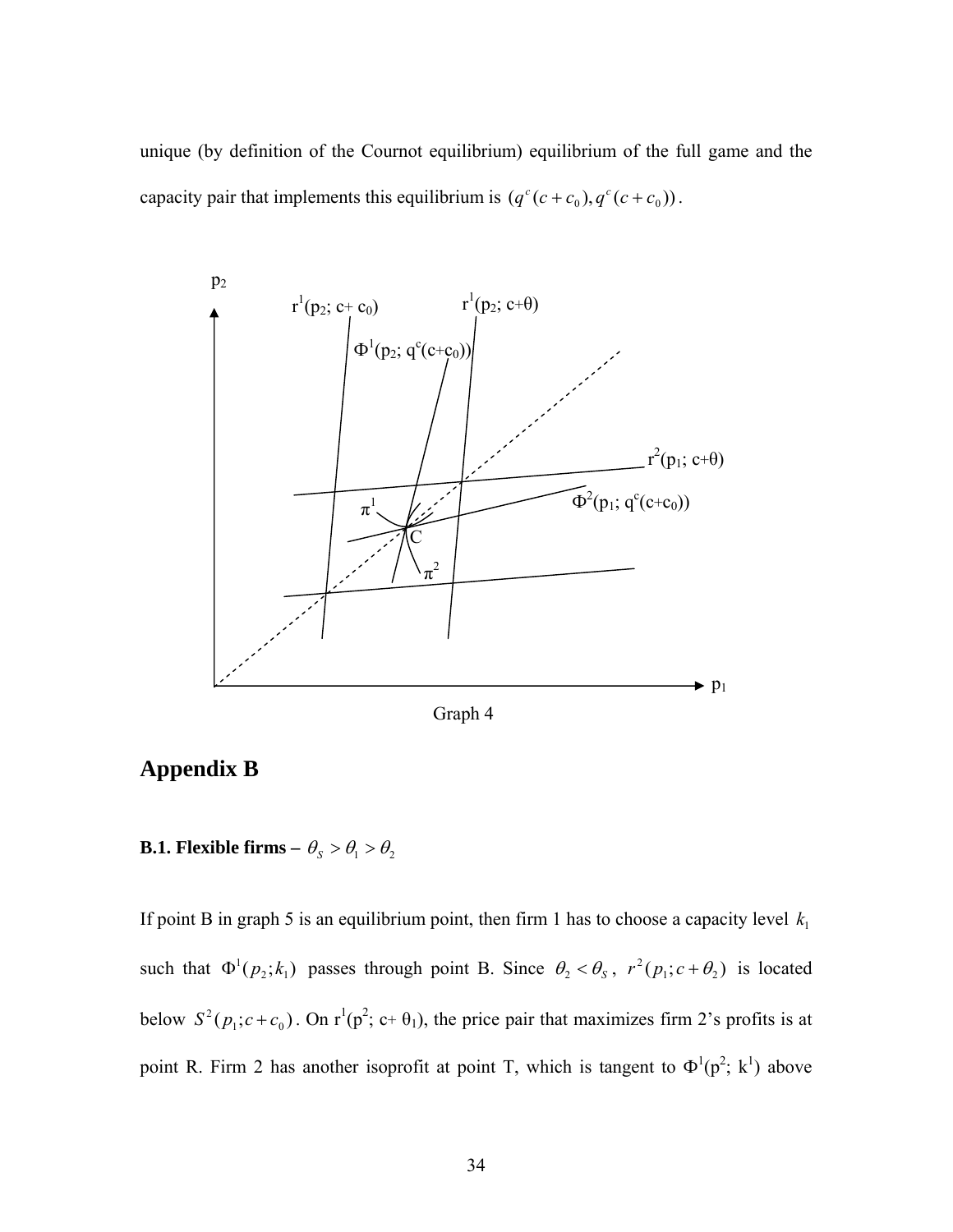unique (by definition of the Cournot equilibrium) equilibrium of the full game and the capacity pair that implements this equilibrium is $(q^c(c+c_0), q^c(c+c_0))$.

Graph 4

## Appendix B

### B.1. Flexible firms – $\theta_S > \theta_1 > \theta_2$

If point B in graph 5 is an equilibrium point, then firm 1 has to choose a capacity level $k_1$ such that $\Phi^1(p_2;k_1)$ passes through point B. Since $\theta_2 < \theta_S$, $r^2(p_1;c+\theta_2)$ is located below $S^2(p_1;c+c_0)$. On $r^1(p^2; c+\theta_1)$, the price pair that maximizes firm 2's profits is at point R. Firm 2 has another isoprofit at point T, which is tangent to $\Phi^1(p^2; k^1)$ above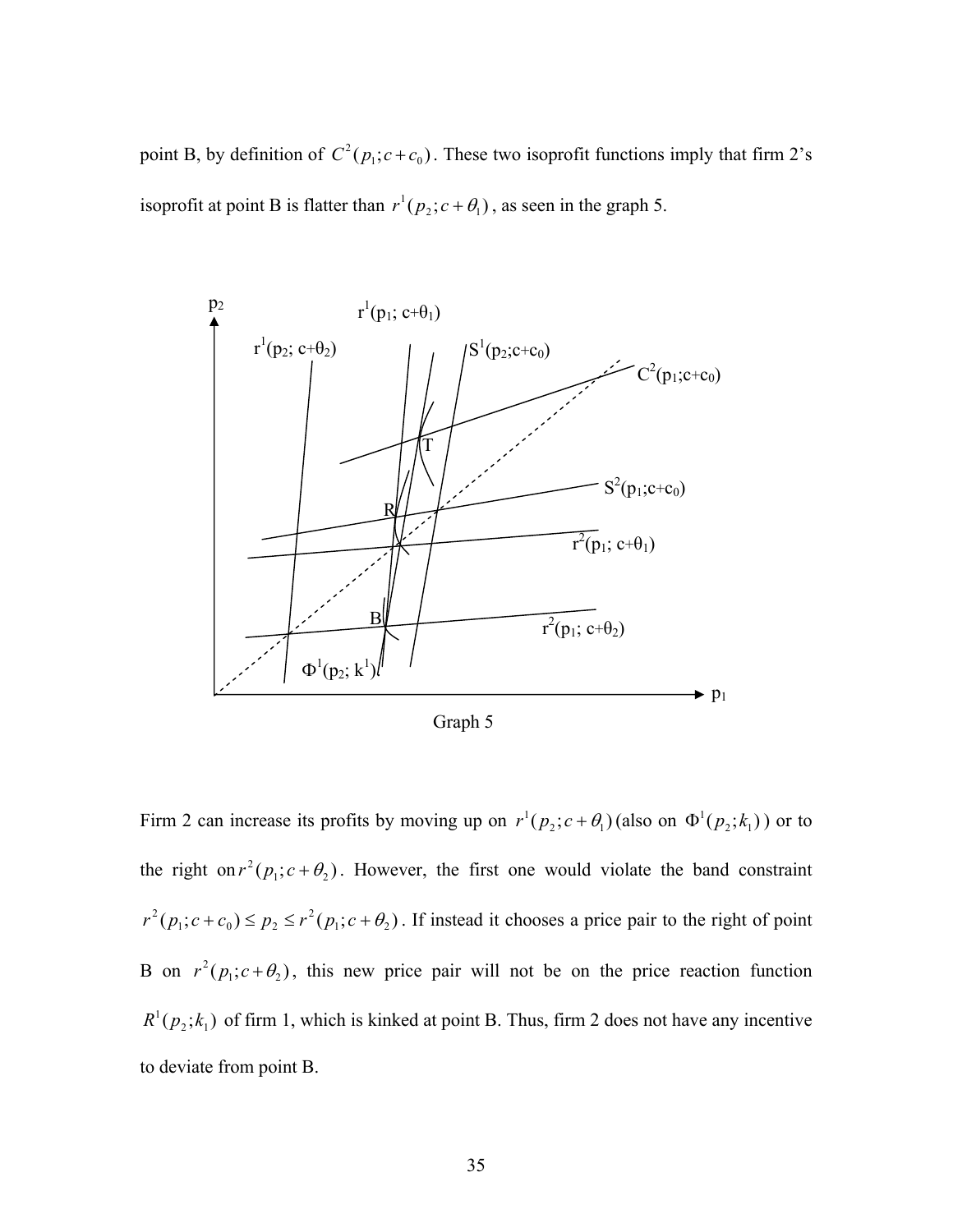point B, by definition of $C^2(p_1; c+c_0)$. These two isoprofit functions imply that firm 2's isoprofit at point B is flatter than $r^1(p_2; c+\theta_1)$, as seen in the graph 5.

Graph 5

Firm 2 can increase its profits by moving up on $r^1(p_2; c+\theta_1)$ (also on $\Phi^1(p_2; k_1)$) or to the right on $r^2(p_1; c+\theta_2)$. However, the first one would violate the band constraint $r^2(p_1; c+c_0) \leq p_2 \leq r^2(p_1; c+\theta_2)$. If instead it chooses a price pair to the right of point B on $r^2(p_1; c+\theta_2)$, this new price pair will not be on the price reaction function $R^1(p_2; k_1)$ of firm 1, which is kinked at point B. Thus, firm 2 does not have any incentive to deviate from point B.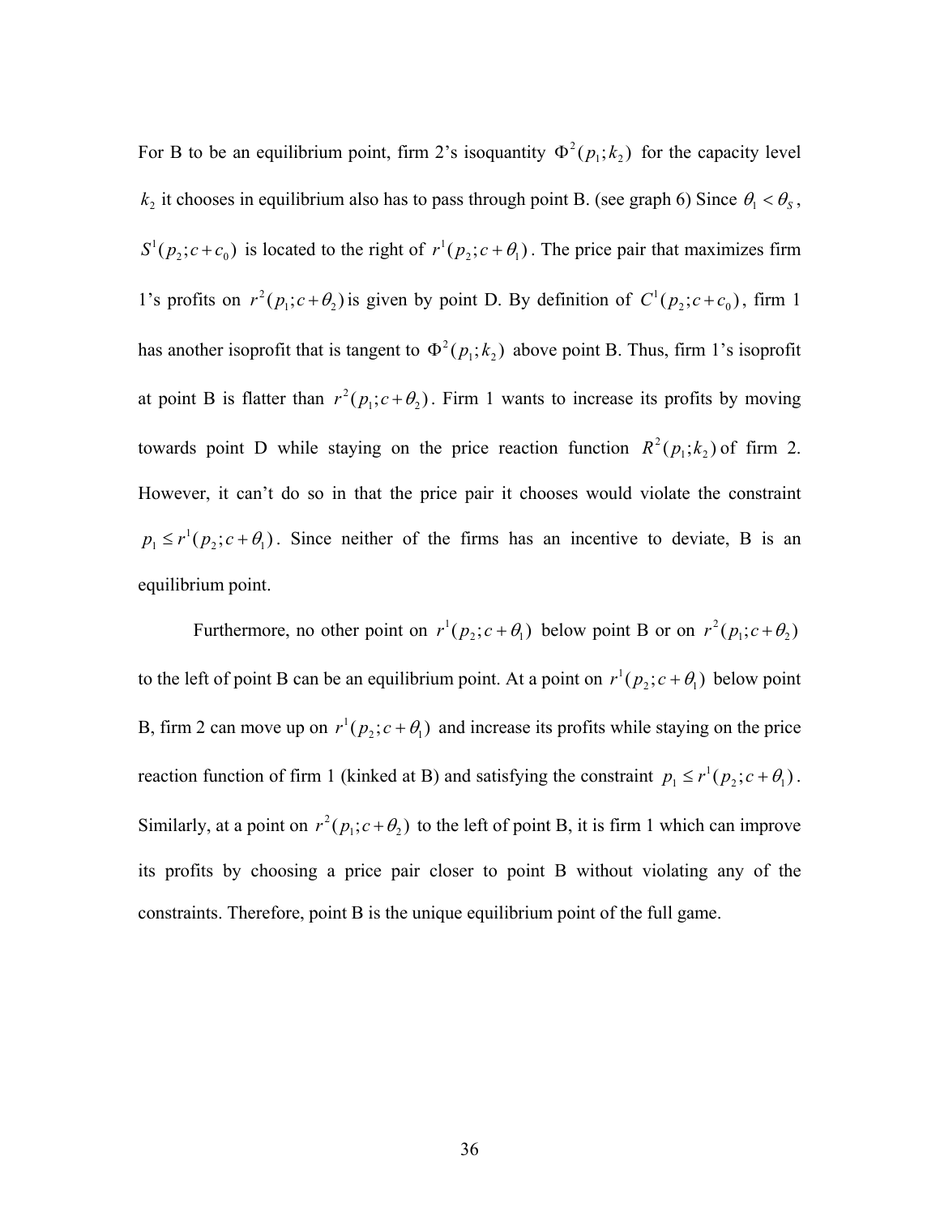For B to be an equilibrium point, firm 2's isoquantity $\Phi^2(p_1;k_2)$ for the capacity level $k_2$ it chooses in equilibrium also has to pass through point B. (see graph 6) Since $\theta_1 < \theta_S$, $S^1(p_2;c+c_0)$ is located to the right of $r^1(p_2;c+\theta_1)$. The price pair that maximizes firm 1's profits on $r^2(p_1;c+\theta_2)$ is given by point D. By definition of $C^1(p_2;c+c_0)$, firm 1 has another isoprofit that is tangent to $\Phi^2(p_1;k_2)$ above point B. Thus, firm 1's isoprofit at point B is flatter than $r^2(p_1;c+\theta_2)$. Firm 1 wants to increase its profits by moving towards point D while staying on the price reaction function $R^2(p_1;k_2)$ of firm 2. However, it can't do so in that the price pair it chooses would violate the constraint $p_1 \leq r^1(p_2;c+\theta_1)$. Since neither of the firms has an incentive to deviate, B is an equilibrium point.

Furthermore, no other point on $r^1(p_2;c+\theta_1)$ below point B or on $r^2(p_1;c+\theta_2)$ to the left of point B can be an equilibrium point. At a point on $r^1(p_2;c+\theta_1)$ below point B, firm 2 can move up on $r^1(p_2;c+\theta_1)$ and increase its profits while staying on the price reaction function of firm 1 (kinked at B) and satisfying the constraint $p_1 \leq r^1(p_2;c+\theta_1)$. Similarly, at a point on $r^2(p_1;c+\theta_2)$ to the left of point B, it is firm 1 which can improve its profits by choosing a price pair closer to point B without violating any of the constraints. Therefore, point B is the unique equilibrium point of the full game.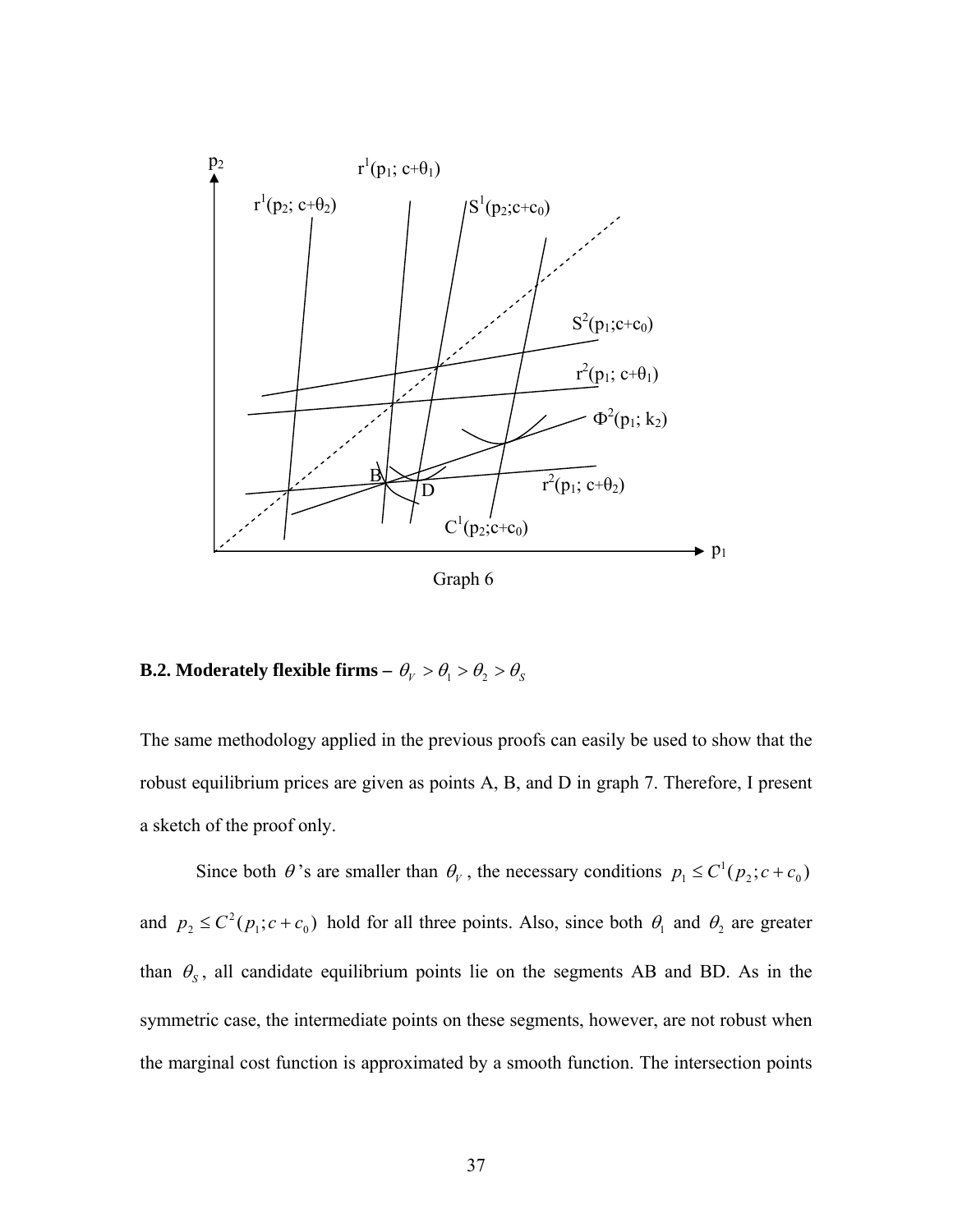Graph 6

**B.2. Moderately flexible firms –** $\theta_V > \theta_1 > \theta_2 > \theta_S$

The same methodology applied in the previous proofs can easily be used to show that the robust equilibrium prices are given as points A, B, and D in graph 7. Therefore, I present a sketch of the proof only.

Since both $\theta$'s are smaller than $\theta_V$, the necessary conditions $p_1 \le C^1(p_2; c + c_0)$ and $p_2 \le C^2(p_1; c + c_0)$ hold for all three points. Also, since both $\theta_1$ and $\theta_2$ are greater than $\theta_S$, all candidate equilibrium points lie on the segments AB and BD. As in the symmetric case, the intermediate points on these segments, however, are not robust when the marginal cost function is approximated by a smooth function. The intersection points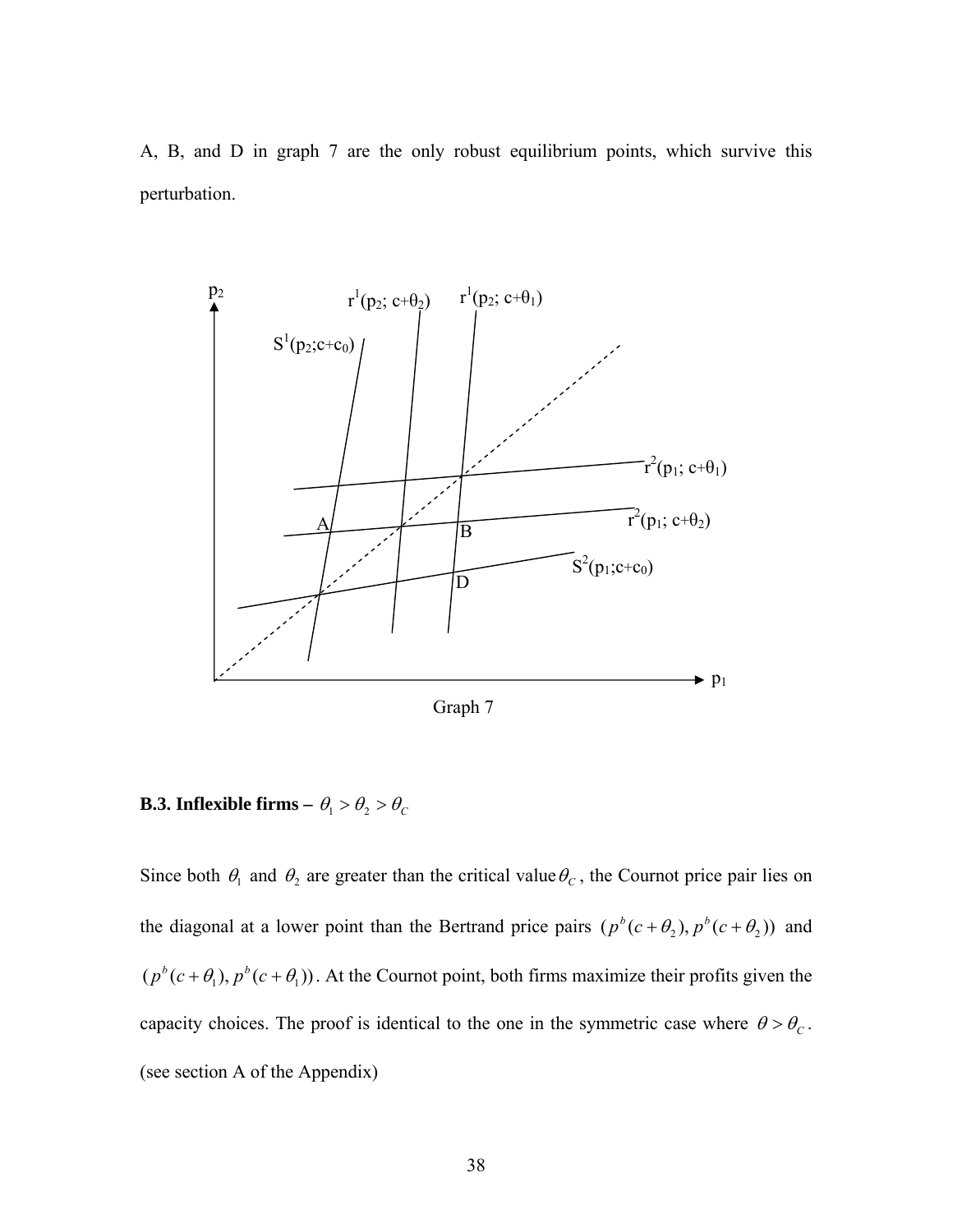A, B, and D in graph 7 are the only robust equilibrium points, which survive this perturbation.

Graph 7

**B.3. Inflexible firms –** $\theta_1 > \theta_2 > \theta_C$

Since both $\theta_1$ and $\theta_2$ are greater than the critical value $\theta_C$, the Cournot price pair lies on the diagonal at a lower point than the Bertrand price pairs $(p^b(c+\theta_2), p^b(c+\theta_2))$ and $(p^b(c+\theta_1), p^b(c+\theta_1))$. At the Cournot point, both firms maximize their profits given the capacity choices. The proof is identical to the one in the symmetric case where $\theta > \theta_C$. (see section A of the Appendix)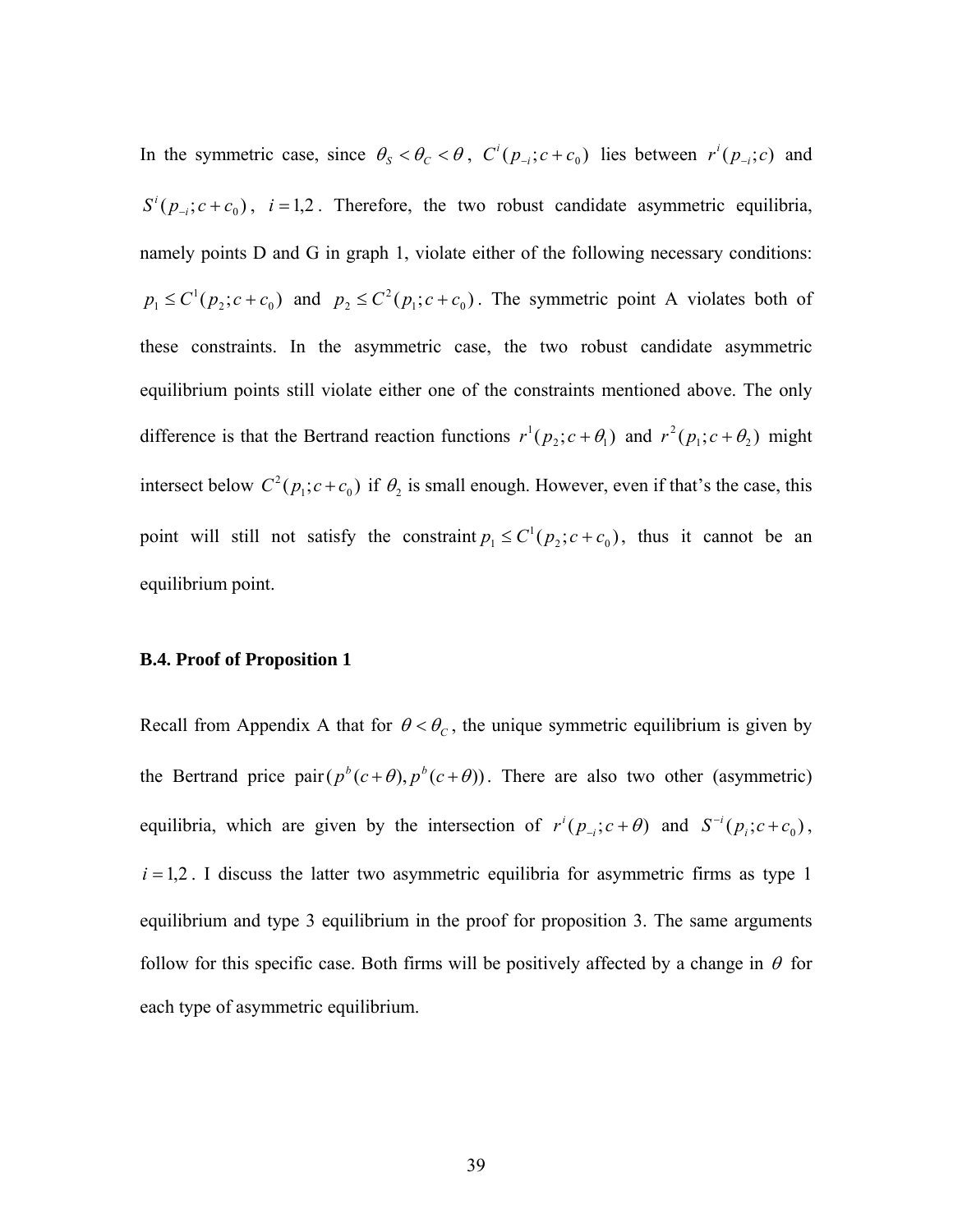In the symmetric case, since $\theta_S < \theta_C < \theta$, $C^i(p_{-i};c+c_0)$ lies between $r^i(p_{-i};c)$ and $S^i(p_{-i};c+c_0)$, $i=1,2$. Therefore, the two robust candidate asymmetric equilibria, namely points D and G in graph 1, violate either of the following necessary conditions: $p_1 \leq C^1(p_2;c+c_0)$ and $p_2 \leq C^2(p_1;c+c_0)$. The symmetric point A violates both of these constraints. In the asymmetric case, the two robust candidate asymmetric equilibrium points still violate either one of the constraints mentioned above. The only difference is that the Bertrand reaction functions $r^1(p_2;c+\theta_1)$ and $r^2(p_1;c+\theta_2)$ might intersect below $C^2(p_1;c+c_0)$ if $\theta_2$ is small enough. However, even if that's the case, this point will still not satisfy the constraint $p_1 \leq C^1(p_2;c+c_0)$, thus it cannot be an equilibrium point.

**B.4. Proof of Proposition 1**

Recall from Appendix A that for $\theta < \theta_C$, the unique symmetric equilibrium is given by the Bertrand price pair $(p^b(c+\theta), p^b(c+\theta))$. There are also two other (asymmetric) equilibria, which are given by the intersection of $r^i(p_{-i};c+\theta)$ and $S^{-i}(p_i;c+c_0)$, $i=1,2$. I discuss the latter two asymmetric equilibria for asymmetric firms as type 1 equilibrium and type 3 equilibrium in the proof for proposition 3. The same arguments follow for this specific case. Both firms will be positively affected by a change in $\theta$ for each type of asymmetric equilibrium.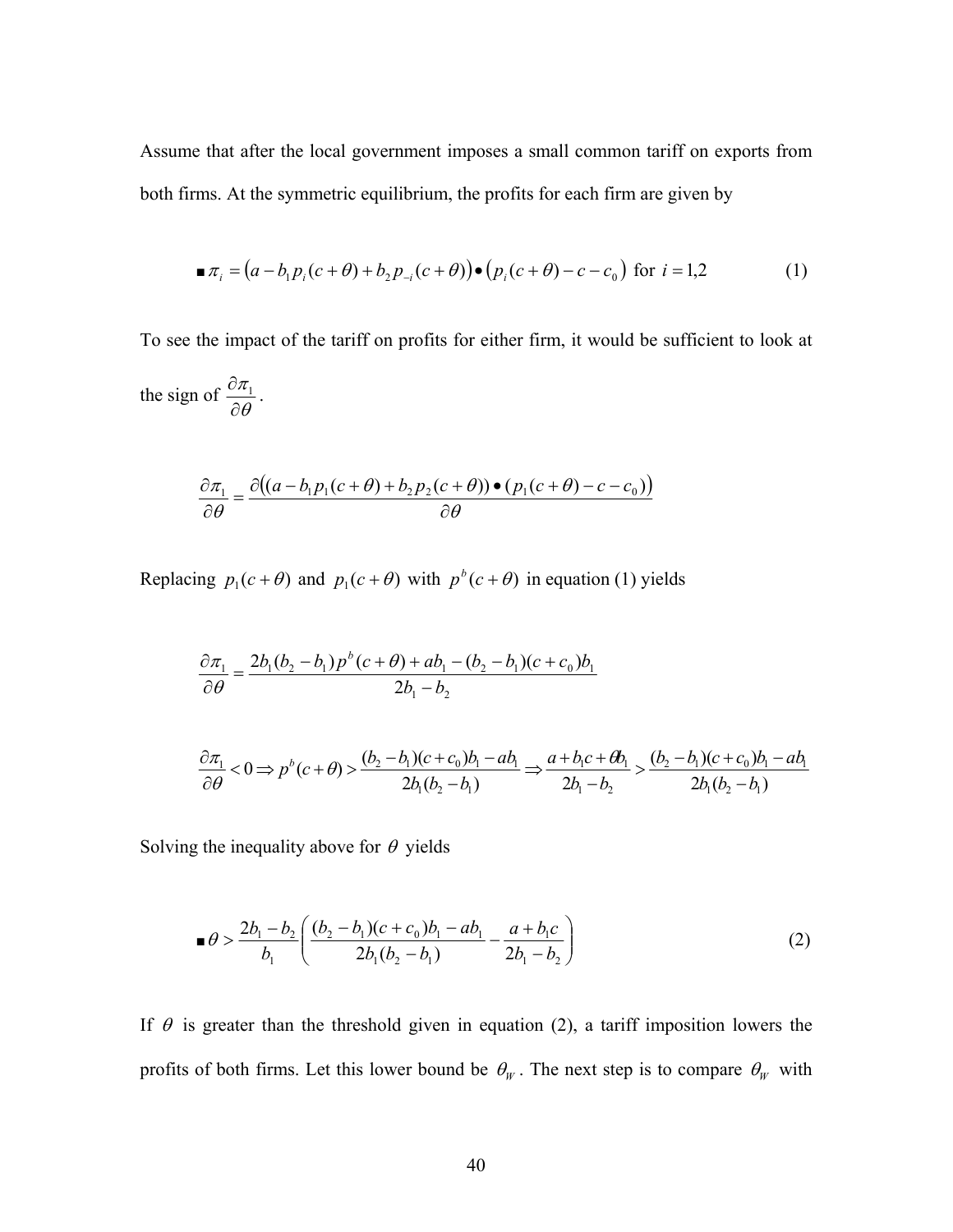Assume that after the local government imposes a small common tariff on exports from both firms. At the symmetric equilibrium, the profits for each firm are given by

$$\blacksquare\ \pi_i = \left(a - b_1 p_i(c+\theta) + b_2 p_{-i}(c+\theta)\right) \bullet \left(p_i(c+\theta) - c - c_0\right) \text{ for } i = 1,2 \tag{1}$$

To see the impact of the tariff on profits for either firm, it would be sufficient to look at the sign of $\frac{\partial \pi_1}{\partial \theta}$.

$$\frac{\partial \pi_1}{\partial \theta} = \frac{\partial\left((a - b_1 p_1(c+\theta) + b_2 p_2(c+\theta)) \bullet (p_1(c+\theta) - c - c_0)\right)}{\partial \theta}$$

Replacing $p_1(c+\theta)$ and $p_1(c+\theta)$ with $p^b(c+\theta)$ in equation (1) yields

$$\frac{\partial \pi_1}{\partial \theta} = \frac{2b_1(b_2 - b_1)p^b(c+\theta) + ab_1 - (b_2 - b_1)(c + c_0)b_1}{2b_1 - b_2}$$

$$\frac{\partial \pi_1}{\partial \theta} < 0 \Rightarrow p^b(c+\theta) > \frac{(b_2 - b_1)(c + c_0)b_1 - ab_1}{2b_1(b_2 - b_1)} \Rightarrow \frac{a + b_1 c + \theta b_1}{2b_1 - b_2} > \frac{(b_2 - b_1)(c + c_0)b_1 - ab_1}{2b_1(b_2 - b_1)}$$

Solving the inequality above for $\theta$ yields

$$\blacksquare\ \theta > \frac{2b_1 - b_2}{b_1}\left(\frac{(b_2 - b_1)(c + c_0)b_1 - ab_1}{2b_1(b_2 - b_1)} - \frac{a + b_1 c}{2b_1 - b_2}\right) \tag{2}$$

If $\theta$ is greater than the threshold given in equation (2), a tariff imposition lowers the profits of both firms. Let this lower bound be $\theta_W$. The next step is to compare $\theta_W$ with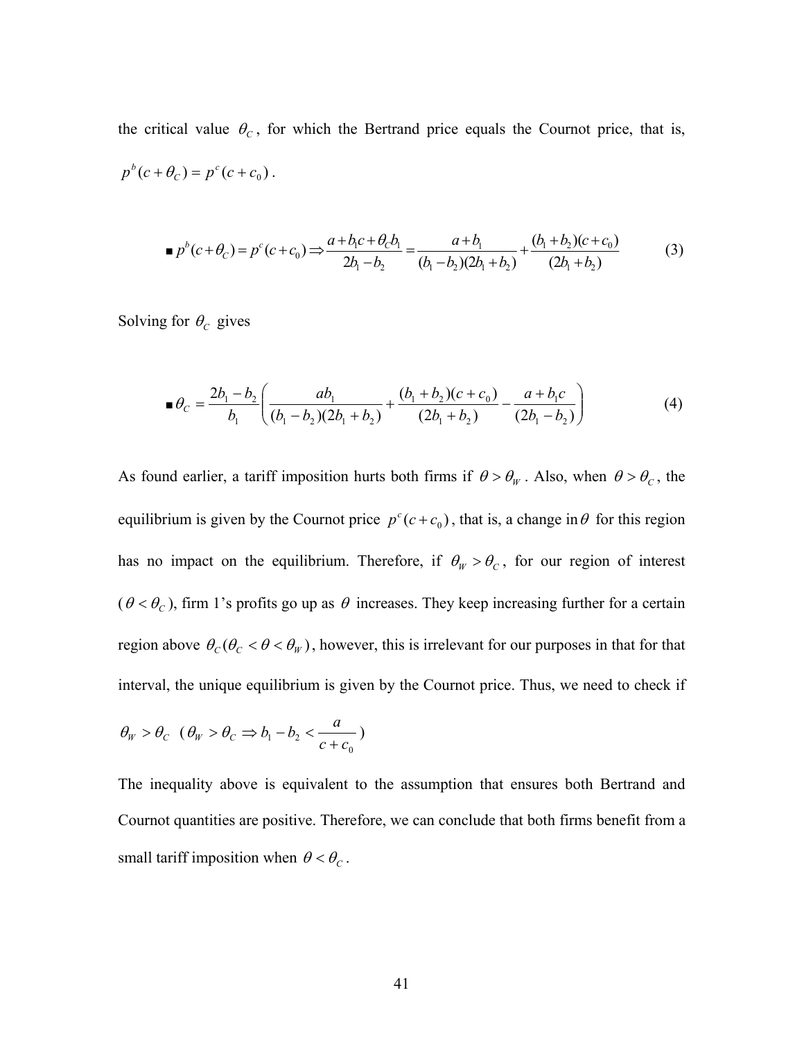the critical value $\theta_C$, for which the Bertrand price equals the Cournot price, that is, $p^b(c+\theta_C) = p^c(c+c_0)$.

$$\blacksquare\ p^b(c+\theta_C) = p^c(c+c_0) \Rightarrow \frac{a+b_1c+\theta_C b_1}{2b_1-b_2} = \frac{a+b_1}{(b_1-b_2)(2b_1+b_2)} + \frac{(b_1+b_2)(c+c_0)}{(2b_1+b_2)} \tag{3}$$

Solving for $\theta_C$ gives

$$\blacksquare\ \theta_C = \frac{2b_1-b_2}{b_1}\left(\frac{ab_1}{(b_1-b_2)(2b_1+b_2)} + \frac{(b_1+b_2)(c+c_0)}{(2b_1+b_2)} - \frac{a+b_1c}{(2b_1-b_2)}\right) \tag{4}$$

As found earlier, a tariff imposition hurts both firms if $\theta > \theta_W$. Also, when $\theta > \theta_C$, the equilibrium is given by the Cournot price $p^c(c+c_0)$, that is, a change in $\theta$ for this region has no impact on the equilibrium. Therefore, if $\theta_W > \theta_C$, for our region of interest ($\theta < \theta_C$), firm 1's profits go up as $\theta$ increases. They keep increasing further for a certain region above $\theta_C(\theta_C < \theta < \theta_W)$, however, this is irrelevant for our purposes in that for that interval, the unique equilibrium is given by the Cournot price. Thus, we need to check if

$\theta_W > \theta_C$ ($\theta_W > \theta_C \Rightarrow b_1 - b_2 < \dfrac{a}{c+c_0}$)

The inequality above is equivalent to the assumption that ensures both Bertrand and Cournot quantities are positive. Therefore, we can conclude that both firms benefit from a small tariff imposition when $\theta < \theta_C$.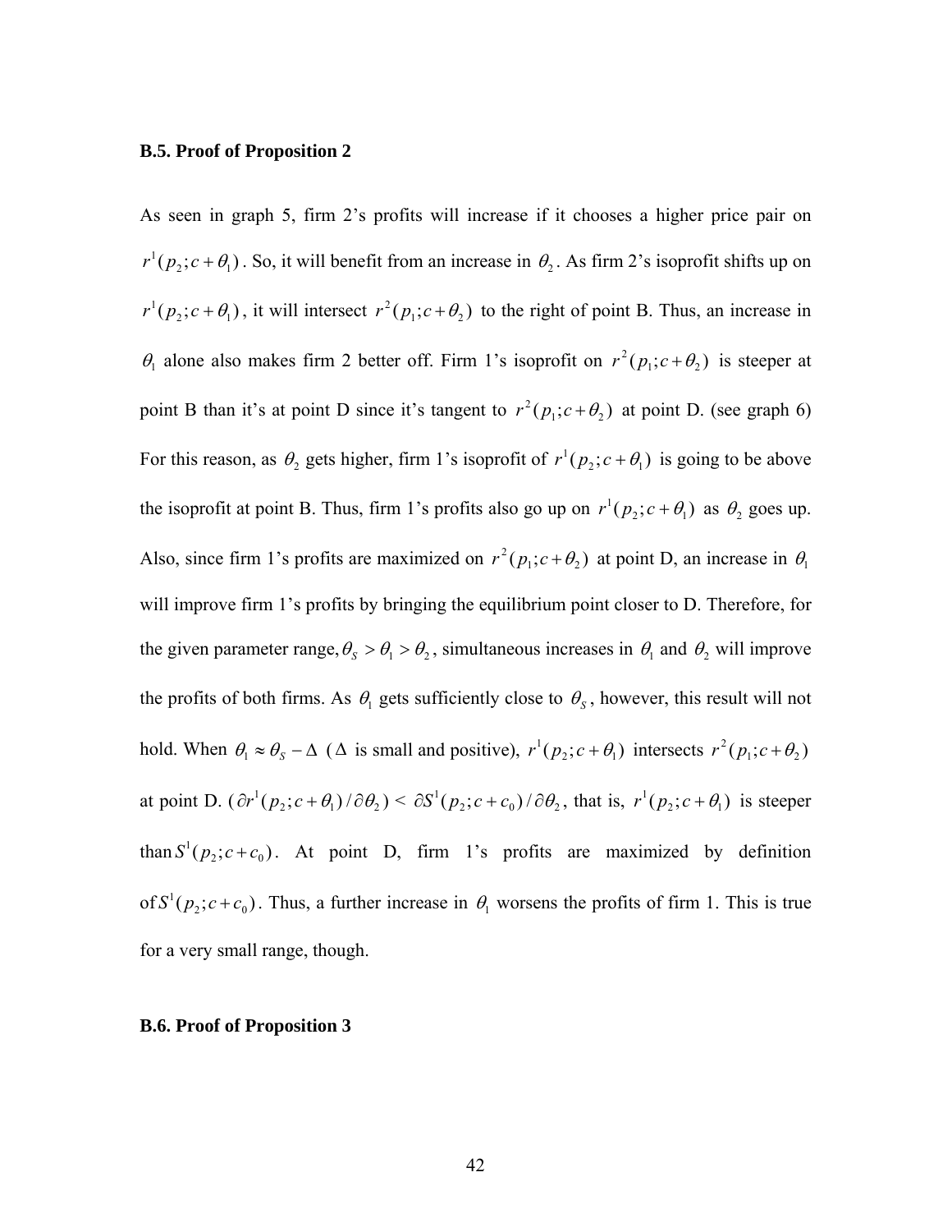### B.5. Proof of Proposition 2

As seen in graph 5, firm 2's profits will increase if it chooses a higher price pair on $r^1(p_2;c+\theta_1)$. So, it will benefit from an increase in $\theta_2$. As firm 2's isoprofit shifts up on $r^1(p_2;c+\theta_1)$, it will intersect $r^2(p_1;c+\theta_2)$ to the right of point B. Thus, an increase in $\theta_1$ alone also makes firm 2 better off. Firm 1's isoprofit on $r^2(p_1;c+\theta_2)$ is steeper at point B than it's at point D since it's tangent to $r^2(p_1;c+\theta_2)$ at point D. (see graph 6) For this reason, as $\theta_2$ gets higher, firm 1's isoprofit of $r^1(p_2;c+\theta_1)$ is going to be above the isoprofit at point B. Thus, firm 1's profits also go up on $r^1(p_2;c+\theta_1)$ as $\theta_2$ goes up. Also, since firm 1's profits are maximized on $r^2(p_1;c+\theta_2)$ at point D, an increase in $\theta_1$ will improve firm 1's profits by bringing the equilibrium point closer to D. Therefore, for the given parameter range, $\theta_S > \theta_1 > \theta_2$, simultaneous increases in $\theta_1$ and $\theta_2$ will improve the profits of both firms. As $\theta_1$ gets sufficiently close to $\theta_S$, however, this result will not hold. When $\theta_1 \approx \theta_S - \Delta$ ($\Delta$ is small and positive), $r^1(p_2;c+\theta_1)$ intersects $r^2(p_1;c+\theta_2)$ at point D. $(\partial r^1(p_2;c+\theta_1)/\partial\theta_2) < \partial S^1(p_2;c+c_0)/\partial\theta_2$, that is, $r^1(p_2;c+\theta_1)$ is steeper than $S^1(p_2;c+c_0)$. At point D, firm 1's profits are maximized by definition of $S^1(p_2;c+c_0)$. Thus, a further increase in $\theta_1$ worsens the profits of firm 1. This is true for a very small range, though.

### B.6. Proof of Proposition 3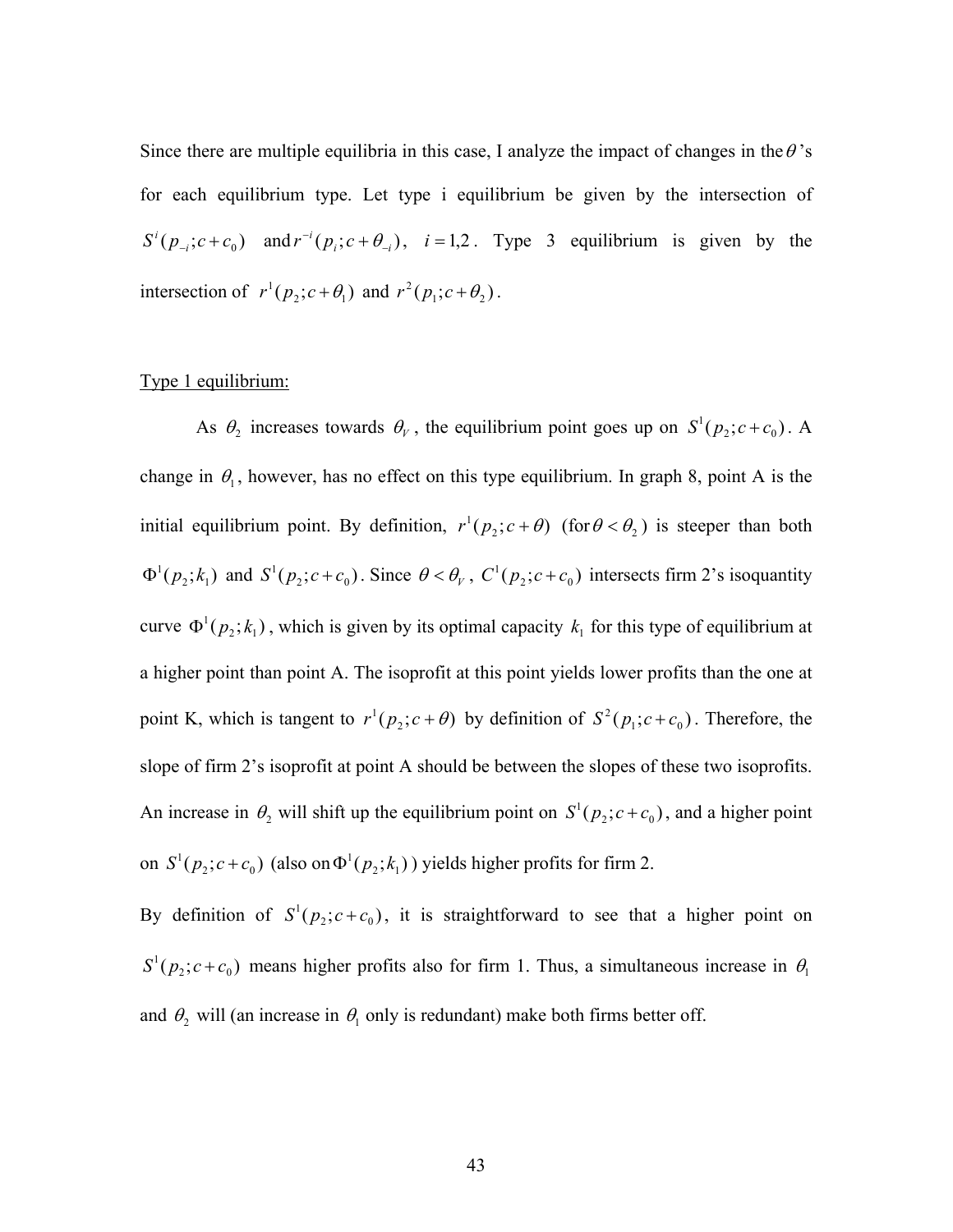Since there are multiple equilibria in this case, I analyze the impact of changes in the $\theta$'s for each equilibrium type. Let type i equilibrium be given by the intersection of $S^i(p_{-i};c+c_0)$ and $r^{-i}(p_i;c+\theta_{-i})$, $i=1,2$. Type 3 equilibrium is given by the intersection of $r^1(p_2;c+\theta_1)$ and $r^2(p_1;c+\theta_2)$.

Type 1 equilibrium:

As $\theta_2$ increases towards $\theta_V$, the equilibrium point goes up on $S^1(p_2;c+c_0)$. A change in $\theta_1$, however, has no effect on this type equilibrium. In graph 8, point A is the initial equilibrium point. By definition, $r^1(p_2;c+\theta)$ (for $\theta<\theta_2$) is steeper than both $\Phi^1(p_2;k_1)$ and $S^1(p_2;c+c_0)$. Since $\theta<\theta_V$, $C^1(p_2;c+c_0)$ intersects firm 2's isoquantity curve $\Phi^1(p_2;k_1)$, which is given by its optimal capacity $k_1$ for this type of equilibrium at a higher point than point A. The isoprofit at this point yields lower profits than the one at point K, which is tangent to $r^1(p_2;c+\theta)$ by definition of $S^2(p_1;c+c_0)$. Therefore, the slope of firm 2's isoprofit at point A should be between the slopes of these two isoprofits. An increase in $\theta_2$ will shift up the equilibrium point on $S^1(p_2;c+c_0)$, and a higher point on $S^1(p_2;c+c_0)$ (also on $\Phi^1(p_2;k_1)$) yields higher profits for firm 2.

By definition of $S^1(p_2;c+c_0)$, it is straightforward to see that a higher point on $S^1(p_2;c+c_0)$ means higher profits also for firm 1. Thus, a simultaneous increase in $\theta_1$ and $\theta_2$ will (an increase in $\theta_1$ only is redundant) make both firms better off.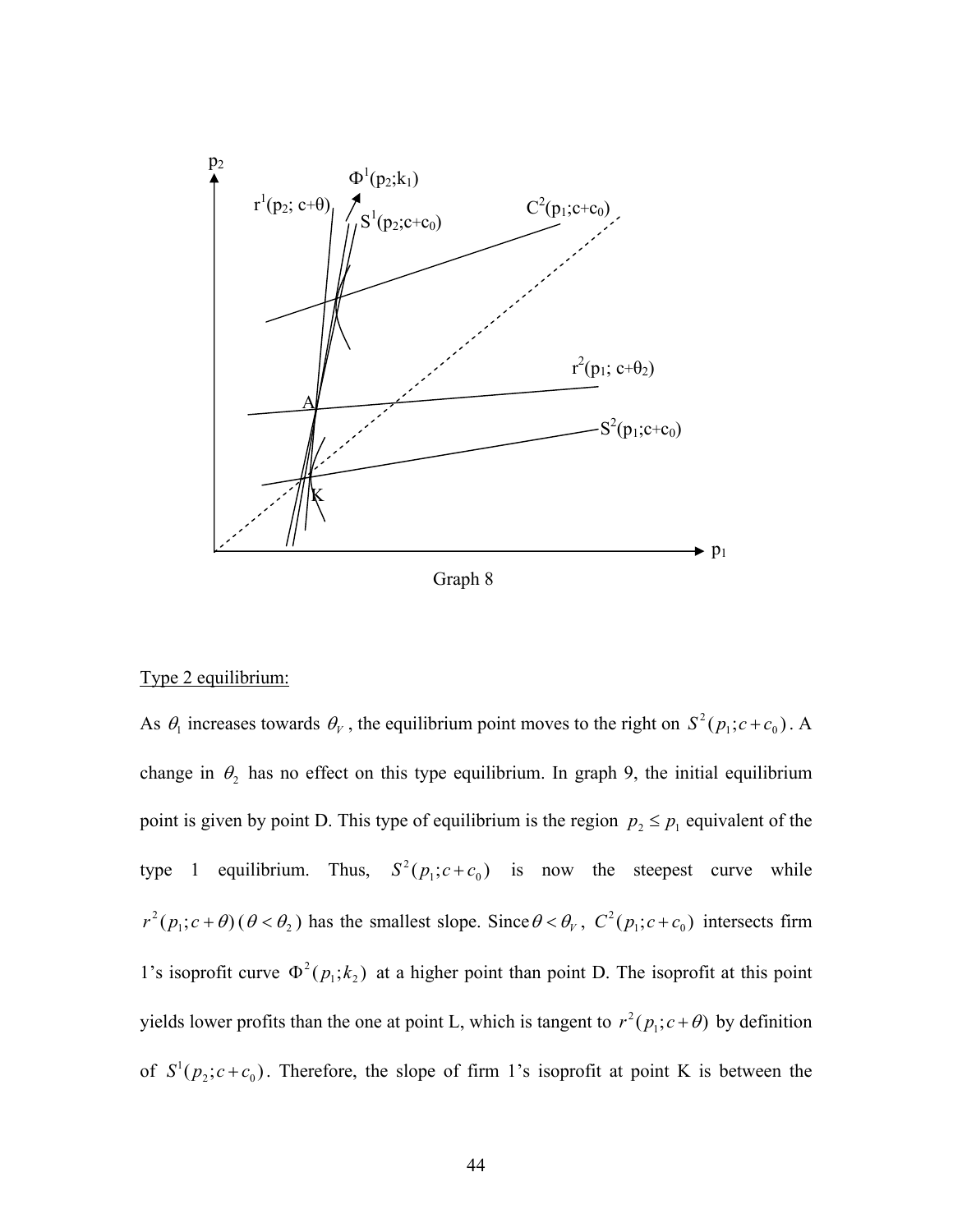Graph 8

Type 2 equilibrium:

As $\theta_1$ increases towards $\theta_V$, the equilibrium point moves to the right on $S^2(p_1;c+c_0)$. A change in $\theta_2$ has no effect on this type equilibrium. In graph 9, the initial equilibrium point is given by point D. This type of equilibrium is the region $p_2 \leq p_1$ equivalent of the type 1 equilibrium. Thus, $S^2(p_1;c+c_0)$ is now the steepest curve while $r^2(p_1;c+\theta)$ $(\theta < \theta_2)$ has the smallest slope. Since $\theta < \theta_V$, $C^2(p_1;c+c_0)$ intersects firm 1's isoprofit curve $\Phi^2(p_1;k_2)$ at a higher point than point D. The isoprofit at this point yields lower profits than the one at point L, which is tangent to $r^2(p_1;c+\theta)$ by definition of $S^1(p_2;c+c_0)$. Therefore, the slope of firm 1's isoprofit at point K is between the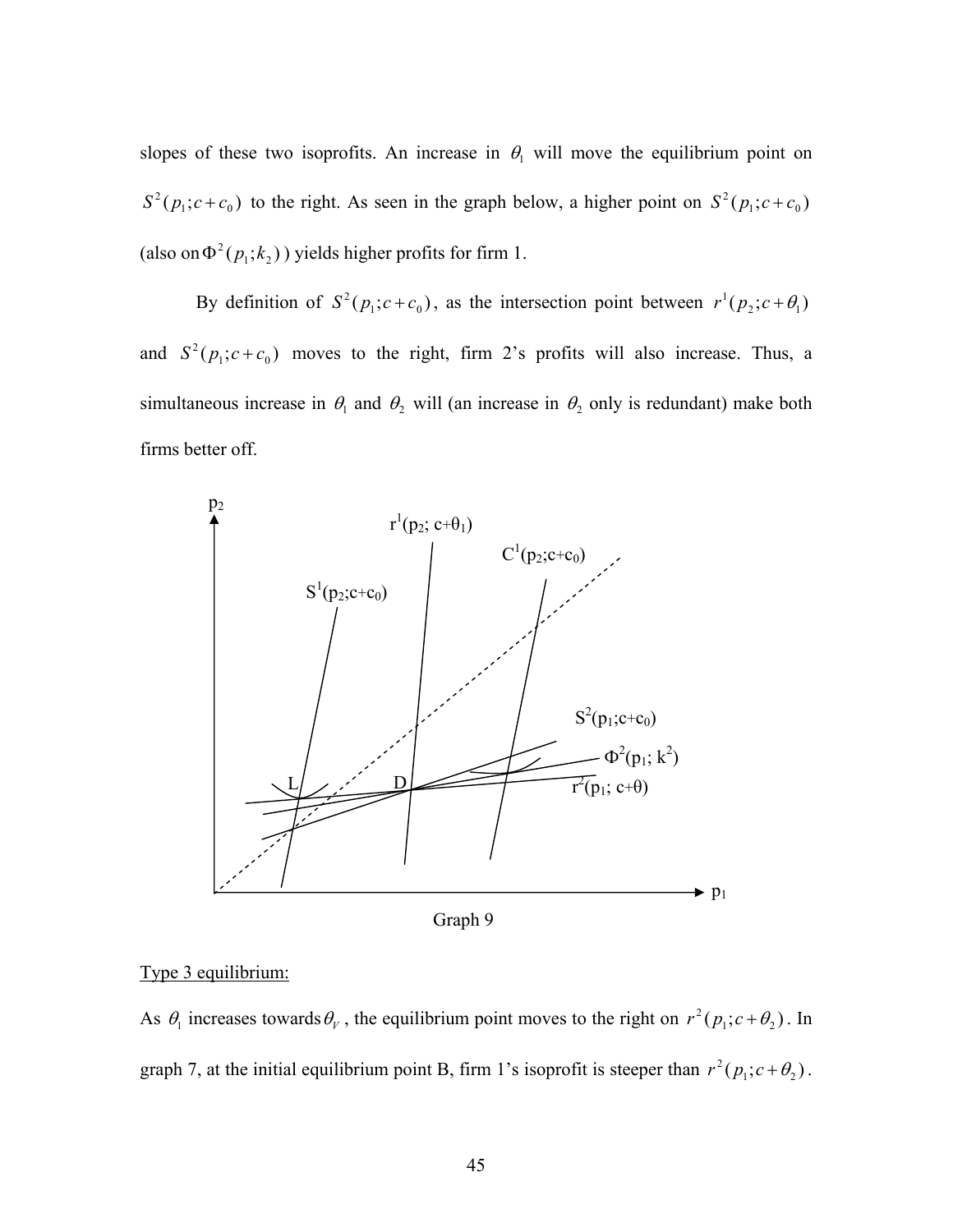slopes of these two isoprofits. An increase in $\theta_1$ will move the equilibrium point on $S^2(p_1;c+c_0)$ to the right. As seen in the graph below, a higher point on $S^2(p_1;c+c_0)$ (also on $\Phi^2(p_1;k_2)$) yields higher profits for firm 1.

By definition of $S^2(p_1;c+c_0)$, as the intersection point between $r^1(p_2;c+\theta_1)$ and $S^2(p_1;c+c_0)$ moves to the right, firm 2's profits will also increase. Thus, a simultaneous increase in $\theta_1$ and $\theta_2$ will (an increase in $\theta_2$ only is redundant) make both firms better off.

Graph 9

Type 3 equilibrium:

As $\theta_1$ increases towards $\theta_V$, the equilibrium point moves to the right on $r^2(p_1;c+\theta_2)$. In graph 7, at the initial equilibrium point B, firm 1's isoprofit is steeper than $r^2(p_1;c+\theta_2)$.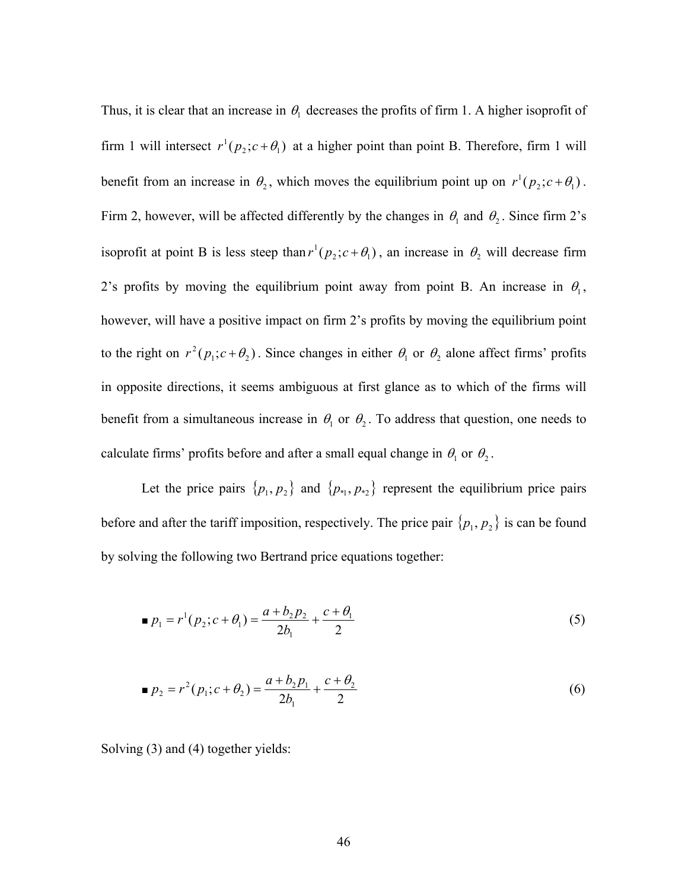Thus, it is clear that an increase in $\theta_1$ decreases the profits of firm 1. A higher isoprofit of firm 1 will intersect $r^1(p_2; c+\theta_1)$ at a higher point than point B. Therefore, firm 1 will benefit from an increase in $\theta_2$, which moves the equilibrium point up on $r^1(p_2; c+\theta_1)$. Firm 2, however, will be affected differently by the changes in $\theta_1$ and $\theta_2$. Since firm 2's isoprofit at point B is less steep than $r^1(p_2; c+\theta_1)$, an increase in $\theta_2$ will decrease firm 2's profits by moving the equilibrium point away from point B. An increase in $\theta_1$, however, will have a positive impact on firm 2's profits by moving the equilibrium point to the right on $r^2(p_1; c+\theta_2)$. Since changes in either $\theta_1$ or $\theta_2$ alone affect firms' profits in opposite directions, it seems ambiguous at first glance as to which of the firms will benefit from a simultaneous increase in $\theta_1$ or $\theta_2$. To address that question, one needs to calculate firms' profits before and after a small equal change in $\theta_1$ or $\theta_2$.

Let the price pairs $\{p_1, p_2\}$ and $\{p_{*1}, p_{*2}\}$ represent the equilibrium price pairs before and after the tariff imposition, respectively. The price pair $\{p_1, p_2\}$ is can be found by solving the following two Bertrand price equations together:

$$\blacksquare\ p_1 = r^1(p_2; c+\theta_1) = \frac{a + b_2 p_2}{2b_1} + \frac{c+\theta_1}{2} \tag{5}$$

$$\blacksquare\ p_2 = r^2(p_1; c+\theta_2) = \frac{a + b_2 p_1}{2b_1} + \frac{c+\theta_2}{2} \tag{6}$$

Solving (3) and (4) together yields: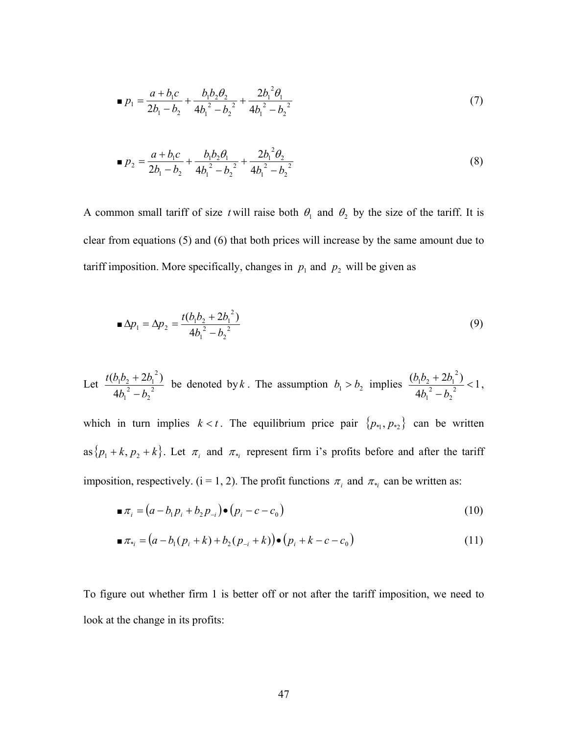$$■\ p_1 = \frac{a + b_1 c}{2b_1 - b_2} + \frac{b_1 b_2 \theta_2}{4b_1^{\ 2} - b_2^{\ 2}} + \frac{2b_1^{\ 2}\theta_1}{4b_1^{\ 2} - b_2^{\ 2}} \tag{7}$$

$$■\ p_2 = \frac{a + b_1 c}{2b_1 - b_2} + \frac{b_1 b_2 \theta_1}{4b_1^{\ 2} - b_2^{\ 2}} + \frac{2b_1^{\ 2}\theta_2}{4b_1^{\ 2} - b_2^{\ 2}} \tag{8}$$

A common small tariff of size $t$ will raise both $\theta_1$ and $\theta_2$ by the size of the tariff. It is clear from equations (5) and (6) that both prices will increase by the same amount due to tariff imposition. More specifically, changes in $p_1$ and $p_2$ will be given as

$$■\ \Delta p_1 = \Delta p_2 = \frac{t(b_1 b_2 + 2b_1^{\ 2})}{4b_1^{\ 2} - b_2^{\ 2}} \tag{9}$$

Let $\frac{t(b_1 b_2 + 2b_1^{\ 2})}{4b_1^{\ 2} - b_2^{\ 2}}$ be denoted by $k$. The assumption $b_1 > b_2$ implies $\frac{(b_1 b_2 + 2b_1^{\ 2})}{4b_1^{\ 2} - b_2^{\ 2}} < 1$, which in turn implies $k < t$. The equilibrium price pair $\{p_{*1}, p_{*2}\}$ can be written as $\{p_1 + k, p_2 + k\}$. Let $\pi_i$ and $\pi_{*i}$ represent firm i's profits before and after the tariff imposition, respectively. (i = 1, 2). The profit functions $\pi_i$ and $\pi_{*i}$ can be written as:

$$■\ \pi_i = \left(a - b_1 p_i + b_2 p_{-i}\right) \bullet \left(p_i - c - c_0\right) \tag{10}$$

$$■\ \pi_{*i} = \left(a - b_1(p_i + k) + b_2(p_{-i} + k)\right) \bullet \left(p_i + k - c - c_0\right) \tag{11}$$

To figure out whether firm 1 is better off or not after the tariff imposition, we need to look at the change in its profits: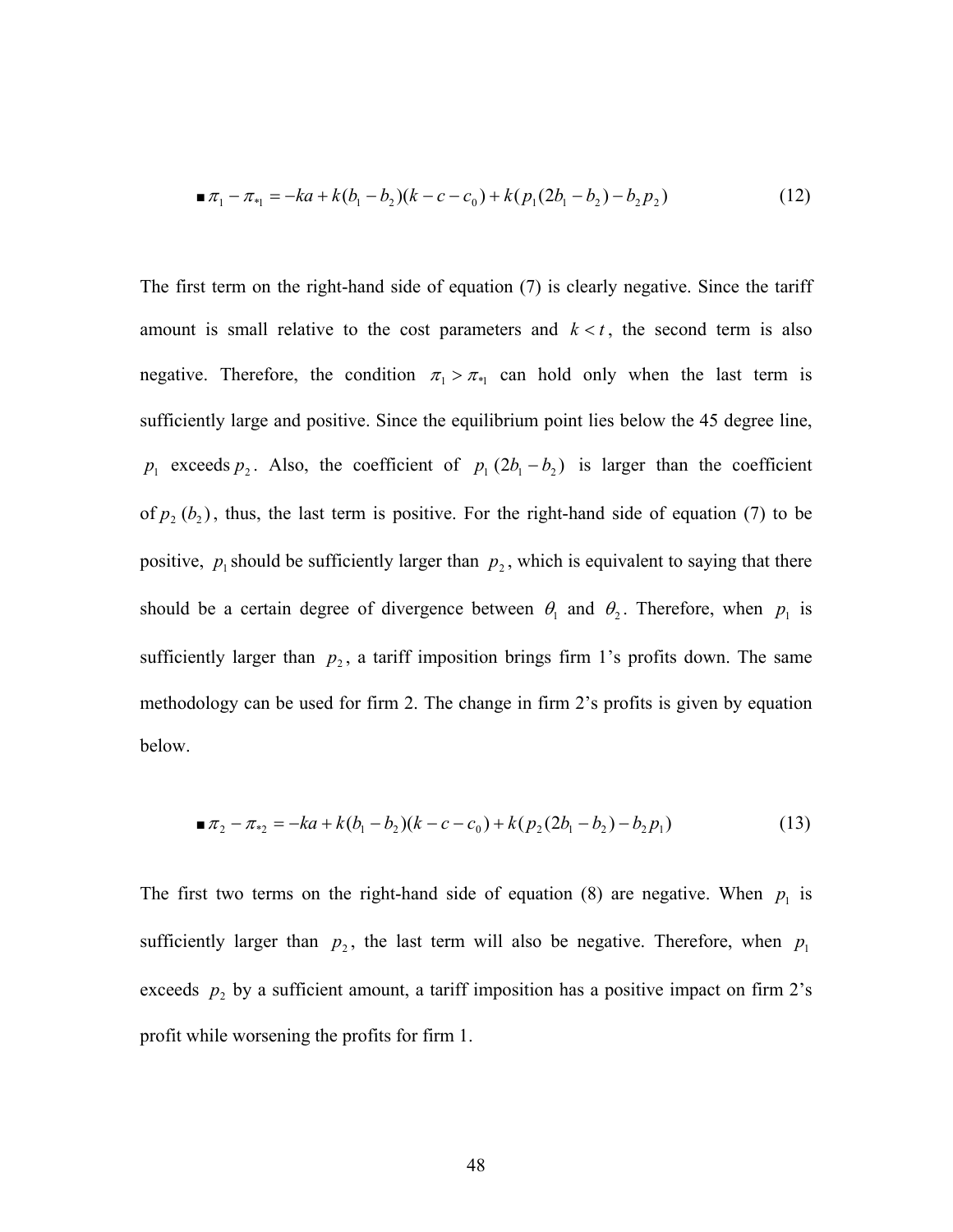$$\blacksquare\ \pi_1 - \pi_{*1} = -ka + k(b_1 - b_2)(k - c - c_0) + k(p_1(2b_1 - b_2) - b_2 p_2) \tag{12}$$

The first term on the right-hand side of equation (7) is clearly negative. Since the tariff amount is small relative to the cost parameters and $k < t$, the second term is also negative. Therefore, the condition $\pi_1 > \pi_{*1}$ can hold only when the last term is sufficiently large and positive. Since the equilibrium point lies below the 45 degree line, $p_1$ exceeds $p_2$. Also, the coefficient of $p_1\,(2b_1 - b_2)$ is larger than the coefficient of $p_2\,(b_2)$, thus, the last term is positive. For the right-hand side of equation (7) to be positive, $p_1$ should be sufficiently larger than $p_2$, which is equivalent to saying that there should be a certain degree of divergence between $\theta_1$ and $\theta_2$. Therefore, when $p_1$ is sufficiently larger than $p_2$, a tariff imposition brings firm 1's profits down. The same methodology can be used for firm 2. The change in firm 2's profits is given by equation below.

$$\blacksquare\ \pi_2 - \pi_{*2} = -ka + k(b_1 - b_2)(k - c - c_0) + k(p_2(2b_1 - b_2) - b_2 p_1) \tag{13}$$

The first two terms on the right-hand side of equation (8) are negative. When $p_1$ is sufficiently larger than $p_2$, the last term will also be negative. Therefore, when $p_1$ exceeds $p_2$ by a sufficient amount, a tariff imposition has a positive impact on firm 2's profit while worsening the profits for firm 1.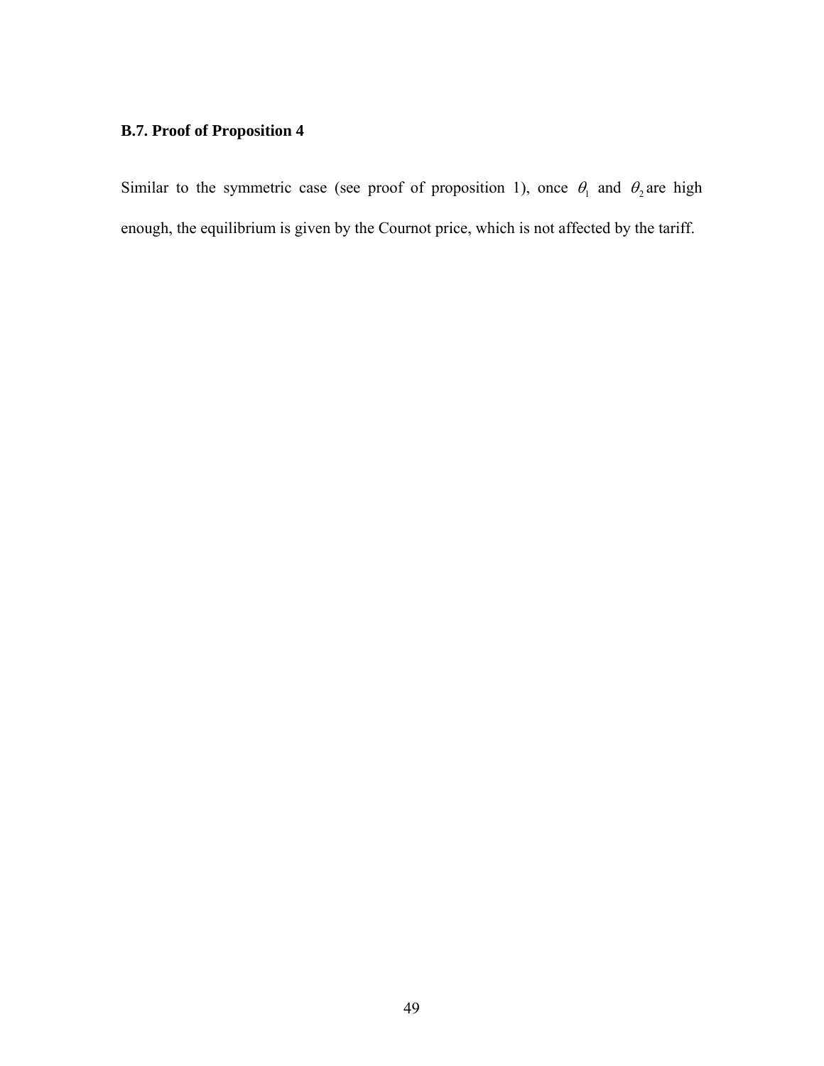### B.7. Proof of Proposition 4

Similar to the symmetric case (see proof of proposition 1), once $\theta_1$ and $\theta_2$ are high enough, the equilibrium is given by the Cournot price, which is not affected by the tariff.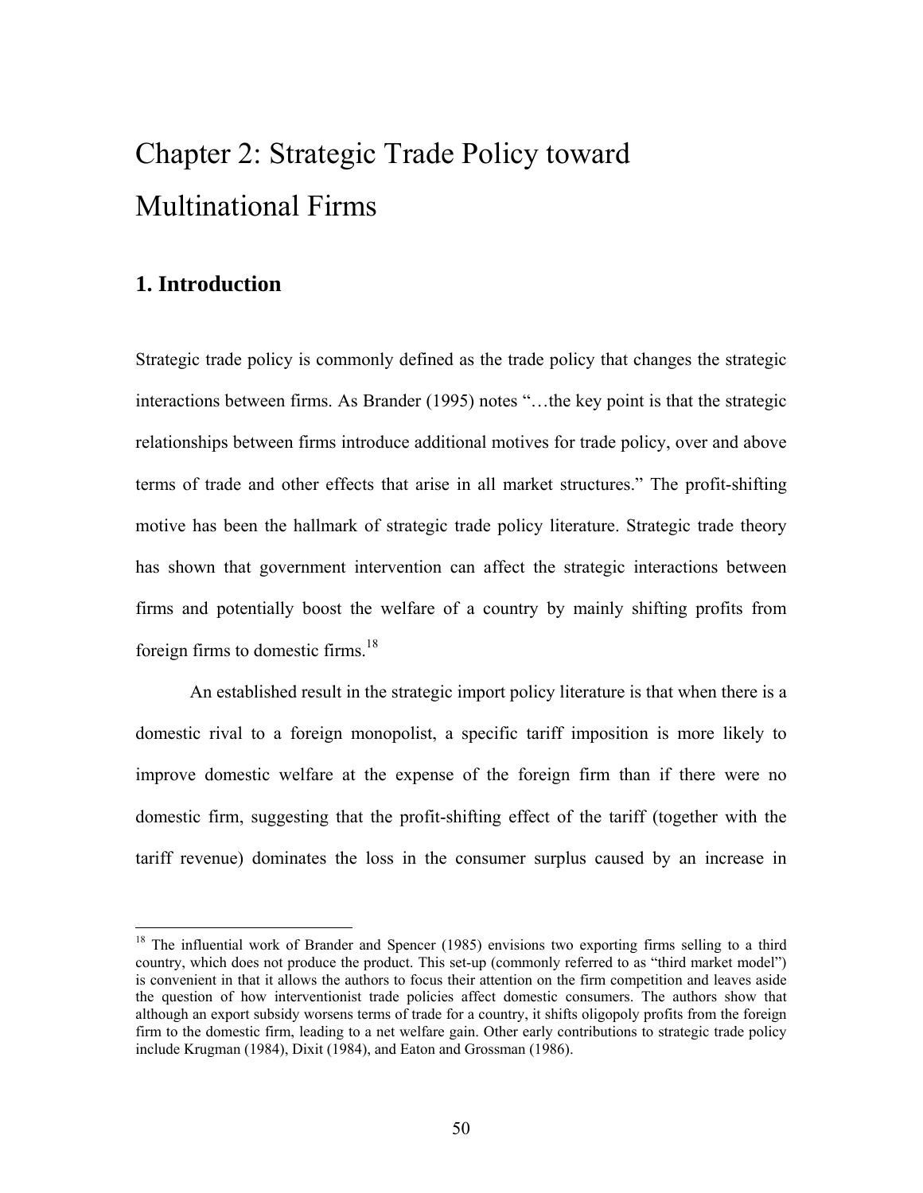# Chapter 2: Strategic Trade Policy toward Multinational Firms

## 1. Introduction

Strategic trade policy is commonly defined as the trade policy that changes the strategic interactions between firms. As Brander (1995) notes "…the key point is that the strategic relationships between firms introduce additional motives for trade policy, over and above terms of trade and other effects that arise in all market structures." The profit-shifting motive has been the hallmark of strategic trade policy literature. Strategic trade theory has shown that government intervention can affect the strategic interactions between firms and potentially boost the welfare of a country by mainly shifting profits from foreign firms to domestic firms.[18]

An established result in the strategic import policy literature is that when there is a domestic rival to a foreign monopolist, a specific tariff imposition is more likely to improve domestic welfare at the expense of the foreign firm than if there were no domestic firm, suggesting that the profit-shifting effect of the tariff (together with the tariff revenue) dominates the loss in the consumer surplus caused by an increase in

---

[18] The influential work of Brander and Spencer (1985) envisions two exporting firms selling to a third country, which does not produce the product. This set-up (commonly referred to as "third market model") is convenient in that it allows the authors to focus their attention on the firm competition and leaves aside the question of how interventionist trade policies affect domestic consumers. The authors show that although an export subsidy worsens terms of trade for a country, it shifts oligopoly profits from the foreign firm to the domestic firm, leading to a net welfare gain. Other early contributions to strategic trade policy include Krugman (1984), Dixit (1984), and Eaton and Grossman (1986).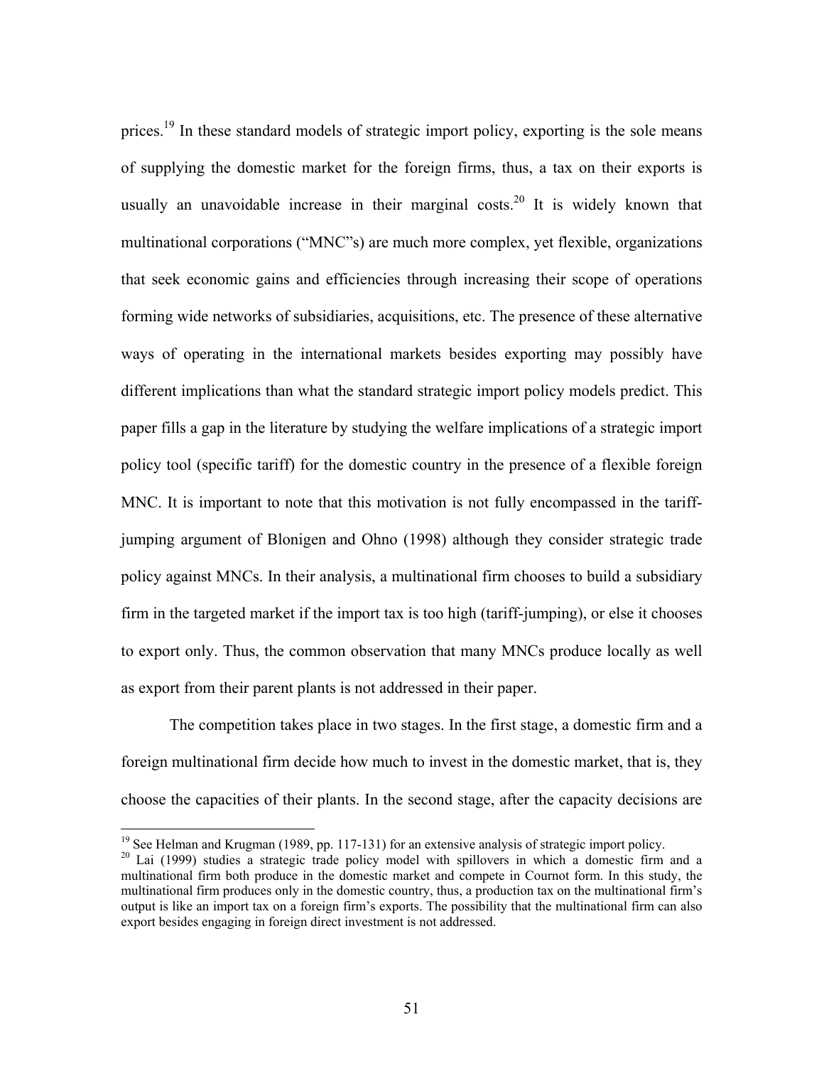prices.[19] In these standard models of strategic import policy, exporting is the sole means of supplying the domestic market for the foreign firms, thus, a tax on their exports is usually an unavoidable increase in their marginal costs.[20] It is widely known that multinational corporations ("MNC"s) are much more complex, yet flexible, organizations that seek economic gains and efficiencies through increasing their scope of operations forming wide networks of subsidiaries, acquisitions, etc. The presence of these alternative ways of operating in the international markets besides exporting may possibly have different implications than what the standard strategic import policy models predict. This paper fills a gap in the literature by studying the welfare implications of a strategic import policy tool (specific tariff) for the domestic country in the presence of a flexible foreign MNC. It is important to note that this motivation is not fully encompassed in the tariff-jumping argument of Blonigen and Ohno (1998) although they consider strategic trade policy against MNCs. In their analysis, a multinational firm chooses to build a subsidiary firm in the targeted market if the import tax is too high (tariff-jumping), or else it chooses to export only. Thus, the common observation that many MNCs produce locally as well as export from their parent plants is not addressed in their paper.

The competition takes place in two stages. In the first stage, a domestic firm and a foreign multinational firm decide how much to invest in the domestic market, that is, they choose the capacities of their plants. In the second stage, after the capacity decisions are

---

[19] See Helman and Krugman (1989, pp. 117-131) for an extensive analysis of strategic import policy.

[20] Lai (1999) studies a strategic trade policy model with spillovers in which a domestic firm and a multinational firm both produce in the domestic market and compete in Cournot form. In this study, the multinational firm produces only in the domestic country, thus, a production tax on the multinational firm's output is like an import tax on a foreign firm's exports. The possibility that the multinational firm can also export besides engaging in foreign direct investment is not addressed.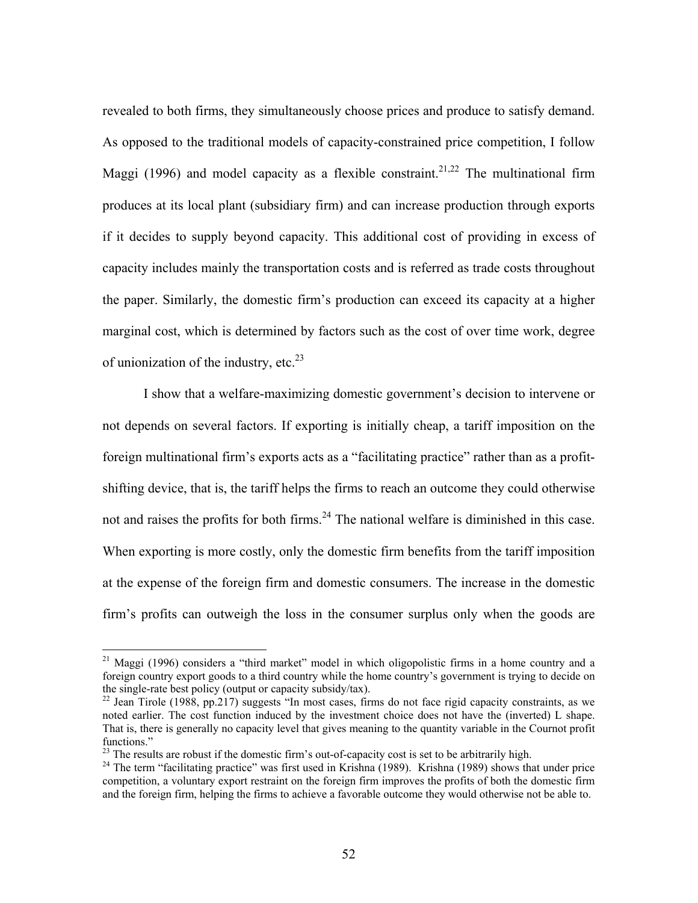revealed to both firms, they simultaneously choose prices and produce to satisfy demand. As opposed to the traditional models of capacity-constrained price competition, I follow Maggi (1996) and model capacity as a flexible constraint.[21,22] The multinational firm produces at its local plant (subsidiary firm) and can increase production through exports if it decides to supply beyond capacity. This additional cost of providing in excess of capacity includes mainly the transportation costs and is referred as trade costs throughout the paper. Similarly, the domestic firm's production can exceed its capacity at a higher marginal cost, which is determined by factors such as the cost of over time work, degree of unionization of the industry, etc.[23]

I show that a welfare-maximizing domestic government's decision to intervene or not depends on several factors. If exporting is initially cheap, a tariff imposition on the foreign multinational firm's exports acts as a "facilitating practice" rather than as a profit-shifting device, that is, the tariff helps the firms to reach an outcome they could otherwise not and raises the profits for both firms.[24] The national welfare is diminished in this case. When exporting is more costly, only the domestic firm benefits from the tariff imposition at the expense of the foreign firm and domestic consumers. The increase in the domestic firm's profits can outweigh the loss in the consumer surplus only when the goods are

---

[21] Maggi (1996) considers a "third market" model in which oligopolistic firms in a home country and a foreign country export goods to a third country while the home country's government is trying to decide on the single-rate best policy (output or capacity subsidy/tax).

[22] Jean Tirole (1988, pp.217) suggests "In most cases, firms do not face rigid capacity constraints, as we noted earlier. The cost function induced by the investment choice does not have the (inverted) L shape. That is, there is generally no capacity level that gives meaning to the quantity variable in the Cournot profit functions."

[23] The results are robust if the domestic firm's out-of-capacity cost is set to be arbitrarily high.

[24] The term "facilitating practice" was first used in Krishna (1989). Krishna (1989) shows that under price competition, a voluntary export restraint on the foreign firm improves the profits of both the domestic firm and the foreign firm, helping the firms to achieve a favorable outcome they would otherwise not be able to.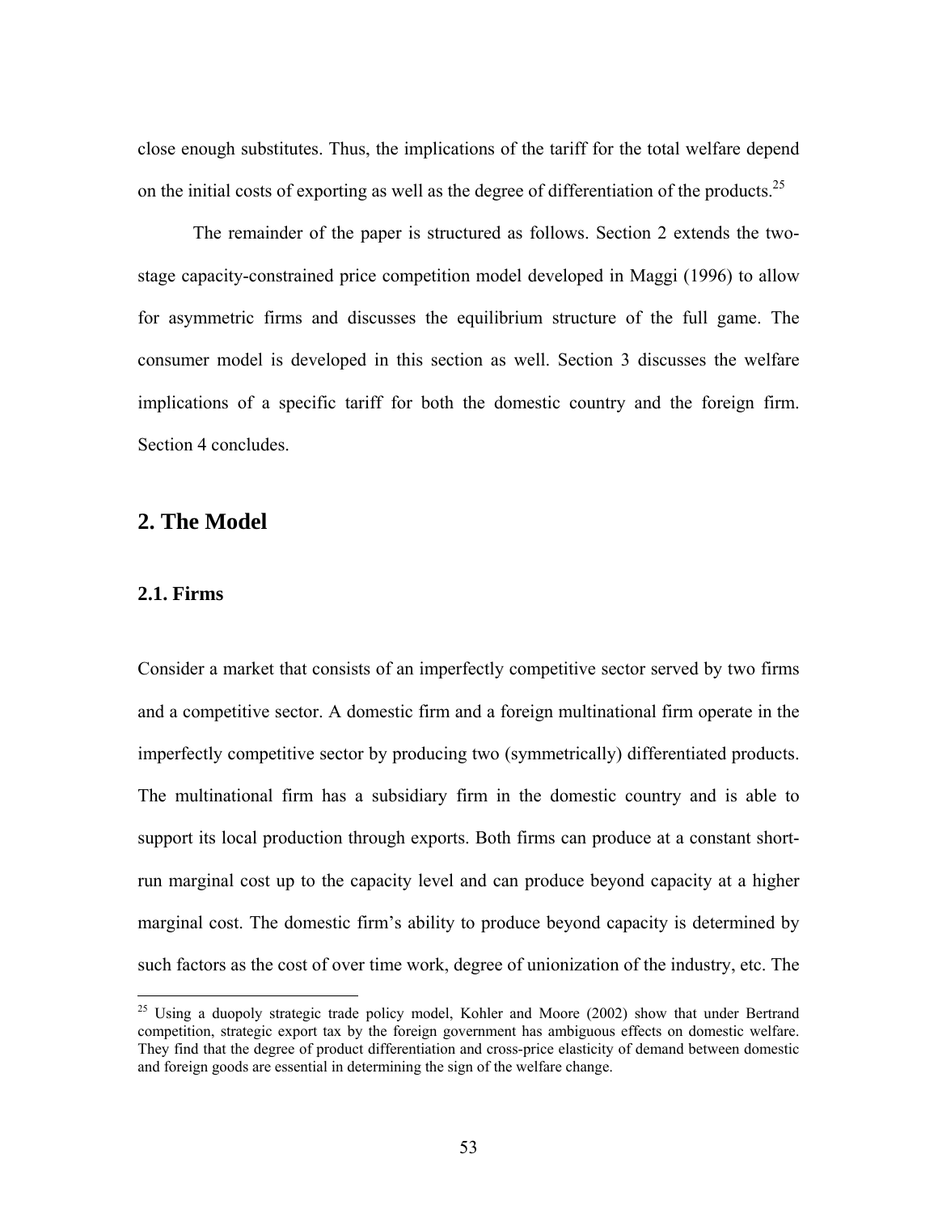close enough substitutes. Thus, the implications of the tariff for the total welfare depend on the initial costs of exporting as well as the degree of differentiation of the products.[25]

The remainder of the paper is structured as follows. Section 2 extends the two-stage capacity-constrained price competition model developed in Maggi (1996) to allow for asymmetric firms and discusses the equilibrium structure of the full game. The consumer model is developed in this section as well. Section 3 discusses the welfare implications of a specific tariff for both the domestic country and the foreign firm. Section 4 concludes.

## 2. The Model

### 2.1. Firms

Consider a market that consists of an imperfectly competitive sector served by two firms and a competitive sector. A domestic firm and a foreign multinational firm operate in the imperfectly competitive sector by producing two (symmetrically) differentiated products. The multinational firm has a subsidiary firm in the domestic country and is able to support its local production through exports. Both firms can produce at a constant short-run marginal cost up to the capacity level and can produce beyond capacity at a higher marginal cost. The domestic firm's ability to produce beyond capacity is determined by such factors as the cost of over time work, degree of unionization of the industry, etc. The

[25] Using a duopoly strategic trade policy model, Kohler and Moore (2002) show that under Bertrand competition, strategic export tax by the foreign government has ambiguous effects on domestic welfare. They find that the degree of product differentiation and cross-price elasticity of demand between domestic and foreign goods are essential in determining the sign of the welfare change.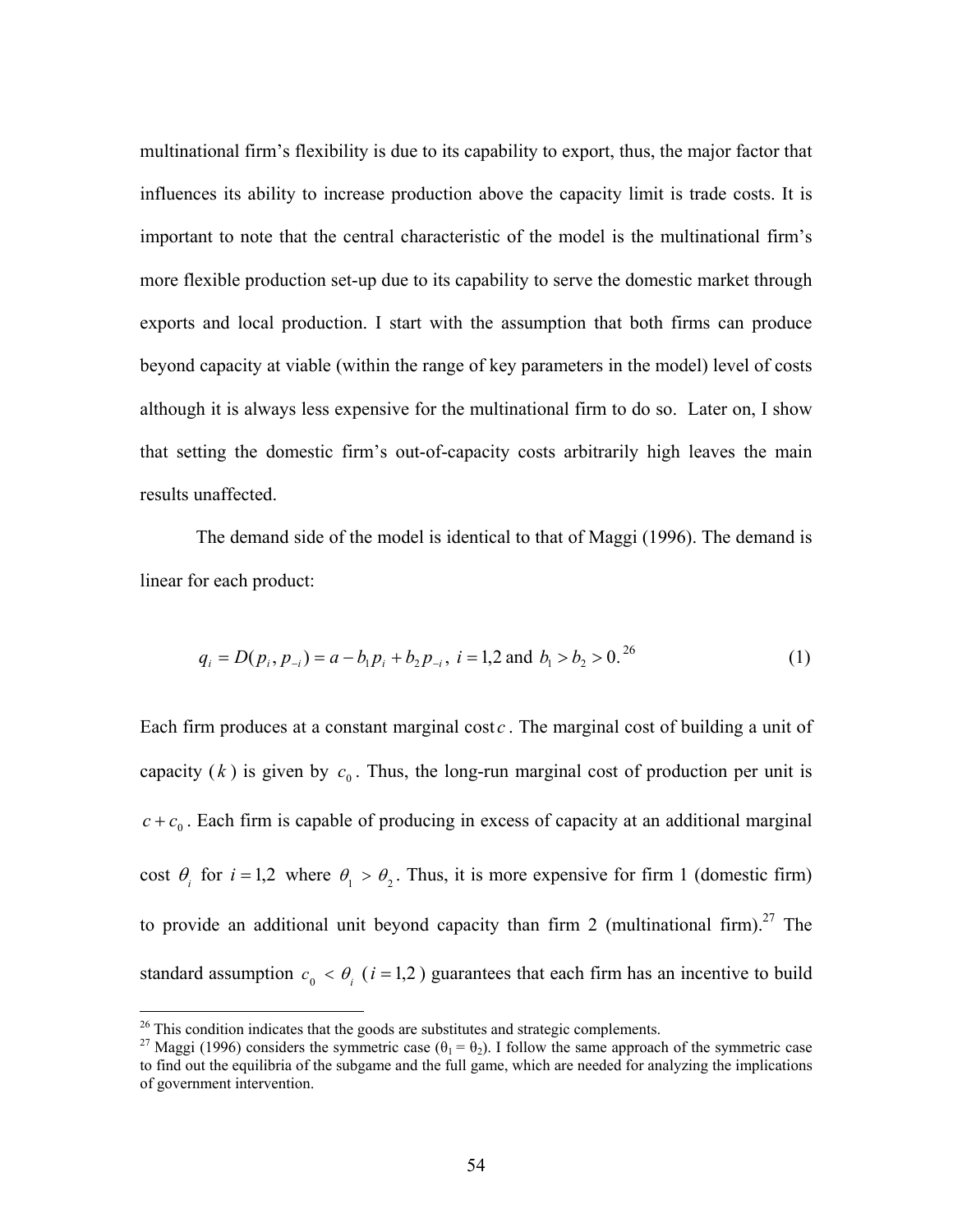multinational firm's flexibility is due to its capability to export, thus, the major factor that influences its ability to increase production above the capacity limit is trade costs. It is important to note that the central characteristic of the model is the multinational firm's more flexible production set-up due to its capability to serve the domestic market through exports and local production. I start with the assumption that both firms can produce beyond capacity at viable (within the range of key parameters in the model) level of costs although it is always less expensive for the multinational firm to do so. Later on, I show that setting the domestic firm's out-of-capacity costs arbitrarily high leaves the main results unaffected.

The demand side of the model is identical to that of Maggi (1996). The demand is linear for each product:

$$q_i = D(p_i, p_{-i}) = a - b_1 p_i + b_2 p_{-i}, \; i = 1,2 \text{ and } b_1 > b_2 > 0.\text{[26]} \tag{1}$$

Each firm produces at a constant marginal cost $c$. The marginal cost of building a unit of capacity ($k$) is given by $c_0$. Thus, the long-run marginal cost of production per unit is $c + c_0$. Each firm is capable of producing in excess of capacity at an additional marginal cost $\theta_i$ for $i = 1,2$ where $\theta_1 > \theta_2$. Thus, it is more expensive for firm 1 (domestic firm) to provide an additional unit beyond capacity than firm 2 (multinational firm).[27] The standard assumption $c_0 < \theta_i$ ($i = 1,2$) guarantees that each firm has an incentive to build

[26] This condition indicates that the goods are substitutes and strategic complements.

[27] Maggi (1996) considers the symmetric case ($\theta_1 = \theta_2$). I follow the same approach of the symmetric case to find out the equilibria of the subgame and the full game, which are needed for analyzing the implications of government intervention.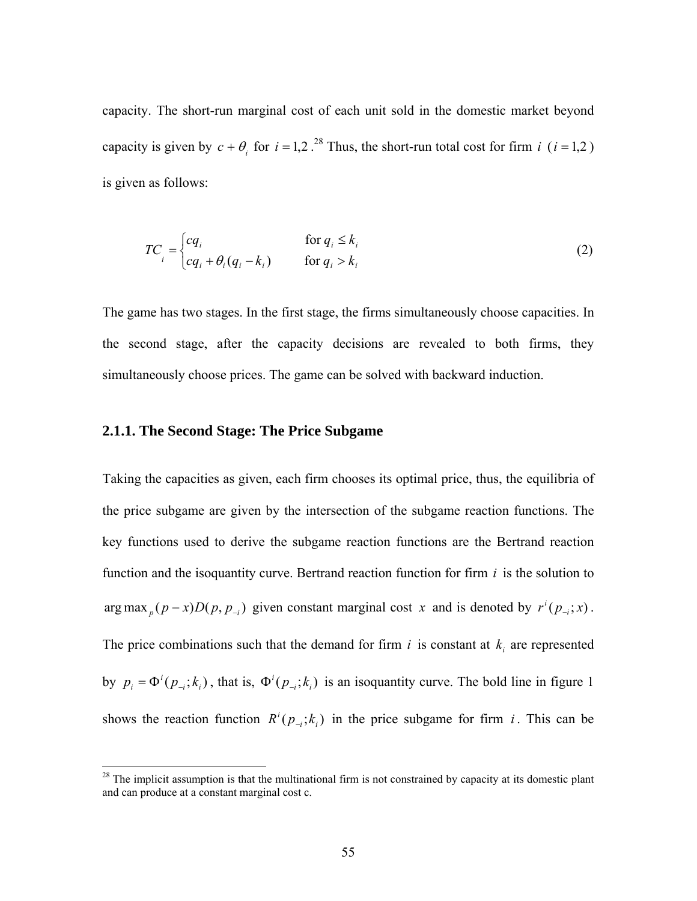capacity. The short-run marginal cost of each unit sold in the domestic market beyond capacity is given by $c + \theta_i$ for $i = 1,2$ .[28] Thus, the short-run total cost for firm $i$ ($i = 1,2$) is given as follows:

$$TC_i = \begin{cases} cq_i & \text{for } q_i \leq k_i \\ cq_i + \theta_i (q_i - k_i) & \text{for } q_i > k_i \end{cases} \tag{2}$$

The game has two stages. In the first stage, the firms simultaneously choose capacities. In the second stage, after the capacity decisions are revealed to both firms, they simultaneously choose prices. The game can be solved with backward induction.

### 2.1.1. The Second Stage: The Price Subgame

Taking the capacities as given, each firm chooses its optimal price, thus, the equilibria of the price subgame are given by the intersection of the subgame reaction functions. The key functions used to derive the subgame reaction functions are the Bertrand reaction function and the isoquantity curve. Bertrand reaction function for firm $i$ is the solution to $\arg\max_p (p - x) D(p, p_{-i})$ given constant marginal cost $x$ and is denoted by $r^i(p_{-i}; x)$. The price combinations such that the demand for firm $i$ is constant at $k_i$ are represented by $p_i = \Phi^i(p_{-i}; k_i)$, that is, $\Phi^i(p_{-i}; k_i)$ is an isoquantity curve. The bold line in figure 1 shows the reaction function $R^i(p_{-i}; k_i)$ in the price subgame for firm $i$. This can be

[28] The implicit assumption is that the multinational firm is not constrained by capacity at its domestic plant and can produce at a constant marginal cost c.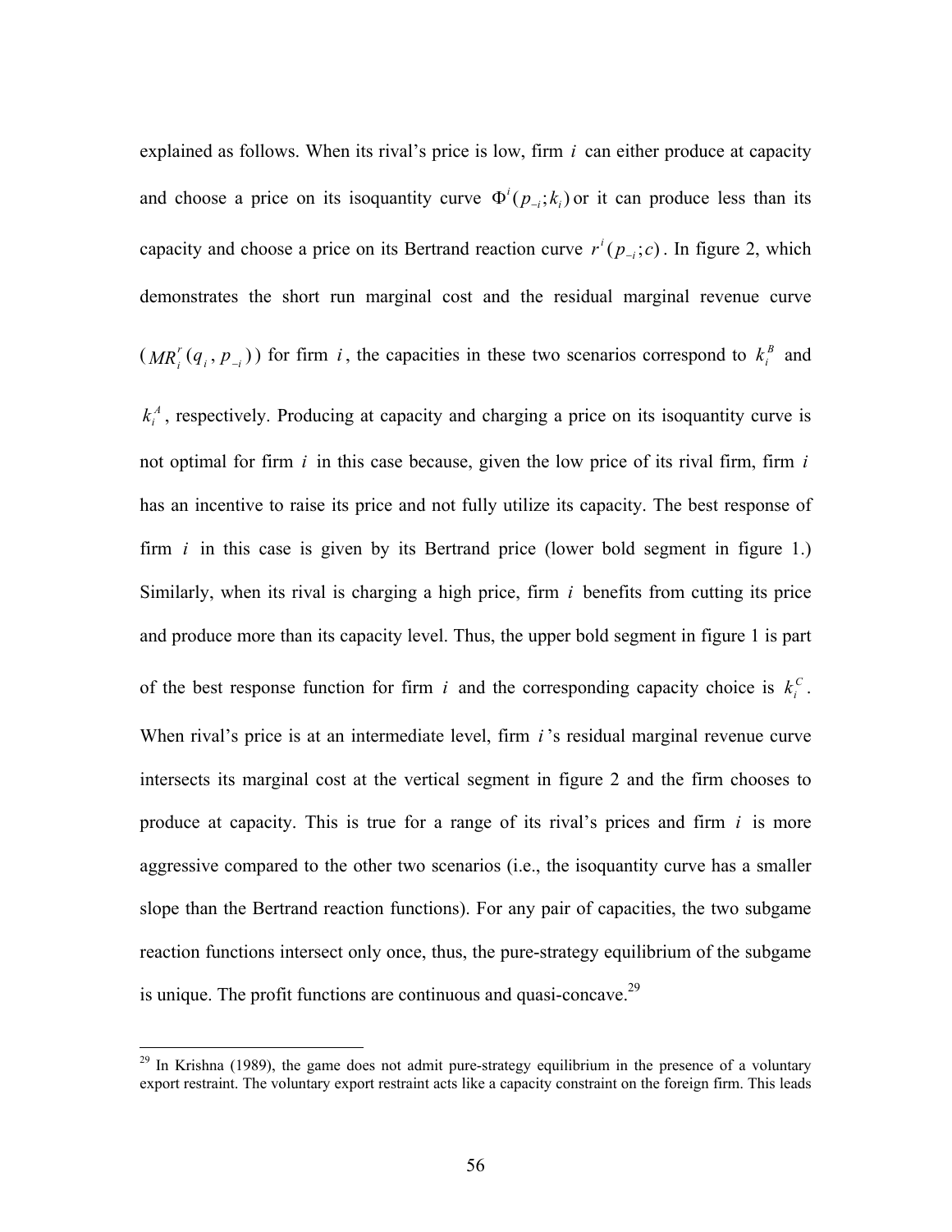explained as follows. When its rival's price is low, firm $i$ can either produce at capacity and choose a price on its isoquantity curve $\Phi^i(p_{-i};k_i)$ or it can produce less than its capacity and choose a price on its Bertrand reaction curve $r^i(p_{-i};c)$. In figure 2, which demonstrates the short run marginal cost and the residual marginal revenue curve ($MR_i^r(q_i, p_{-i})$) for firm $i$, the capacities in these two scenarios correspond to $k_i^B$ and $k_i^A$, respectively. Producing at capacity and charging a price on its isoquantity curve is not optimal for firm $i$ in this case because, given the low price of its rival firm, firm $i$ has an incentive to raise its price and not fully utilize its capacity. The best response of firm $i$ in this case is given by its Bertrand price (lower bold segment in figure 1.) Similarly, when its rival is charging a high price, firm $i$ benefits from cutting its price and produce more than its capacity level. Thus, the upper bold segment in figure 1 is part of the best response function for firm $i$ and the corresponding capacity choice is $k_i^C$. When rival's price is at an intermediate level, firm $i$'s residual marginal revenue curve intersects its marginal cost at the vertical segment in figure 2 and the firm chooses to produce at capacity. This is true for a range of its rival's prices and firm $i$ is more aggressive compared to the other two scenarios (i.e., the isoquantity curve has a smaller slope than the Bertrand reaction functions). For any pair of capacities, the two subgame reaction functions intersect only once, thus, the pure-strategy equilibrium of the subgame is unique. The profit functions are continuous and quasi-concave.[29]

---

[29] In Krishna (1989), the game does not admit pure-strategy equilibrium in the presence of a voluntary export restraint. The voluntary export restraint acts like a capacity constraint on the foreign firm. This leads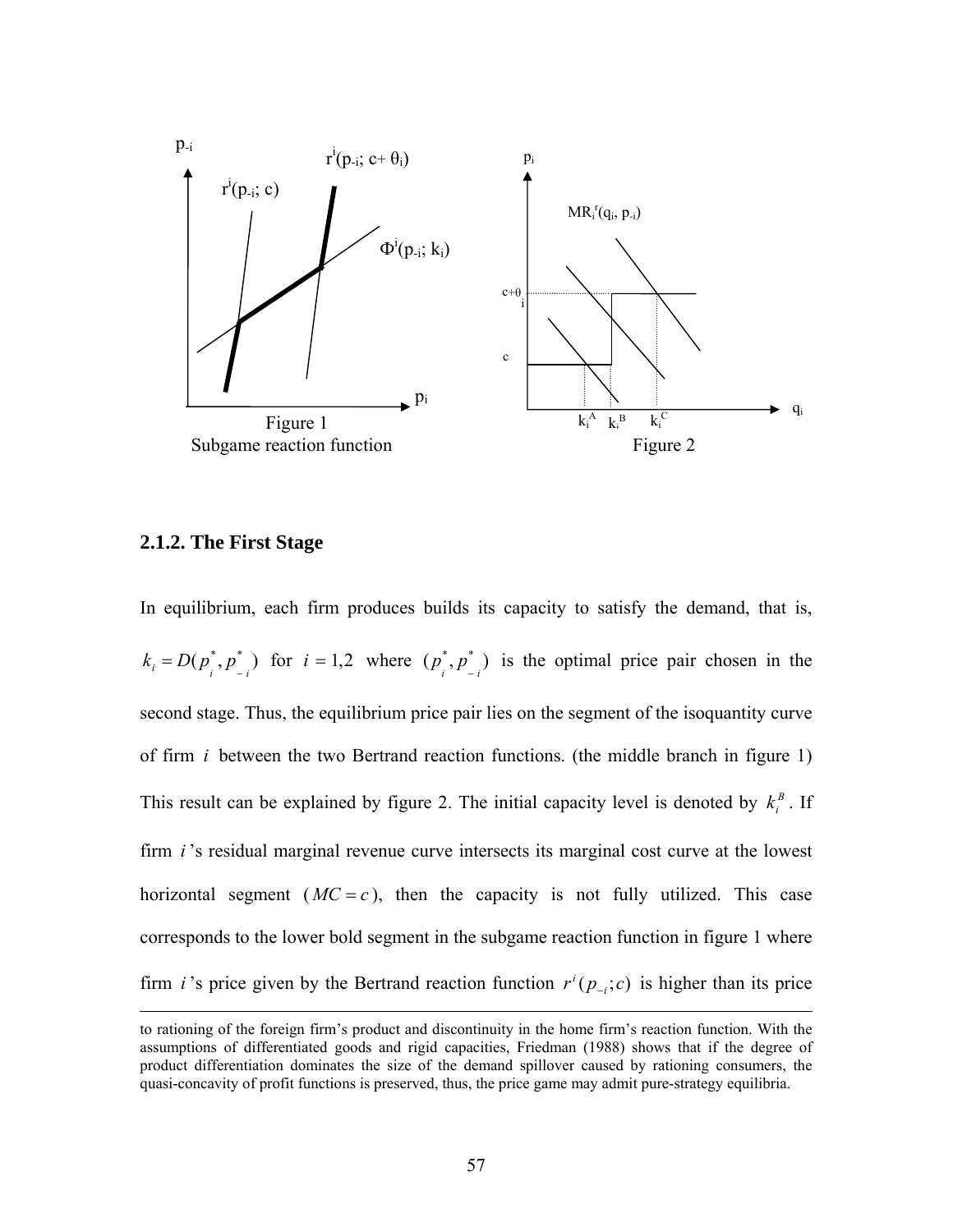Figure 1
Subgame reaction function

Figure 2

### 2.1.2. The First Stage

In equilibrium, each firm produces builds its capacity to satisfy the demand, that is, $k_i = D(p_i^*, p_{-i}^*)$ for $i = 1,2$ where $(p_i^*, p_{-i}^*)$ is the optimal price pair chosen in the second stage. Thus, the equilibrium price pair lies on the segment of the isoquantity curve of firm $i$ between the two Bertrand reaction functions. (the middle branch in figure 1) This result can be explained by figure 2. The initial capacity level is denoted by $k_i^B$. If firm $i$'s residual marginal revenue curve intersects its marginal cost curve at the lowest horizontal segment ($MC = c$), then the capacity is not fully utilized. This case corresponds to the lower bold segment in the subgame reaction function in figure 1 where firm $i$'s price given by the Bertrand reaction function $r^i(p_{-i}; c)$ is higher than its price

to rationing of the foreign firm's product and discontinuity in the home firm's reaction function. With the assumptions of differentiated goods and rigid capacities, Friedman (1988) shows that if the degree of product differentiation dominates the size of the demand spillover caused by rationing consumers, the quasi-concavity of profit functions is preserved, thus, the price game may admit pure-strategy equilibria.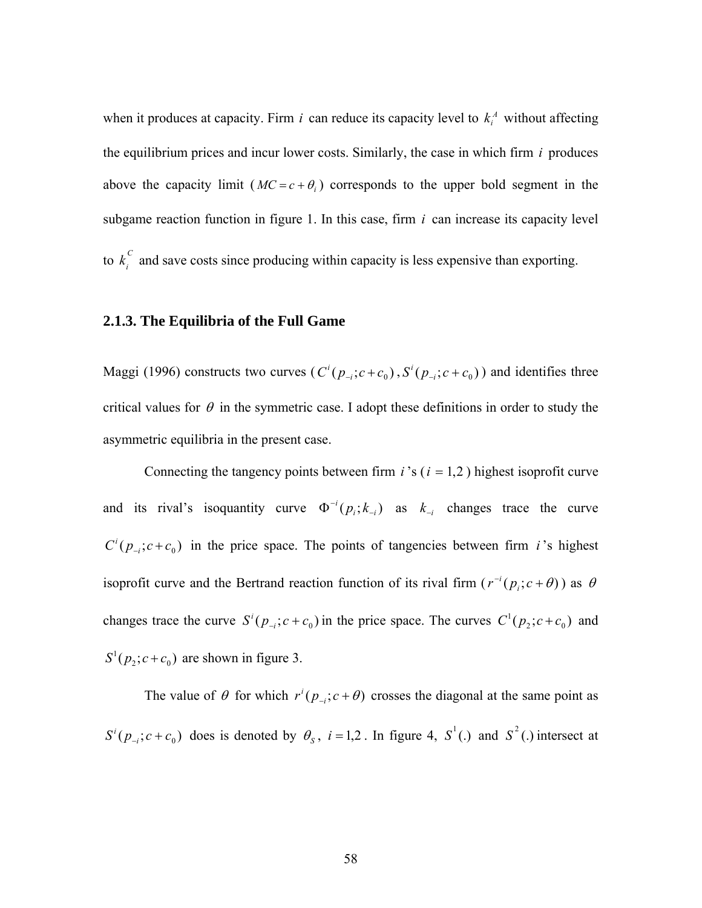when it produces at capacity. Firm $i$ can reduce its capacity level to $k_i^A$ without affecting the equilibrium prices and incur lower costs. Similarly, the case in which firm $i$ produces above the capacity limit ($MC = c + \theta_i$) corresponds to the upper bold segment in the subgame reaction function in figure 1. In this case, firm $i$ can increase its capacity level to $k_i^C$ and save costs since producing within capacity is less expensive than exporting.

### 2.1.3. The Equilibria of the Full Game

Maggi (1996) constructs two curves ($C^i(p_{-i}; c + c_0)$, $S^i(p_{-i}; c + c_0)$) and identifies three critical values for $\theta$ in the symmetric case. I adopt these definitions in order to study the asymmetric equilibria in the present case.

Connecting the tangency points between firm $i$'s ($i = 1,2$) highest isoprofit curve and its rival's isoquantity curve $\Phi^{-i}(p_i; k_{-i})$ as $k_{-i}$ changes trace the curve $C^i(p_{-i}; c + c_0)$ in the price space. The points of tangencies between firm $i$'s highest isoprofit curve and the Bertrand reaction function of its rival firm ($r^{-i}(p_i; c + \theta)$) as $\theta$ changes trace the curve $S^i(p_{-i}; c + c_0)$ in the price space. The curves $C^1(p_2; c + c_0)$ and $S^1(p_2; c + c_0)$ are shown in figure 3.

The value of $\theta$ for which $r^i(p_{-i}; c + \theta)$ crosses the diagonal at the same point as $S^i(p_{-i}; c + c_0)$ does is denoted by $\theta_S$, $i = 1,2$. In figure 4, $S^1(.)$ and $S^2(.)$ intersect at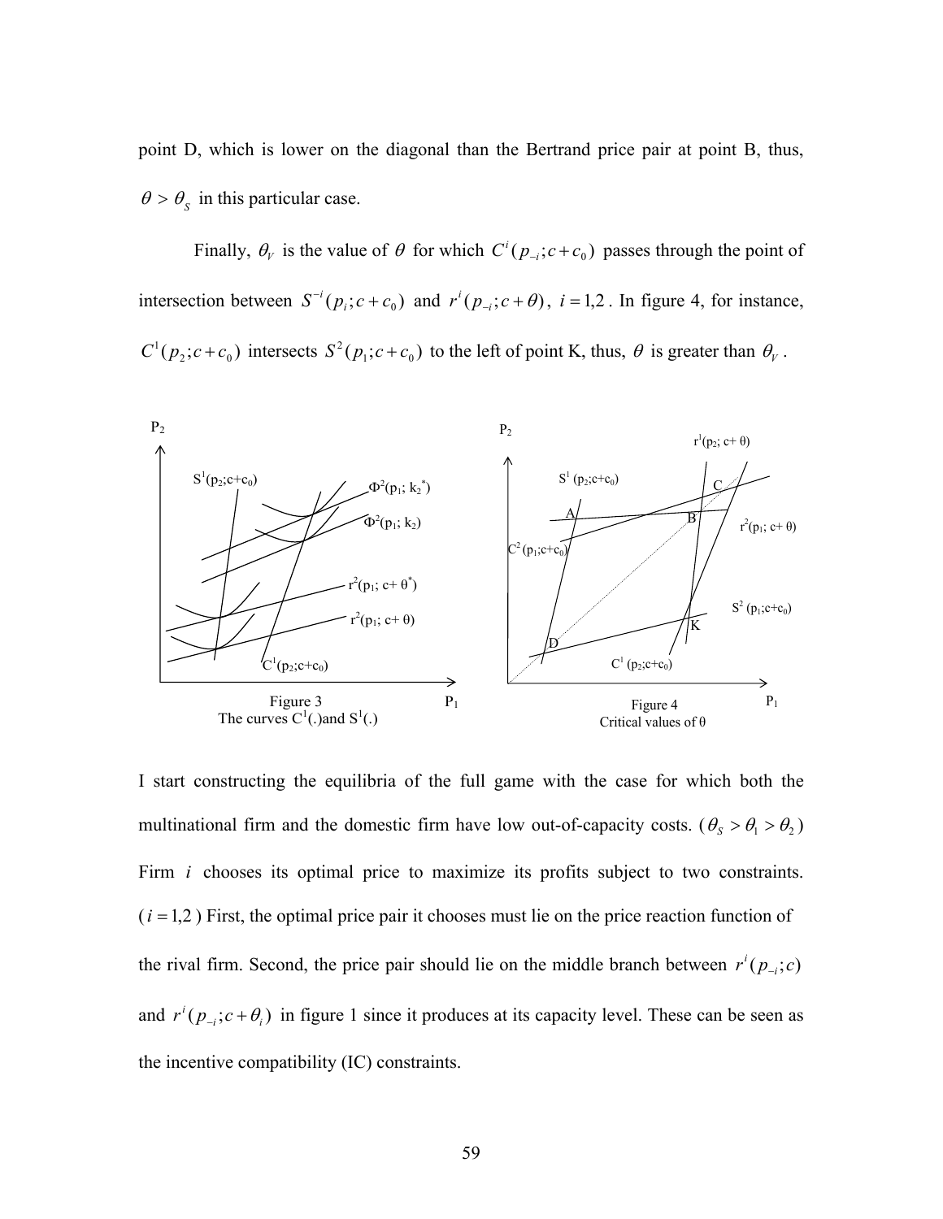point D, which is lower on the diagonal than the Bertrand price pair at point B, thus, $\theta > \theta_S$ in this particular case.

Finally, $\theta_V$ is the value of $\theta$ for which $C^i(p_{-i}; c + c_0)$ passes through the point of intersection between $S^{-i}(p_i; c + c_0)$ and $r^i(p_{-i}; c + \theta)$, $i = 1,2$. In figure 4, for instance, $C^1(p_2; c + c_0)$ intersects $S^2(p_1; c + c_0)$ to the left of point K, thus, $\theta$ is greater than $\theta_V$.

Figure 3
The curves $C^1(.)$and $S^1(.)$

Figure 4
Critical values of θ

I start constructing the equilibria of the full game with the case for which both the multinational firm and the domestic firm have low out-of-capacity costs. ($\theta_S > \theta_1 > \theta_2$) Firm $i$ chooses its optimal price to maximize its profits subject to two constraints. ($i = 1,2$) First, the optimal price pair it chooses must lie on the price reaction function of the rival firm. Second, the price pair should lie on the middle branch between $r^i(p_{-i}; c)$ and $r^i(p_{-i}; c + \theta_i)$ in figure 1 since it produces at its capacity level. These can be seen as the incentive compatibility (IC) constraints.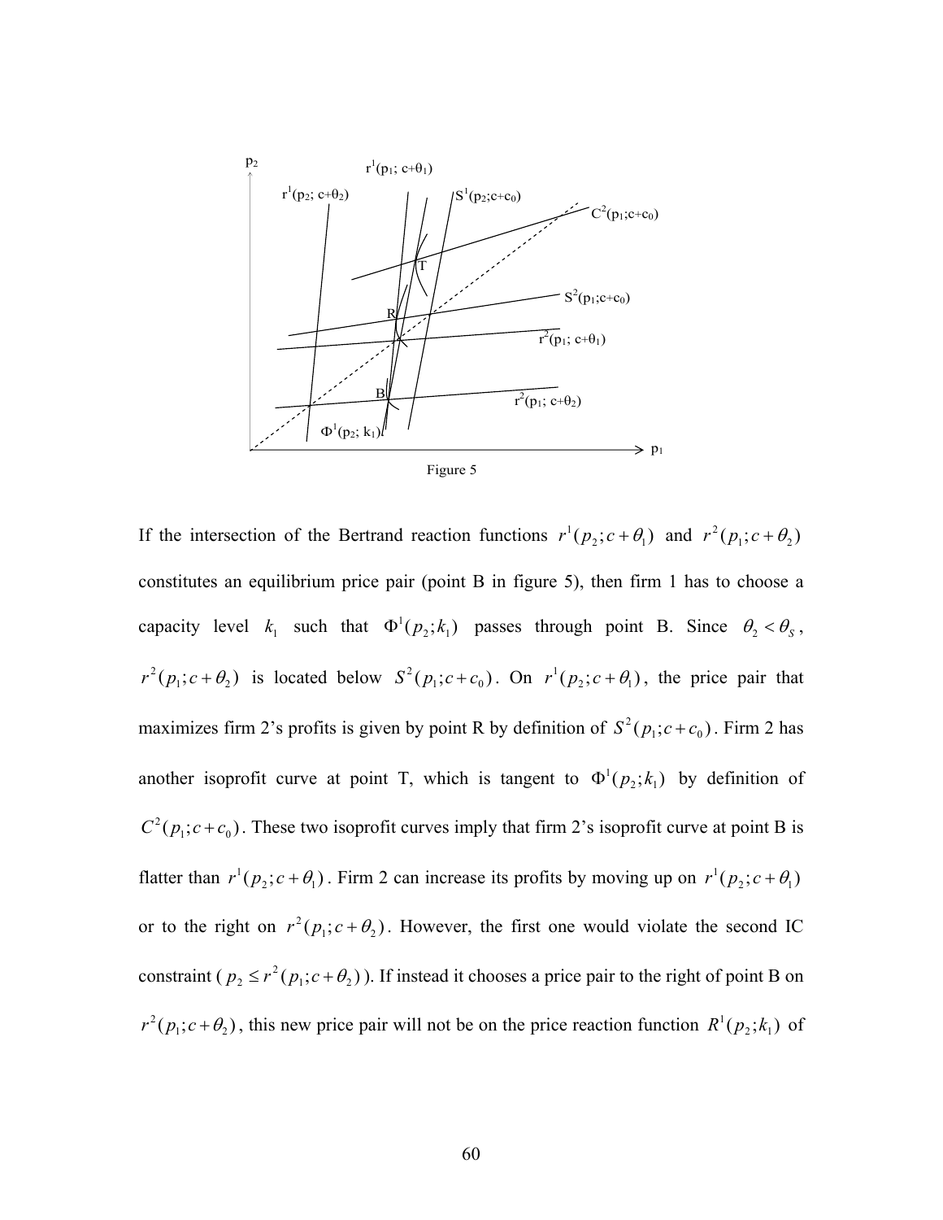Figure 5

If the intersection of the Bertrand reaction functions $r^1(p_2;c+\theta_1)$ and $r^2(p_1;c+\theta_2)$ constitutes an equilibrium price pair (point B in figure 5), then firm 1 has to choose a capacity level $k_1$ such that $\Phi^1(p_2;k_1)$ passes through point B. Since $\theta_2 < \theta_S$, $r^2(p_1;c+\theta_2)$ is located below $S^2(p_1;c+c_0)$. On $r^1(p_2;c+\theta_1)$, the price pair that maximizes firm 2's profits is given by point R by definition of $S^2(p_1;c+c_0)$. Firm 2 has another isoprofit curve at point T, which is tangent to $\Phi^1(p_2;k_1)$ by definition of $C^2(p_1;c+c_0)$. These two isoprofit curves imply that firm 2's isoprofit curve at point B is flatter than $r^1(p_2;c+\theta_1)$. Firm 2 can increase its profits by moving up on $r^1(p_2;c+\theta_1)$ or to the right on $r^2(p_1;c+\theta_2)$. However, the first one would violate the second IC constraint ($p_2 \le r^2(p_1;c+\theta_2)$). If instead it chooses a price pair to the right of point B on $r^2(p_1;c+\theta_2)$, this new price pair will not be on the price reaction function $R^1(p_2;k_1)$ of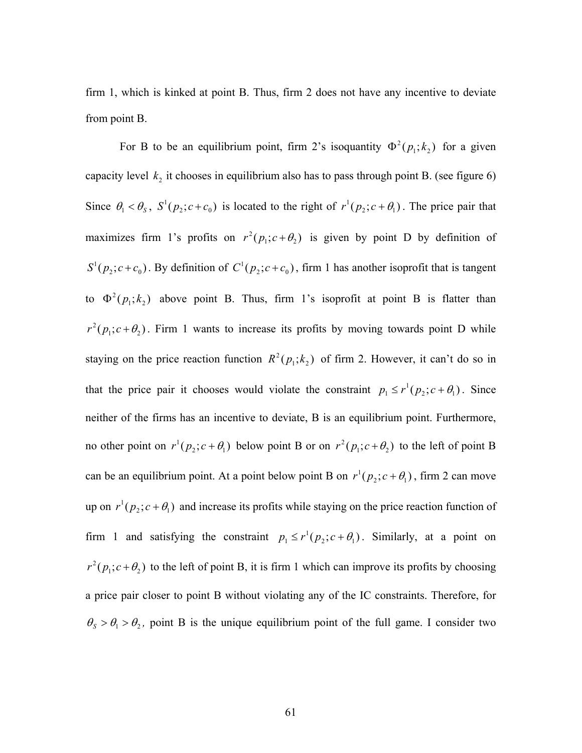firm 1, which is kinked at point B. Thus, firm 2 does not have any incentive to deviate from point B.

For B to be an equilibrium point, firm 2's isoquantity $\Phi^2(p_1;k_2)$ for a given capacity level $k_2$ it chooses in equilibrium also has to pass through point B. (see figure 6) Since $\theta_1 < \theta_S$, $S^1(p_2;c+c_0)$ is located to the right of $r^1(p_2;c+\theta_1)$. The price pair that maximizes firm 1's profits on $r^2(p_1;c+\theta_2)$ is given by point D by definition of $S^1(p_2;c+c_0)$. By definition of $C^1(p_2;c+c_0)$, firm 1 has another isoprofit that is tangent to $\Phi^2(p_1;k_2)$ above point B. Thus, firm 1's isoprofit at point B is flatter than $r^2(p_1;c+\theta_2)$. Firm 1 wants to increase its profits by moving towards point D while staying on the price reaction function $R^2(p_1;k_2)$ of firm 2. However, it can't do so in that the price pair it chooses would violate the constraint $p_1 \le r^1(p_2;c+\theta_1)$. Since neither of the firms has an incentive to deviate, B is an equilibrium point. Furthermore, no other point on $r^1(p_2;c+\theta_1)$ below point B or on $r^2(p_1;c+\theta_2)$ to the left of point B can be an equilibrium point. At a point below point B on $r^1(p_2;c+\theta_1)$, firm 2 can move up on $r^1(p_2;c+\theta_1)$ and increase its profits while staying on the price reaction function of firm 1 and satisfying the constraint $p_1 \le r^1(p_2;c+\theta_1)$. Similarly, at a point on $r^2(p_1;c+\theta_2)$ to the left of point B, it is firm 1 which can improve its profits by choosing a price pair closer to point B without violating any of the IC constraints. Therefore, for $\theta_S > \theta_1 > \theta_2$, point B is the unique equilibrium point of the full game. I consider two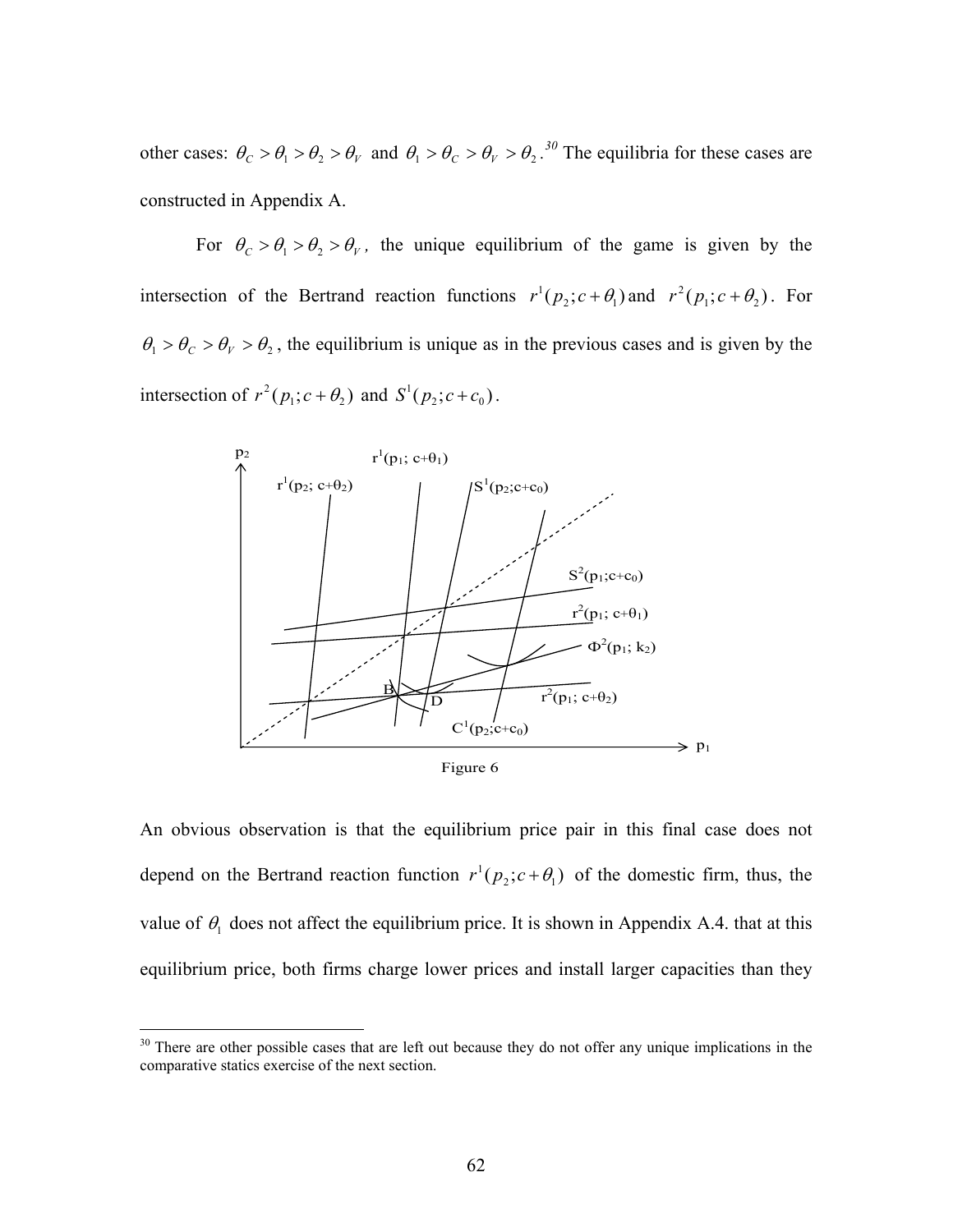other cases: $\theta_C > \theta_1 > \theta_2 > \theta_V$ and $\theta_1 > \theta_C > \theta_V > \theta_2$.[30] The equilibria for these cases are constructed in Appendix A.

For $\theta_C > \theta_1 > \theta_2 > \theta_V$, the unique equilibrium of the game is given by the intersection of the Bertrand reaction functions $r^1(p_2; c+\theta_1)$ and $r^2(p_1; c+\theta_2)$. For $\theta_1 > \theta_C > \theta_V > \theta_2$, the equilibrium is unique as in the previous cases and is given by the intersection of $r^2(p_1; c+\theta_2)$ and $S^1(p_2; c+c_0)$.

Figure 6

An obvious observation is that the equilibrium price pair in this final case does not depend on the Bertrand reaction function $r^1(p_2; c+\theta_1)$ of the domestic firm, thus, the value of $\theta_1$ does not affect the equilibrium price. It is shown in Appendix A.4. that at this equilibrium price, both firms charge lower prices and install larger capacities than they

[30] There are other possible cases that are left out because they do not offer any unique implications in the comparative statics exercise of the next section.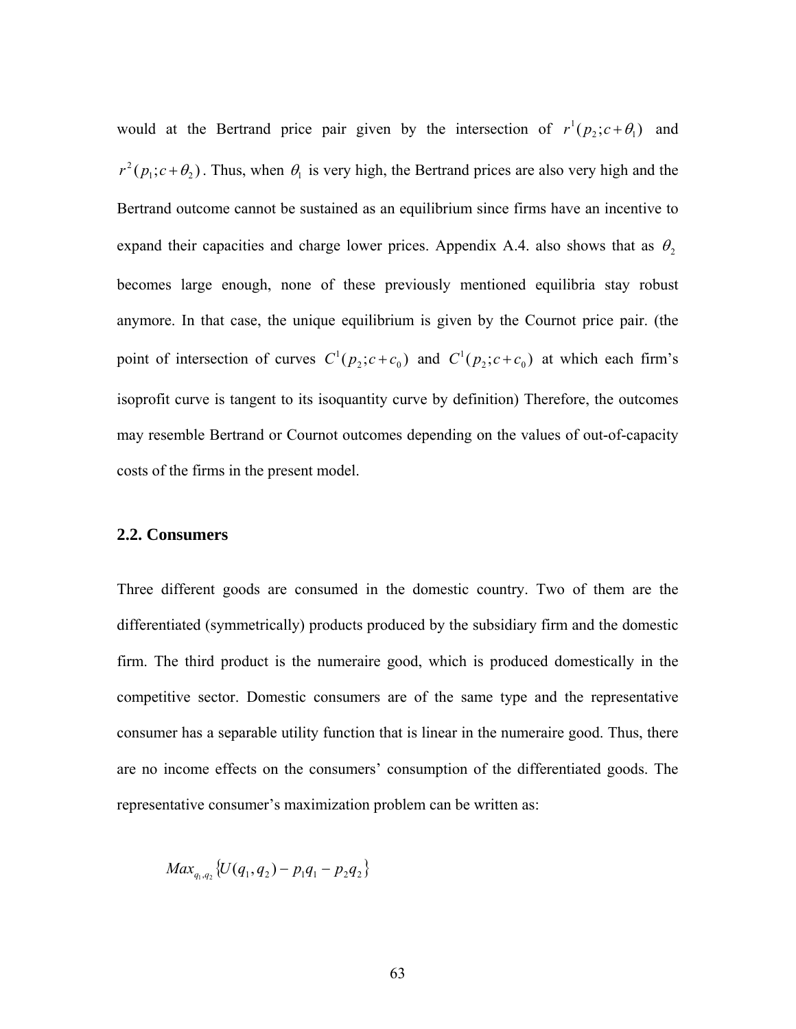would at the Bertrand price pair given by the intersection of $r^1(p_2; c+\theta_1)$ and $r^2(p_1; c+\theta_2)$. Thus, when $\theta_1$ is very high, the Bertrand prices are also very high and the Bertrand outcome cannot be sustained as an equilibrium since firms have an incentive to expand their capacities and charge lower prices. Appendix A.4. also shows that as $\theta_2$ becomes large enough, none of these previously mentioned equilibria stay robust anymore. In that case, the unique equilibrium is given by the Cournot price pair. (the point of intersection of curves $C^1(p_2; c+c_0)$ and $C^1(p_2; c+c_0)$ at which each firm's isoprofit curve is tangent to its isoquantity curve by definition) Therefore, the outcomes may resemble Bertrand or Cournot outcomes depending on the values of out-of-capacity costs of the firms in the present model.

## 2.2. Consumers

Three different goods are consumed in the domestic country. Two of them are the differentiated (symmetrically) products produced by the subsidiary firm and the domestic firm. The third product is the numeraire good, which is produced domestically in the competitive sector. Domestic consumers are of the same type and the representative consumer has a separable utility function that is linear in the numeraire good. Thus, there are no income effects on the consumers' consumption of the differentiated goods. The representative consumer's maximization problem can be written as:

$$Max_{q_1, q_2} \{U(q_1, q_2) - p_1 q_1 - p_2 q_2\}$$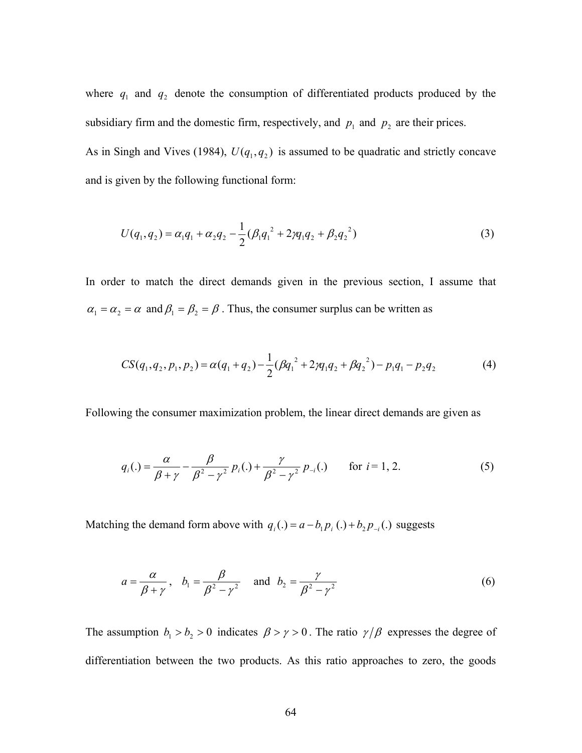where $q_1$ and $q_2$ denote the consumption of differentiated products produced by the subsidiary firm and the domestic firm, respectively, and $p_1$ and $p_2$ are their prices.

As in Singh and Vives (1984), $U(q_1, q_2)$ is assumed to be quadratic and strictly concave and is given by the following functional form:

$$U(q_1, q_2) = \alpha_1 q_1 + \alpha_2 q_2 - \frac{1}{2}(\beta_1 q_1^{\ 2} + 2\gamma q_1 q_2 + \beta_2 q_2^{\ 2}) \tag{3}$$

In order to match the direct demands given in the previous section, I assume that $\alpha_1 = \alpha_2 = \alpha$ and $\beta_1 = \beta_2 = \beta$. Thus, the consumer surplus can be written as

$$CS(q_1, q_2, p_1, p_2) = \alpha(q_1 + q_2) - \frac{1}{2}(\beta q_1^{\ 2} + 2\gamma q_1 q_2 + \beta q_2^{\ 2}) - p_1 q_1 - p_2 q_2 \tag{4}$$

Following the consumer maximization problem, the linear direct demands are given as

$$q_i(.) = \frac{\alpha}{\beta + \gamma} - \frac{\beta}{\beta^2 - \gamma^2} p_i(.) + \frac{\gamma}{\beta^2 - \gamma^2} p_{-i}(.) \qquad \text{for } i = 1, 2. \tag{5}$$

Matching the demand form above with $q_i(.) = a - b_1 p_i(.) + b_2 p_{-i}(.)$ suggests

$$a = \frac{\alpha}{\beta + \gamma}, \quad b_1 = \frac{\beta}{\beta^2 - \gamma^2} \quad \text{and} \quad b_2 = \frac{\gamma}{\beta^2 - \gamma^2} \tag{6}$$

The assumption $b_1 > b_2 > 0$ indicates $\beta > \gamma > 0$. The ratio $\gamma/\beta$ expresses the degree of differentiation between the two products. As this ratio approaches to zero, the goods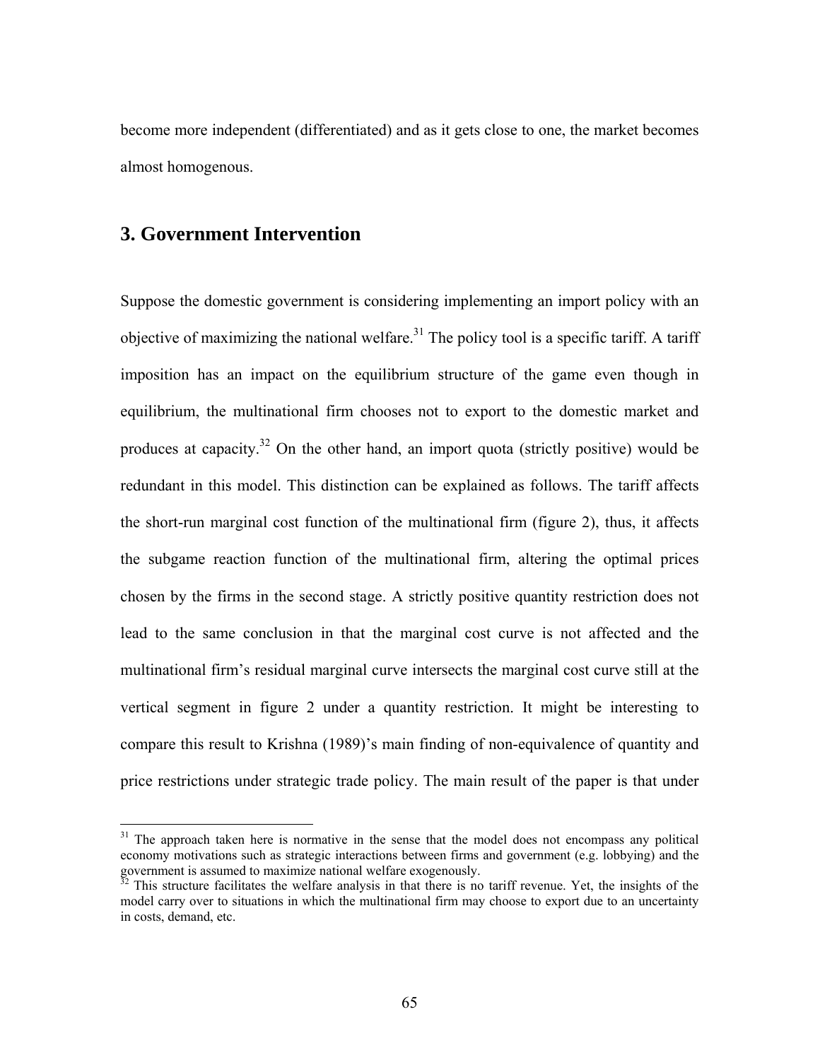become more independent (differentiated) and as it gets close to one, the market becomes almost homogenous.

## 3. Government Intervention

Suppose the domestic government is considering implementing an import policy with an objective of maximizing the national welfare.[31] The policy tool is a specific tariff. A tariff imposition has an impact on the equilibrium structure of the game even though in equilibrium, the multinational firm chooses not to export to the domestic market and produces at capacity.[32] On the other hand, an import quota (strictly positive) would be redundant in this model. This distinction can be explained as follows. The tariff affects the short-run marginal cost function of the multinational firm (figure 2), thus, it affects the subgame reaction function of the multinational firm, altering the optimal prices chosen by the firms in the second stage. A strictly positive quantity restriction does not lead to the same conclusion in that the marginal cost curve is not affected and the multinational firm's residual marginal curve intersects the marginal cost curve still at the vertical segment in figure 2 under a quantity restriction. It might be interesting to compare this result to Krishna (1989)'s main finding of non-equivalence of quantity and price restrictions under strategic trade policy. The main result of the paper is that under

---

[31] The approach taken here is normative in the sense that the model does not encompass any political economy motivations such as strategic interactions between firms and government (e.g. lobbying) and the government is assumed to maximize national welfare exogenously.

[32] This structure facilitates the welfare analysis in that there is no tariff revenue. Yet, the insights of the model carry over to situations in which the multinational firm may choose to export due to an uncertainty in costs, demand, etc.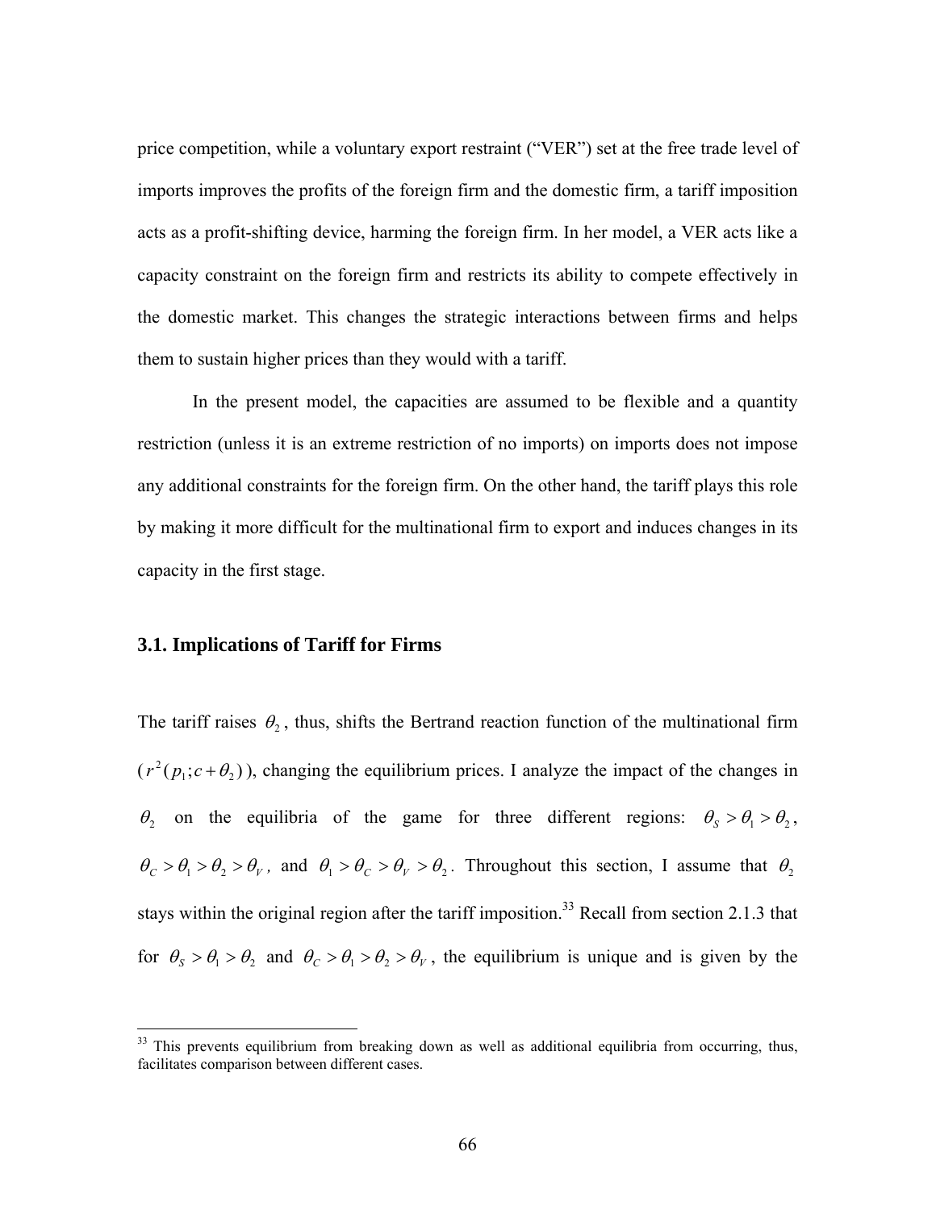price competition, while a voluntary export restraint ("VER") set at the free trade level of imports improves the profits of the foreign firm and the domestic firm, a tariff imposition acts as a profit-shifting device, harming the foreign firm. In her model, a VER acts like a capacity constraint on the foreign firm and restricts its ability to compete effectively in the domestic market. This changes the strategic interactions between firms and helps them to sustain higher prices than they would with a tariff.

In the present model, the capacities are assumed to be flexible and a quantity restriction (unless it is an extreme restriction of no imports) on imports does not impose any additional constraints for the foreign firm. On the other hand, the tariff plays this role by making it more difficult for the multinational firm to export and induces changes in its capacity in the first stage.

### 3.1. Implications of Tariff for Firms

The tariff raises $\theta_2$, thus, shifts the Bertrand reaction function of the multinational firm ($r^2(p_1; c+\theta_2)$), changing the equilibrium prices. I analyze the impact of the changes in $\theta_2$ on the equilibria of the game for three different regions: $\theta_S > \theta_1 > \theta_2$, $\theta_C > \theta_1 > \theta_2 > \theta_V$, and $\theta_1 > \theta_C > \theta_V > \theta_2$. Throughout this section, I assume that $\theta_2$ stays within the original region after the tariff imposition.[33] Recall from section 2.1.3 that for $\theta_S > \theta_1 > \theta_2$ and $\theta_C > \theta_1 > \theta_2 > \theta_V$, the equilibrium is unique and is given by the

[33] This prevents equilibrium from breaking down as well as additional equilibria from occurring, thus, facilitates comparison between different cases.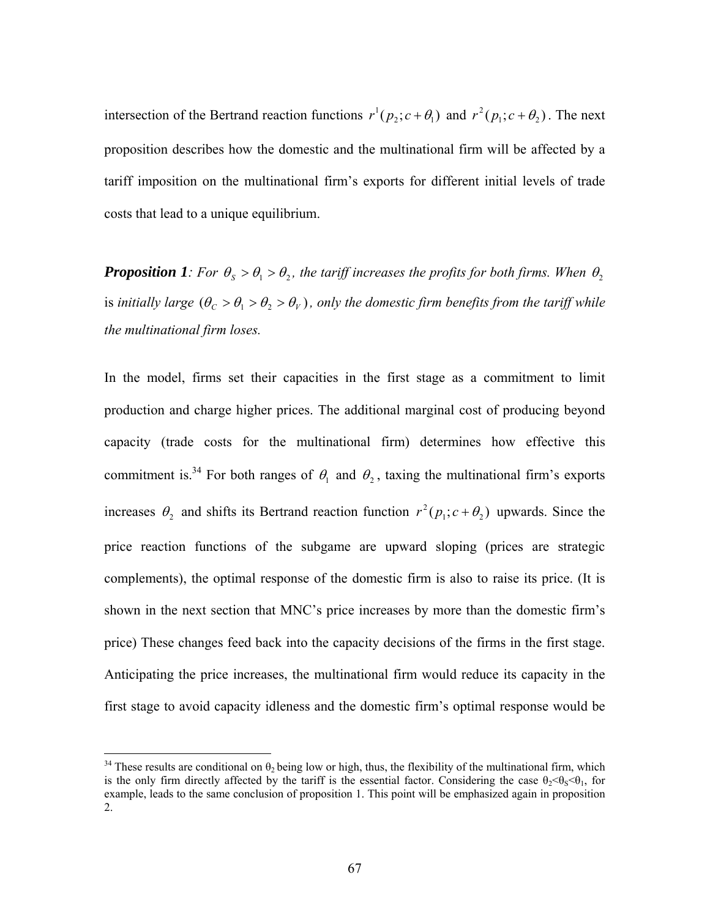intersection of the Bertrand reaction functions $r^1(p_2; c+\theta_1)$ and $r^2(p_1; c+\theta_2)$. The next proposition describes how the domestic and the multinational firm will be affected by a tariff imposition on the multinational firm's exports for different initial levels of trade costs that lead to a unique equilibrium.

***Proposition 1****: For $\theta_S > \theta_1 > \theta_2$, the tariff increases the profits for both firms. When $\theta_2$* is *initially large $(\theta_C > \theta_1 > \theta_2 > \theta_V)$, only the domestic firm benefits from the tariff while the multinational firm loses.*

In the model, firms set their capacities in the first stage as a commitment to limit production and charge higher prices. The additional marginal cost of producing beyond capacity (trade costs for the multinational firm) determines how effective this commitment is.[34] For both ranges of $\theta_1$ and $\theta_2$, taxing the multinational firm's exports increases $\theta_2$ and shifts its Bertrand reaction function $r^2(p_1; c+\theta_2)$ upwards. Since the price reaction functions of the subgame are upward sloping (prices are strategic complements), the optimal response of the domestic firm is also to raise its price. (It is shown in the next section that MNC's price increases by more than the domestic firm's price) These changes feed back into the capacity decisions of the firms in the first stage. Anticipating the price increases, the multinational firm would reduce its capacity in the first stage to avoid capacity idleness and the domestic firm's optimal response would be

[34] These results are conditional on $\theta_2$ being low or high, thus, the flexibility of the multinational firm, which is the only firm directly affected by the tariff is the essential factor. Considering the case $\theta_2 < \theta_S < \theta_1$, for example, leads to the same conclusion of proposition 1. This point will be emphasized again in proposition 2.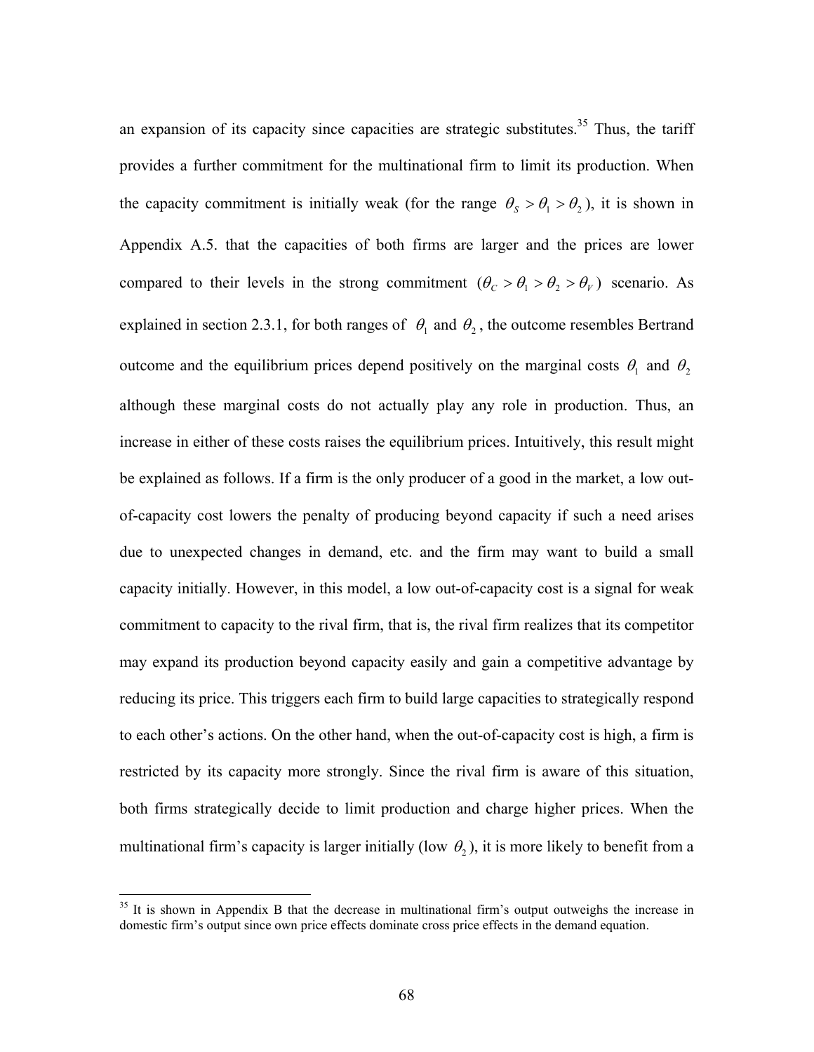an expansion of its capacity since capacities are strategic substitutes.[35] Thus, the tariff provides a further commitment for the multinational firm to limit its production. When the capacity commitment is initially weak (for the range $\theta_S > \theta_1 > \theta_2$), it is shown in Appendix A.5. that the capacities of both firms are larger and the prices are lower compared to their levels in the strong commitment $(\theta_C > \theta_1 > \theta_2 > \theta_V)$ scenario. As explained in section 2.3.1, for both ranges of $\theta_1$ and $\theta_2$, the outcome resembles Bertrand outcome and the equilibrium prices depend positively on the marginal costs $\theta_1$ and $\theta_2$ although these marginal costs do not actually play any role in production. Thus, an increase in either of these costs raises the equilibrium prices. Intuitively, this result might be explained as follows. If a firm is the only producer of a good in the market, a low out-of-capacity cost lowers the penalty of producing beyond capacity if such a need arises due to unexpected changes in demand, etc. and the firm may want to build a small capacity initially. However, in this model, a low out-of-capacity cost is a signal for weak commitment to capacity to the rival firm, that is, the rival firm realizes that its competitor may expand its production beyond capacity easily and gain a competitive advantage by reducing its price. This triggers each firm to build large capacities to strategically respond to each other's actions. On the other hand, when the out-of-capacity cost is high, a firm is restricted by its capacity more strongly. Since the rival firm is aware of this situation, both firms strategically decide to limit production and charge higher prices. When the multinational firm's capacity is larger initially (low $\theta_2$), it is more likely to benefit from a

[35] It is shown in Appendix B that the decrease in multinational firm's output outweighs the increase in domestic firm's output since own price effects dominate cross price effects in the demand equation.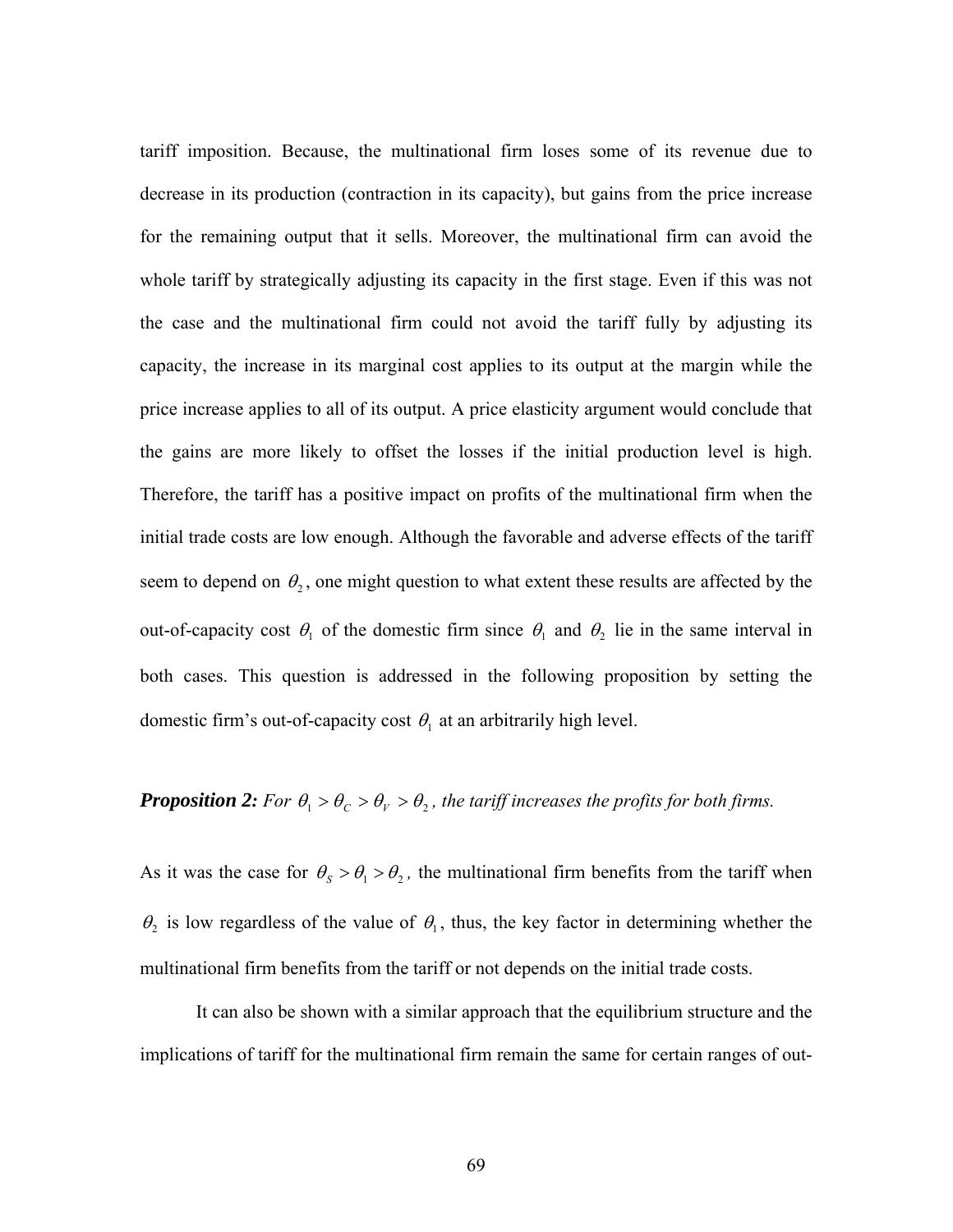tariff imposition. Because, the multinational firm loses some of its revenue due to decrease in its production (contraction in its capacity), but gains from the price increase for the remaining output that it sells. Moreover, the multinational firm can avoid the whole tariff by strategically adjusting its capacity in the first stage. Even if this was not the case and the multinational firm could not avoid the tariff fully by adjusting its capacity, the increase in its marginal cost applies to its output at the margin while the price increase applies to all of its output. A price elasticity argument would conclude that the gains are more likely to offset the losses if the initial production level is high. Therefore, the tariff has a positive impact on profits of the multinational firm when the initial trade costs are low enough. Although the favorable and adverse effects of the tariff seem to depend on $\theta_2$, one might question to what extent these results are affected by the out-of-capacity cost $\theta_1$ of the domestic firm since $\theta_1$ and $\theta_2$ lie in the same interval in both cases. This question is addressed in the following proposition by setting the domestic firm's out-of-capacity cost $\theta_1$ at an arbitrarily high level.

***Proposition 2:*** *For $\theta_1 > \theta_C > \theta_V > \theta_2$, the tariff increases the profits for both firms.*

As it was the case for $\theta_S > \theta_1 > \theta_2$, the multinational firm benefits from the tariff when $\theta_2$ is low regardless of the value of $\theta_1$, thus, the key factor in determining whether the multinational firm benefits from the tariff or not depends on the initial trade costs.

It can also be shown with a similar approach that the equilibrium structure and the implications of tariff for the multinational firm remain the same for certain ranges of out-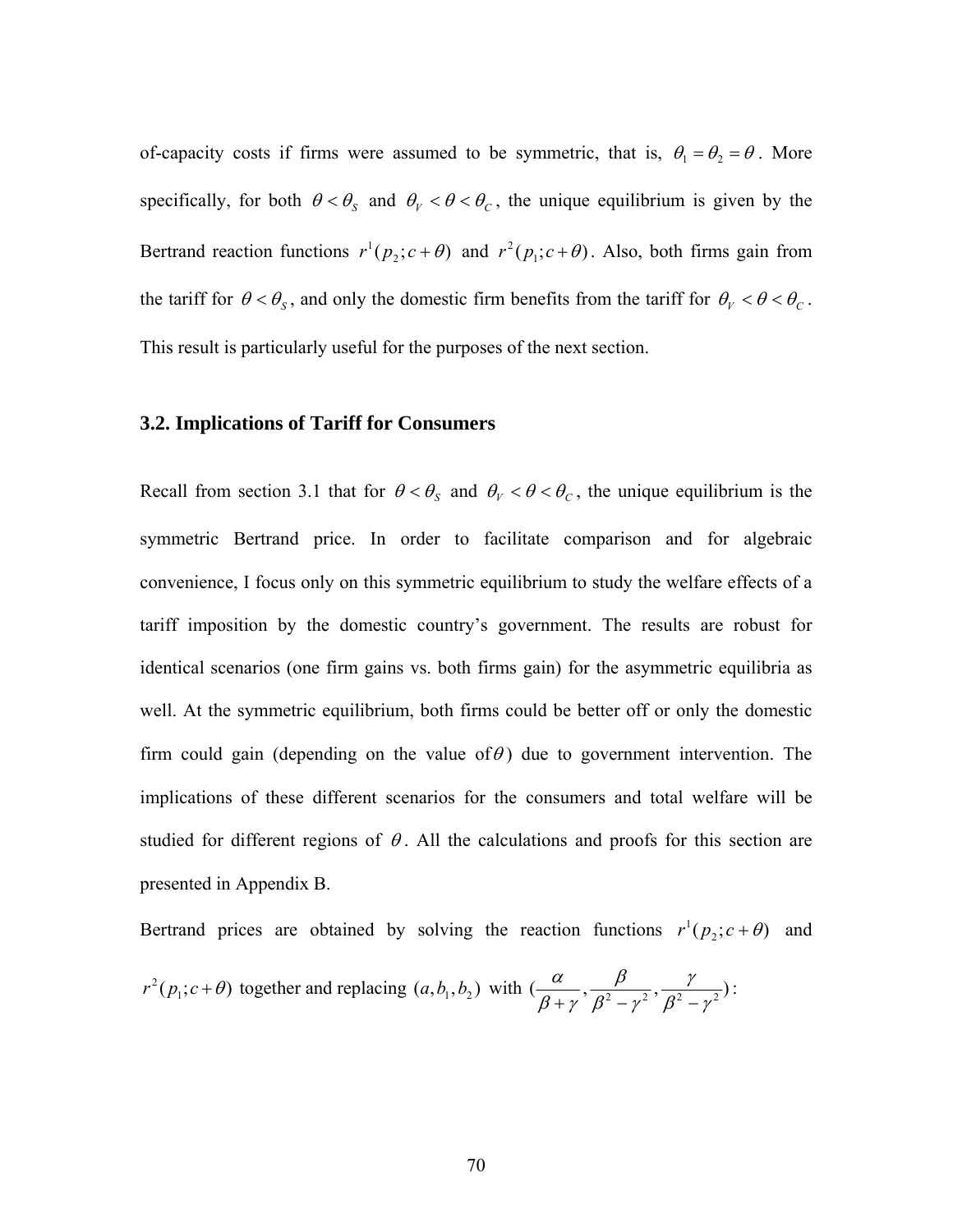of-capacity costs if firms were assumed to be symmetric, that is, $\theta_1 = \theta_2 = \theta$. More specifically, for both $\theta < \theta_S$ and $\theta_V < \theta < \theta_C$, the unique equilibrium is given by the Bertrand reaction functions $r^1(p_2; c+\theta)$ and $r^2(p_1; c+\theta)$. Also, both firms gain from the tariff for $\theta < \theta_S$, and only the domestic firm benefits from the tariff for $\theta_V < \theta < \theta_C$. This result is particularly useful for the purposes of the next section.

### 3.2. Implications of Tariff for Consumers

Recall from section 3.1 that for $\theta < \theta_S$ and $\theta_V < \theta < \theta_C$, the unique equilibrium is the symmetric Bertrand price. In order to facilitate comparison and for algebraic convenience, I focus only on this symmetric equilibrium to study the welfare effects of a tariff imposition by the domestic country's government. The results are robust for identical scenarios (one firm gains vs. both firms gain) for the asymmetric equilibria as well. At the symmetric equilibrium, both firms could be better off or only the domestic firm could gain (depending on the value of $\theta$) due to government intervention. The implications of these different scenarios for the consumers and total welfare will be studied for different regions of $\theta$. All the calculations and proofs for this section are presented in Appendix B.

Bertrand prices are obtained by solving the reaction functions $r^1(p_2; c+\theta)$ and $r^2(p_1; c+\theta)$ together and replacing $(a, b_1, b_2)$ with $(\frac{\alpha}{\beta+\gamma}, \frac{\beta}{\beta^2-\gamma^2}, \frac{\gamma}{\beta^2-\gamma^2})$: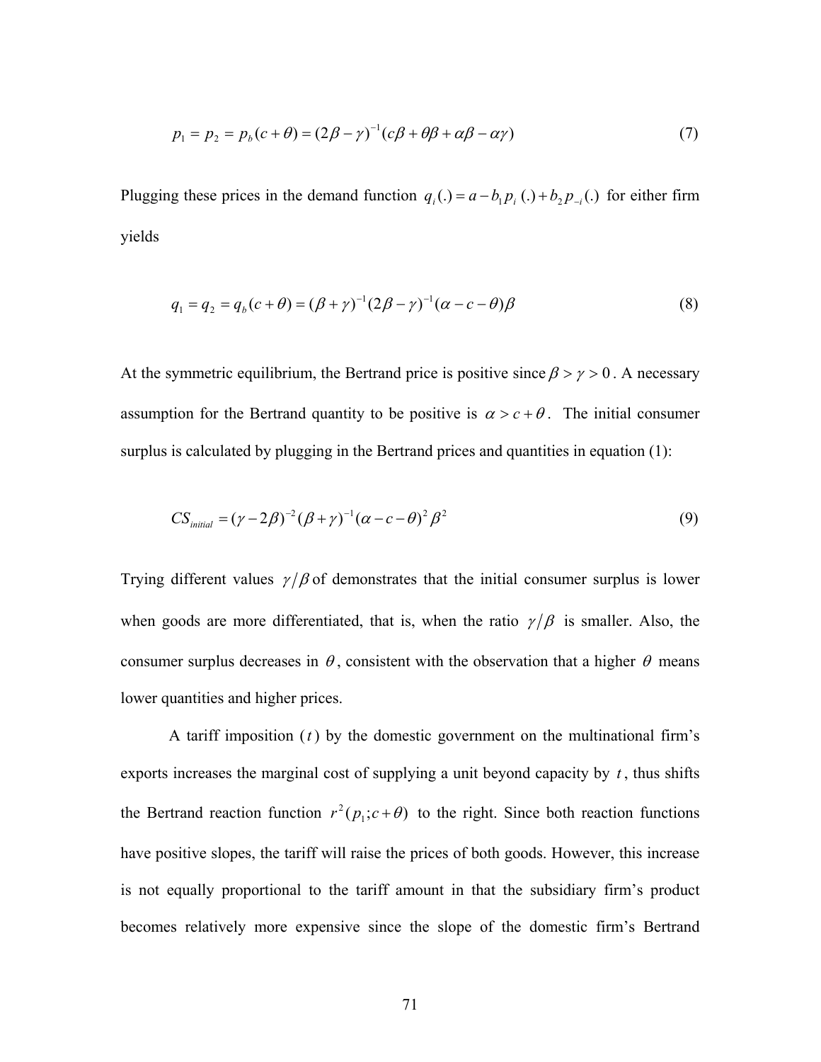$$p_1 = p_2 = p_b(c+\theta) = (2\beta - \gamma)^{-1}(c\beta + \theta\beta + \alpha\beta - \alpha\gamma) \tag{7}$$

Plugging these prices in the demand function $q_i(.) = a - b_1 p_i(.) + b_2 p_{-i}(.)$ for either firm yields

$$q_1 = q_2 = q_b(c+\theta) = (\beta + \gamma)^{-1}(2\beta - \gamma)^{-1}(\alpha - c - \theta)\beta \tag{8}$$

At the symmetric equilibrium, the Bertrand price is positive since $\beta > \gamma > 0$. A necessary assumption for the Bertrand quantity to be positive is $\alpha > c + \theta$. The initial consumer surplus is calculated by plugging in the Bertrand prices and quantities in equation (1):

$$CS_{initial} = (\gamma - 2\beta)^{-2}(\beta + \gamma)^{-1}(\alpha - c - \theta)^2 \beta^2 \tag{9}$$

Trying different values $\gamma/\beta$ of demonstrates that the initial consumer surplus is lower when goods are more differentiated, that is, when the ratio $\gamma/\beta$ is smaller. Also, the consumer surplus decreases in $\theta$, consistent with the observation that a higher $\theta$ means lower quantities and higher prices.

A tariff imposition ($t$) by the domestic government on the multinational firm's exports increases the marginal cost of supplying a unit beyond capacity by $t$, thus shifts the Bertrand reaction function $r^2(p_1; c+\theta)$ to the right. Since both reaction functions have positive slopes, the tariff will raise the prices of both goods. However, this increase is not equally proportional to the tariff amount in that the subsidiary firm's product becomes relatively more expensive since the slope of the domestic firm's Bertrand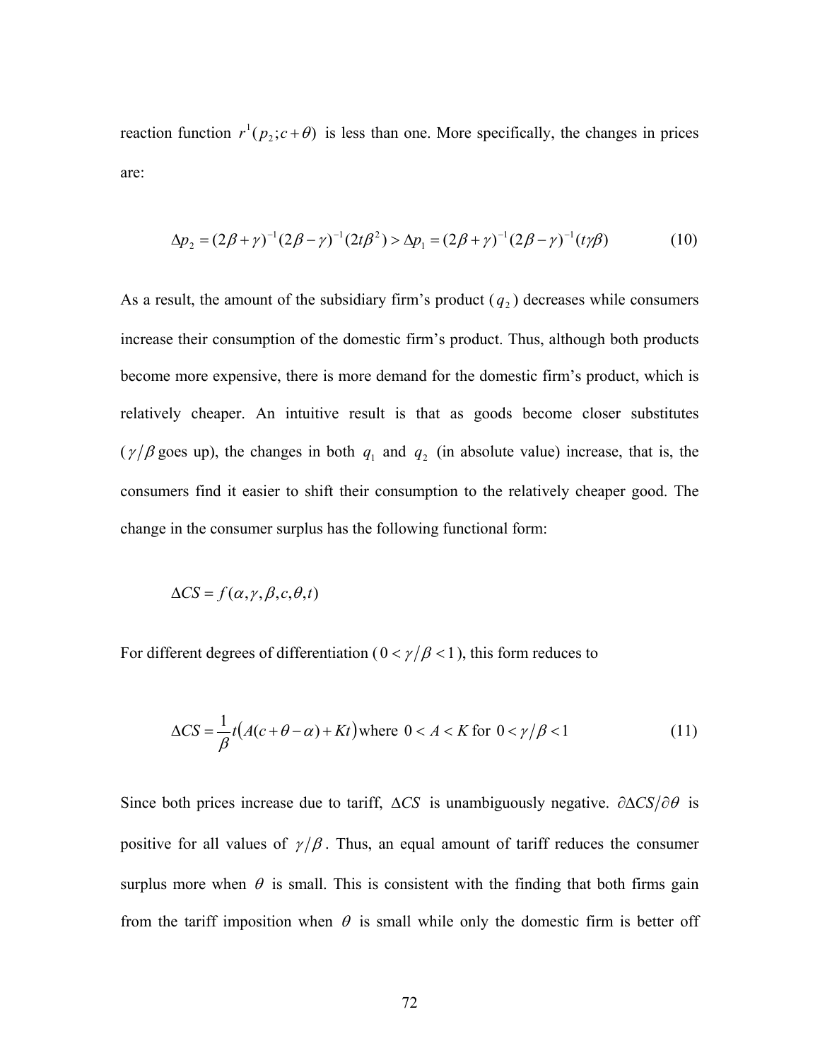reaction function $r^1(p_2; c+\theta)$ is less than one. More specifically, the changes in prices are:

$$\Delta p_2 = (2\beta + \gamma)^{-1}(2\beta - \gamma)^{-1}(2t\beta^2) > \Delta p_1 = (2\beta + \gamma)^{-1}(2\beta - \gamma)^{-1}(t\gamma\beta) \tag{10}$$

As a result, the amount of the subsidiary firm's product ($q_2$) decreases while consumers increase their consumption of the domestic firm's product. Thus, although both products become more expensive, there is more demand for the domestic firm's product, which is relatively cheaper. An intuitive result is that as goods become closer substitutes ($\gamma/\beta$ goes up), the changes in both $q_1$ and $q_2$ (in absolute value) increase, that is, the consumers find it easier to shift their consumption to the relatively cheaper good. The change in the consumer surplus has the following functional form:

$$\Delta CS = f(\alpha, \gamma, \beta, c, \theta, t)$$

For different degrees of differentiation ($0 < \gamma/\beta < 1$), this form reduces to

$$\Delta CS = \frac{1}{\beta} t\big(A(c + \theta - \alpha) + Kt\big) \text{where } 0 < A < K \text{ for } 0 < \gamma/\beta < 1 \tag{11}$$

Since both prices increase due to tariff, $\Delta CS$ is unambiguously negative. $\partial \Delta CS / \partial \theta$ is positive for all values of $\gamma/\beta$. Thus, an equal amount of tariff reduces the consumer surplus more when $\theta$ is small. This is consistent with the finding that both firms gain from the tariff imposition when $\theta$ is small while only the domestic firm is better off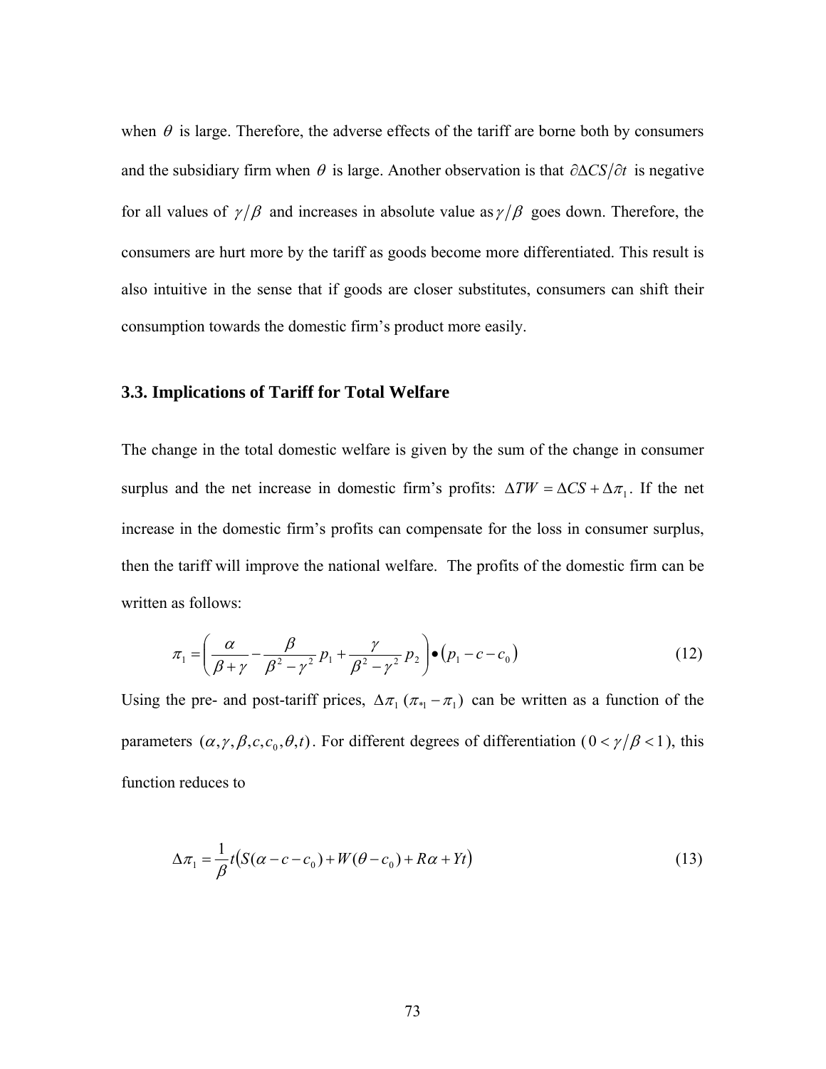when $\theta$ is large. Therefore, the adverse effects of the tariff are borne both by consumers and the subsidiary firm when $\theta$ is large. Another observation is that $\partial \Delta CS / \partial t$ is negative for all values of $\gamma / \beta$ and increases in absolute value as $\gamma / \beta$ goes down. Therefore, the consumers are hurt more by the tariff as goods become more differentiated. This result is also intuitive in the sense that if goods are closer substitutes, consumers can shift their consumption towards the domestic firm's product more easily.

### 3.3. Implications of Tariff for Total Welfare

The change in the total domestic welfare is given by the sum of the change in consumer surplus and the net increase in domestic firm's profits: $\Delta TW = \Delta CS + \Delta \pi_1$. If the net increase in the domestic firm's profits can compensate for the loss in consumer surplus, then the tariff will improve the national welfare. The profits of the domestic firm can be written as follows:

$$\pi_1 = \left( \frac{\alpha}{\beta + \gamma} - \frac{\beta}{\beta^2 - \gamma^2} p_1 + \frac{\gamma}{\beta^2 - \gamma^2} p_2 \right) \bullet \left( p_1 - c - c_0 \right) \tag{12}$$

Using the pre- and post-tariff prices, $\Delta \pi_1 \ (\pi_{*1} - \pi_1)$ can be written as a function of the parameters $(\alpha, \gamma, \beta, c, c_0, \theta, t)$. For different degrees of differentiation ($0 < \gamma / \beta < 1$), this function reduces to

$$\Delta \pi_1 = \frac{1}{\beta} t \left( S(\alpha - c - c_0) + W(\theta - c_0) + R\alpha + Yt \right) \tag{13}$$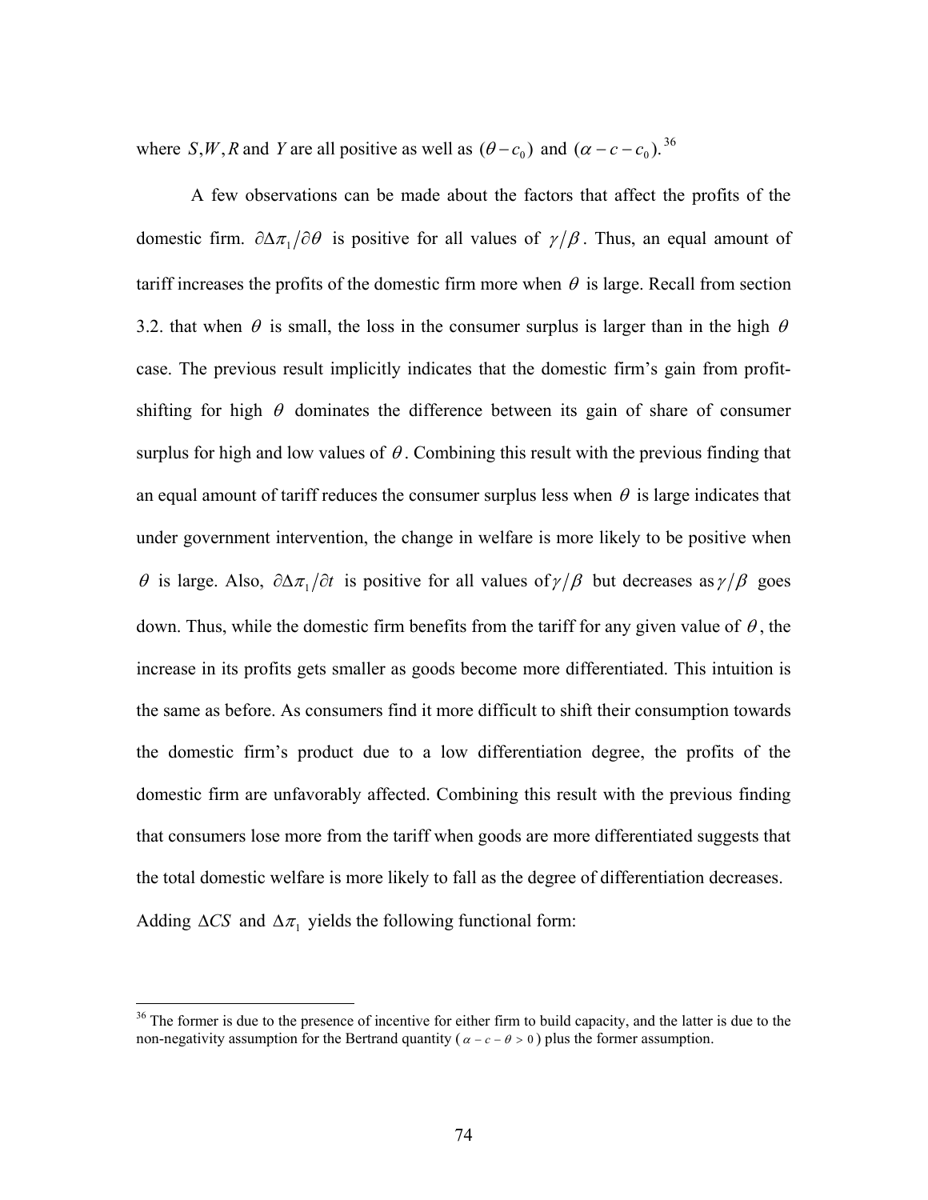where $S, W, R$ and $Y$ are all positive as well as $(\theta - c_0)$ and $(\alpha - c - c_0)$.[36]

A few observations can be made about the factors that affect the profits of the domestic firm. $\partial \Delta\pi_1 / \partial \theta$ is positive for all values of $\gamma/\beta$. Thus, an equal amount of tariff increases the profits of the domestic firm more when $\theta$ is large. Recall from section 3.2. that when $\theta$ is small, the loss in the consumer surplus is larger than in the high $\theta$ case. The previous result implicitly indicates that the domestic firm's gain from profit-shifting for high $\theta$ dominates the difference between its gain of share of consumer surplus for high and low values of $\theta$. Combining this result with the previous finding that an equal amount of tariff reduces the consumer surplus less when $\theta$ is large indicates that under government intervention, the change in welfare is more likely to be positive when $\theta$ is large. Also, $\partial \Delta\pi_1 / \partial t$ is positive for all values of $\gamma/\beta$ but decreases as $\gamma/\beta$ goes down. Thus, while the domestic firm benefits from the tariff for any given value of $\theta$, the increase in its profits gets smaller as goods become more differentiated. This intuition is the same as before. As consumers find it more difficult to shift their consumption towards the domestic firm's product due to a low differentiation degree, the profits of the domestic firm are unfavorably affected. Combining this result with the previous finding that consumers lose more from the tariff when goods are more differentiated suggests that the total domestic welfare is more likely to fall as the degree of differentiation decreases. Adding $\Delta CS$ and $\Delta\pi_1$ yields the following functional form:

[36] The former is due to the presence of incentive for either firm to build capacity, and the latter is due to the non-negativity assumption for the Bertrand quantity ($\alpha - c - \theta > 0$) plus the former assumption.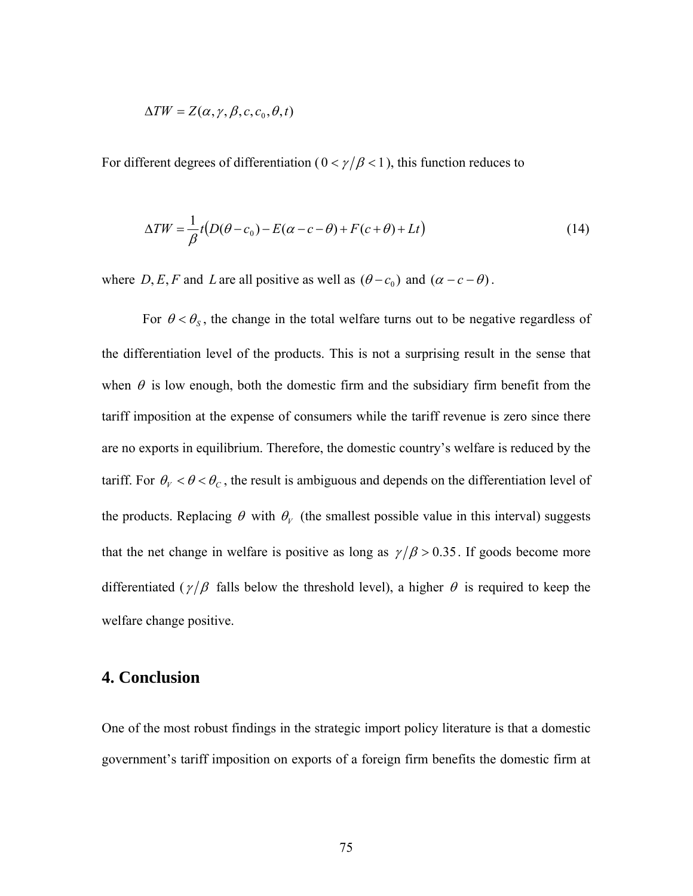$$\Delta TW = Z(\alpha, \gamma, \beta, c, c_0, \theta, t)$$

For different degrees of differentiation ( $0 < \gamma/\beta < 1$ ), this function reduces to

$$\Delta TW = \frac{1}{\beta} t\big(D(\theta - c_0) - E(\alpha - c - \theta) + F(c + \theta) + Lt\big) \tag{14}$$

where $D, E, F$ and $L$ are all positive as well as $(\theta - c_0)$ and $(\alpha - c - \theta)$.

For $\theta < \theta_S$, the change in the total welfare turns out to be negative regardless of the differentiation level of the products. This is not a surprising result in the sense that when $\theta$ is low enough, both the domestic firm and the subsidiary firm benefit from the tariff imposition at the expense of consumers while the tariff revenue is zero since there are no exports in equilibrium. Therefore, the domestic country's welfare is reduced by the tariff. For $\theta_V < \theta < \theta_C$, the result is ambiguous and depends on the differentiation level of the products. Replacing $\theta$ with $\theta_V$ (the smallest possible value in this interval) suggests that the net change in welfare is positive as long as $\gamma/\beta > 0.35$. If goods become more differentiated ( $\gamma/\beta$ falls below the threshold level), a higher $\theta$ is required to keep the welfare change positive.

## 4. Conclusion

One of the most robust findings in the strategic import policy literature is that a domestic government's tariff imposition on exports of a foreign firm benefits the domestic firm at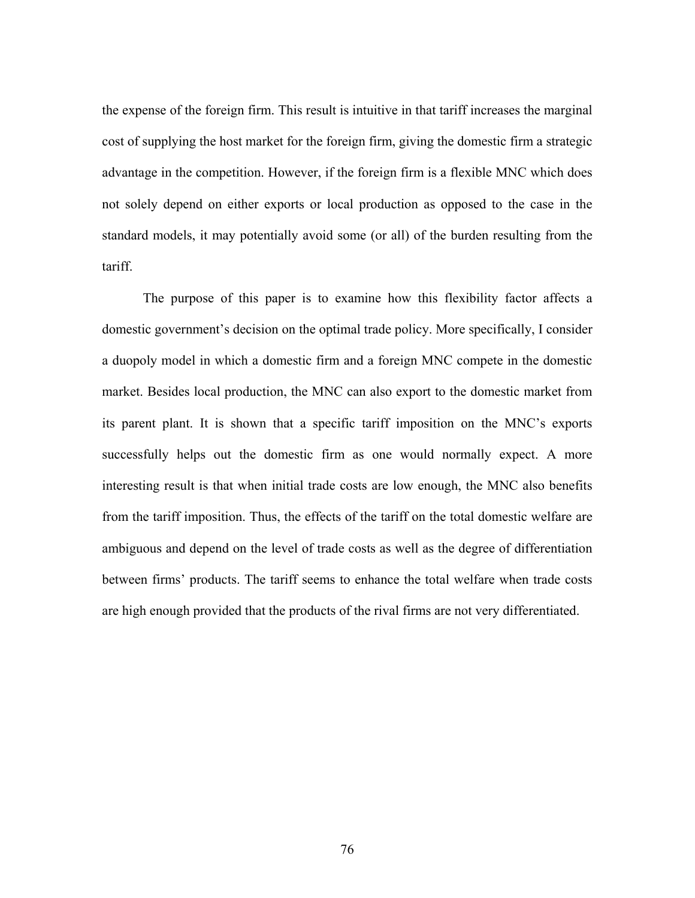the expense of the foreign firm. This result is intuitive in that tariff increases the marginal cost of supplying the host market for the foreign firm, giving the domestic firm a strategic advantage in the competition. However, if the foreign firm is a flexible MNC which does not solely depend on either exports or local production as opposed to the case in the standard models, it may potentially avoid some (or all) of the burden resulting from the tariff.

The purpose of this paper is to examine how this flexibility factor affects a domestic government's decision on the optimal trade policy. More specifically, I consider a duopoly model in which a domestic firm and a foreign MNC compete in the domestic market. Besides local production, the MNC can also export to the domestic market from its parent plant. It is shown that a specific tariff imposition on the MNC's exports successfully helps out the domestic firm as one would normally expect. A more interesting result is that when initial trade costs are low enough, the MNC also benefits from the tariff imposition. Thus, the effects of the tariff on the total domestic welfare are ambiguous and depend on the level of trade costs as well as the degree of differentiation between firms' products. The tariff seems to enhance the total welfare when trade costs are high enough provided that the products of the rival firms are not very differentiated.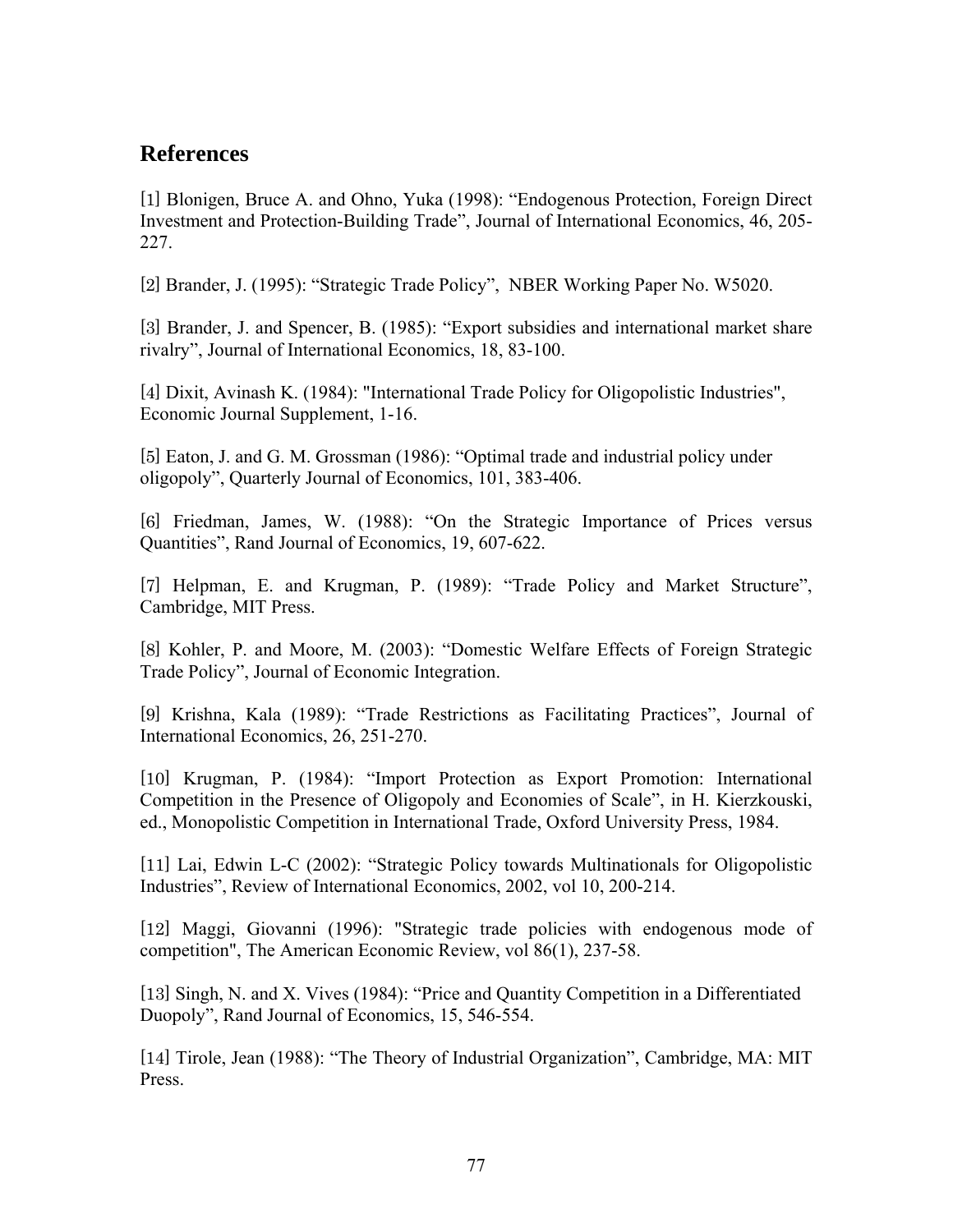## References

[1] Blonigen, Bruce A. and Ohno, Yuka (1998): "Endogenous Protection, Foreign Direct Investment and Protection-Building Trade", Journal of International Economics, 46, 205-227.

[2] Brander, J. (1995): "Strategic Trade Policy", NBER Working Paper No. W5020.

[3] Brander, J. and Spencer, B. (1985): "Export subsidies and international market share rivalry", Journal of International Economics, 18, 83-100.

[4] Dixit, Avinash K. (1984): "International Trade Policy for Oligopolistic Industries", Economic Journal Supplement, 1-16.

[5] Eaton, J. and G. M. Grossman (1986): "Optimal trade and industrial policy under oligopoly", Quarterly Journal of Economics, 101, 383-406.

[6] Friedman, James, W. (1988): "On the Strategic Importance of Prices versus Quantities", Rand Journal of Economics, 19, 607-622.

[7] Helpman, E. and Krugman, P. (1989): "Trade Policy and Market Structure", Cambridge, MIT Press.

[8] Kohler, P. and Moore, M. (2003): "Domestic Welfare Effects of Foreign Strategic Trade Policy", Journal of Economic Integration.

[9] Krishna, Kala (1989): "Trade Restrictions as Facilitating Practices", Journal of International Economics, 26, 251-270.

[10] Krugman, P. (1984): "Import Protection as Export Promotion: International Competition in the Presence of Oligopoly and Economies of Scale", in H. Kierzkouski, ed., Monopolistic Competition in International Trade, Oxford University Press, 1984.

[11] Lai, Edwin L-C (2002): "Strategic Policy towards Multinationals for Oligopolistic Industries", Review of International Economics, 2002, vol 10, 200-214.

[12] Maggi, Giovanni (1996): "Strategic trade policies with endogenous mode of competition", The American Economic Review, vol 86(1), 237-58.

[13] Singh, N. and X. Vives (1984): "Price and Quantity Competition in a Differentiated Duopoly", Rand Journal of Economics, 15, 546-554.

[14] Tirole, Jean (1988): "The Theory of Industrial Organization", Cambridge, MA: MIT Press.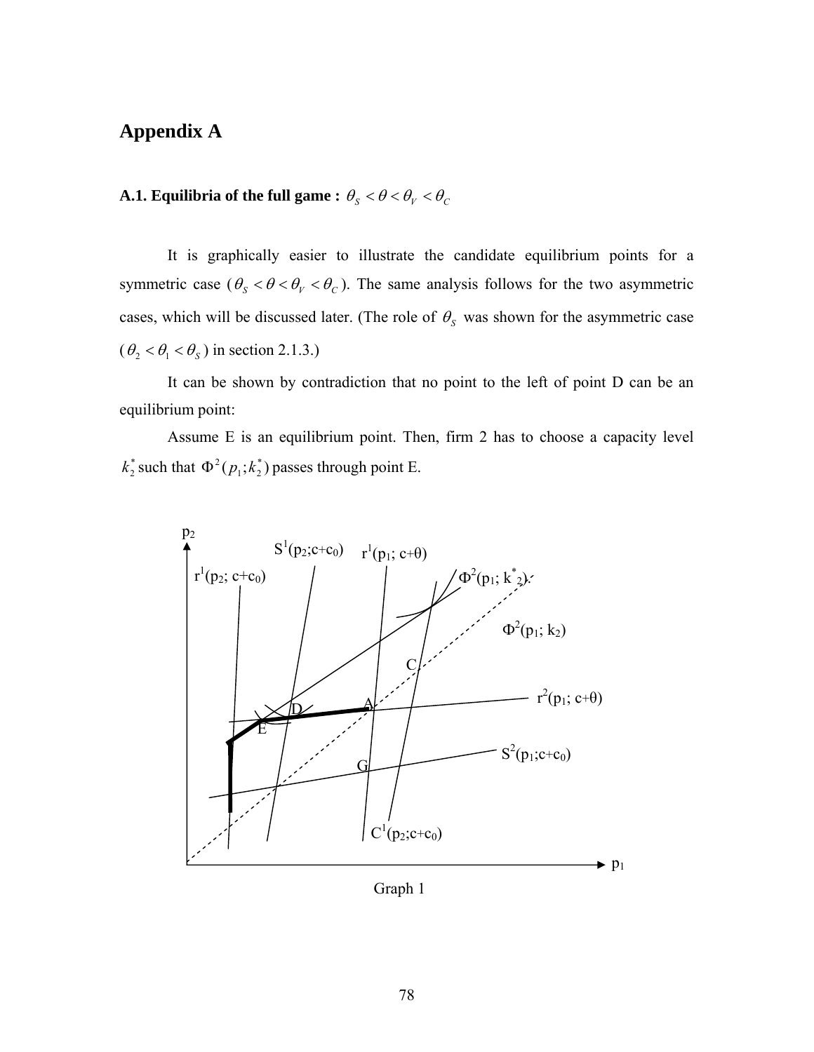# Appendix A

### A.1. Equilibria of the full game : $\theta_S < \theta < \theta_V < \theta_C$

It is graphically easier to illustrate the candidate equilibrium points for a symmetric case ($\theta_S < \theta < \theta_V < \theta_C$). The same analysis follows for the two asymmetric cases, which will be discussed later. (The role of $\theta_S$ was shown for the asymmetric case ($\theta_2 < \theta_1 < \theta_S$) in section 2.1.3.)

It can be shown by contradiction that no point to the left of point D can be an equilibrium point:

Assume E is an equilibrium point. Then, firm 2 has to choose a capacity level $k_2^*$ such that $\Phi^2(p_1;k_2^*)$ passes through point E.

Graph 1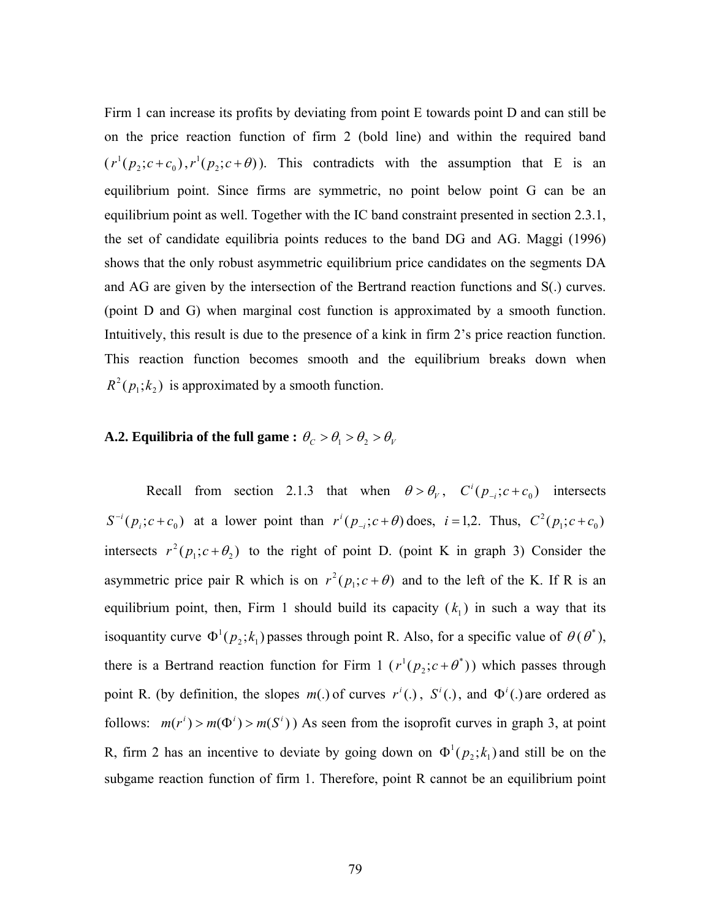Firm 1 can increase its profits by deviating from point E towards point D and can still be on the price reaction function of firm 2 (bold line) and within the required band $(r^1(p_2;c+c_0), r^1(p_2;c+\theta))$. This contradicts with the assumption that E is an equilibrium point. Since firms are symmetric, no point below point G can be an equilibrium point as well. Together with the IC band constraint presented in section 2.3.1, the set of candidate equilibria points reduces to the band DG and AG. Maggi (1996) shows that the only robust asymmetric equilibrium price candidates on the segments DA and AG are given by the intersection of the Bertrand reaction functions and S(.) curves. (point D and G) when marginal cost function is approximated by a smooth function. Intuitively, this result is due to the presence of a kink in firm 2's price reaction function. This reaction function becomes smooth and the equilibrium breaks down when $R^2(p_1;k_2)$ is approximated by a smooth function.

### A.2. Equilibria of the full game : $\theta_C > \theta_1 > \theta_2 > \theta_V$

Recall from section 2.1.3 that when $\theta > \theta_V$, $C^i(p_{-i};c+c_0)$ intersects $S^{-i}(p_i;c+c_0)$ at a lower point than $r^i(p_{-i};c+\theta)$ does, $i=1,2$. Thus, $C^2(p_1;c+c_0)$ intersects $r^2(p_1;c+\theta_2)$ to the right of point D. (point K in graph 3) Consider the asymmetric price pair R which is on $r^2(p_1;c+\theta)$ and to the left of the K. If R is an equilibrium point, then, Firm 1 should build its capacity ($k_1$) in such a way that its isoquantity curve $\Phi^1(p_2;k_1)$ passes through point R. Also, for a specific value of $\theta\,(\theta^*)$, there is a Bertrand reaction function for Firm 1 ($r^1(p_2;c+\theta^*)$) which passes through point R. (by definition, the slopes $m(.)$ of curves $r^i(.)$, $S^i(.)$, and $\Phi^i(.)$ are ordered as follows: $m(r^i) > m(\Phi^i) > m(S^i)$) As seen from the isoprofit curves in graph 3, at point R, firm 2 has an incentive to deviate by going down on $\Phi^1(p_2;k_1)$ and still be on the subgame reaction function of firm 1. Therefore, point R cannot be an equilibrium point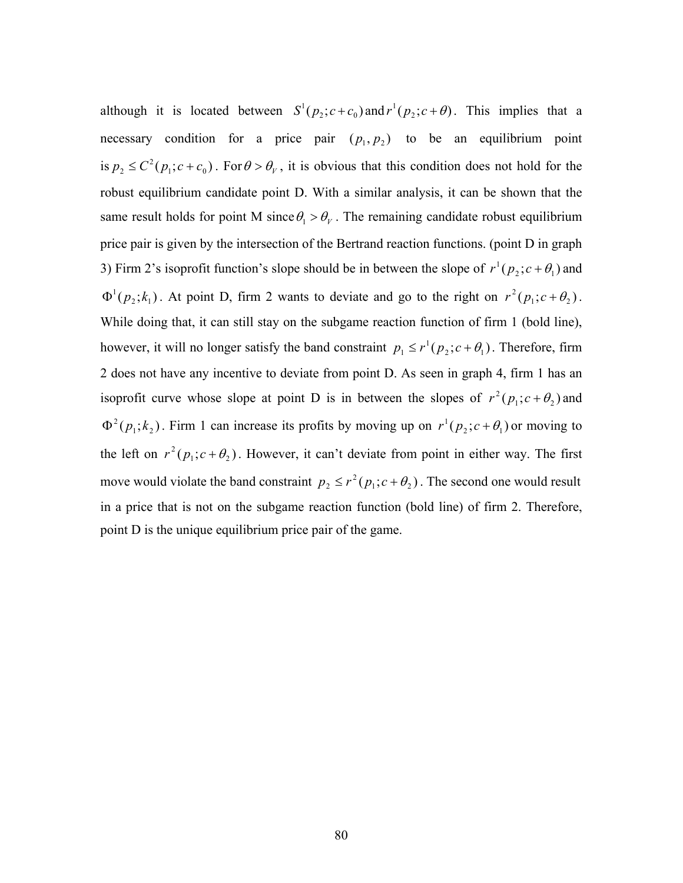although it is located between $S^1(p_2;c+c_0)$ and $r^1(p_2;c+\theta)$. This implies that a necessary condition for a price pair $(p_1, p_2)$ to be an equilibrium point is $p_2 \leq C^2(p_1;c+c_0)$. For $\theta > \theta_V$, it is obvious that this condition does not hold for the robust equilibrium candidate point D. With a similar analysis, it can be shown that the same result holds for point M since $\theta_1 > \theta_V$. The remaining candidate robust equilibrium price pair is given by the intersection of the Bertrand reaction functions. (point D in graph 3) Firm 2's isoprofit function's slope should be in between the slope of $r^1(p_2;c+\theta_1)$ and $\Phi^1(p_2;k_1)$. At point D, firm 2 wants to deviate and go to the right on $r^2(p_1;c+\theta_2)$. While doing that, it can still stay on the subgame reaction function of firm 1 (bold line), however, it will no longer satisfy the band constraint $p_1 \leq r^1(p_2;c+\theta_1)$. Therefore, firm 2 does not have any incentive to deviate from point D. As seen in graph 4, firm 1 has an isoprofit curve whose slope at point D is in between the slopes of $r^2(p_1;c+\theta_2)$ and $\Phi^2(p_1;k_2)$. Firm 1 can increase its profits by moving up on $r^1(p_2;c+\theta_1)$ or moving to the left on $r^2(p_1;c+\theta_2)$. However, it can't deviate from point in either way. The first move would violate the band constraint $p_2 \leq r^2(p_1;c+\theta_2)$. The second one would result in a price that is not on the subgame reaction function (bold line) of firm 2. Therefore, point D is the unique equilibrium price pair of the game.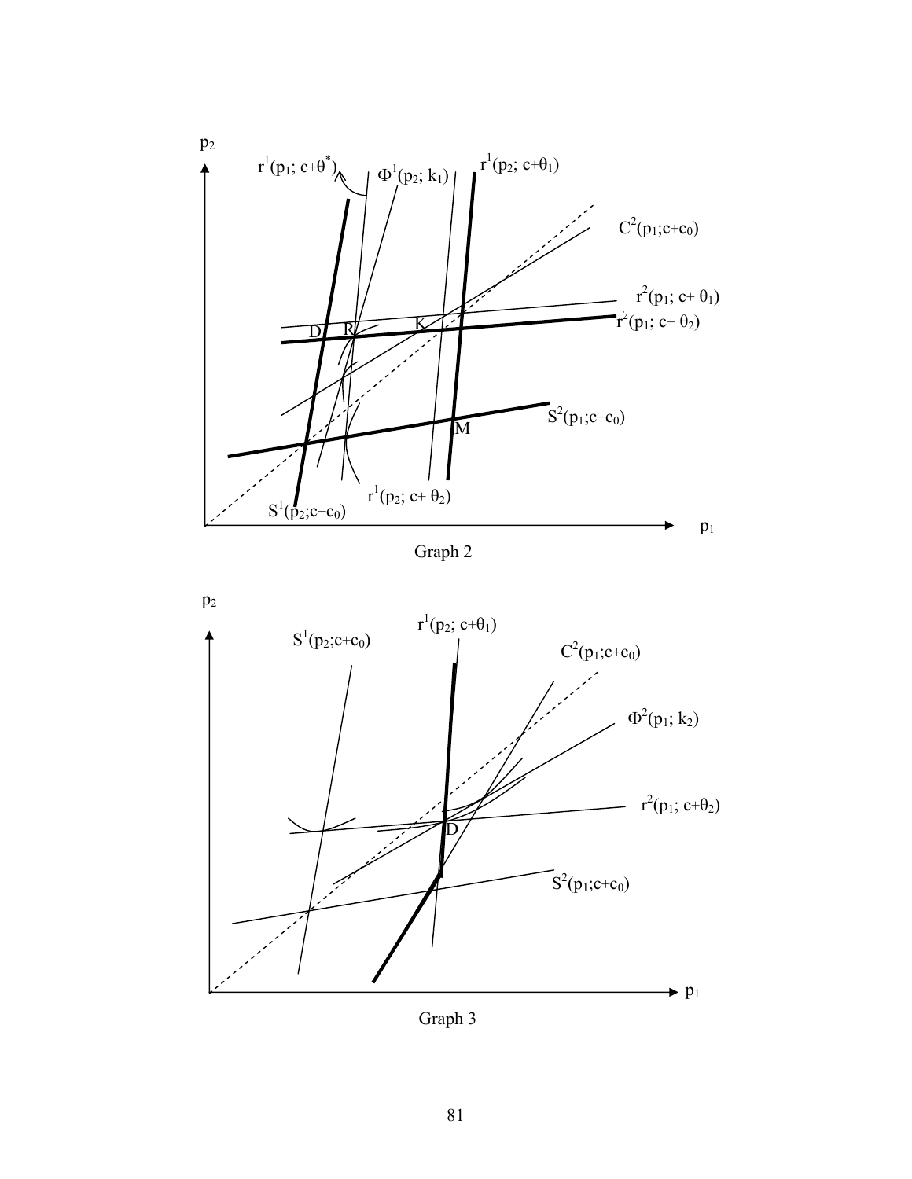Graph 2

Graph 3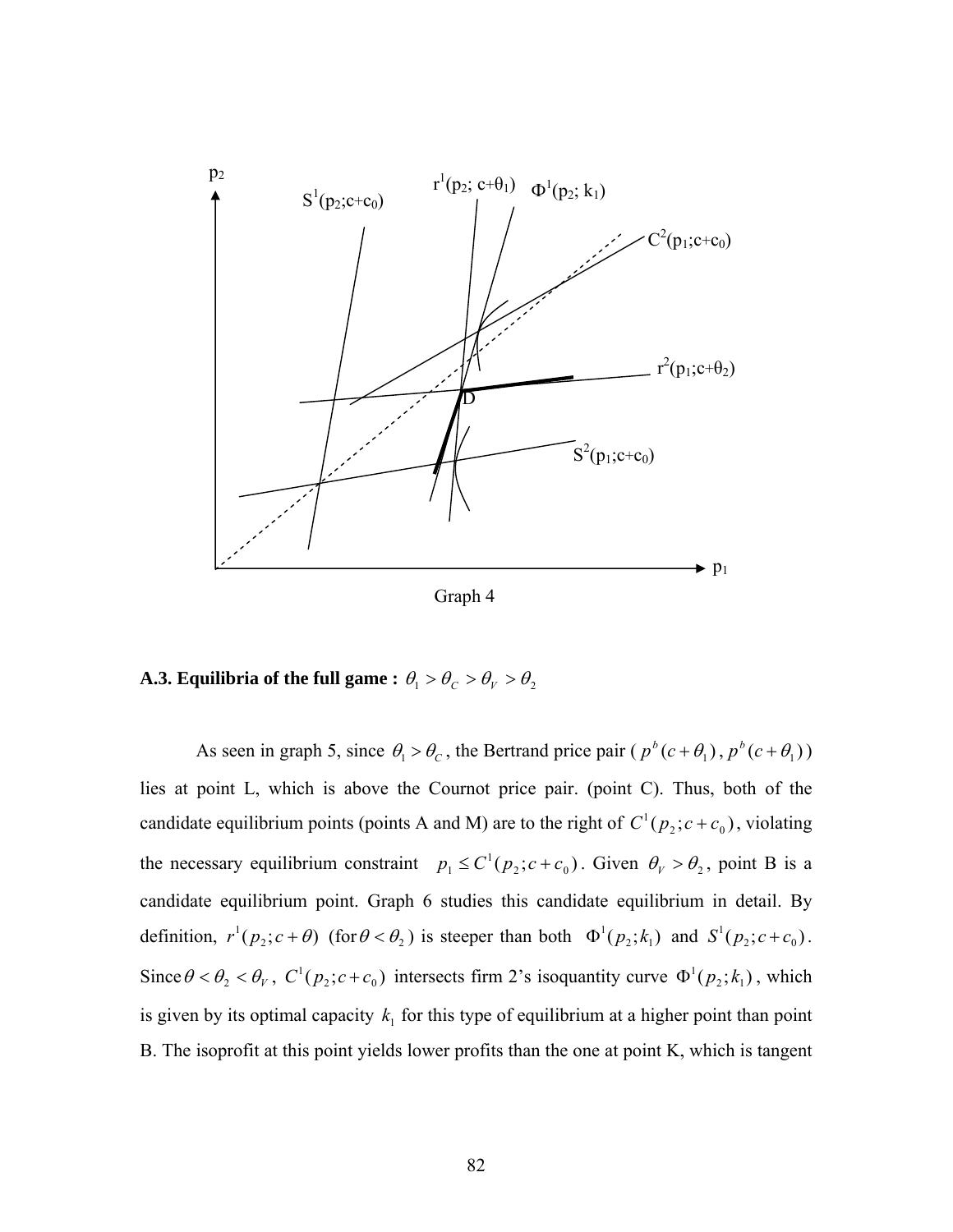Graph 4

**A.3. Equilibria of the full game :** $\theta_1 > \theta_C > \theta_V > \theta_2$

As seen in graph 5, since $\theta_1 > \theta_C$, the Bertrand price pair ( $p^b(c+\theta_1)$, $p^b(c+\theta_1)$ ) lies at point L, which is above the Cournot price pair. (point C). Thus, both of the candidate equilibrium points (points A and M) are to the right of $C^1(p_2;c+c_0)$, violating the necessary equilibrium constraint $p_1 \leq C^1(p_2;c+c_0)$. Given $\theta_V > \theta_2$, point B is a candidate equilibrium point. Graph 6 studies this candidate equilibrium in detail. By definition, $r^1(p_2;c+\theta)$ (for $\theta < \theta_2$) is steeper than both $\Phi^1(p_2;k_1)$ and $S^1(p_2;c+c_0)$. Since $\theta < \theta_2 < \theta_V$, $C^1(p_2;c+c_0)$ intersects firm 2's isoquantity curve $\Phi^1(p_2;k_1)$, which is given by its optimal capacity $k_1$ for this type of equilibrium at a higher point than point B. The isoprofit at this point yields lower profits than the one at point K, which is tangent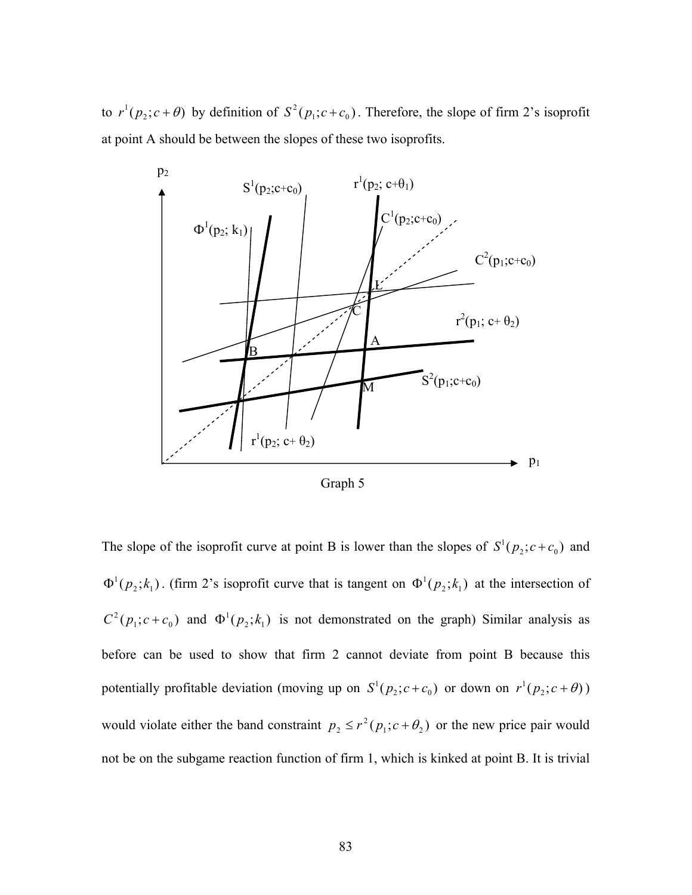to $r^1(p_2;c+\theta)$ by definition of $S^2(p_1;c+c_0)$. Therefore, the slope of firm 2's isoprofit at point A should be between the slopes of these two isoprofits.

Graph 5

The slope of the isoprofit curve at point B is lower than the slopes of $S^1(p_2;c+c_0)$ and $\Phi^1(p_2;k_1)$. (firm 2's isoprofit curve that is tangent on $\Phi^1(p_2;k_1)$ at the intersection of $C^2(p_1;c+c_0)$ and $\Phi^1(p_2;k_1)$ is not demonstrated on the graph) Similar analysis as before can be used to show that firm 2 cannot deviate from point B because this potentially profitable deviation (moving up on $S^1(p_2;c+c_0)$ or down on $r^1(p_2;c+\theta)$) would violate either the band constraint $p_2 \leq r^2(p_1;c+\theta_2)$ or the new price pair would not be on the subgame reaction function of firm 1, which is kinked at point B. It is trivial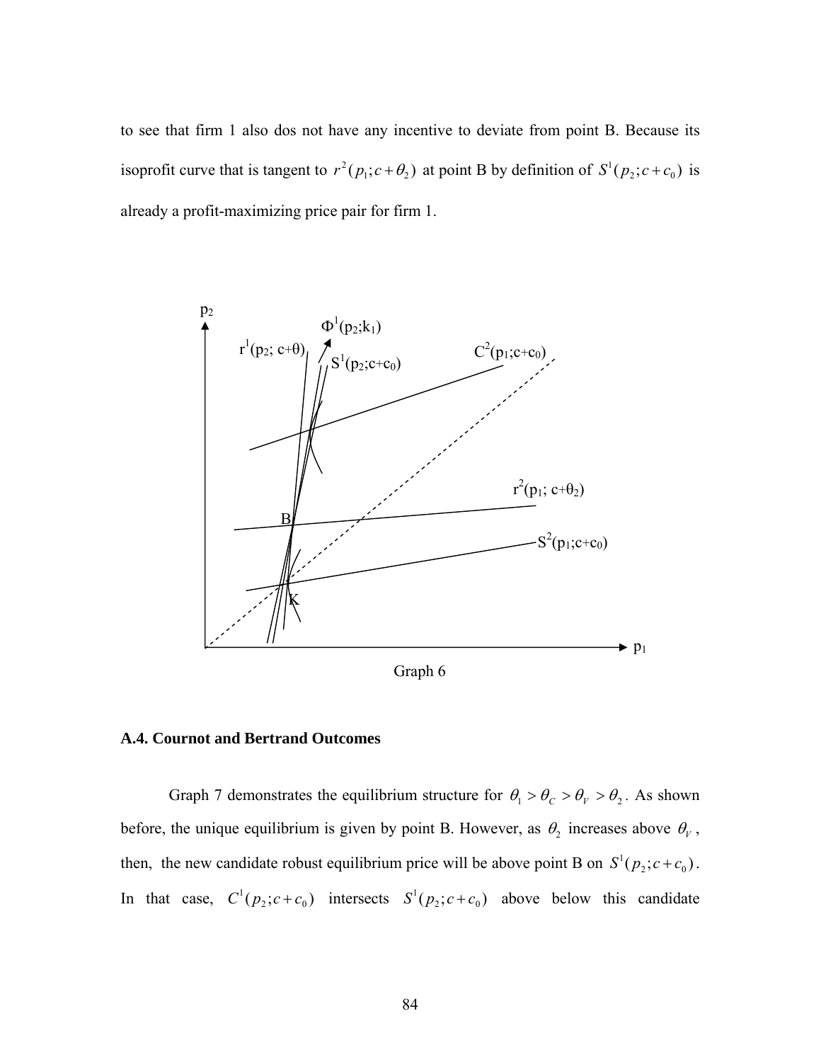to see that firm 1 also dos not have any incentive to deviate from point B. Because its isoprofit curve that is tangent to $r^2(p_1;c+\theta_2)$ at point B by definition of $S^1(p_2;c+c_0)$ is already a profit-maximizing price pair for firm 1.

Graph 6

### A.4. Cournot and Bertrand Outcomes

Graph 7 demonstrates the equilibrium structure for $\theta_1 > \theta_C > \theta_V > \theta_2$. As shown before, the unique equilibrium is given by point B. However, as $\theta_2$ increases above $\theta_V$, then, the new candidate robust equilibrium price will be above point B on $S^1(p_2;c+c_0)$. In that case, $C^1(p_2;c+c_0)$ intersects $S^1(p_2;c+c_0)$ above below this candidate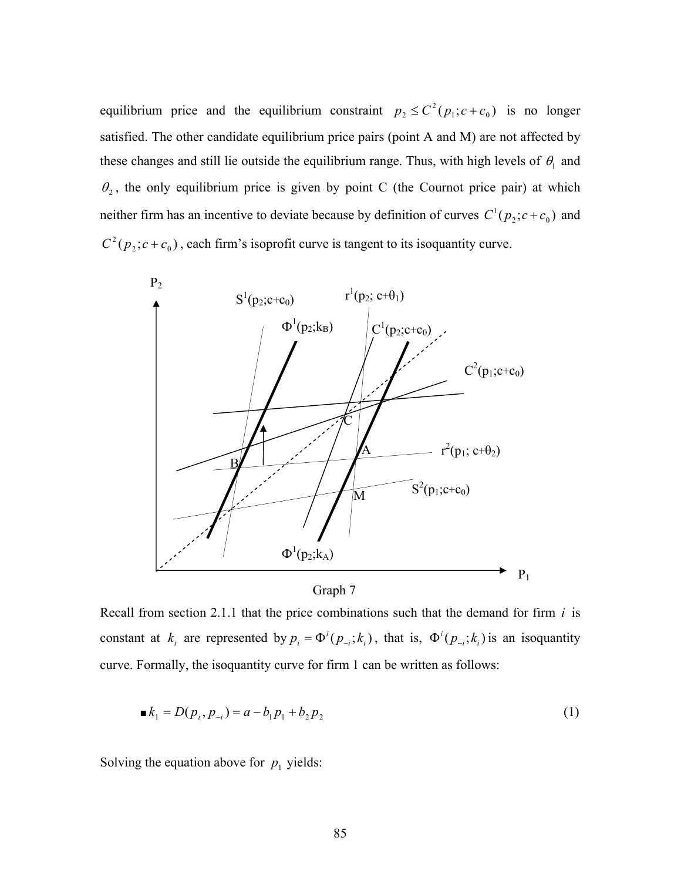equilibrium price and the equilibrium constraint $p_2 \leq C^2(p_1; c + c_0)$ is no longer satisfied. The other candidate equilibrium price pairs (point A and M) are not affected by these changes and still lie outside the equilibrium range. Thus, with high levels of $\theta_1$ and $\theta_2$, the only equilibrium price is given by point C (the Cournot price pair) at which neither firm has an incentive to deviate because by definition of curves $C^1(p_2; c + c_0)$ and $C^2(p_2; c + c_0)$, each firm's isoprofit curve is tangent to its isoquantity curve.

Graph 7

Recall from section 2.1.1 that the price combinations such that the demand for firm $i$ is constant at $k_i$ are represented by $p_i = \Phi^i(p_{-i}; k_i)$, that is, $\Phi^i(p_{-i}; k_i)$ is an isoquantity curve. Formally, the isoquantity curve for firm 1 can be written as follows:

$$\blacksquare\; k_1 = D(p_i, p_{-i}) = a - b_1 p_1 + b_2 p_2 \tag{1}$$

Solving the equation above for $p_1$ yields: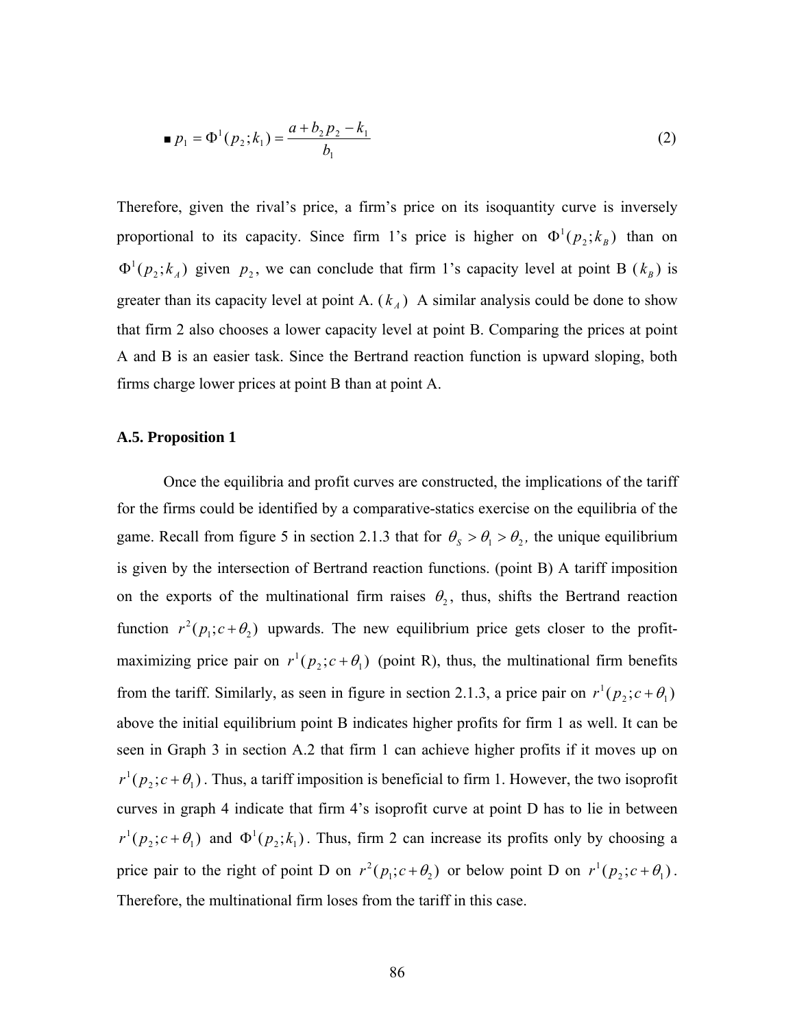$$\blacksquare\ p_1 = \Phi^1(p_2;k_1) = \frac{a + b_2 p_2 - k_1}{b_1} \tag{2}$$

Therefore, given the rival's price, a firm's price on its isoquantity curve is inversely proportional to its capacity. Since firm 1's price is higher on $\Phi^1(p_2;k_B)$ than on $\Phi^1(p_2;k_A)$ given $p_2$, we can conclude that firm 1's capacity level at point B ($k_B$) is greater than its capacity level at point A. ($k_A$) A similar analysis could be done to show that firm 2 also chooses a lower capacity level at point B. Comparing the prices at point A and B is an easier task. Since the Bertrand reaction function is upward sloping, both firms charge lower prices at point B than at point A.

### A.5. Proposition 1

Once the equilibria and profit curves are constructed, the implications of the tariff for the firms could be identified by a comparative-statics exercise on the equilibria of the game. Recall from figure 5 in section 2.1.3 that for $\theta_S > \theta_1 > \theta_2$, the unique equilibrium is given by the intersection of Bertrand reaction functions. (point B) A tariff imposition on the exports of the multinational firm raises $\theta_2$, thus, shifts the Bertrand reaction function $r^2(p_1;c+\theta_2)$ upwards. The new equilibrium price gets closer to the profit-maximizing price pair on $r^1(p_2;c+\theta_1)$ (point R), thus, the multinational firm benefits from the tariff. Similarly, as seen in figure in section 2.1.3, a price pair on $r^1(p_2;c+\theta_1)$ above the initial equilibrium point B indicates higher profits for firm 1 as well. It can be seen in Graph 3 in section A.2 that firm 1 can achieve higher profits if it moves up on $r^1(p_2;c+\theta_1)$. Thus, a tariff imposition is beneficial to firm 1. However, the two isoprofit curves in graph 4 indicate that firm 4's isoprofit curve at point D has to lie in between $r^1(p_2;c+\theta_1)$ and $\Phi^1(p_2;k_1)$. Thus, firm 2 can increase its profits only by choosing a price pair to the right of point D on $r^2(p_1;c+\theta_2)$ or below point D on $r^1(p_2;c+\theta_1)$. Therefore, the multinational firm loses from the tariff in this case.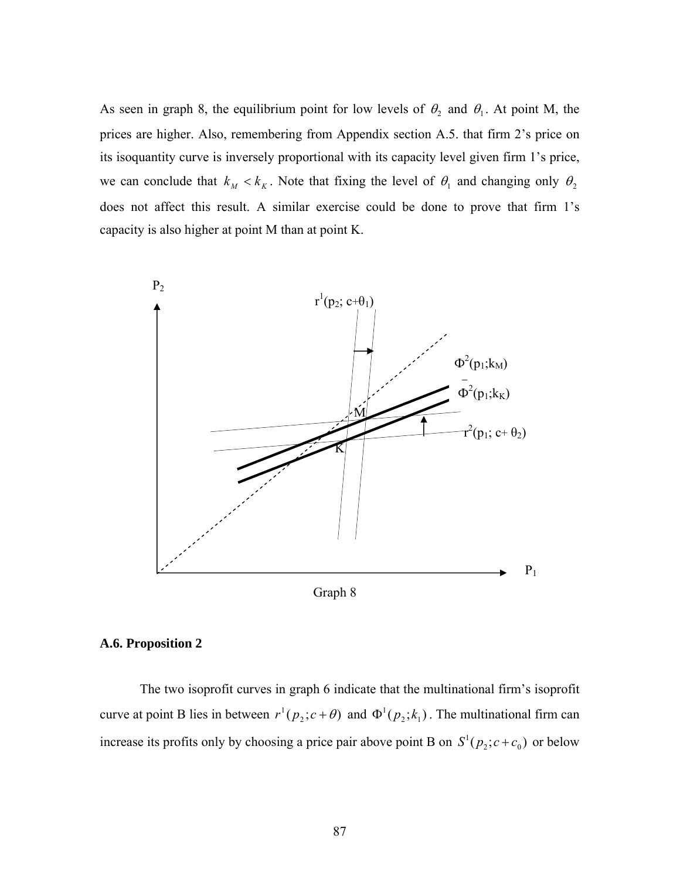As seen in graph 8, the equilibrium point for low levels of $\theta_2$ and $\theta_1$. At point M, the prices are higher. Also, remembering from Appendix section A.5. that firm 2's price on its isoquantity curve is inversely proportional with its capacity level given firm 1's price, we can conclude that $k_M < k_K$. Note that fixing the level of $\theta_1$ and changing only $\theta_2$ does not affect this result. A similar exercise could be done to prove that firm 1's capacity is also higher at point M than at point K.

Graph 8

### A.6. Proposition 2

The two isoprofit curves in graph 6 indicate that the multinational firm's isoprofit curve at point B lies in between $r^1(p_2; c+\theta)$ and $\Phi^1(p_2; k_1)$. The multinational firm can increase its profits only by choosing a price pair above point B on $S^1(p_2; c+c_0)$ or below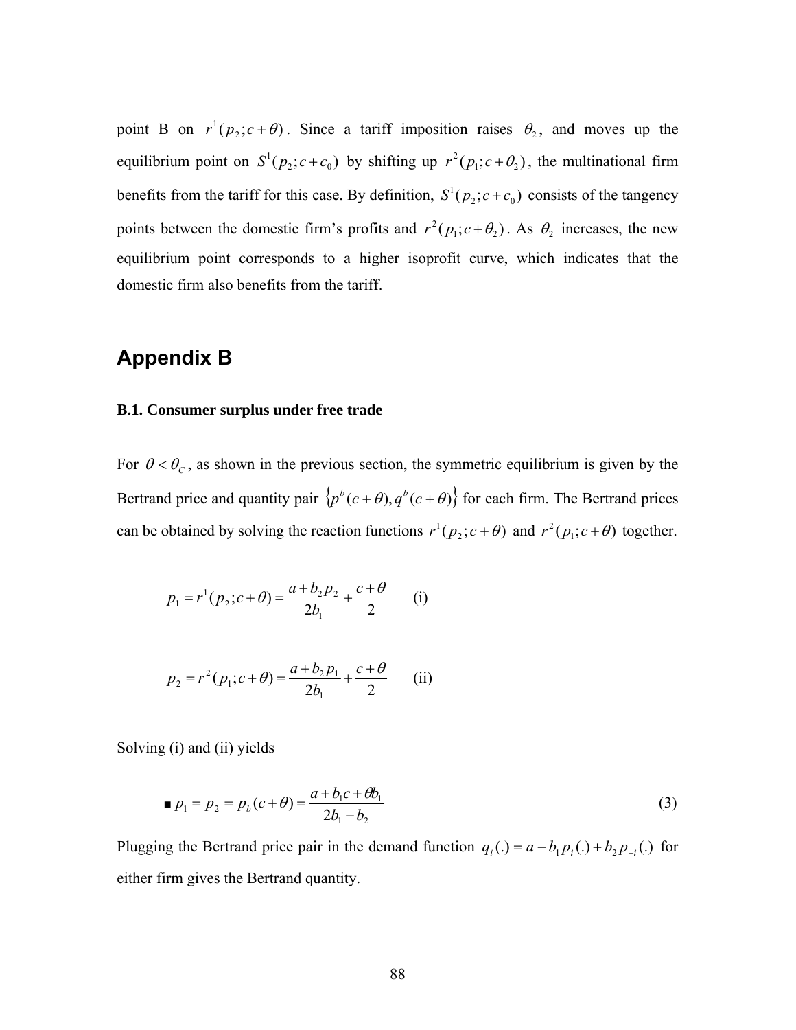point B on $r^1(p_2;c+\theta)$. Since a tariff imposition raises $\theta_2$, and moves up the equilibrium point on $S^1(p_2;c+c_0)$ by shifting up $r^2(p_1;c+\theta_2)$, the multinational firm benefits from the tariff for this case. By definition, $S^1(p_2;c+c_0)$ consists of the tangency points between the domestic firm's profits and $r^2(p_1;c+\theta_2)$. As $\theta_2$ increases, the new equilibrium point corresponds to a higher isoprofit curve, which indicates that the domestic firm also benefits from the tariff.

## Appendix B

### B.1. Consumer surplus under free trade

For $\theta < \theta_C$, as shown in the previous section, the symmetric equilibrium is given by the Bertrand price and quantity pair $\{p^b(c+\theta), q^b(c+\theta)\}$ for each firm. The Bertrand prices can be obtained by solving the reaction functions $r^1(p_2;c+\theta)$ and $r^2(p_1;c+\theta)$ together.

$$p_1 = r^1(p_2;c+\theta) = \frac{a+b_2 p_2}{2b_1} + \frac{c+\theta}{2} \qquad \text{(i)}$$

$$p_2 = r^2(p_1;c+\theta) = \frac{a+b_2 p_1}{2b_1} + \frac{c+\theta}{2} \qquad \text{(ii)}$$

Solving (i) and (ii) yields

$$\blacksquare \; p_1 = p_2 = p_b(c+\theta) = \frac{a+b_1 c+\theta b_1}{2b_1 - b_2} \qquad (3)$$

Plugging the Bertrand price pair in the demand function $q_i(.) = a - b_1 p_i(.) + b_2 p_{-i}(.)$ for either firm gives the Bertrand quantity.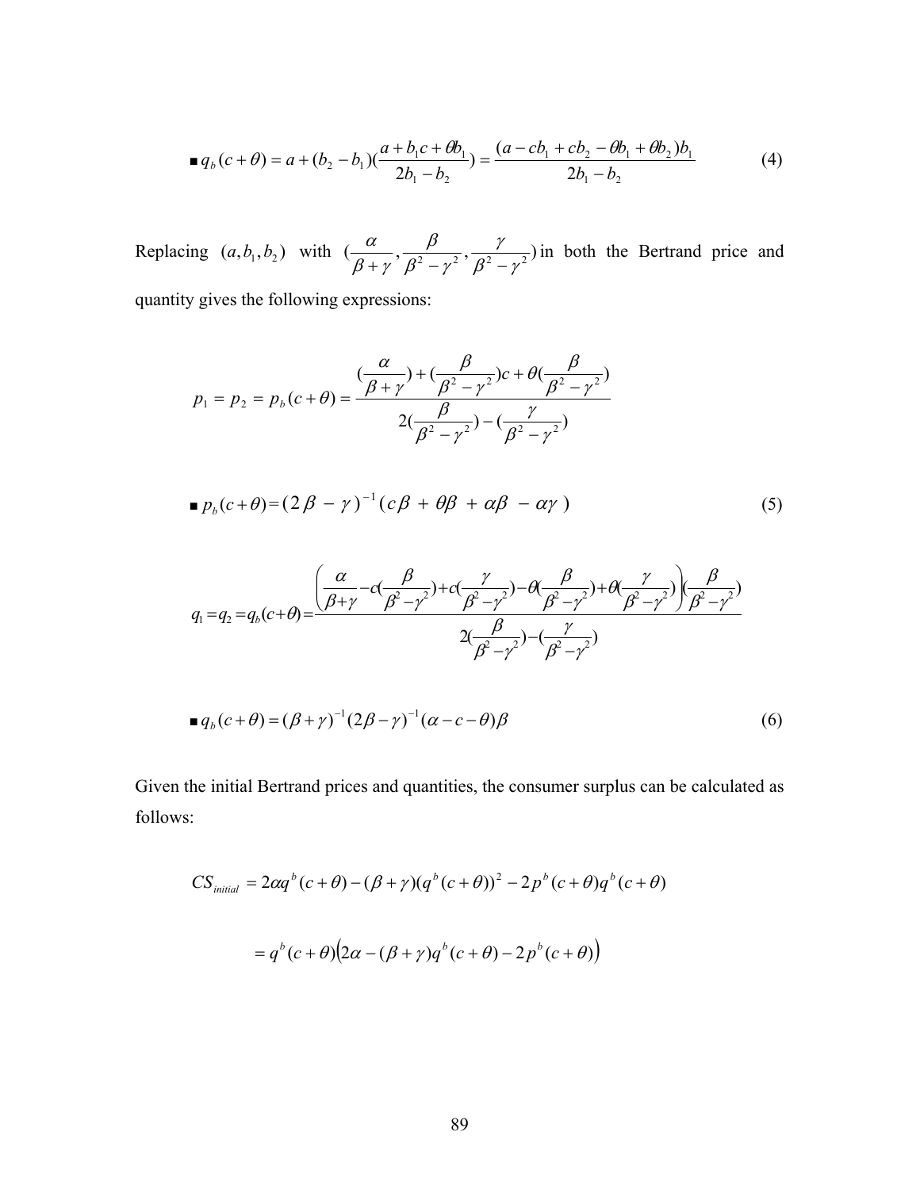$$\blacksquare \; q_b(c+\theta) = a + (b_2 - b_1)(\frac{a + b_1 c + \theta b_1}{2b_1 - b_2}) = \frac{(a - cb_1 + cb_2 - \theta b_1 + \theta b_2)b_1}{2b_1 - b_2} \tag{4}$$

Replacing $(a, b_1, b_2)$ with $(\frac{\alpha}{\beta+\gamma}, \frac{\beta}{\beta^2-\gamma^2}, \frac{\gamma}{\beta^2-\gamma^2})$ in both the Bertrand price and quantity gives the following expressions:

$$p_1 = p_2 = p_b(c+\theta) = \frac{(\frac{\alpha}{\beta+\gamma}) + (\frac{\beta}{\beta^2-\gamma^2})c + \theta(\frac{\beta}{\beta^2-\gamma^2})}{2(\frac{\beta}{\beta^2-\gamma^2}) - (\frac{\gamma}{\beta^2-\gamma^2})}$$

$$\blacksquare \; p_b(c+\theta) = (2\beta - \gamma)^{-1}(c\beta + \theta\beta + \alpha\beta - \alpha\gamma) \tag{5}$$

$$q_1 = q_2 = q_b(c+\theta) = \frac{\left(\frac{\alpha}{\beta+\gamma} - c(\frac{\beta}{\beta^2-\gamma^2}) + c(\frac{\gamma}{\beta^2-\gamma^2}) - \theta(\frac{\beta}{\beta^2-\gamma^2}) + \theta(\frac{\gamma}{\beta^2-\gamma^2})\right)(\frac{\beta}{\beta^2-\gamma^2})}{2(\frac{\beta}{\beta^2-\gamma^2}) - (\frac{\gamma}{\beta^2-\gamma^2})}$$

$$\blacksquare \; q_b(c+\theta) = (\beta+\gamma)^{-1}(2\beta-\gamma)^{-1}(\alpha - c - \theta)\beta \tag{6}$$

Given the initial Bertrand prices and quantities, the consumer surplus can be calculated as follows:

$$CS_{initial} = 2\alpha q^b(c+\theta) - (\beta+\gamma)(q^b(c+\theta))^2 - 2p^b(c+\theta)q^b(c+\theta)$$

$$= q^b(c+\theta)\left(2\alpha - (\beta+\gamma)q^b(c+\theta) - 2p^b(c+\theta)\right)$$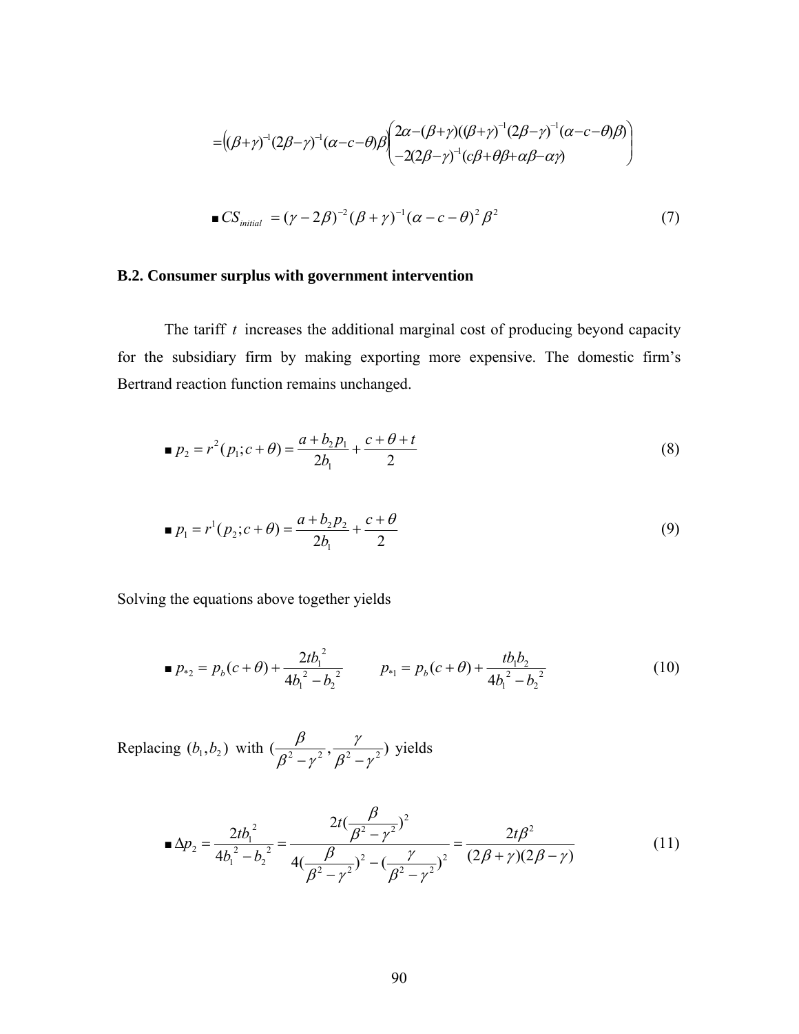$$= \left((\beta+\gamma)^{-1}(2\beta-\gamma)^{-1}(\alpha-c-\theta)\beta\right)\begin{pmatrix} 2\alpha-(\beta+\gamma)((\beta+\gamma)^{-1}(2\beta-\gamma)^{-1}(\alpha-c-\theta)\beta) \\ -2(2\beta-\gamma)^{-1}(c\beta+\theta\beta+\alpha\beta-\alpha\gamma) \end{pmatrix}$$

$$\blacksquare\ CS_{initial} = (\gamma-2\beta)^{-2}(\beta+\gamma)^{-1}(\alpha-c-\theta)^2\beta^2 \tag{7}$$

**B.2. Consumer surplus with government intervention**

The tariff $t$ increases the additional marginal cost of producing beyond capacity for the subsidiary firm by making exporting more expensive. The domestic firm's Bertrand reaction function remains unchanged.

$$\blacksquare\ p_2 = r^2(p_1; c+\theta) = \frac{a+b_2p_1}{2b_1} + \frac{c+\theta+t}{2} \tag{8}$$

$$\blacksquare\ p_1 = r^1(p_2; c+\theta) = \frac{a+b_2p_2}{2b_1} + \frac{c+\theta}{2} \tag{9}$$

Solving the equations above together yields

$$\blacksquare\ p_{*2} = p_b(c+\theta) + \frac{2tb_1^2}{4b_1^2-b_2^2} \qquad p_{*1} = p_b(c+\theta) + \frac{tb_1b_2}{4b_1^2-b_2^2} \tag{10}$$

Replacing $(b_1, b_2)$ with $(\frac{\beta}{\beta^2-\gamma^2}, \frac{\gamma}{\beta^2-\gamma^2})$ yields

$$\blacksquare\ \Delta p_2 = \frac{2tb_1^2}{4b_1^2-b_2^2} = \frac{2t(\frac{\beta}{\beta^2-\gamma^2})^2}{4(\frac{\beta}{\beta^2-\gamma^2})^2-(\frac{\gamma}{\beta^2-\gamma^2})^2} = \frac{2t\beta^2}{(2\beta+\gamma)(2\beta-\gamma)} \tag{11}$$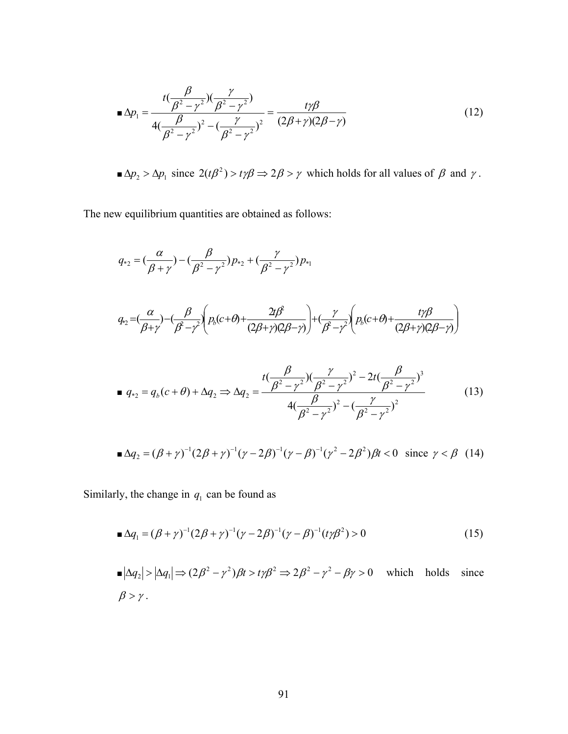$$\blacksquare\ \Delta p_1 = \frac{t(\frac{\beta}{\beta^2-\gamma^2})(\frac{\gamma}{\beta^2-\gamma^2})}{4(\frac{\beta}{\beta^2-\gamma^2})^2 - (\frac{\gamma}{\beta^2-\gamma^2})^2} = \frac{t\gamma\beta}{(2\beta+\gamma)(2\beta-\gamma)} \tag{12}$$

$\blacksquare\ \Delta p_2 > \Delta p_1$ since $2(t\beta^2) > t\gamma\beta \Rightarrow 2\beta > \gamma$ which holds for all values of $\beta$ and $\gamma$.

The new equilibrium quantities are obtained as follows:

$$q_{*2} = (\frac{\alpha}{\beta+\gamma}) - (\frac{\beta}{\beta^2-\gamma^2})p_{*2} + (\frac{\gamma}{\beta^2-\gamma^2})p_{*1}$$

$$q_{*2} = (\frac{\alpha}{\beta+\gamma}) - (\frac{\beta}{\beta^2-\gamma^2})\left(p_b(c+\theta) + \frac{2t\beta^2}{(2\beta+\gamma)(2\beta-\gamma)}\right) + (\frac{\gamma}{\beta^2-\gamma^2})\left(p_b(c+\theta) + \frac{t\gamma\beta}{(2\beta+\gamma)(2\beta-\gamma)}\right)$$

$$\blacksquare\ q_{*2} = q_b(c+\theta) + \Delta q_2 \Rightarrow \Delta q_2 = \frac{t(\frac{\beta}{\beta^2-\gamma^2})(\frac{\gamma}{\beta^2-\gamma^2})^2 - 2t(\frac{\beta}{\beta^2-\gamma^2})^3}{4(\frac{\beta}{\beta^2-\gamma^2})^2 - (\frac{\gamma}{\beta^2-\gamma^2})^2} \tag{13}$$

$$\blacksquare\ \Delta q_2 = (\beta+\gamma)^{-1}(2\beta+\gamma)^{-1}(\gamma-2\beta)^{-1}(\gamma-\beta)^{-1}(\gamma^2-2\beta^2)\beta t < 0 \text{ since } \gamma < \beta \tag{14}$$

Similarly, the change in $q_1$ can be found as

$$\blacksquare\ \Delta q_1 = (\beta+\gamma)^{-1}(2\beta+\gamma)^{-1}(\gamma-2\beta)^{-1}(\gamma-\beta)^{-1}(t\gamma\beta^2) > 0 \tag{15}$$

$\blacksquare\ |\Delta q_2| > |\Delta q_1| \Rightarrow (2\beta^2-\gamma^2)\beta t > t\gamma\beta^2 \Rightarrow 2\beta^2-\gamma^2-\beta\gamma > 0$ which holds since $\beta > \gamma$.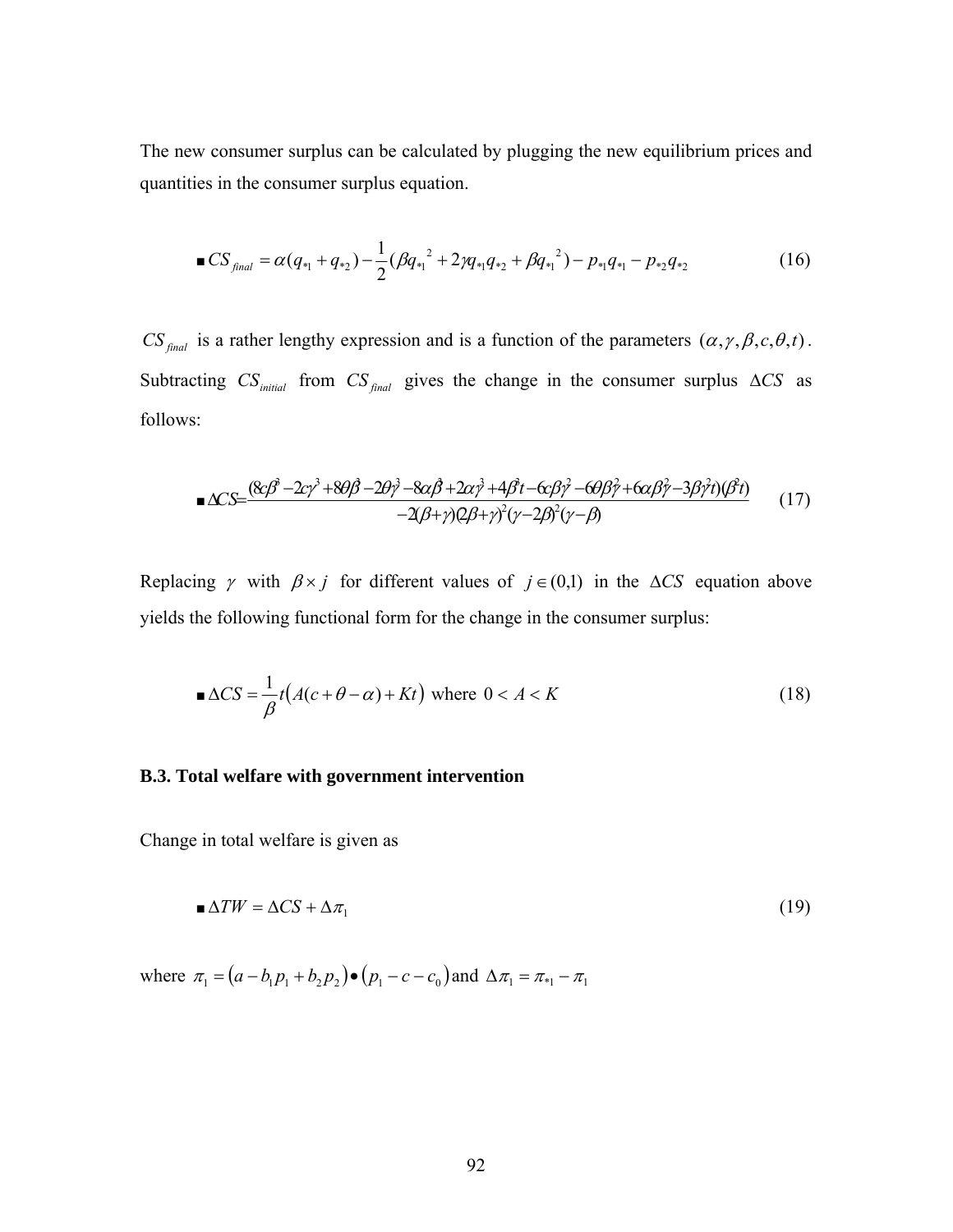The new consumer surplus can be calculated by plugging the new equilibrium prices and quantities in the consumer surplus equation.

$$\blacksquare\ CS_{final} = \alpha(q_{*1} + q_{*2}) - \frac{1}{2}(\beta q_{*1}{}^{2} + 2\gamma q_{*1}q_{*2} + \beta q_{*1}{}^{2}) - p_{*1}q_{*1} - p_{*2}q_{*2} \tag{16}$$

$CS_{final}$ is a rather lengthy expression and is a function of the parameters $(\alpha, \gamma, \beta, c, \theta, t)$. Subtracting $CS_{initial}$ from $CS_{final}$ gives the change in the consumer surplus $\Delta CS$ as follows:

$$\blacksquare\ \Delta CS = \frac{(8c\beta^3 - 2c\gamma^3 + 8\theta\beta^3 - 2\theta\gamma^3 - 8\alpha\beta^3 + 2\alpha\gamma^3 + 4\beta^3 t - 6c\beta\gamma^2 - 6\theta\beta\gamma^2 + 6\alpha\beta\gamma^2 - 3\beta\gamma^2 t)(\beta^2 t)}{-2(\beta+\gamma)(2\beta+\gamma)^2(\gamma-2\beta)^2(\gamma-\beta)} \tag{17}$$

Replacing $\gamma$ with $\beta \times j$ for different values of $j \in (0,1)$ in the $\Delta CS$ equation above yields the following functional form for the change in the consumer surplus:

$$\blacksquare\ \Delta CS = \frac{1}{\beta} t\big(A(c + \theta - \alpha) + Kt\big) \text{ where } 0 < A < K \tag{18}$$

### B.3. Total welfare with government intervention

Change in total welfare is given as

$$\blacksquare\ \Delta TW = \Delta CS + \Delta \pi_1 \tag{19}$$

where $\pi_1 = (a - b_1 p_1 + b_2 p_2) \bullet (p_1 - c - c_0)$ and $\Delta \pi_1 = \pi_{*1} - \pi_1$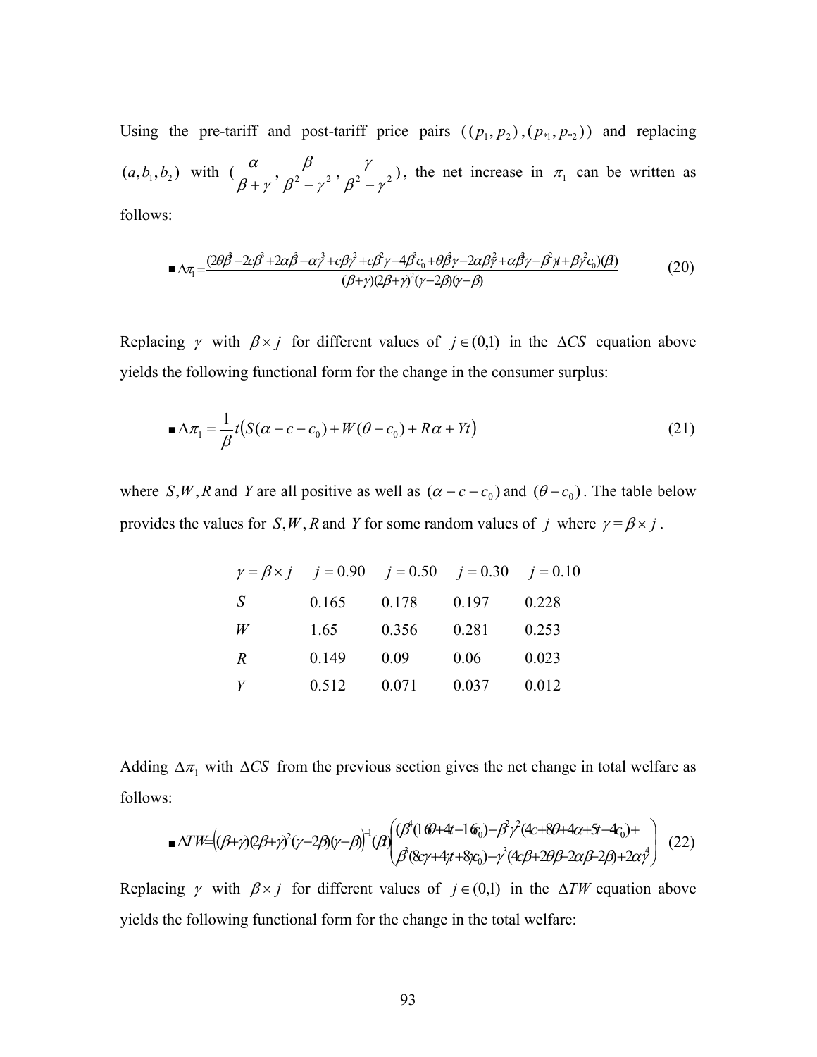Using the pre-tariff and post-tariff price pairs $((p_1, p_2), (p_{*1}, p_{*2}))$ and replacing $(a, b_1, b_2)$ with $(\frac{\alpha}{\beta+\gamma}, \frac{\beta}{\beta^2-\gamma^2}, \frac{\gamma}{\beta^2-\gamma^2})$, the net increase in $\pi_1$ can be written as follows:

$$\blacksquare\ \Delta\pi_1 = \frac{(2\theta\beta^3 - 2c\beta^3 + 2\alpha\beta^3 - \alpha\gamma^3 + c\beta\gamma^2 + c\beta^2\gamma - 4\beta^3 c_0 + \theta\beta^2\gamma - 2\alpha\beta\gamma^2 + \alpha\beta^2\gamma - \beta^2\gamma t + \beta\gamma^2 c_0)(\beta t)}{(\beta+\gamma)(2\beta+\gamma)^2(\gamma-2\beta)(\gamma-\beta)} \tag{20}$$

Replacing $\gamma$ with $\beta \times j$ for different values of $j \in (0,1)$ in the $\Delta CS$ equation above yields the following functional form for the change in the consumer surplus:

$$\blacksquare\ \Delta\pi_1 = \frac{1}{\beta} t\big(S(\alpha - c - c_0) + W(\theta - c_0) + R\alpha + Yt\big) \tag{21}$$

where $S, W, R$ and $Y$ are all positive as well as $(\alpha - c - c_0)$ and $(\theta - c_0)$. The table below provides the values for $S, W, R$ and $Y$ for some random values of $j$ where $\gamma = \beta \times j$.

| $\gamma = \beta \times j$ | $j = 0.90$ | $j = 0.50$ | $j = 0.30$ | $j = 0.10$ |
|---|---|---|---|---|
| $S$ | 0.165 | 0.178 | 0.197 | 0.228 |
| $W$ | 1.65 | 0.356 | 0.281 | 0.253 |
| $R$ | 0.149 | 0.09 | 0.06 | 0.023 |
| $Y$ | 0.512 | 0.071 | 0.037 | 0.012 |

Adding $\Delta\pi_1$ with $\Delta CS$ from the previous section gives the net change in total welfare as follows:

$$\blacksquare\ \Delta TW = \big((\beta+\gamma)(2\beta+\gamma)^2(\gamma-2\beta)(\gamma-\beta)\big)^{-1}(\beta t)\begin{pmatrix}(\beta^4(16\theta + 4t - 16c_0) - \beta^2\gamma^2(4c + 8\theta + 4\alpha + 5t - 4c_0) + \\ \beta^3(8c\gamma + 4\gamma t + 8\gamma c_0) - \gamma^3(4c\beta + 2\theta\beta - 2\alpha\beta - 2\beta) + 2\alpha\gamma^4\end{pmatrix} \tag{22}$$

Replacing $\gamma$ with $\beta \times j$ for different values of $j \in (0,1)$ in the $\Delta TW$ equation above yields the following functional form for the change in the total welfare: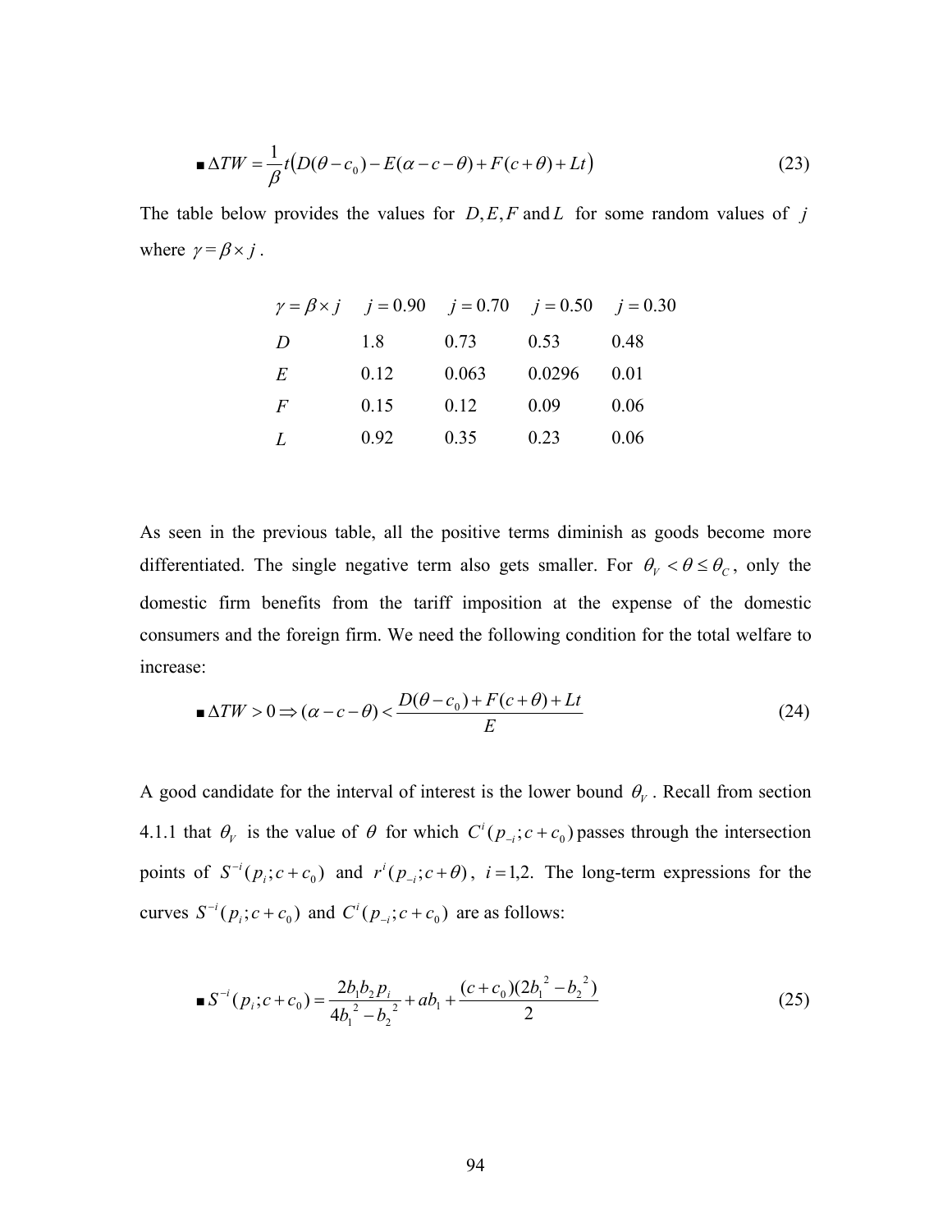$$\blacksquare\ \Delta TW = \frac{1}{\beta} t\big(D(\theta - c_0) - E(\alpha - c - \theta) + F(c+\theta) + Lt\big) \tag{23}$$

The table below provides the values for $D, E, F$ and $L$ for some random values of $j$ where $\gamma = \beta \times j$.

| $\gamma = \beta \times j$ | $j = 0.90$ | $j = 0.70$ | $j = 0.50$ | $j = 0.30$ |
|---|---|---|---|---|
| $D$ | 1.8 | 0.73 | 0.53 | 0.48 |
| $E$ | 0.12 | 0.063 | 0.0296 | 0.01 |
| $F$ | 0.15 | 0.12 | 0.09 | 0.06 |
| $L$ | 0.92 | 0.35 | 0.23 | 0.06 |

As seen in the previous table, all the positive terms diminish as goods become more differentiated. The single negative term also gets smaller. For $\theta_V < \theta \le \theta_C$, only the domestic firm benefits from the tariff imposition at the expense of the domestic consumers and the foreign firm. We need the following condition for the total welfare to increase:

$$\blacksquare\ \Delta TW > 0 \Rightarrow (\alpha - c - \theta) < \frac{D(\theta - c_0) + F(c+\theta) + Lt}{E} \tag{24}$$

A good candidate for the interval of interest is the lower bound $\theta_V$. Recall from section 4.1.1 that $\theta_V$ is the value of $\theta$ for which $C^i(p_{-i}; c + c_0)$ passes through the intersection points of $S^{-i}(p_i; c + c_0)$ and $r^i(p_{-i}; c + \theta)$, $i = 1,2$. The long-term expressions for the curves $S^{-i}(p_i; c + c_0)$ and $C^i(p_{-i}; c + c_0)$ are as follows:

$$\blacksquare\ S^{-i}(p_i; c + c_0) = \frac{2b_1 b_2 p_i}{4b_1^{\,2} - b_2^{\,2}} + ab_1 + \frac{(c + c_0)(2b_1^{\,2} - b_2^{\,2})}{2} \tag{25}$$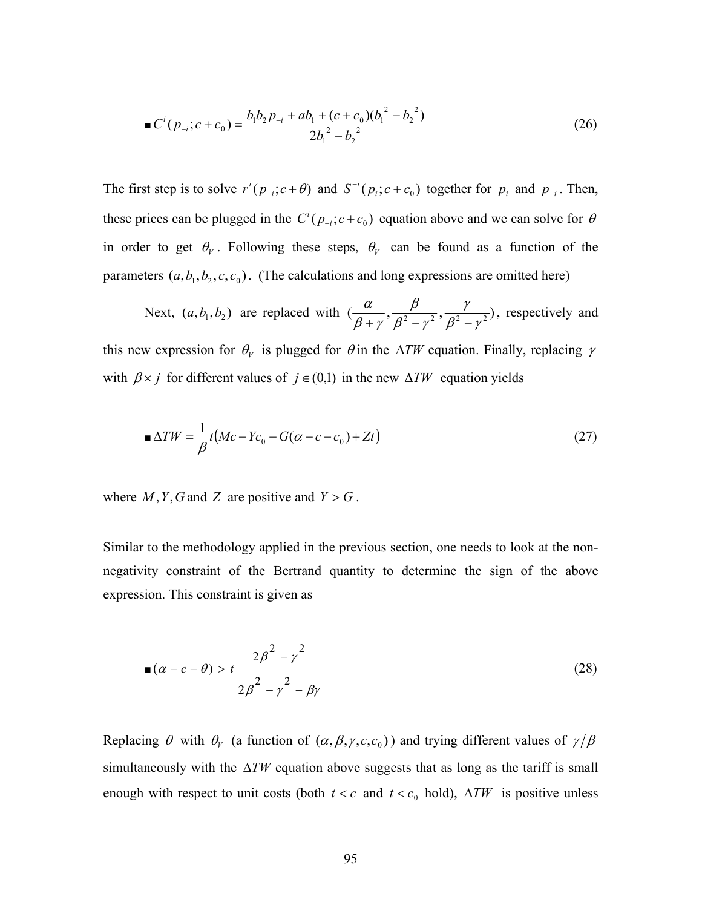$$\blacksquare\; C^i(p_{-i}; c + c_0) = \frac{b_1 b_2 p_{-i} + ab_1 + (c + c_0)(b_1{}^2 - b_2{}^2)}{2b_1{}^2 - b_2{}^2} \tag{26}$$

The first step is to solve $r^i(p_{-i}; c + \theta)$ and $S^{-i}(p_i; c + c_0)$ together for $p_i$ and $p_{-i}$. Then, these prices can be plugged in the $C^i(p_{-i}; c + c_0)$ equation above and we can solve for $\theta$ in order to get $\theta_V$. Following these steps, $\theta_V$ can be found as a function of the parameters $(a, b_1, b_2, c, c_0)$. (The calculations and long expressions are omitted here)

Next, $(a, b_1, b_2)$ are replaced with $(\frac{\alpha}{\beta + \gamma}, \frac{\beta}{\beta^2 - \gamma^2}, \frac{\gamma}{\beta^2 - \gamma^2})$, respectively and this new expression for $\theta_V$ is plugged for $\theta$ in the $\Delta TW$ equation. Finally, replacing $\gamma$ with $\beta \times j$ for different values of $j \in (0,1)$ in the new $\Delta TW$ equation yields

$$\blacksquare\; \Delta TW = \frac{1}{\beta} t\left(Mc - Yc_0 - G(\alpha - c - c_0) + Zt\right) \tag{27}$$

where $M, Y, G$ and $Z$ are positive and $Y > G$.

Similar to the methodology applied in the previous section, one needs to look at the non-negativity constraint of the Bertrand quantity to determine the sign of the above expression. This constraint is given as

$$\blacksquare\; (\alpha - c - \theta) > t \frac{2\beta^2 - \gamma^2}{2\beta^2 - \gamma^2 - \beta\gamma} \tag{28}$$

Replacing $\theta$ with $\theta_V$ (a function of $(\alpha, \beta, \gamma, c, c_0)$) and trying different values of $\gamma/\beta$ simultaneously with the $\Delta TW$ equation above suggests that as long as the tariff is small enough with respect to unit costs (both $t < c$ and $t < c_0$ hold), $\Delta TW$ is positive unless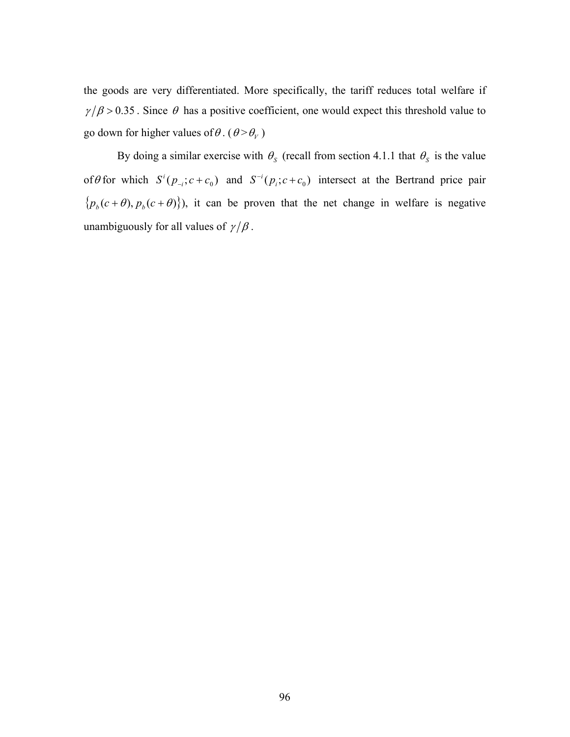the goods are very differentiated. More specifically, the tariff reduces total welfare if $\gamma/\beta > 0.35$. Since $\theta$ has a positive coefficient, one would expect this threshold value to go down for higher values of $\theta$. ($\theta > \theta_V$)

By doing a similar exercise with $\theta_S$ (recall from section 4.1.1 that $\theta_S$ is the value of $\theta$ for which $S^i(p_{-i}; c + c_0)$ and $S^{-i}(p_i; c + c_0)$ intersect at the Bertrand price pair $\{p_b(c+\theta), p_b(c+\theta)\}$), it can be proven that the net change in welfare is negative unambiguously for all values of $\gamma/\beta$.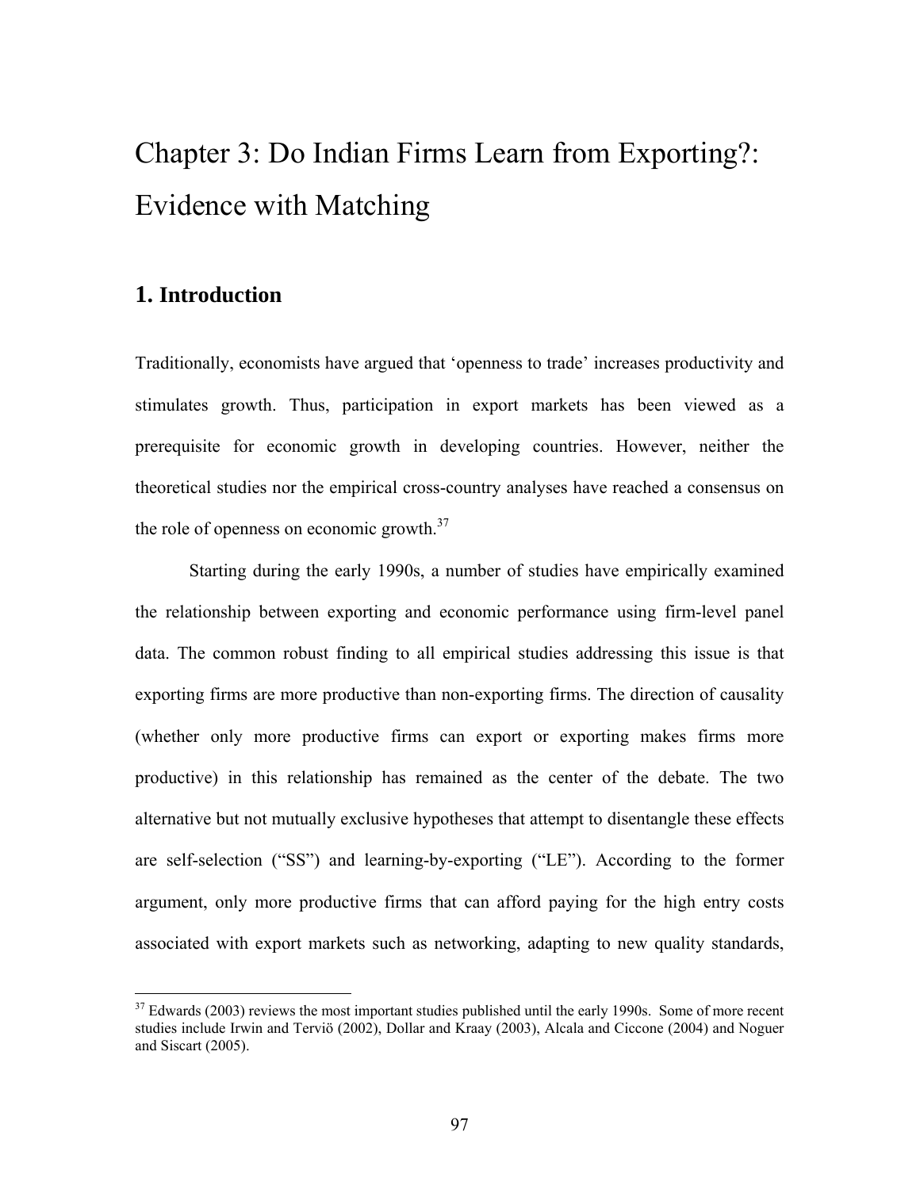# Chapter 3: Do Indian Firms Learn from Exporting?: Evidence with Matching

## 1. Introduction

Traditionally, economists have argued that 'openness to trade' increases productivity and stimulates growth. Thus, participation in export markets has been viewed as a prerequisite for economic growth in developing countries. However, neither the theoretical studies nor the empirical cross-country analyses have reached a consensus on the role of openness on economic growth.[37]

Starting during the early 1990s, a number of studies have empirically examined the relationship between exporting and economic performance using firm-level panel data. The common robust finding to all empirical studies addressing this issue is that exporting firms are more productive than non-exporting firms. The direction of causality (whether only more productive firms can export or exporting makes firms more productive) in this relationship has remained as the center of the debate. The two alternative but not mutually exclusive hypotheses that attempt to disentangle these effects are self-selection ("SS") and learning-by-exporting ("LE"). According to the former argument, only more productive firms that can afford paying for the high entry costs associated with export markets such as networking, adapting to new quality standards,

---

[37] Edwards (2003) reviews the most important studies published until the early 1990s. Some of more recent studies include Irwin and Terviö (2002), Dollar and Kraay (2003), Alcala and Ciccone (2004) and Noguer and Siscart (2005).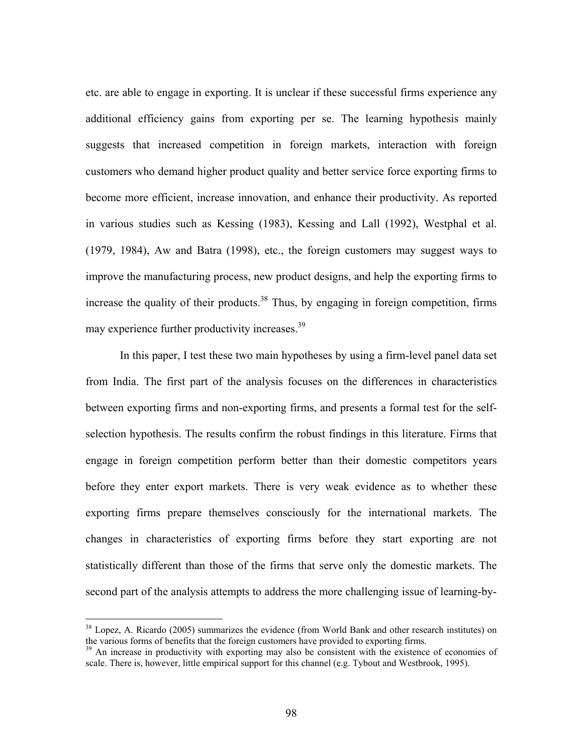etc. are able to engage in exporting. It is unclear if these successful firms experience any additional efficiency gains from exporting per se. The learning hypothesis mainly suggests that increased competition in foreign markets, interaction with foreign customers who demand higher product quality and better service force exporting firms to become more efficient, increase innovation, and enhance their productivity. As reported in various studies such as Kessing (1983), Kessing and Lall (1992), Westphal et al. (1979, 1984), Aw and Batra (1998), etc., the foreign customers may suggest ways to improve the manufacturing process, new product designs, and help the exporting firms to increase the quality of their products.[38] Thus, by engaging in foreign competition, firms may experience further productivity increases.[39]

In this paper, I test these two main hypotheses by using a firm-level panel data set from India. The first part of the analysis focuses on the differences in characteristics between exporting firms and non-exporting firms, and presents a formal test for the self-selection hypothesis. The results confirm the robust findings in this literature. Firms that engage in foreign competition perform better than their domestic competitors years before they enter export markets. There is very weak evidence as to whether these exporting firms prepare themselves consciously for the international markets. The changes in characteristics of exporting firms before they start exporting are not statistically different than those of the firms that serve only the domestic markets. The second part of the analysis attempts to address the more challenging issue of learning-by-

---

[38] Lopez, A. Ricardo (2005) summarizes the evidence (from World Bank and other research institutes) on the various forms of benefits that the foreign customers have provided to exporting firms.

[39] An increase in productivity with exporting may also be consistent with the existence of economies of scale. There is, however, little empirical support for this channel (e.g. Tybout and Westbrook, 1995).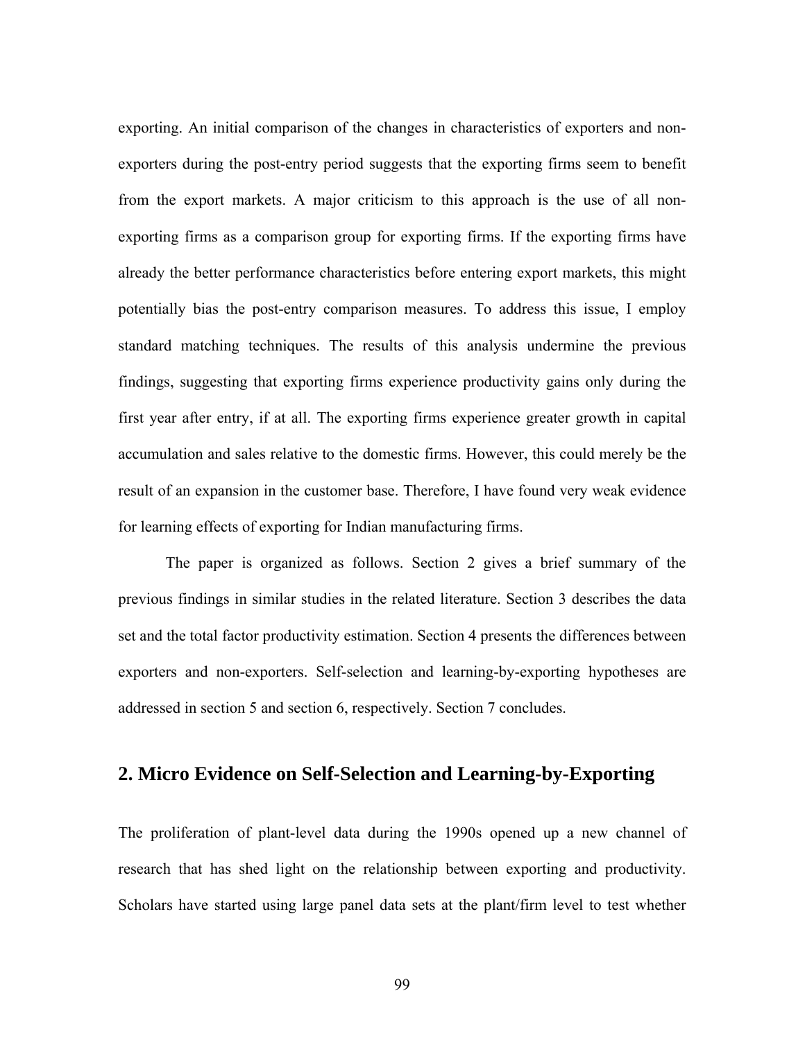exporting. An initial comparison of the changes in characteristics of exporters and non-exporters during the post-entry period suggests that the exporting firms seem to benefit from the export markets. A major criticism to this approach is the use of all non-exporting firms as a comparison group for exporting firms. If the exporting firms have already the better performance characteristics before entering export markets, this might potentially bias the post-entry comparison measures. To address this issue, I employ standard matching techniques. The results of this analysis undermine the previous findings, suggesting that exporting firms experience productivity gains only during the first year after entry, if at all. The exporting firms experience greater growth in capital accumulation and sales relative to the domestic firms. However, this could merely be the result of an expansion in the customer base. Therefore, I have found very weak evidence for learning effects of exporting for Indian manufacturing firms.

The paper is organized as follows. Section 2 gives a brief summary of the previous findings in similar studies in the related literature. Section 3 describes the data set and the total factor productivity estimation. Section 4 presents the differences between exporters and non-exporters. Self-selection and learning-by-exporting hypotheses are addressed in section 5 and section 6, respectively. Section 7 concludes.

## 2. Micro Evidence on Self-Selection and Learning-by-Exporting

The proliferation of plant-level data during the 1990s opened up a new channel of research that has shed light on the relationship between exporting and productivity. Scholars have started using large panel data sets at the plant/firm level to test whether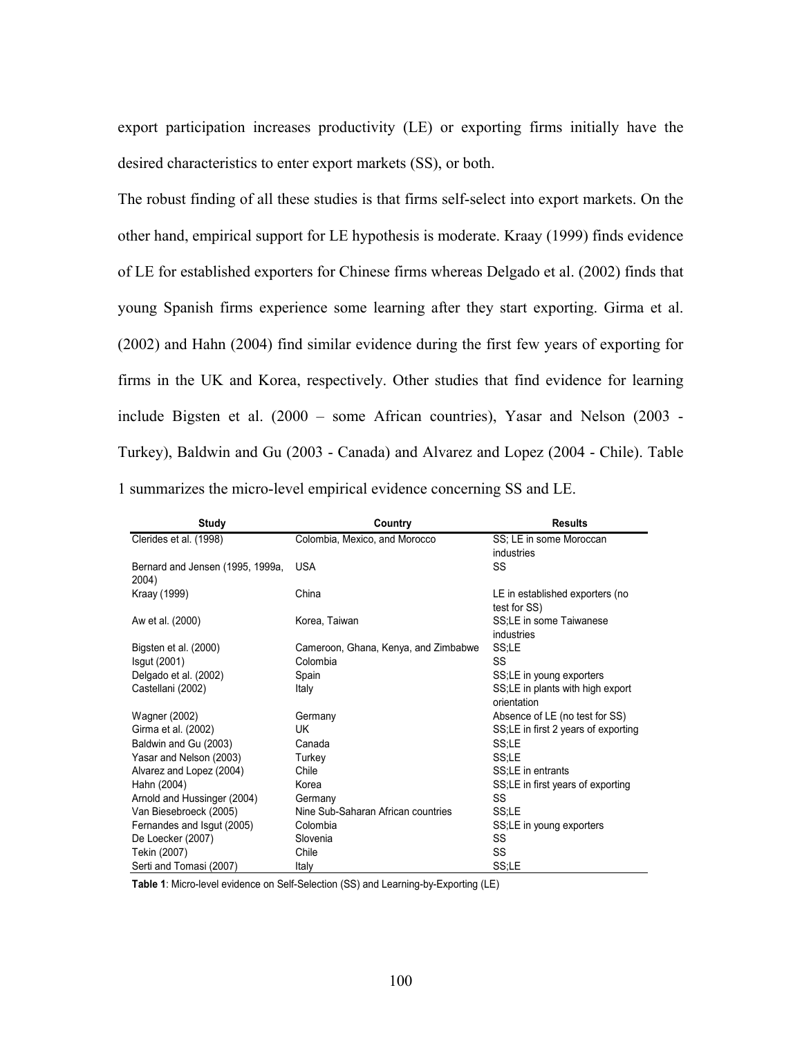export participation increases productivity (LE) or exporting firms initially have the desired characteristics to enter export markets (SS), or both.

The robust finding of all these studies is that firms self-select into export markets. On the other hand, empirical support for LE hypothesis is moderate. Kraay (1999) finds evidence of LE for established exporters for Chinese firms whereas Delgado et al. (2002) finds that young Spanish firms experience some learning after they start exporting. Girma et al. (2002) and Hahn (2004) find similar evidence during the first few years of exporting for firms in the UK and Korea, respectively. Other studies that find evidence for learning include Bigsten et al. (2000 – some African countries), Yasar and Nelson (2003 - Turkey), Baldwin and Gu (2003 - Canada) and Alvarez and Lopez (2004 - Chile). Table 1 summarizes the micro-level empirical evidence concerning SS and LE.

| Study | Country | Results |
|---|---|---|
| Clerides et al. (1998) | Colombia, Mexico, and Morocco | SS; LE in some Moroccan industries |
| Bernard and Jensen (1995, 1999a, 2004) | USA | SS |
| Kraay (1999) | China | LE in established exporters (no test for SS) |
| Aw et al. (2000) | Korea, Taiwan | SS;LE in some Taiwanese industries |
| Bigsten et al. (2000) | Cameroon, Ghana, Kenya, and Zimbabwe | SS;LE |
| Isgut (2001) | Colombia | SS |
| Delgado et al. (2002) | Spain | SS;LE in young exporters |
| Castellani (2002) | Italy | SS;LE in plants with high export orientation |
| Wagner (2002) | Germany | Absence of LE (no test for SS) |
| Girma et al. (2002) | UK | SS;LE in first 2 years of exporting |
| Baldwin and Gu (2003) | Canada | SS;LE |
| Yasar and Nelson (2003) | Turkey | SS;LE |
| Alvarez and Lopez (2004) | Chile | SS;LE in entrants |
| Hahn (2004) | Korea | SS;LE in first years of exporting |
| Arnold and Hussinger (2004) | Germany | SS |
| Van Biesebroeck (2005) | Nine Sub-Saharan African countries | SS;LE |
| Fernandes and Isgut (2005) | Colombia | SS;LE in young exporters |
| De Loecker (2007) | Slovenia | SS |
| Tekin (2007) | Chile | SS |
| Serti and Tomasi (2007) | Italy | SS;LE |

**Table 1**: Micro-level evidence on Self-Selection (SS) and Learning-by-Exporting (LE)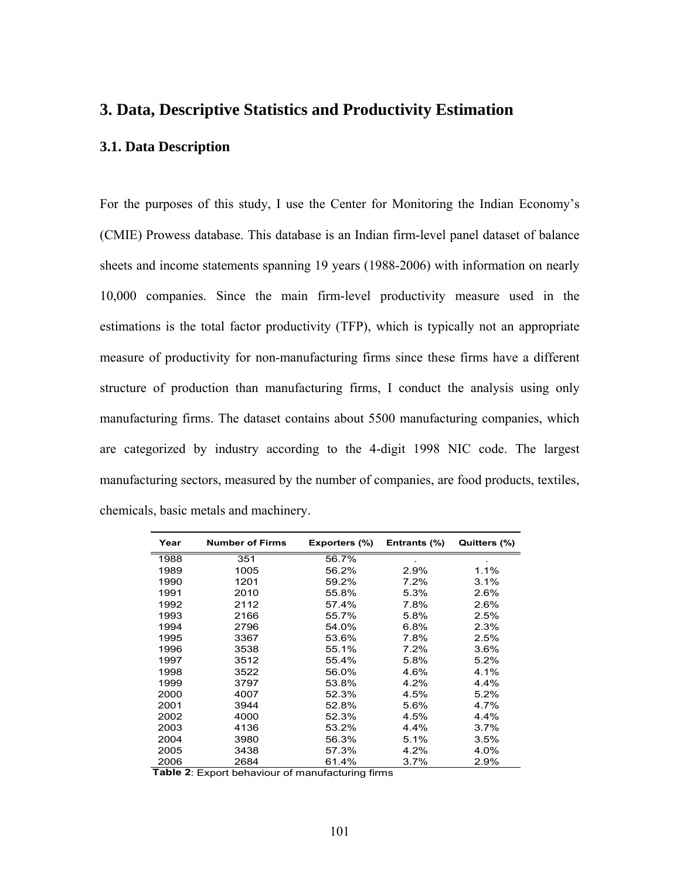## 3. Data, Descriptive Statistics and Productivity Estimation

### 3.1. Data Description

For the purposes of this study, I use the Center for Monitoring the Indian Economy's (CMIE) Prowess database. This database is an Indian firm-level panel dataset of balance sheets and income statements spanning 19 years (1988-2006) with information on nearly 10,000 companies. Since the main firm-level productivity measure used in the estimations is the total factor productivity (TFP), which is typically not an appropriate measure of productivity for non-manufacturing firms since these firms have a different structure of production than manufacturing firms, I conduct the analysis using only manufacturing firms. The dataset contains about 5500 manufacturing companies, which are categorized by industry according to the 4-digit 1998 NIC code. The largest manufacturing sectors, measured by the number of companies, are food products, textiles, chemicals, basic metals and machinery.

| Year | Number of Firms | Exporters (%) | Entrants (%) | Quitters (%) |
|---|---|---|---|---|
| 1988 | 351 | 56.7% | . | . |
| 1989 | 1005 | 56.2% | 2.9% | 1.1% |
| 1990 | 1201 | 59.2% | 7.2% | 3.1% |
| 1991 | 2010 | 55.8% | 5.3% | 2.6% |
| 1992 | 2112 | 57.4% | 7.8% | 2.6% |
| 1993 | 2166 | 55.7% | 5.8% | 2.5% |
| 1994 | 2796 | 54.0% | 6.8% | 2.3% |
| 1995 | 3367 | 53.6% | 7.8% | 2.5% |
| 1996 | 3538 | 55.1% | 7.2% | 3.6% |
| 1997 | 3512 | 55.4% | 5.8% | 5.2% |
| 1998 | 3522 | 56.0% | 4.6% | 4.1% |
| 1999 | 3797 | 53.8% | 4.2% | 4.4% |
| 2000 | 4007 | 52.3% | 4.5% | 5.2% |
| 2001 | 3944 | 52.8% | 5.6% | 4.7% |
| 2002 | 4000 | 52.3% | 4.5% | 4.4% |
| 2003 | 4136 | 53.2% | 4.4% | 3.7% |
| 2004 | 3980 | 56.3% | 5.1% | 3.5% |
| 2005 | 3438 | 57.3% | 4.2% | 4.0% |
| 2006 | 2684 | 61.4% | 3.7% | 2.9% |

**Table 2**: Export behaviour of manufacturing firms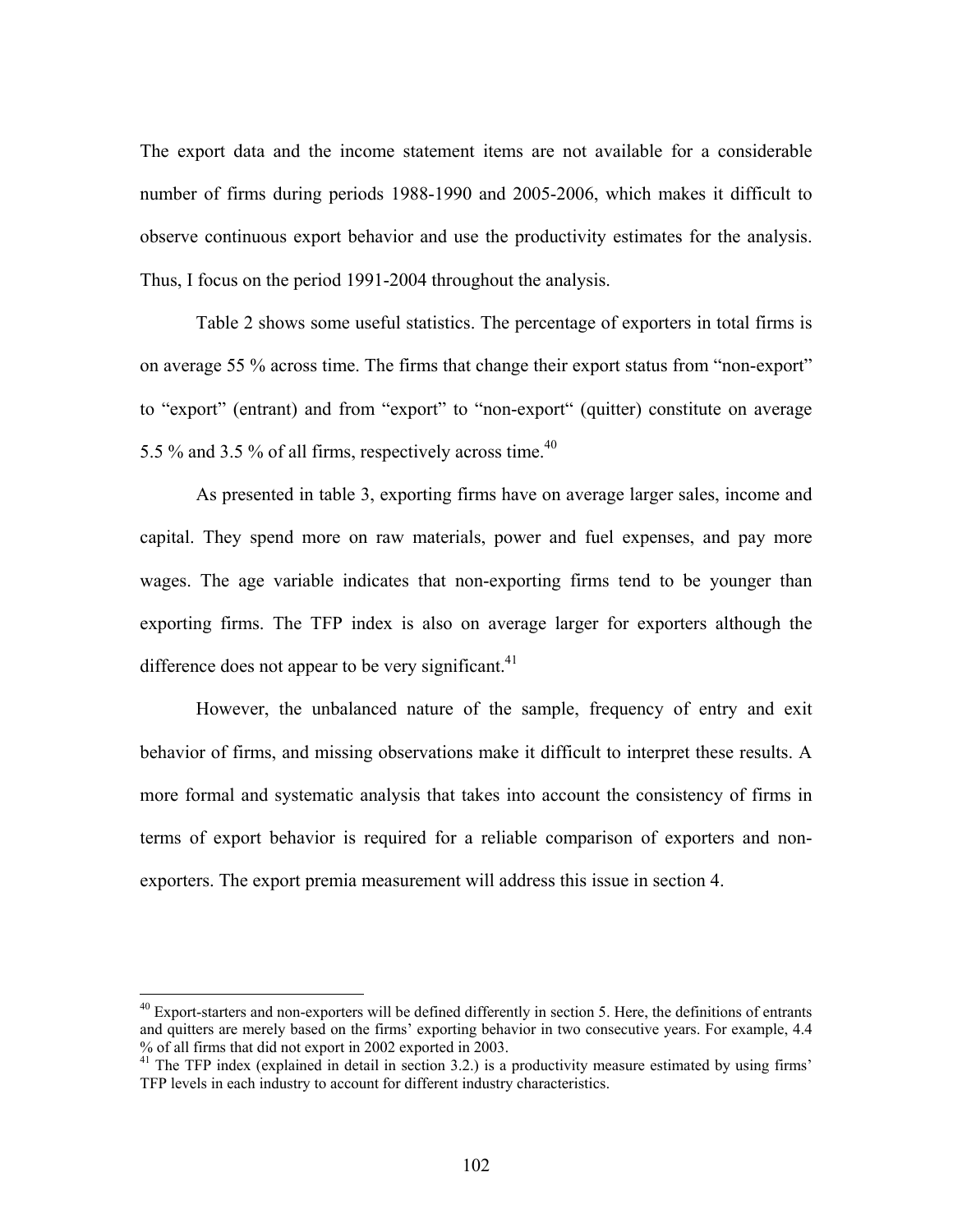The export data and the income statement items are not available for a considerable number of firms during periods 1988-1990 and 2005-2006, which makes it difficult to observe continuous export behavior and use the productivity estimates for the analysis. Thus, I focus on the period 1991-2004 throughout the analysis.

Table 2 shows some useful statistics. The percentage of exporters in total firms is on average 55 % across time. The firms that change their export status from "non-export" to "export" (entrant) and from "export" to "non-export" (quitter) constitute on average 5.5 % and 3.5 % of all firms, respectively across time.[40]

As presented in table 3, exporting firms have on average larger sales, income and capital. They spend more on raw materials, power and fuel expenses, and pay more wages. The age variable indicates that non-exporting firms tend to be younger than exporting firms. The TFP index is also on average larger for exporters although the difference does not appear to be very significant.[41]

However, the unbalanced nature of the sample, frequency of entry and exit behavior of firms, and missing observations make it difficult to interpret these results. A more formal and systematic analysis that takes into account the consistency of firms in terms of export behavior is required for a reliable comparison of exporters and non-exporters. The export premia measurement will address this issue in section 4.

---

[40] Export-starters and non-exporters will be defined differently in section 5. Here, the definitions of entrants and quitters are merely based on the firms' exporting behavior in two consecutive years. For example, 4.4 % of all firms that did not export in 2002 exported in 2003.

[41] The TFP index (explained in detail in section 3.2.) is a productivity measure estimated by using firms' TFP levels in each industry to account for different industry characteristics.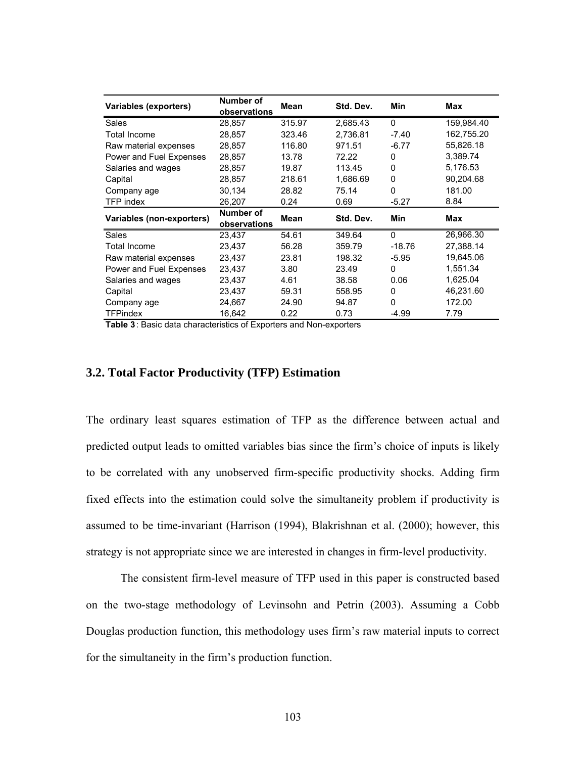| Variables (exporters) | Number of observations | Mean | Std. Dev. | Min | Max |
|---|---|---|---|---|---|
| Sales | 28,857 | 315.97 | 2,685.43 | 0 | 159,984.40 |
| Total Income | 28,857 | 323.46 | 2,736.81 | -7.40 | 162,755.20 |
| Raw material expenses | 28,857 | 116.80 | 971.51 | -6.77 | 55,826.18 |
| Power and Fuel Expenses | 28,857 | 13.78 | 72.22 | 0 | 3,389.74 |
| Salaries and wages | 28,857 | 19.87 | 113.45 | 0 | 5,176.53 |
| Capital | 28,857 | 218.61 | 1,686.69 | 0 | 90,204.68 |
| Company age | 30,134 | 28.82 | 75.14 | 0 | 181.00 |
| TFP index | 26,207 | 0.24 | 0.69 | -5.27 | 8.84 |
| **Variables (non-exporters)** | **Number of observations** | **Mean** | **Std. Dev.** | **Min** | **Max** |
| Sales | 23,437 | 54.61 | 349.64 | 0 | 26,966.30 |
| Total Income | 23,437 | 56.28 | 359.79 | -18.76 | 27,388.14 |
| Raw material expenses | 23,437 | 23.81 | 198.32 | -5.95 | 19,645.06 |
| Power and Fuel Expenses | 23,437 | 3.80 | 23.49 | 0 | 1,551.34 |
| Salaries and wages | 23,437 | 4.61 | 38.58 | 0.06 | 1,625.04 |
| Capital | 23,437 | 59.31 | 558.95 | 0 | 46,231.60 |
| Company age | 24,667 | 24.90 | 94.87 | 0 | 172.00 |
| TFPindex | 16,642 | 0.22 | 0.73 | -4.99 | 7.79 |

**Table 3**: Basic data characteristics of Exporters and Non-exporters

## 3.2. Total Factor Productivity (TFP) Estimation

The ordinary least squares estimation of TFP as the difference between actual and predicted output leads to omitted variables bias since the firm's choice of inputs is likely to be correlated with any unobserved firm-specific productivity shocks. Adding firm fixed effects into the estimation could solve the simultaneity problem if productivity is assumed to be time-invariant (Harrison (1994), Blakrishnan et al. (2000); however, this strategy is not appropriate since we are interested in changes in firm-level productivity.

The consistent firm-level measure of TFP used in this paper is constructed based on the two-stage methodology of Levinsohn and Petrin (2003). Assuming a Cobb Douglas production function, this methodology uses firm's raw material inputs to correct for the simultaneity in the firm's production function.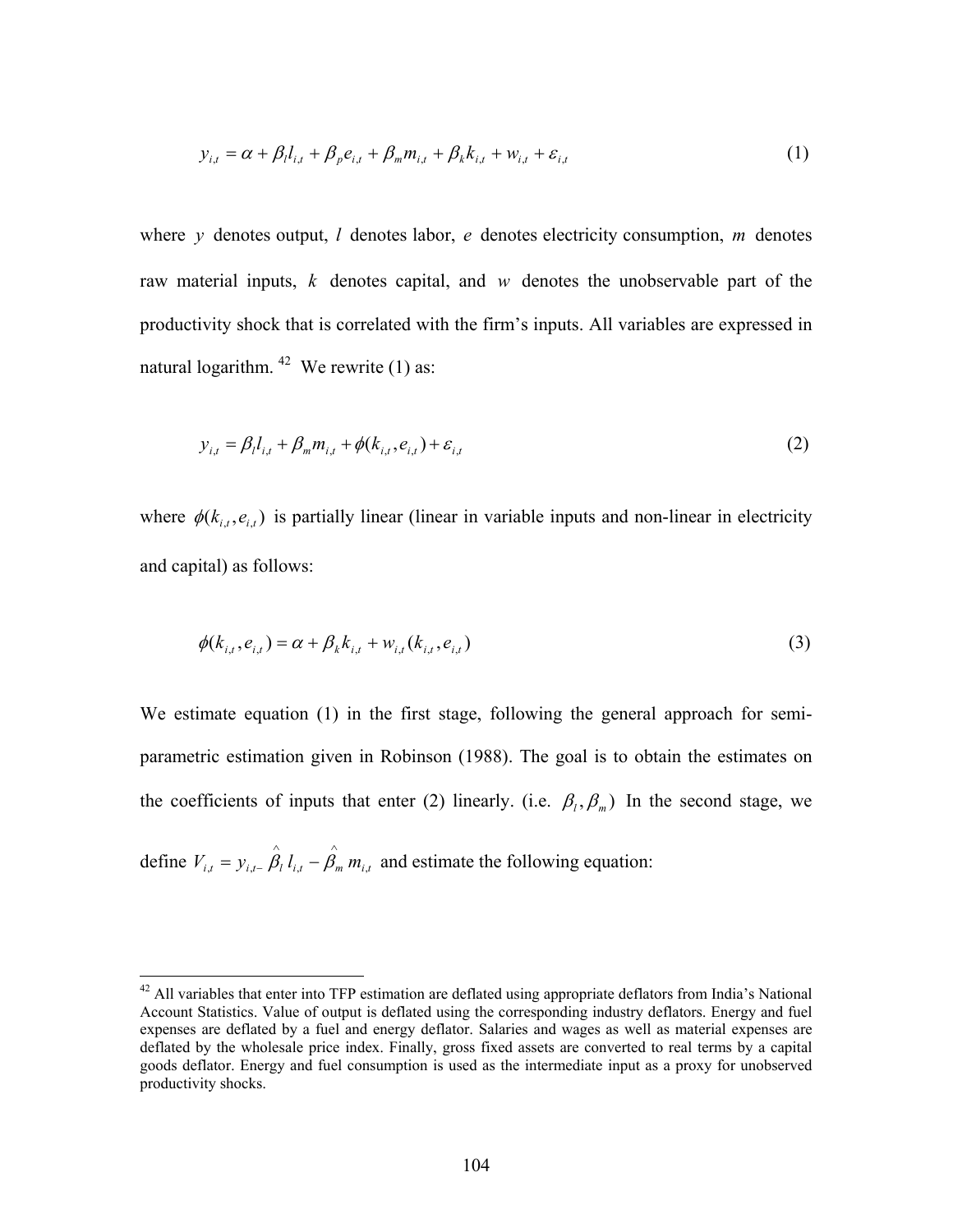$$y_{i,t} = \alpha + \beta_l l_{i,t} + \beta_p e_{i,t} + \beta_m m_{i,t} + \beta_k k_{i,t} + w_{i,t} + \varepsilon_{i,t} \tag{1}$$

where $y$ denotes output, $l$ denotes labor, $e$ denotes electricity consumption, $m$ denotes raw material inputs, $k$ denotes capital, and $w$ denotes the unobservable part of the productivity shock that is correlated with the firm's inputs. All variables are expressed in natural logarithm. [42] We rewrite (1) as:

$$y_{i,t} = \beta_l l_{i,t} + \beta_m m_{i,t} + \phi(k_{i,t}, e_{i,t}) + \varepsilon_{i,t} \tag{2}$$

where $\phi(k_{i,t}, e_{i,t})$ is partially linear (linear in variable inputs and non-linear in electricity and capital) as follows:

$$\phi(k_{i,t}, e_{i,t}) = \alpha + \beta_k k_{i,t} + w_{i,t}(k_{i,t}, e_{i,t}) \tag{3}$$

We estimate equation (1) in the first stage, following the general approach for semi-parametric estimation given in Robinson (1988). The goal is to obtain the estimates on the coefficients of inputs that enter (2) linearly. (i.e. $\beta_l, \beta_m$) In the second stage, we define $V_{i,t} = y_{i,t} - \hat{\beta}_l l_{i,t} - \hat{\beta}_m m_{i,t}$ and estimate the following equation:

[42] All variables that enter into TFP estimation are deflated using appropriate deflators from India's National Account Statistics. Value of output is deflated using the corresponding industry deflators. Energy and fuel expenses are deflated by a fuel and energy deflator. Salaries and wages as well as material expenses are deflated by the wholesale price index. Finally, gross fixed assets are converted to real terms by a capital goods deflator. Energy and fuel consumption is used as the intermediate input as a proxy for unobserved productivity shocks.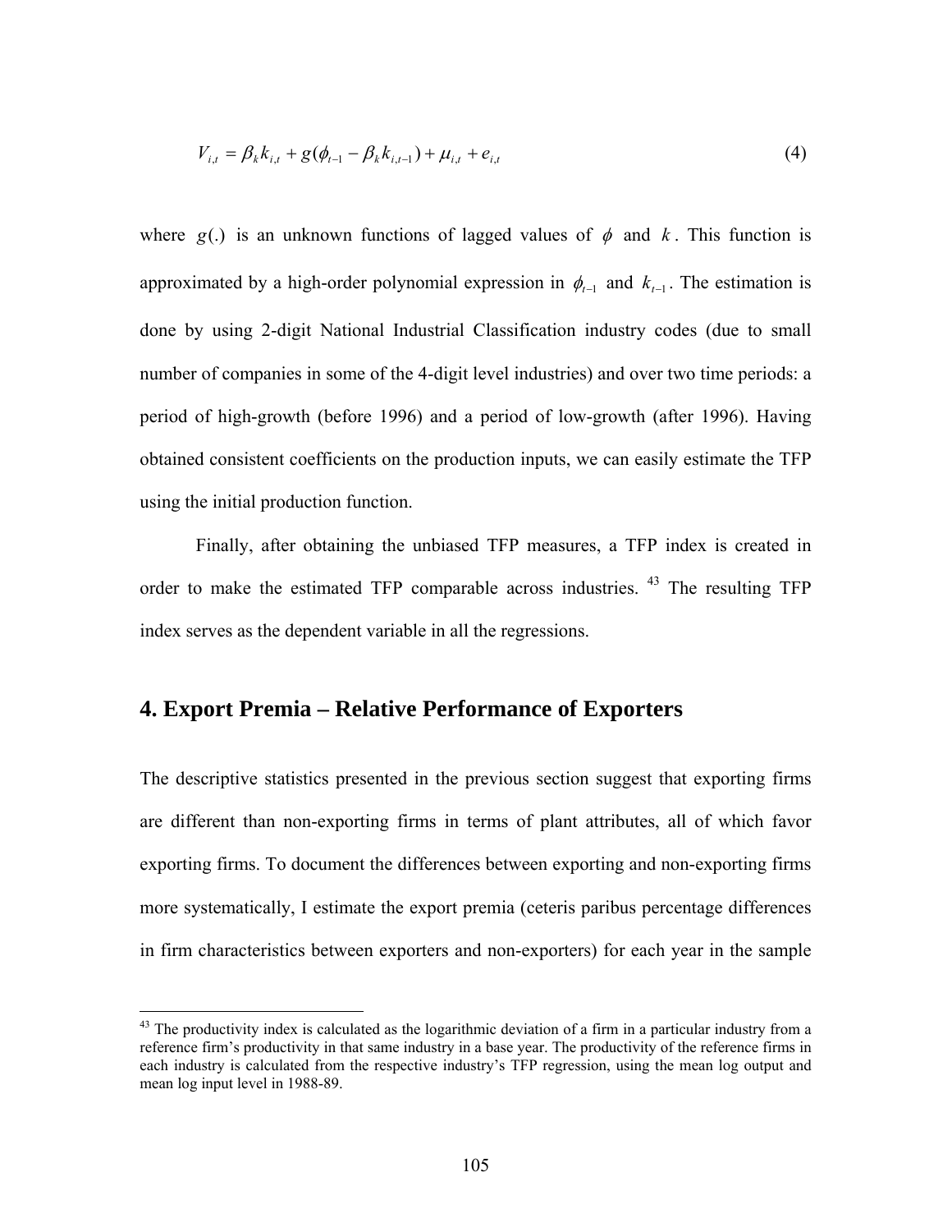$$V_{i,t} = \beta_k k_{i,t} + g(\phi_{t-1} - \beta_k k_{i,t-1}) + \mu_{i,t} + e_{i,t} \tag{4}$$

where $g(.)$ is an unknown functions of lagged values of $\phi$ and $k$. This function is approximated by a high-order polynomial expression in $\phi_{t-1}$ and $k_{t-1}$. The estimation is done by using 2-digit National Industrial Classification industry codes (due to small number of companies in some of the 4-digit level industries) and over two time periods: a period of high-growth (before 1996) and a period of low-growth (after 1996). Having obtained consistent coefficients on the production inputs, we can easily estimate the TFP using the initial production function.

Finally, after obtaining the unbiased TFP measures, a TFP index is created in order to make the estimated TFP comparable across industries. [43] The resulting TFP index serves as the dependent variable in all the regressions.

## 4. Export Premia – Relative Performance of Exporters

The descriptive statistics presented in the previous section suggest that exporting firms are different than non-exporting firms in terms of plant attributes, all of which favor exporting firms. To document the differences between exporting and non-exporting firms more systematically, I estimate the export premia (ceteris paribus percentage differences in firm characteristics between exporters and non-exporters) for each year in the sample

[43] The productivity index is calculated as the logarithmic deviation of a firm in a particular industry from a reference firm's productivity in that same industry in a base year. The productivity of the reference firms in each industry is calculated from the respective industry's TFP regression, using the mean log output and mean log input level in 1988-89.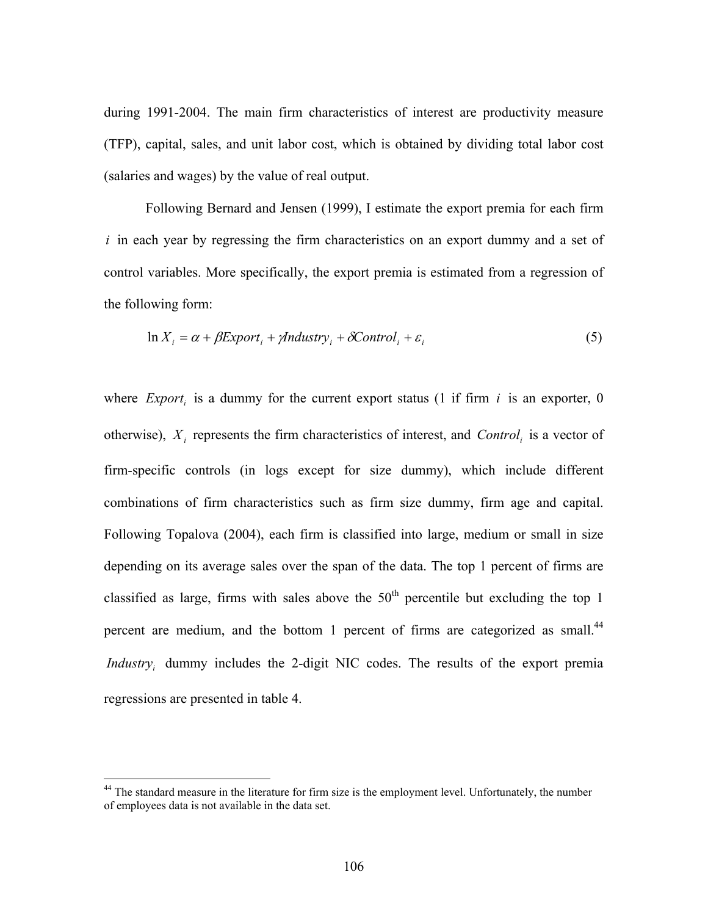during 1991-2004. The main firm characteristics of interest are productivity measure (TFP), capital, sales, and unit labor cost, which is obtained by dividing total labor cost (salaries and wages) by the value of real output.

Following Bernard and Jensen (1999), I estimate the export premia for each firm $i$ in each year by regressing the firm characteristics on an export dummy and a set of control variables. More specifically, the export premia is estimated from a regression of the following form:

$$\ln X_i = \alpha + \beta Export_i + \gamma Industry_i + \delta Control_i + \varepsilon_i \tag{5}$$

where $Export_i$ is a dummy for the current export status (1 if firm $i$ is an exporter, 0 otherwise), $X_i$ represents the firm characteristics of interest, and $Control_i$ is a vector of firm-specific controls (in logs except for size dummy), which include different combinations of firm characteristics such as firm size dummy, firm age and capital. Following Topalova (2004), each firm is classified into large, medium or small in size depending on its average sales over the span of the data. The top 1 percent of firms are classified as large, firms with sales above the 50th percentile but excluding the top 1 percent are medium, and the bottom 1 percent of firms are categorized as small.[44] $Industry_i$ dummy includes the 2-digit NIC codes. The results of the export premia regressions are presented in table 4.

[44] The standard measure in the literature for firm size is the employment level. Unfortunately, the number of employees data is not available in the data set.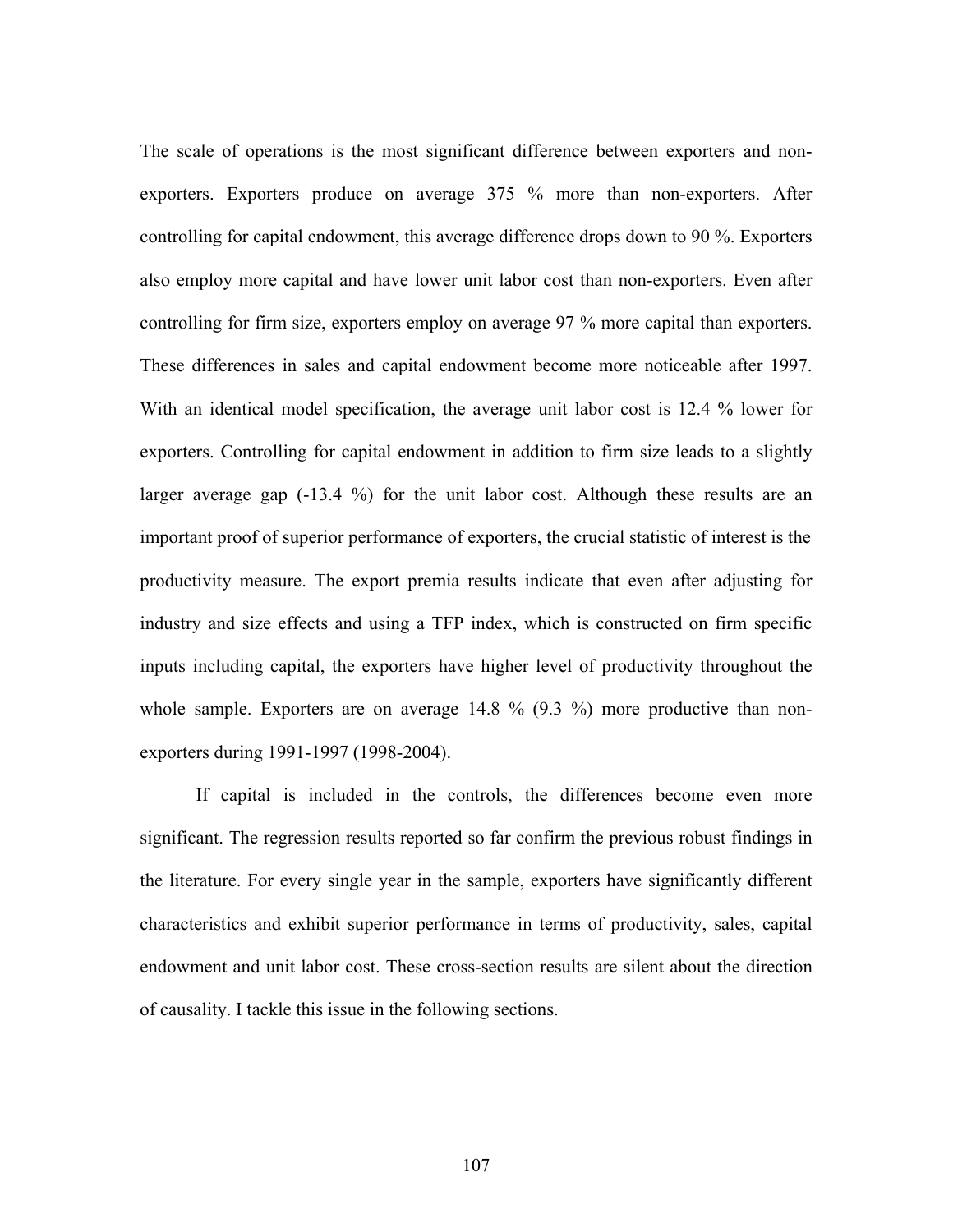The scale of operations is the most significant difference between exporters and non-exporters. Exporters produce on average 375 % more than non-exporters. After controlling for capital endowment, this average difference drops down to 90 %. Exporters also employ more capital and have lower unit labor cost than non-exporters. Even after controlling for firm size, exporters employ on average 97 % more capital than exporters. These differences in sales and capital endowment become more noticeable after 1997. With an identical model specification, the average unit labor cost is 12.4 % lower for exporters. Controlling for capital endowment in addition to firm size leads to a slightly larger average gap (-13.4 %) for the unit labor cost. Although these results are an important proof of superior performance of exporters, the crucial statistic of interest is the productivity measure. The export premia results indicate that even after adjusting for industry and size effects and using a TFP index, which is constructed on firm specific inputs including capital, the exporters have higher level of productivity throughout the whole sample. Exporters are on average 14.8 % (9.3 %) more productive than non-exporters during 1991-1997 (1998-2004).

If capital is included in the controls, the differences become even more significant. The regression results reported so far confirm the previous robust findings in the literature. For every single year in the sample, exporters have significantly different characteristics and exhibit superior performance in terms of productivity, sales, capital endowment and unit labor cost. These cross-section results are silent about the direction of causality. I tackle this issue in the following sections.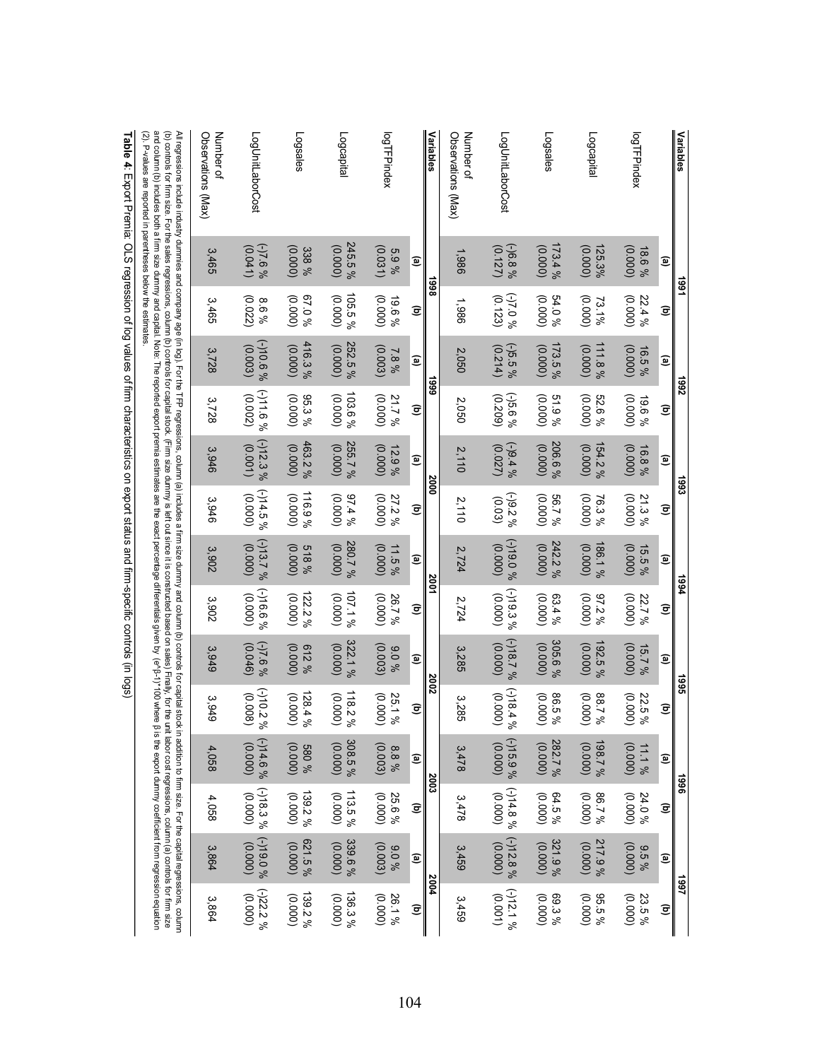| Variables | 1991 | | 1992 | | 1993 | | 1994 | | 1995 | | 1996 | | 1997 | |
|---|---|---|---|---|---|---|---|---|---|---|---|---|---|---|
| | (a) | (b) | (a) | (b) | (a) | (b) | (a) | (b) | (a) | (b) | (a) | (b) | (a) | (b) |
| logTFPindex | 18.6 % (0.000) | 22.4 % (0.000) | 16.5 % (0.000) | 19.6 % (0.000) | 16.8 % (0.000) | 21.3 % (0.000) | 15.5 % (0.000) | 22.7 % (0.000) | 15.7 % (0.000) | 22.5 % (0.000) | 11.1 % (0.000) | 24.0 % (0.000) | 9.5 % (0.000) | 23.5 % (0.000) |
| Logcapital | 125.3% (0.000) | 73.1% (0.000) | 111.8 % (0.000) | 52.6 % (0.000) | 154.2 % (0.000) | 76.3 % (0.000) | 186.1 % (0.000) | 97.2 % (0.000) | 192.5 % (0.000) | 88.7 % (0.000) | 198.7 % (0.000) | 86.7 % (0.000) | 217.9 % (0.000) | 95.5 % (0.000) |
| Logsales | 173.4 % (0.000) | 54.0 % (0.000) | 173.5 % (0.000) | 51.9 % (0.000) | 206.6 % (0.000) | 56.7 % (0.000) | 242.2 % (0.000) | 63.4 % (0.000) | 305.6 % (0.000) | 86.5 % (0.000) | 282.7 % (0.000) | 64.5 % (0.000) | 321.9 % (0.000) | 69.3 % (0.000) |
| LogUnitLaborCost | (-)6.8 % (0.127) | (-)7.0 % (0.123) | (-)5.5 % (0.214) | (-)5.6 % (0.209) | (-)9.4 % (0.027) | (-)9.2 % (0.03) | (-)19.0 % (0.000) | (-)19.3 % (0.000) | (-)18.7 % (0.000) | (-)18.4 % (0.000) | (-)15.9 % (0.000) | (-)14.8 % (0.000) | (-)12.8 % (0.000) | (-)12.1 % (0.001) |
| Number of Observations (Max) | 1,986 | 1,986 | 2,050 | 2,050 | 2,110 | 2,110 | 2,724 | 2,724 | 3,285 | 3,285 | 3,478 | 3,478 | 3,459 | 3,459 |
| **Variables** | **1998** | | **1999** | | **2000** | | **2001** | | **2002** | | **2003** | | **2004** | |
| | (a) | (b) | (a) | (b) | (a) | (b) | (a) | (b) | (a) | (b) | (a) | (b) | (a) | (b) |
| logTFPindex | 5.9 % (0.031) | 19.6 % (0.000) | 7.8 % (0.003) | 21.7 % (0.000) | 12.9 % (0.000) | 27.2 % (0.000) | 11.5 % (0.000) | 26.7 % (0.000) | 9.0 % (0.003) | 25.1 % (0.000) | 8.8 % (0.003) | 25.6 % (0.000) | 9.0 % (0.003) | 26.1 % (0.000) |
| Logcapital | 245.5 % (0.000) | 105.5 % (0.000) | 252.5 % (0.000) | 103.6 % (0.000) | 255.7 % (0.000) | 97.4 % (0.000) | 280.7 % (0.000) | 107.1 % (0.000) | 322.1 % (0.000) | 118.2 % (0.000) | 308.5 % (0.000) | 113.5 % (0.000) | 339.6 % (0.000) | 136.3 % (0.000) |
| Logsales | 338 % (0.000) | 67.0 % (0.000) | 416.3 % (0.000) | 95.3 % (0.000) | 463.2 % (0.000) | 116.9 % (0.000) | 518 % (0.000) | 122.2 % (0.000) | 612 % (0.000) | 128.4 % (0.000) | 580 % (0.000) | 139.2 % (0.000) | 621.5 % (0.000) | 139.2 % (0.000) |
| LogUnitLaborCost | (-)7.6 % (0.041) | 8.6 % (0.022) | (-)10.6 % (0.003) | (-)11.6 % (0.002) | (-)12.3 % (0.001) | (-)14.5 % (0.000) | (-)13.7 % (0.000) | (-)16.6 % (0.000) | (-)7.6 % (0.046) | (-)10.2 % (0.008) | (-)14.6 % (0.000) | (-)18.3 % (0.000) | (-)19.0 % (0.000) | (-)22.2 % (0.000) |
| Number of Observations (Max) | 3,465 | 3,465 | 3,728 | 3,728 | 3,946 | 3,946 | 3,902 | 3,902 | 3,949 | 3,949 | 4,058 | 4,058 | 3,864 | 3,864 |

All regressions include industry dummies and company age (in log). For the TFP regressions, column (a) includes a firm size dummy and column (b) controls for capital stock in addition to firm size. For the capital regressions, column (b) controls for firm size. For the sales regressions, column (b) controls for capital stock. (Firm size dummy is left out since it is constructed based on sales) Finally, for the unit labor cost regressions, column (a) controls for firm size and column (b) includes both a firm size dummy and capital. Note: The reported export premia estimates are the exact percentage differentials given by $(e^{\beta}-1)*100$ where β is the export dummy coefficient from regression equation (2). P-values are reported in parentheses below the estimates.

**Table 4**: Export Premia: OLS regression of log values of firm characteristics on export status and firm-specific controls (in logs)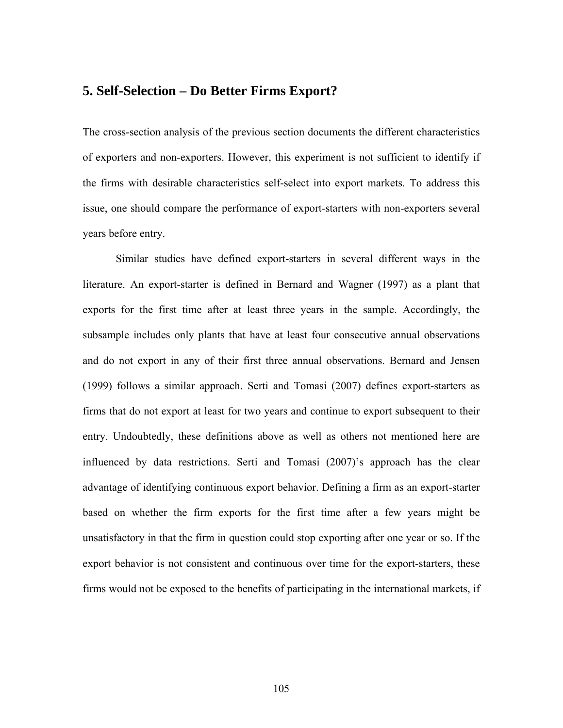## 5. Self-Selection – Do Better Firms Export?

The cross-section analysis of the previous section documents the different characteristics of exporters and non-exporters. However, this experiment is not sufficient to identify if the firms with desirable characteristics self-select into export markets. To address this issue, one should compare the performance of export-starters with non-exporters several years before entry.

Similar studies have defined export-starters in several different ways in the literature. An export-starter is defined in Bernard and Wagner (1997) as a plant that exports for the first time after at least three years in the sample. Accordingly, the subsample includes only plants that have at least four consecutive annual observations and do not export in any of their first three annual observations. Bernard and Jensen (1999) follows a similar approach. Serti and Tomasi (2007) defines export-starters as firms that do not export at least for two years and continue to export subsequent to their entry. Undoubtedly, these definitions above as well as others not mentioned here are influenced by data restrictions. Serti and Tomasi (2007)'s approach has the clear advantage of identifying continuous export behavior. Defining a firm as an export-starter based on whether the firm exports for the first time after a few years might be unsatisfactory in that the firm in question could stop exporting after one year or so. If the export behavior is not consistent and continuous over time for the export-starters, these firms would not be exposed to the benefits of participating in the international markets, if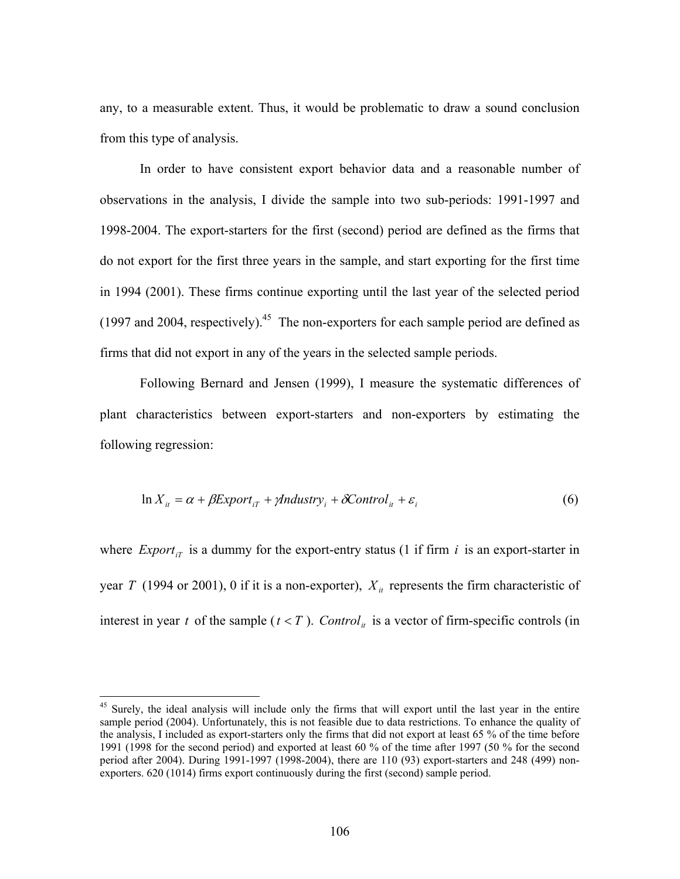any, to a measurable extent. Thus, it would be problematic to draw a sound conclusion from this type of analysis.

In order to have consistent export behavior data and a reasonable number of observations in the analysis, I divide the sample into two sub-periods: 1991-1997 and 1998-2004. The export-starters for the first (second) period are defined as the firms that do not export for the first three years in the sample, and start exporting for the first time in 1994 (2001). These firms continue exporting until the last year of the selected period (1997 and 2004, respectively).[45] The non-exporters for each sample period are defined as firms that did not export in any of the years in the selected sample periods.

Following Bernard and Jensen (1999), I measure the systematic differences of plant characteristics between export-starters and non-exporters by estimating the following regression:

$$\ln X_{it} = \alpha + \beta Export_{iT} + \gamma Industry_i + \delta Control_{it} + \varepsilon_i \tag{6}$$

where $Export_{iT}$ is a dummy for the export-entry status (1 if firm $i$ is an export-starter in year $T$ (1994 or 2001), 0 if it is a non-exporter), $X_{it}$ represents the firm characteristic of interest in year $t$ of the sample ($t < T$). $Control_{it}$ is a vector of firm-specific controls (in

---

[45] Surely, the ideal analysis will include only the firms that will export until the last year in the entire sample period (2004). Unfortunately, this is not feasible due to data restrictions. To enhance the quality of the analysis, I included as export-starters only the firms that did not export at least 65 % of the time before 1991 (1998 for the second period) and exported at least 60 % of the time after 1997 (50 % for the second period after 2004). During 1991-1997 (1998-2004), there are 110 (93) export-starters and 248 (499) non-exporters. 620 (1014) firms export continuously during the first (second) sample period.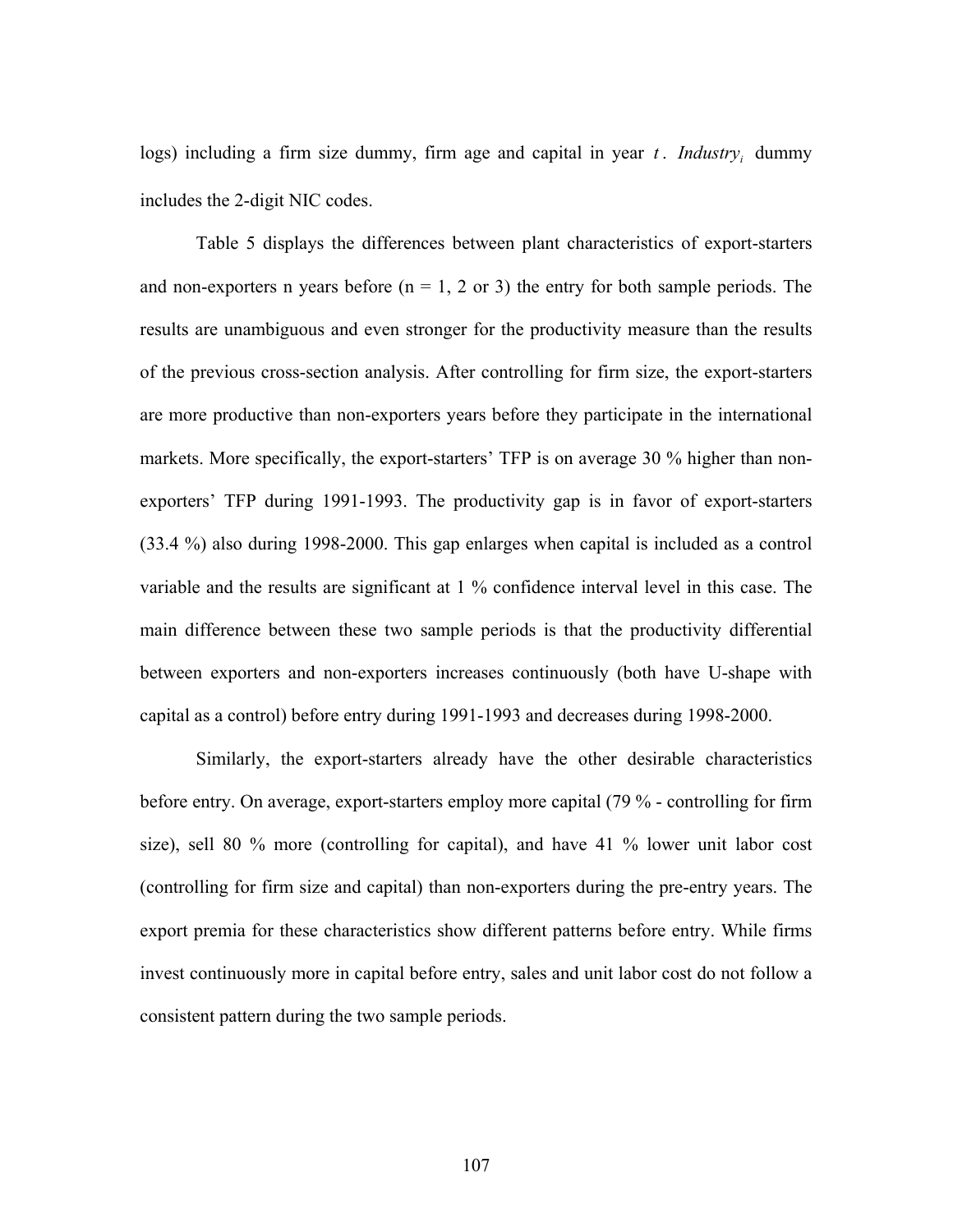logs) including a firm size dummy, firm age and capital in year $t$. $Industry_i$ dummy includes the 2-digit NIC codes.

Table 5 displays the differences between plant characteristics of export-starters and non-exporters n years before (n = 1, 2 or 3) the entry for both sample periods. The results are unambiguous and even stronger for the productivity measure than the results of the previous cross-section analysis. After controlling for firm size, the export-starters are more productive than non-exporters years before they participate in the international markets. More specifically, the export-starters' TFP is on average 30 % higher than non-exporters' TFP during 1991-1993. The productivity gap is in favor of export-starters (33.4 %) also during 1998-2000. This gap enlarges when capital is included as a control variable and the results are significant at 1 % confidence interval level in this case. The main difference between these two sample periods is that the productivity differential between exporters and non-exporters increases continuously (both have U-shape with capital as a control) before entry during 1991-1993 and decreases during 1998-2000.

Similarly, the export-starters already have the other desirable characteristics before entry. On average, export-starters employ more capital (79 % - controlling for firm size), sell 80 % more (controlling for capital), and have 41 % lower unit labor cost (controlling for firm size and capital) than non-exporters during the pre-entry years. The export premia for these characteristics show different patterns before entry. While firms invest continuously more in capital before entry, sales and unit labor cost do not follow a consistent pattern during the two sample periods.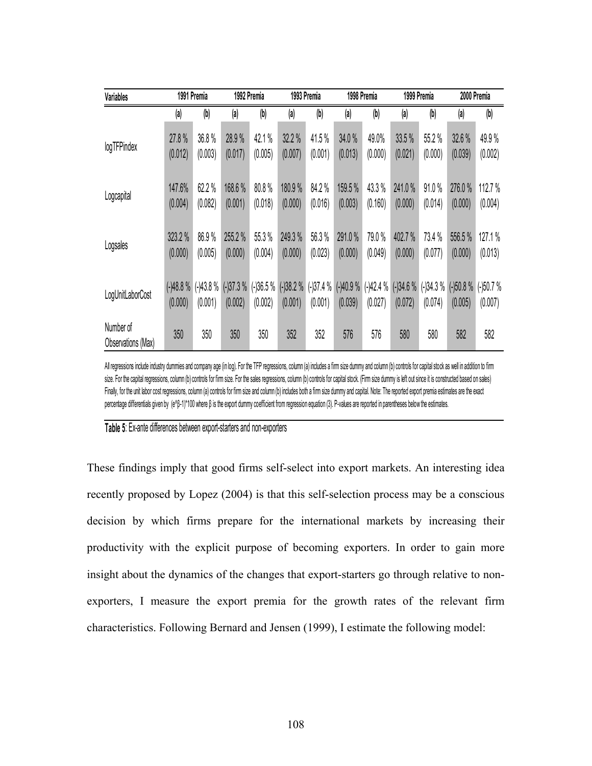| Variables | 1991 Premia | | 1992 Premia | | 1993 Premia | | 1998 Premia | | 1999 Premia | | 2000 Premia | |
|---|---|---|---|---|---|---|---|---|---|---|---|---|
| | (a) | (b) | (a) | (b) | (a) | (b) | (a) | (b) | (a) | (b) | (a) | (b) |
| logTFPindex | 27.8 % (0.012) | 36.8 % (0.003) | 28.9 % (0.017) | 42.1 % (0.005) | 32.2 % (0.007) | 41.5 % (0.001) | 34.0 % (0.013) | 49.0% (0.000) | 33.5 % (0.021) | 55.2 % (0.000) | 32.6 % (0.039) | 49.9 % (0.002) |
| Logcapital | 147.6% (0.004) | 62.2 % (0.082) | 168.6 % (0.001) | 80.8 % (0.018) | 180.9 % (0.000) | 84.2 % (0.016) | 159.5 % (0.003) | 43.3 % (0.160) | 241.0 % (0.000) | 91.0 % (0.014) | 276.0 % (0.000) | 112.7 % (0.004) |
| Logsales | 323.2 % (0.000) | 86.9 % (0.005) | 255.2 % (0.000) | 55.3 % (0.004) | 249.3 % (0.000) | 56.3 % (0.023) | 291.0 % (0.000) | 79.0 % (0.049) | 402.7 % (0.000) | 73.4 % (0.077) | 556.5 % (0.000) | 127.1 % (0.013) |
| LogUnitLaborCost | (-)48.8 % (0.000) | (-)43.8 % (0.001) | (-)37.3 % (0.002) | (-)36.5 % (0.002) | (-)38.2 % (0.001) | (-)37.4 % (0.001) | (-)40.9 % (0.039) | (-)42.4 % (0.027) | (-)34.6 % (0.072) | (-)34.3 % (0.074) | (-)50.8 % (0.005) | (-)50.7 % (0.007) |
| Number of Observations (Max) | 350 | 350 | 350 | 350 | 352 | 352 | 576 | 576 | 580 | 580 | 582 | 582 |

All regressions include industry dummies and company age (in log). For the TFP regressions, column (a) includes a firm size dummy and column (b) controls for capital stock as well in addition to firm size. For the capital regressions, column (b) controls for firm size. For the sales regressions, column (b) controls for capital stock. (Firm size dummy is left out since it is constructed based on sales) Finally, for the unit labor cost regressions, column (a) controls for firm size and column (b) includes both a firm size dummy and capital. Note: The reported export premia estimates are the exact percentage differentials given by $(e^{\beta}-1)*100$ where $\beta$ is the export dummy coefficient from regression equation (3). P-values are reported in parentheses below the estimates.

**Table 5**: Ex-ante differences between export-starters and non-exporters

These findings imply that good firms self-select into export markets. An interesting idea recently proposed by Lopez (2004) is that this self-selection process may be a conscious decision by which firms prepare for the international markets by increasing their productivity with the explicit purpose of becoming exporters. In order to gain more insight about the dynamics of the changes that export-starters go through relative to non-exporters, I measure the export premia for the growth rates of the relevant firm characteristics. Following Bernard and Jensen (1999), I estimate the following model: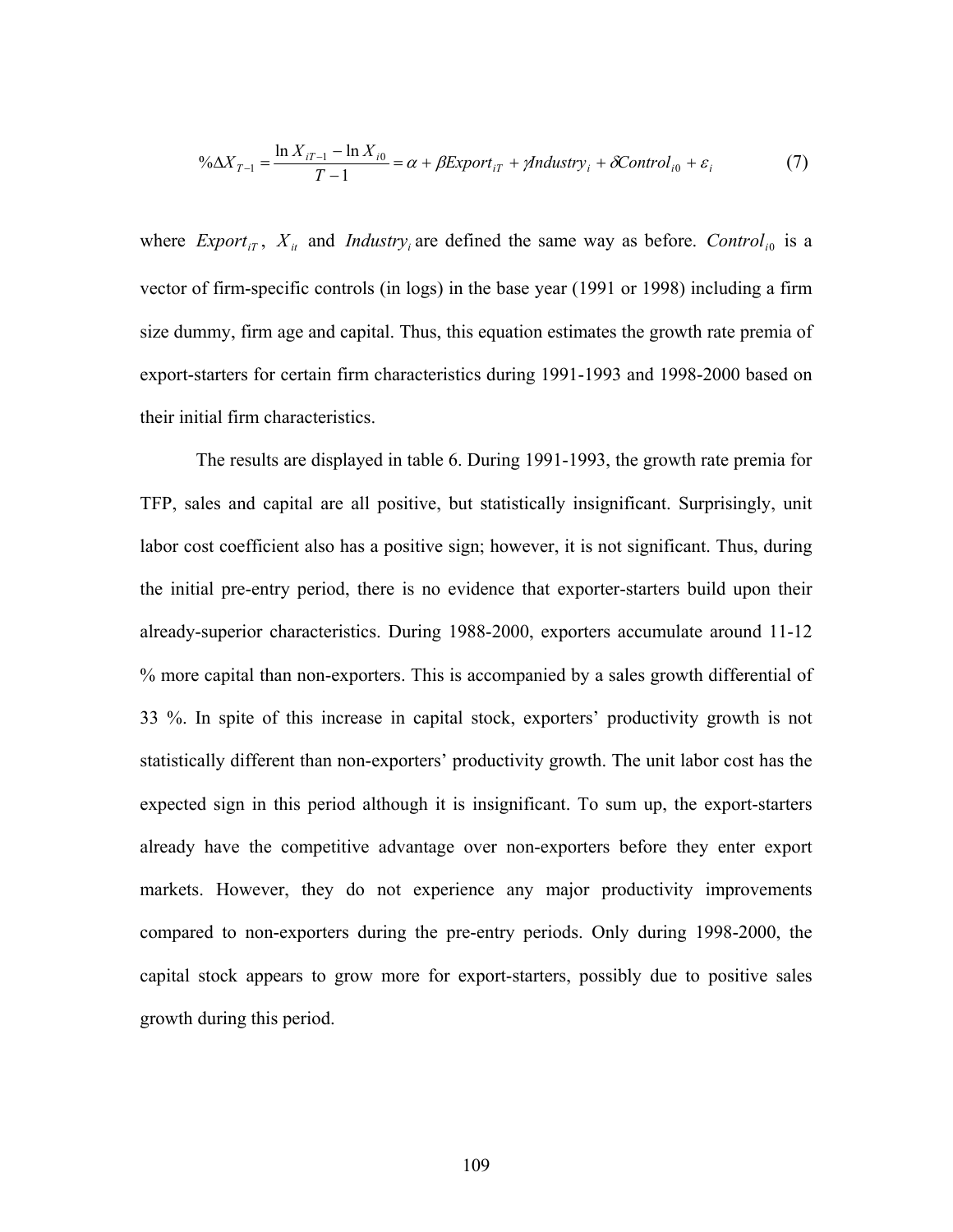$$\%\Delta X_{T-1} = \frac{\ln X_{iT-1} - \ln X_{i0}}{T-1} = \alpha + \beta Export_{iT} + \gamma Industry_i + \delta Control_{i0} + \varepsilon_i \tag{7}$$

where $Export_{iT}$, $X_{it}$ and $Industry_i$ are defined the same way as before. $Control_{i0}$ is a vector of firm-specific controls (in logs) in the base year (1991 or 1998) including a firm size dummy, firm age and capital. Thus, this equation estimates the growth rate premia of export-starters for certain firm characteristics during 1991-1993 and 1998-2000 based on their initial firm characteristics.

The results are displayed in table 6. During 1991-1993, the growth rate premia for TFP, sales and capital are all positive, but statistically insignificant. Surprisingly, unit labor cost coefficient also has a positive sign; however, it is not significant. Thus, during the initial pre-entry period, there is no evidence that exporter-starters build upon their already-superior characteristics. During 1988-2000, exporters accumulate around 11-12 % more capital than non-exporters. This is accompanied by a sales growth differential of 33 %. In spite of this increase in capital stock, exporters' productivity growth is not statistically different than non-exporters' productivity growth. The unit labor cost has the expected sign in this period although it is insignificant. To sum up, the export-starters already have the competitive advantage over non-exporters before they enter export markets. However, they do not experience any major productivity improvements compared to non-exporters during the pre-entry periods. Only during 1998-2000, the capital stock appears to grow more for export-starters, possibly due to positive sales growth during this period.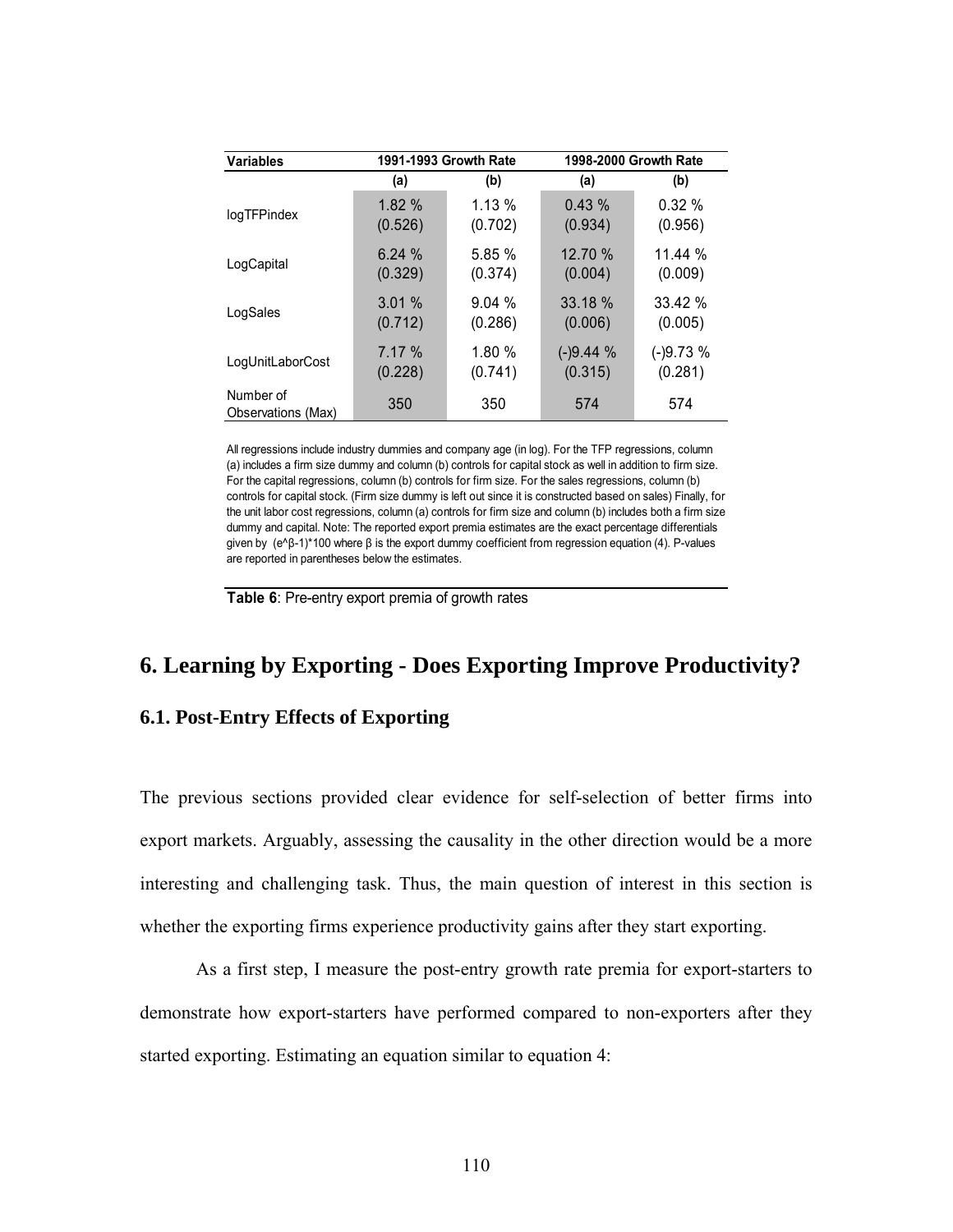| Variables | 1991-1993 Growth Rate | | 1998-2000 Growth Rate | |
|---|---|---|---|---|
| | (a) | (b) | (a) | (b) |
| logTFPindex | 1.82 % (0.526) | 1.13 % (0.702) | 0.43 % (0.934) | 0.32 % (0.956) |
| LogCapital | 6.24 % (0.329) | 5.85 % (0.374) | 12.70 % (0.004) | 11.44 % (0.009) |
| LogSales | 3.01 % (0.712) | 9.04 % (0.286) | 33.18 % (0.006) | 33.42 % (0.005) |
| LogUnitLaborCost | 7.17 % (0.228) | 1.80 % (0.741) | (-)9.44 % (0.315) | (-)9.73 % (0.281) |
| Number of Observations (Max) | 350 | 350 | 574 | 574 |

All regressions include industry dummies and company age (in log). For the TFP regressions, column (a) includes a firm size dummy and column (b) controls for capital stock as well in addition to firm size. For the capital regressions, column (b) controls for firm size. For the sales regressions, column (b) controls for capital stock. (Firm size dummy is left out since it is constructed based on sales) Finally, for the unit labor cost regressions, column (a) controls for firm size and column (b) includes both a firm size dummy and capital. Note: The reported export premia estimates are the exact percentage differentials given by $(e^{\beta}-1)*100$ where β is the export dummy coefficient from regression equation (4). P-values are reported in parentheses below the estimates.

**Table 6**: Pre-entry export premia of growth rates

# 6. Learning by Exporting - Does Exporting Improve Productivity?

## 6.1. Post-Entry Effects of Exporting

The previous sections provided clear evidence for self-selection of better firms into export markets. Arguably, assessing the causality in the other direction would be a more interesting and challenging task. Thus, the main question of interest in this section is whether the exporting firms experience productivity gains after they start exporting.

As a first step, I measure the post-entry growth rate premia for export-starters to demonstrate how export-starters have performed compared to non-exporters after they started exporting. Estimating an equation similar to equation 4: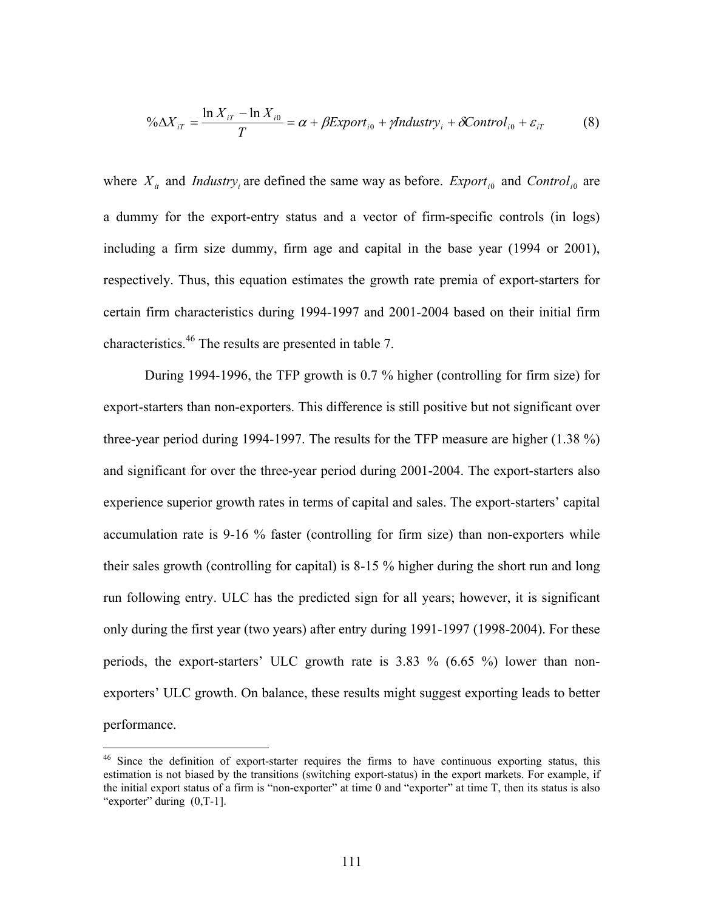$$\%\Delta X_{iT} = \frac{\ln X_{iT} - \ln X_{i0}}{T} = \alpha + \beta Export_{i0} + \gamma Industry_i + \delta Control_{i0} + \varepsilon_{iT} \qquad (8)$$

where $X_{it}$ and $Industry_i$ are defined the same way as before. $Export_{i0}$ and $Control_{i0}$ are a dummy for the export-entry status and a vector of firm-specific controls (in logs) including a firm size dummy, firm age and capital in the base year (1994 or 2001), respectively. Thus, this equation estimates the growth rate premia of export-starters for certain firm characteristics during 1994-1997 and 2001-2004 based on their initial firm characteristics.[46] The results are presented in table 7.

During 1994-1996, the TFP growth is 0.7 % higher (controlling for firm size) for export-starters than non-exporters. This difference is still positive but not significant over three-year period during 1994-1997. The results for the TFP measure are higher (1.38 %) and significant for over the three-year period during 2001-2004. The export-starters also experience superior growth rates in terms of capital and sales. The export-starters' capital accumulation rate is 9-16 % faster (controlling for firm size) than non-exporters while their sales growth (controlling for capital) is 8-15 % higher during the short run and long run following entry. ULC has the predicted sign for all years; however, it is significant only during the first year (two years) after entry during 1991-1997 (1998-2004). For these periods, the export-starters' ULC growth rate is 3.83 % (6.65 %) lower than non-exporters' ULC growth. On balance, these results might suggest exporting leads to better performance.

---

[46] Since the definition of export-starter requires the firms to have continuous exporting status, this estimation is not biased by the transitions (switching export-status) in the export markets. For example, if the initial export status of a firm is "non-exporter" at time 0 and "exporter" at time T, then its status is also "exporter" during (0,T-1].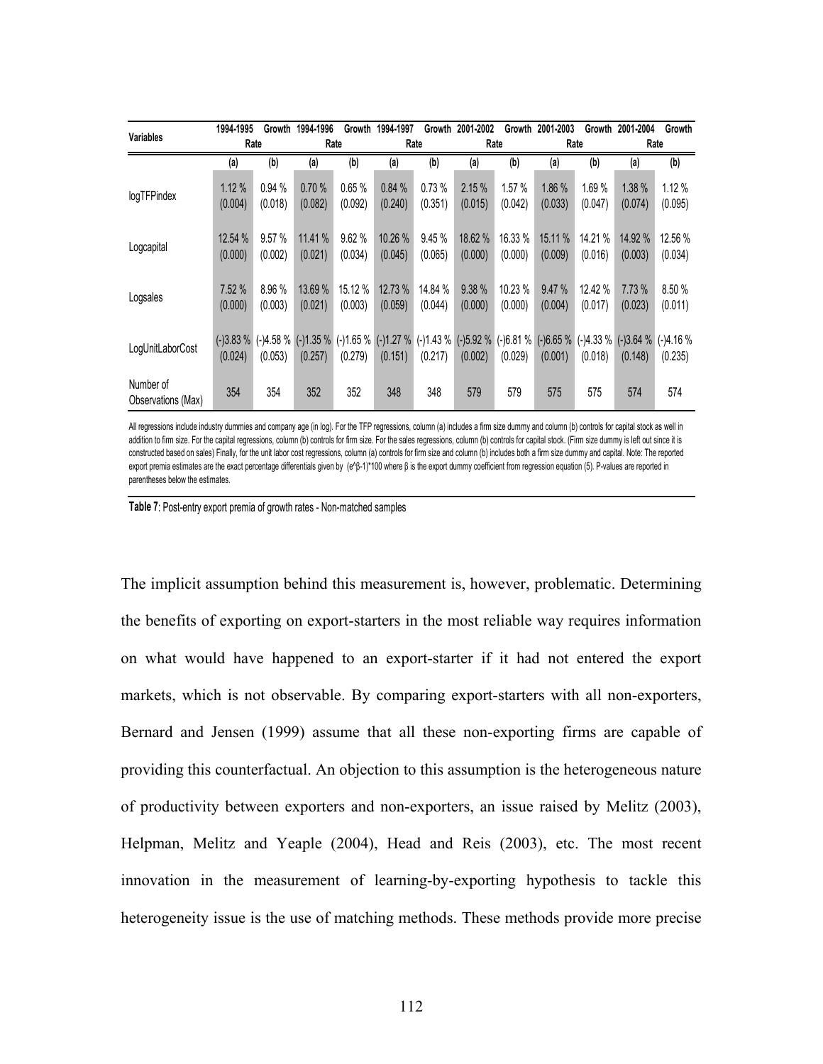| Variables | 1994-1995 Growth Rate | | 1994-1996 Growth Rate | | 1994-1997 Growth Rate | | 2001-2002 Growth Rate | | 2001-2003 Growth Rate | | 2001-2004 Growth Rate | |
|---|---|---|---|---|---|---|---|---|---|---|---|---|
| | (a) | (b) | (a) | (b) | (a) | (b) | (a) | (b) | (a) | (b) | (a) | (b) |
| logTFPindex | 1.12 % (0.004) | 0.94 % (0.018) | 0.70 % (0.082) | 0.65 % (0.092) | 0.84 % (0.240) | 0.73 % (0.351) | 2.15 % (0.015) | 1.57 % (0.042) | 1.86 % (0.033) | 1.69 % (0.047) | 1.38 % (0.074) | 1.12 % (0.095) |
| Logcapital | 12.54 % (0.000) | 9.57 % (0.002) | 11.41 % (0.021) | 9.62 % (0.034) | 10.26 % (0.045) | 9.45 % (0.065) | 18.62 % (0.000) | 16.33 % (0.000) | 15.11 % (0.009) | 14.21 % (0.016) | 14.92 % (0.003) | 12.56 % (0.034) |
| Logsales | 7.52 % (0.000) | 8.96 % (0.003) | 13.69 % (0.021) | 15.12 % (0.003) | 12.73 % (0.059) | 14.84 % (0.044) | 9.38 % (0.000) | 10.23 % (0.000) | 9.47 % (0.004) | 12.42 % (0.017) | 7.73 % (0.023) | 8.50 % (0.011) |
| LogUnitLaborCost | (-)3.83 % (0.024) | (-)4.58 % (0.053) | (-)1.35 % (0.257) | (-)1.65 % (0.279) | (-)1.27 % (0.151) | (-)1.43 % (0.217) | (-)5.92 % (0.002) | (-)6.81 % (0.029) | (-)6.65 % (0.001) | (-)4.33 % (0.018) | (-)3.64 % (0.148) | (-)4.16 % (0.235) |
| Number of Observations (Max) | 354 | 354 | 352 | 352 | 348 | 348 | 579 | 579 | 575 | 575 | 574 | 574 |

All regressions include industry dummies and company age (in log). For the TFP regressions, column (a) includes a firm size dummy and column (b) controls for capital stock as well in addition to firm size. For the capital regressions, column (b) controls for firm size. For the sales regressions, column (b) controls for capital stock. (Firm size dummy is left out since it is constructed based on sales) Finally, for the unit labor cost regressions, column (a) controls for firm size and column (b) includes both a firm size dummy and capital. Note: The reported export premia estimates are the exact percentage differentials given by $(e^{\beta}-1)*100$ where β is the export dummy coefficient from regression equation (5). P-values are reported in parentheses below the estimates.

**Table 7**: Post-entry export premia of growth rates - Non-matched samples

The implicit assumption behind this measurement is, however, problematic. Determining the benefits of exporting on export-starters in the most reliable way requires information on what would have happened to an export-starter if it had not entered the export markets, which is not observable. By comparing export-starters with all non-exporters, Bernard and Jensen (1999) assume that all these non-exporting firms are capable of providing this counterfactual. An objection to this assumption is the heterogeneous nature of productivity between exporters and non-exporters, an issue raised by Melitz (2003), Helpman, Melitz and Yeaple (2004), Head and Reis (2003), etc. The most recent innovation in the measurement of learning-by-exporting hypothesis to tackle this heterogeneity issue is the use of matching methods. These methods provide more precise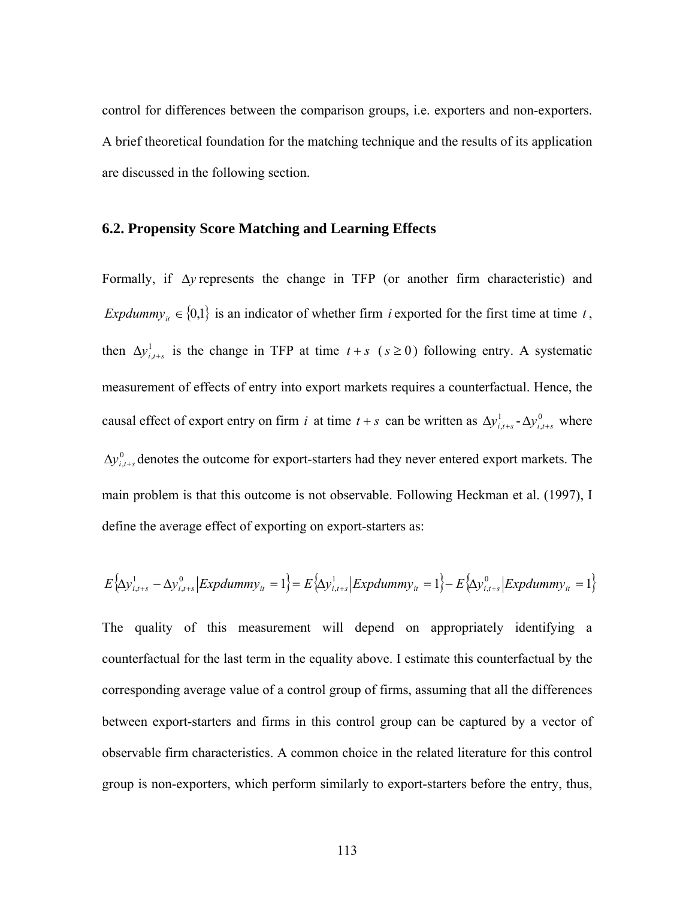control for differences between the comparison groups, i.e. exporters and non-exporters. A brief theoretical foundation for the matching technique and the results of its application are discussed in the following section.

## 6.2. Propensity Score Matching and Learning Effects

Formally, if $\Delta y$ represents the change in TFP (or another firm characteristic) and $Expdummy_{it} \in \{0,1\}$ is an indicator of whether firm $i$ exported for the first time at time $t$, then $\Delta y^1_{i,t+s}$ is the change in TFP at time $t+s$ ($s \geq 0$) following entry. A systematic measurement of effects of entry into export markets requires a counterfactual. Hence, the causal effect of export entry on firm $i$ at time $t+s$ can be written as $\Delta y^1_{i,t+s}$ - $\Delta y^0_{i,t+s}$ where $\Delta y^0_{i,t+s}$ denotes the outcome for export-starters had they never entered export markets. The main problem is that this outcome is not observable. Following Heckman et al. (1997), I define the average effect of exporting on export-starters as:

$$E\{\Delta y^1_{i,t+s} - \Delta y^0_{i,t+s} | Expdummy_{it} = 1\} = E\{\Delta y^1_{i,t+s} | Expdummy_{it} = 1\} - E\{\Delta y^0_{i,t+s} | Expdummy_{it} = 1\}$$

The quality of this measurement will depend on appropriately identifying a counterfactual for the last term in the equality above. I estimate this counterfactual by the corresponding average value of a control group of firms, assuming that all the differences between export-starters and firms in this control group can be captured by a vector of observable firm characteristics. A common choice in the related literature for this control group is non-exporters, which perform similarly to export-starters before the entry, thus,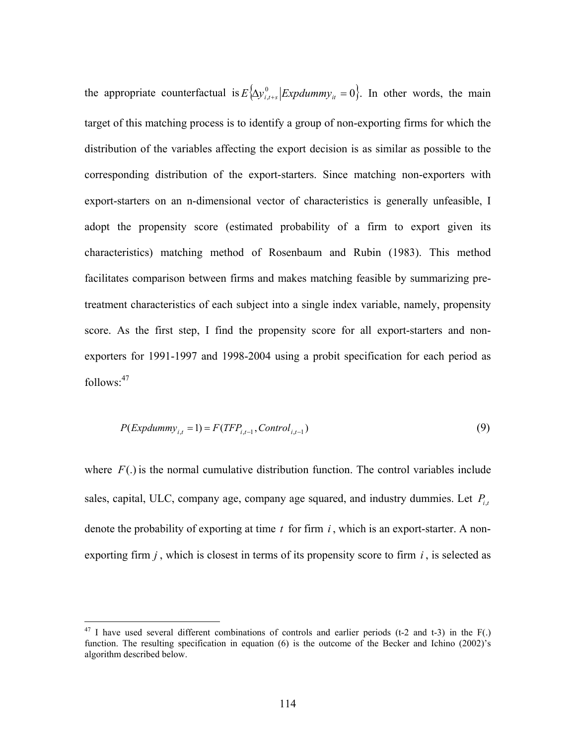the appropriate counterfactual is $E\{\Delta y^0_{i,t+s} | Expdummy_{it} = 0\}$. In other words, the main target of this matching process is to identify a group of non-exporting firms for which the distribution of the variables affecting the export decision is as similar as possible to the corresponding distribution of the export-starters. Since matching non-exporters with export-starters on an n-dimensional vector of characteristics is generally unfeasible, I adopt the propensity score (estimated probability of a firm to export given its characteristics) matching method of Rosenbaum and Rubin (1983). This method facilitates comparison between firms and makes matching feasible by summarizing pre-treatment characteristics of each subject into a single index variable, namely, propensity score. As the first step, I find the propensity score for all export-starters and non-exporters for 1991-1997 and 1998-2004 using a probit specification for each period as follows:[47]

$$P(Expdummy_{i,t} = 1) = F(TFP_{i,t-1}, Control_{i,t-1}) \tag{9}$$

where $F(.)$ is the normal cumulative distribution function. The control variables include sales, capital, ULC, company age, company age squared, and industry dummies. Let $P_{i,t}$ denote the probability of exporting at time $t$ for firm $i$, which is an export-starter. A non-exporting firm $j$, which is closest in terms of its propensity score to firm $i$, is selected as

---

[47] I have used several different combinations of controls and earlier periods (t-2 and t-3) in the F(.) function. The resulting specification in equation (6) is the outcome of the Becker and Ichino (2002)'s algorithm described below.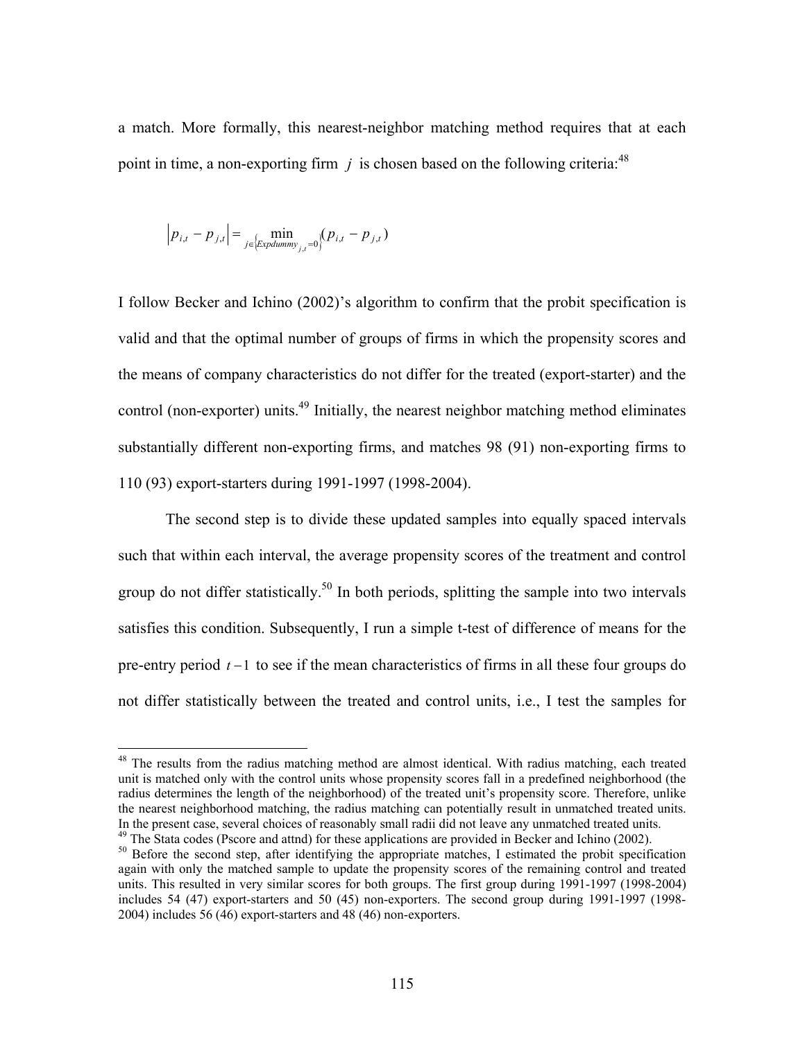a match. More formally, this nearest-neighbor matching method requires that at each point in time, a non-exporting firm $j$ is chosen based on the following criteria:[48]

$$\left| p_{i,t} - p_{j,t} \right| = \min_{j \in \{Expdummy_{j,t}=0\}} (p_{i,t} - p_{j,t})$$

I follow Becker and Ichino (2002)'s algorithm to confirm that the probit specification is valid and that the optimal number of groups of firms in which the propensity scores and the means of company characteristics do not differ for the treated (export-starter) and the control (non-exporter) units.[49] Initially, the nearest neighbor matching method eliminates substantially different non-exporting firms, and matches 98 (91) non-exporting firms to 110 (93) export-starters during 1991-1997 (1998-2004).

The second step is to divide these updated samples into equally spaced intervals such that within each interval, the average propensity scores of the treatment and control group do not differ statistically.[50] In both periods, splitting the sample into two intervals satisfies this condition. Subsequently, I run a simple t-test of difference of means for the pre-entry period $t-1$ to see if the mean characteristics of firms in all these four groups do not differ statistically between the treated and control units, i.e., I test the samples for

---

[48] The results from the radius matching method are almost identical. With radius matching, each treated unit is matched only with the control units whose propensity scores fall in a predefined neighborhood (the radius determines the length of the neighborhood) of the treated unit's propensity score. Therefore, unlike the nearest neighborhood matching, the radius matching can potentially result in unmatched treated units. In the present case, several choices of reasonably small radii did not leave any unmatched treated units.

[49] The Stata codes (Pscore and attnd) for these applications are provided in Becker and Ichino (2002).

[50] Before the second step, after identifying the appropriate matches, I estimated the probit specification again with only the matched sample to update the propensity scores of the remaining control and treated units. This resulted in very similar scores for both groups. The first group during 1991-1997 (1998-2004) includes 54 (47) export-starters and 50 (45) non-exporters. The second group during 1991-1997 (1998-2004) includes 56 (46) export-starters and 48 (46) non-exporters.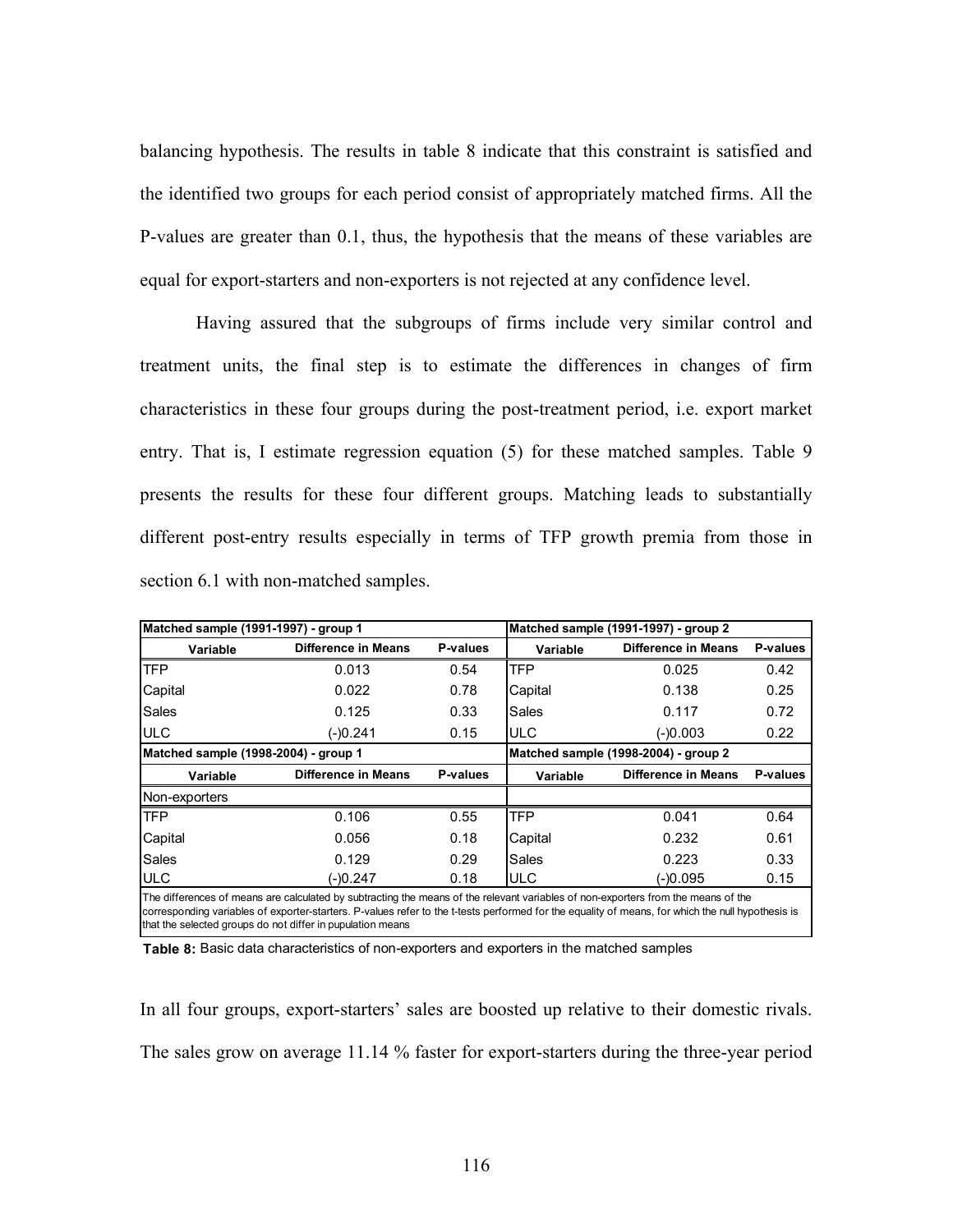balancing hypothesis. The results in table 8 indicate that this constraint is satisfied and the identified two groups for each period consist of appropriately matched firms. All the P-values are greater than 0.1, thus, the hypothesis that the means of these variables are equal for export-starters and non-exporters is not rejected at any confidence level.

Having assured that the subgroups of firms include very similar control and treatment units, the final step is to estimate the differences in changes of firm characteristics in these four groups during the post-treatment period, i.e. export market entry. That is, I estimate regression equation (5) for these matched samples. Table 9 presents the results for these four different groups. Matching leads to substantially different post-entry results especially in terms of TFP growth premia from those in section 6.1 with non-matched samples.

| Matched sample (1991-1997) - group 1 | | | Matched sample (1991-1997) - group 2 | | |
|---|---|---|---|---|---|
| Variable | Difference in Means | P-values | Variable | Difference in Means | P-values |
| TFP | 0.013 | 0.54 | TFP | 0.025 | 0.42 |
| Capital | 0.022 | 0.78 | Capital | 0.138 | 0.25 |
| Sales | 0.125 | 0.33 | Sales | 0.117 | 0.72 |
| ULC | (-)0.241 | 0.15 | ULC | (-)0.003 | 0.22 |
| **Matched sample (1998-2004) - group 1** | | | **Matched sample (1998-2004) - group 2** | | |
| Variable | Difference in Means | P-values | Variable | Difference in Means | P-values |
| Non-exporters | | | | | |
| TFP | 0.106 | 0.55 | TFP | 0.041 | 0.64 |
| Capital | 0.056 | 0.18 | Capital | 0.232 | 0.61 |
| Sales | 0.129 | 0.29 | Sales | 0.223 | 0.33 |
| ULC | (-)0.247 | 0.18 | ULC | (-)0.095 | 0.15 |

The differences of means are calculated by subtracting the means of the relevant variables of non-exporters from the means of the corresponding variables of exporter-starters. P-values refer to the t-tests performed for the equality of means, for which the null hypothesis is that the selected groups do not differ in pupulation means

**Table 8:** Basic data characteristics of non-exporters and exporters in the matched samples

In all four groups, export-starters' sales are boosted up relative to their domestic rivals. The sales grow on average 11.14 % faster for export-starters during the three-year period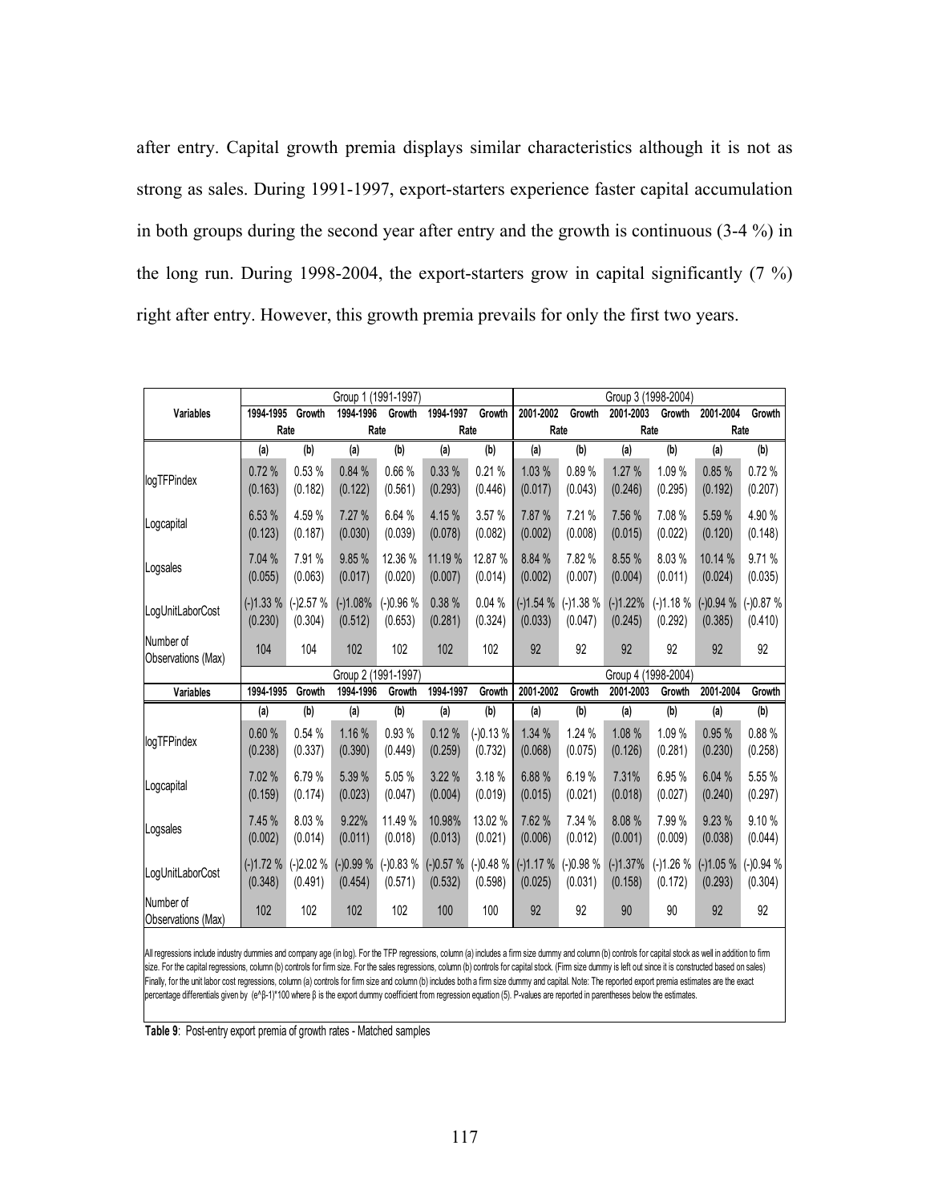after entry. Capital growth premia displays similar characteristics although it is not as strong as sales. During 1991-1997, export-starters experience faster capital accumulation in both groups during the second year after entry and the growth is continuous (3-4 %) in the long run. During 1998-2004, the export-starters grow in capital significantly (7 %) right after entry. However, this growth premia prevails for only the first two years.

| Variables | Group 1 (1991-1997) | | | | | | Group 3 (1998-2004) | | | | | |
|---|---|---|---|---|---|---|---|---|---|---|---|---|
| | 1994-1995 Growth Rate | | 1994-1996 Growth Rate | | 1994-1997 Growth Rate | | 2001-2002 Growth Rate | | 2001-2003 Growth Rate | | 2001-2004 Growth Rate | |
| | (a) | (b) | (a) | (b) | (a) | (b) | (a) | (b) | (a) | (b) | (a) | (b) |
| logTFPindex | 0.72 % (0.163) | 0.53 % (0.182) | 0.84 % (0.122) | 0.66 % (0.561) | 0.33 % (0.293) | 0.21 % (0.446) | 1.03 % (0.017) | 0.89 % (0.043) | 1.27 % (0.246) | 1.09 % (0.295) | 0.85 % (0.192) | 0.72 % (0.207) |
| Logcapital | 6.53 % (0.123) | 4.59 % (0.187) | 7.27 % (0.030) | 6.64 % (0.039) | 4.15 % (0.078) | 3.57 % (0.082) | 7.87 % (0.002) | 7.21 % (0.008) | 7.56 % (0.015) | 7.08 % (0.022) | 5.59 % (0.120) | 4.90 % (0.148) |
| Logsales | 7.04 % (0.055) | 7.91 % (0.063) | 9.85 % (0.017) | 12.36 % (0.020) | 11.19 % (0.007) | 12.87 % (0.014) | 8.84 % (0.002) | 7.82 % (0.007) | 8.55 % (0.004) | 8.03 % (0.011) | 10.14 % (0.024) | 9.71 % (0.035) |
| LogUnitLaborCost | (-)1.33 % (0.230) | (-)2.57 % (0.304) | (-)1.08% (0.512) | (-)0.96 % (0.653) | 0.38 % (0.281) | 0.04 % (0.324) | (-)1.54 % (0.033) | (-)1.38 % (0.047) | (-)1.22% (0.245) | (-)1.18 % (0.292) | (-)0.94 % (0.385) | (-)0.87 % (0.410) |
| Number of Observations (Max) | 104 | 104 | 102 | 102 | 102 | 102 | 92 | 92 | 92 | 92 | 92 | 92 |
| | Group 2 (1991-1997) | | | | | | Group 4 (1998-2004) | | | | | |
| Variables | 1994-1995 Growth | | 1994-1996 Growth | | 1994-1997 Growth | | 2001-2002 Growth | | 2001-2003 Growth | | 2001-2004 Growth | |
| | (a) | (b) | (a) | (b) | (a) | (b) | (a) | (b) | (a) | (b) | (a) | (b) |
| logTFPindex | 0.60 % (0.238) | 0.54 % (0.337) | 1.16 % (0.390) | 0.93 % (0.449) | 0.12 % (0.259) | (-)0.13 % (0.732) | 1.34 % (0.068) | 1.24 % (0.075) | 1.08 % (0.126) | 1.09 % (0.281) | 0.95 % (0.230) | 0.88 % (0.258) |
| Logcapital | 7.02 % (0.159) | 6.79 % (0.174) | 5.39 % (0.023) | 5.05 % (0.047) | 3.22 % (0.004) | 3.18 % (0.019) | 6.88 % (0.015) | 6.19 % (0.021) | 7.31% (0.018) | 6.95 % (0.027) | 6.04 % (0.240) | 5.55 % (0.297) |
| Logsales | 7.45 % (0.002) | 8.03 % (0.014) | 9.22% (0.011) | 11.49 % (0.018) | 10.98% (0.013) | 13.02 % (0.021) | 7.62 % (0.006) | 7.34 % (0.012) | 8.08 % (0.001) | 7.99 % (0.009) | 9.23 % (0.038) | 9.10 % (0.044) |
| LogUnitLaborCost | (-)1.72 % (0.348) | (-)2.02 % (0.491) | (-)0.99 % (0.454) | (-)0.83 % (0.571) | (-)0.57 % (0.532) | (-)0.48 % (0.598) | (-)1.17 % (0.025) | (-)0.98 % (0.031) | (-)1.37% (0.158) | (-)1.26 % (0.172) | (-)1.05 % (0.293) | (-)0.94 % (0.304) |
| Number of Observations (Max) | 102 | 102 | 102 | 102 | 100 | 100 | 92 | 92 | 90 | 90 | 92 | 92 |

All regressions include industry dummies and company age (in log). For the TFP regressions, column (a) includes a firm size dummy and column (b) controls for capital stock as well in addition to firm size. For the capital regressions, column (b) controls for firm size. For the sales regressions, column (b) controls for capital stock. (Firm size dummy is left out since it is constructed based on sales) Finally, for the unit labor cost regressions, column (a) controls for firm size and column (b) includes both a firm size dummy and capital. Note: The reported export premia estimates are the exact percentage differentials given by $(e^{\beta}-1)*100$ where β is the export dummy coefficient from regression equation (5). P-values are reported in parentheses below the estimates.

**Table 9**: Post-entry export premia of growth rates - Matched samples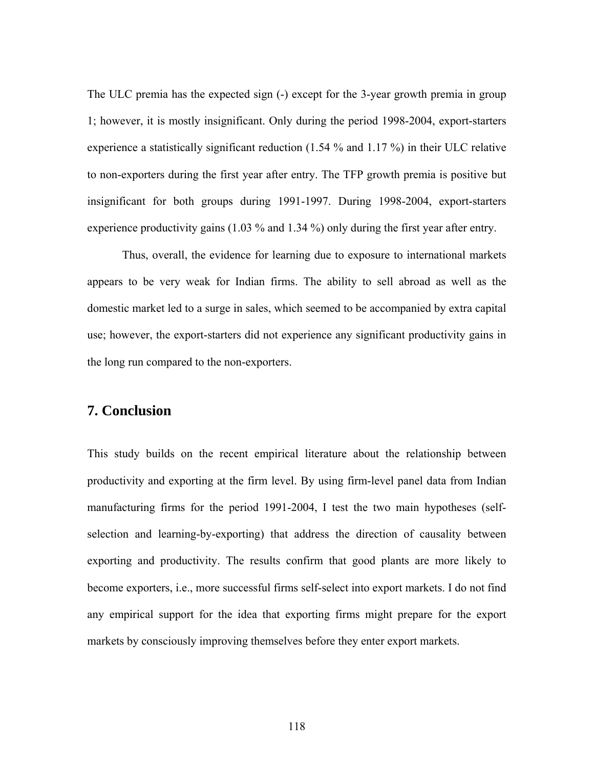The ULC premia has the expected sign (-) except for the 3-year growth premia in group 1; however, it is mostly insignificant. Only during the period 1998-2004, export-starters experience a statistically significant reduction (1.54 % and 1.17 %) in their ULC relative to non-exporters during the first year after entry. The TFP growth premia is positive but insignificant for both groups during 1991-1997. During 1998-2004, export-starters experience productivity gains (1.03 % and 1.34 %) only during the first year after entry.

Thus, overall, the evidence for learning due to exposure to international markets appears to be very weak for Indian firms. The ability to sell abroad as well as the domestic market led to a surge in sales, which seemed to be accompanied by extra capital use; however, the export-starters did not experience any significant productivity gains in the long run compared to the non-exporters.

## 7. Conclusion

This study builds on the recent empirical literature about the relationship between productivity and exporting at the firm level. By using firm-level panel data from Indian manufacturing firms for the period 1991-2004, I test the two main hypotheses (self-selection and learning-by-exporting) that address the direction of causality between exporting and productivity. The results confirm that good plants are more likely to become exporters, i.e., more successful firms self-select into export markets. I do not find any empirical support for the idea that exporting firms might prepare for the export markets by consciously improving themselves before they enter export markets.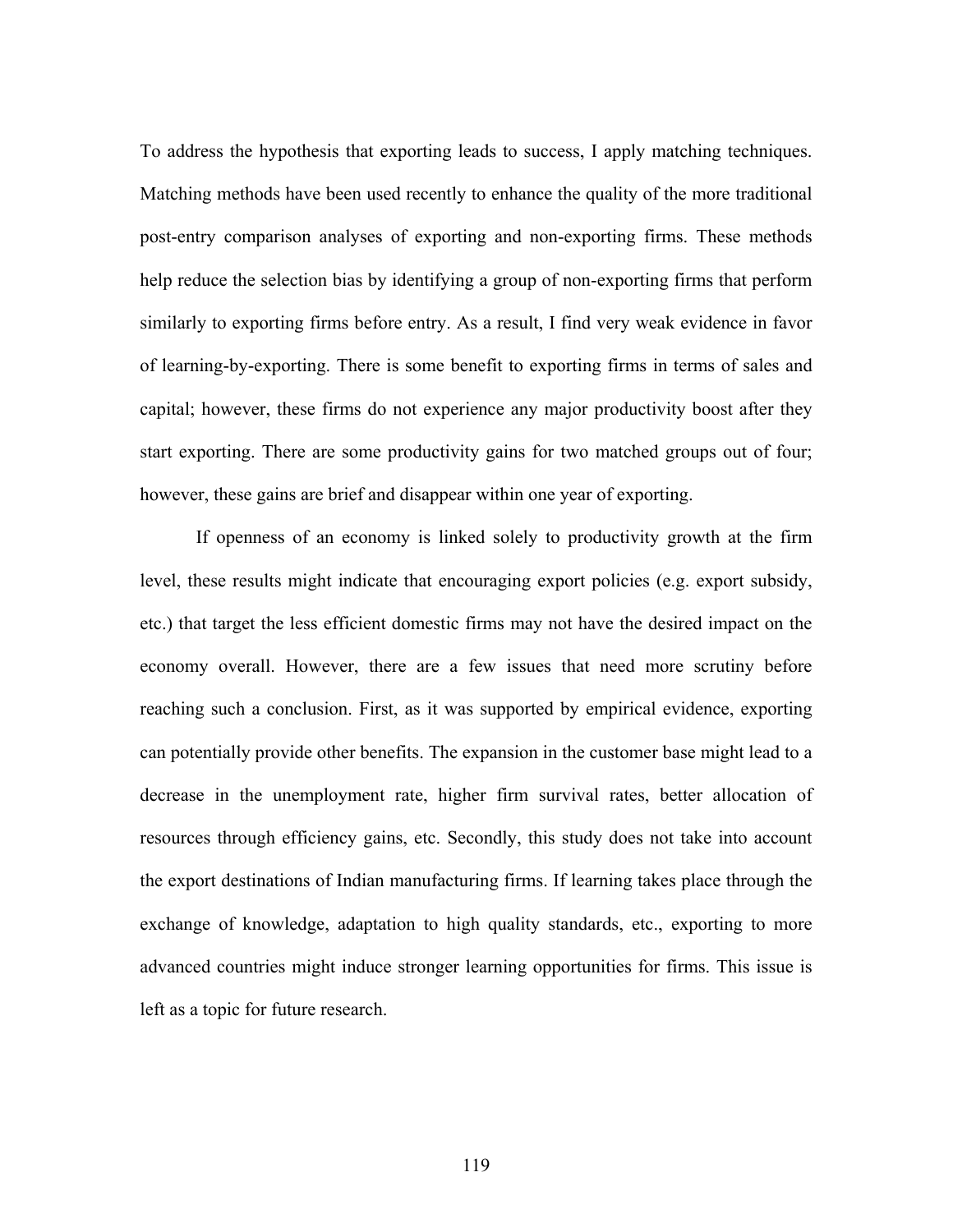To address the hypothesis that exporting leads to success, I apply matching techniques. Matching methods have been used recently to enhance the quality of the more traditional post-entry comparison analyses of exporting and non-exporting firms. These methods help reduce the selection bias by identifying a group of non-exporting firms that perform similarly to exporting firms before entry. As a result, I find very weak evidence in favor of learning-by-exporting. There is some benefit to exporting firms in terms of sales and capital; however, these firms do not experience any major productivity boost after they start exporting. There are some productivity gains for two matched groups out of four; however, these gains are brief and disappear within one year of exporting.

If openness of an economy is linked solely to productivity growth at the firm level, these results might indicate that encouraging export policies (e.g. export subsidy, etc.) that target the less efficient domestic firms may not have the desired impact on the economy overall. However, there are a few issues that need more scrutiny before reaching such a conclusion. First, as it was supported by empirical evidence, exporting can potentially provide other benefits. The expansion in the customer base might lead to a decrease in the unemployment rate, higher firm survival rates, better allocation of resources through efficiency gains, etc. Secondly, this study does not take into account the export destinations of Indian manufacturing firms. If learning takes place through the exchange of knowledge, adaptation to high quality standards, etc., exporting to more advanced countries might induce stronger learning opportunities for firms. This issue is left as a topic for future research.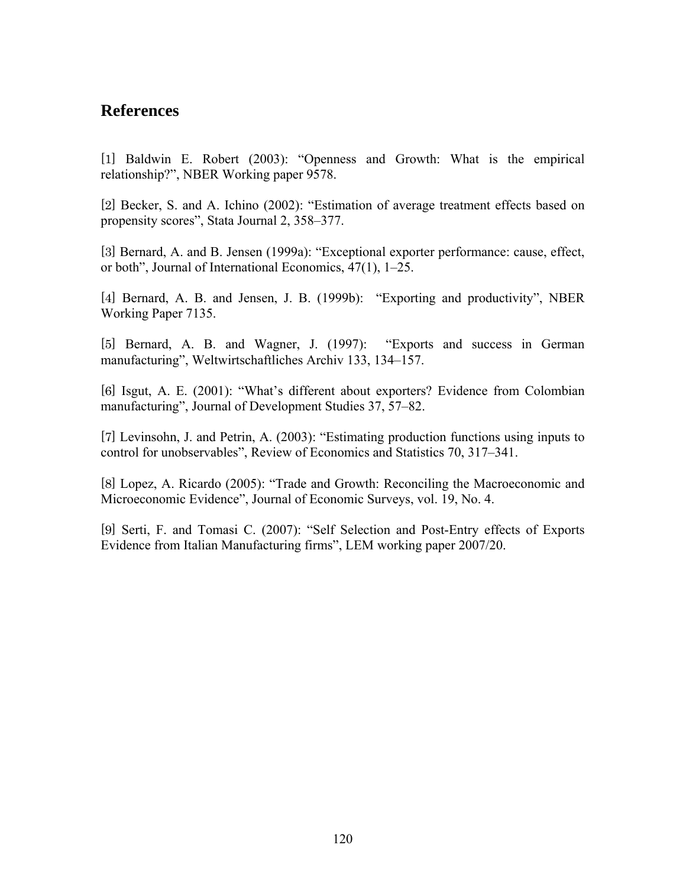## References

[1] Baldwin E. Robert (2003): "Openness and Growth: What is the empirical relationship?", NBER Working paper 9578.

[2] Becker, S. and A. Ichino (2002): "Estimation of average treatment effects based on propensity scores", Stata Journal 2, 358–377.

[3] Bernard, A. and B. Jensen (1999a): "Exceptional exporter performance: cause, effect, or both", Journal of International Economics, 47(1), 1–25.

[4] Bernard, A. B. and Jensen, J. B. (1999b): "Exporting and productivity", NBER Working Paper 7135.

[5] Bernard, A. B. and Wagner, J. (1997): "Exports and success in German manufacturing", Weltwirtschaftliches Archiv 133, 134–157.

[6] Isgut, A. E. (2001): "What's different about exporters? Evidence from Colombian manufacturing", Journal of Development Studies 37, 57–82.

[7] Levinsohn, J. and Petrin, A. (2003): "Estimating production functions using inputs to control for unobservables", Review of Economics and Statistics 70, 317–341.

[8] Lopez, A. Ricardo (2005): "Trade and Growth: Reconciling the Macroeconomic and Microeconomic Evidence", Journal of Economic Surveys, vol. 19, No. 4.

[9] Serti, F. and Tomasi C. (2007): "Self Selection and Post-Entry effects of Exports Evidence from Italian Manufacturing firms", LEM working paper 2007/20.